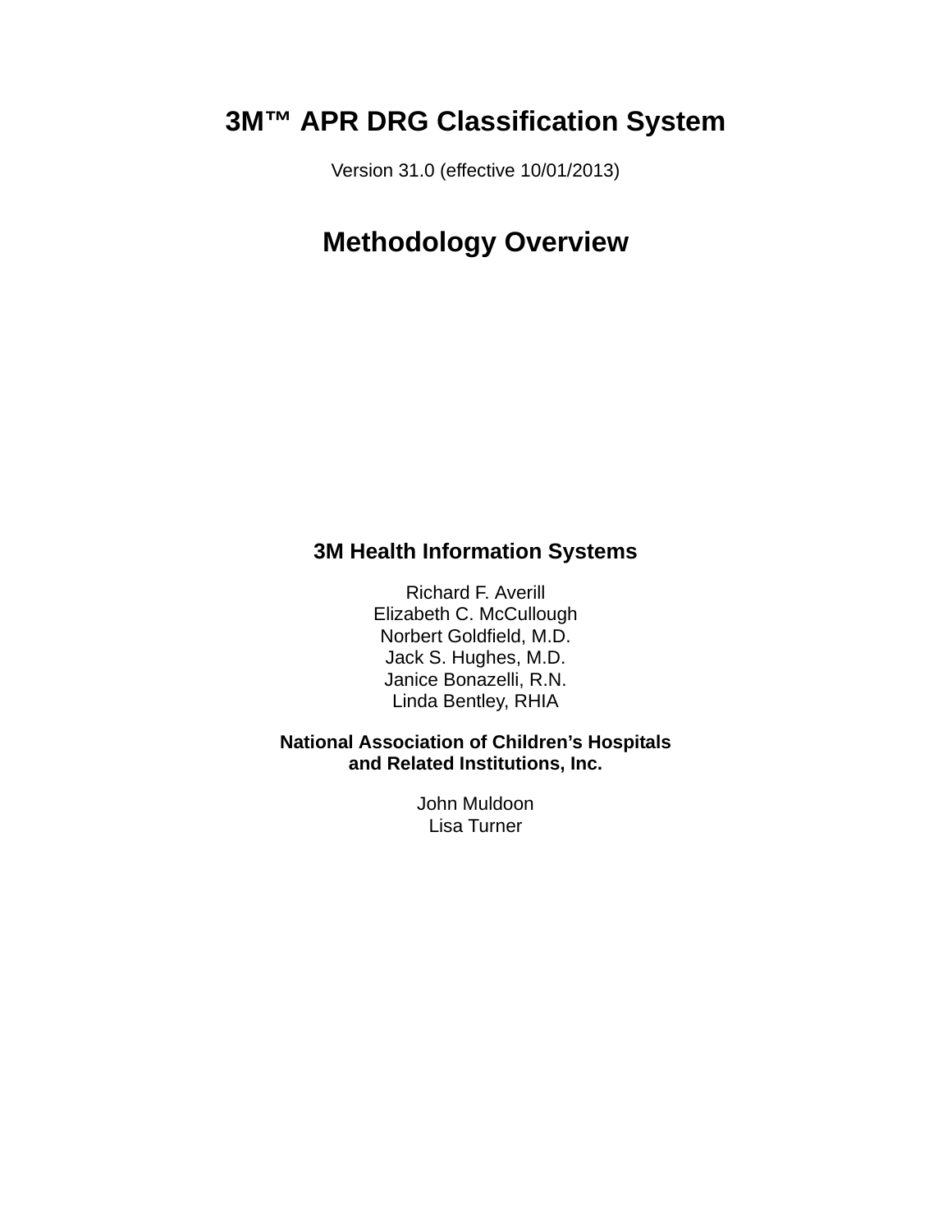# 3M™ APR DRG Classification System

Version 31.0 (effective 10/01/2013)

# Methodology Overview

**3M Health Information Systems**

Richard F. Averill
Elizabeth C. McCullough
Norbert Goldfield, M.D.
Jack S. Hughes, M.D.
Janice Bonazelli, R.N.
Linda Bentley, RHIA

**National Association of Children's Hospitals and Related Institutions, Inc.**

John Muldoon
Lisa Turner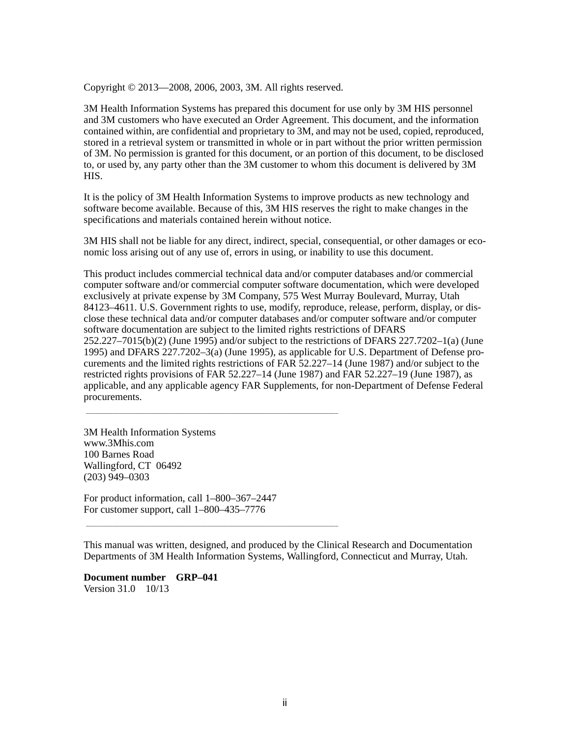Copyright © 2013—2008, 2006, 2003, 3M. All rights reserved.

3M Health Information Systems has prepared this document for use only by 3M HIS personnel and 3M customers who have executed an Order Agreement. This document, and the information contained within, are confidential and proprietary to 3M, and may not be used, copied, reproduced, stored in a retrieval system or transmitted in whole or in part without the prior written permission of 3M. No permission is granted for this document, or an portion of this document, to be disclosed to, or used by, any party other than the 3M customer to whom this document is delivered by 3M HIS.

It is the policy of 3M Health Information Systems to improve products as new technology and software become available. Because of this, 3M HIS reserves the right to make changes in the specifications and materials contained herein without notice.

3M HIS shall not be liable for any direct, indirect, special, consequential, or other damages or economic loss arising out of any use of, errors in using, or inability to use this document.

This product includes commercial technical data and/or computer databases and/or commercial computer software and/or commercial computer software documentation, which were developed exclusively at private expense by 3M Company, 575 West Murray Boulevard, Murray, Utah 84123–4611. U.S. Government rights to use, modify, reproduce, release, perform, display, or disclose these technical data and/or computer databases and/or computer software and/or computer software documentation are subject to the limited rights restrictions of DFARS 252.227–7015(b)(2) (June 1995) and/or subject to the restrictions of DFARS 227.7202–1(a) (June 1995) and DFARS 227.7202–3(a) (June 1995), as applicable for U.S. Department of Defense procurements and the limited rights restrictions of FAR 52.227–14 (June 1987) and/or subject to the restricted rights provisions of FAR 52.227–14 (June 1987) and FAR 52.227–19 (June 1987), as applicable, and any applicable agency FAR Supplements, for non-Department of Defense Federal procurements.

---

3M Health Information Systems
www.3Mhis.com
100 Barnes Road
Wallingford, CT 06492
(203) 949–0303

For product information, call 1–800–367–2447
For customer support, call 1–800–435–7776

---

This manual was written, designed, and produced by the Clinical Research and Documentation Departments of 3M Health Information Systems, Wallingford, Connecticut and Murray, Utah.

**Document number GRP–041**
Version 31.0 10/13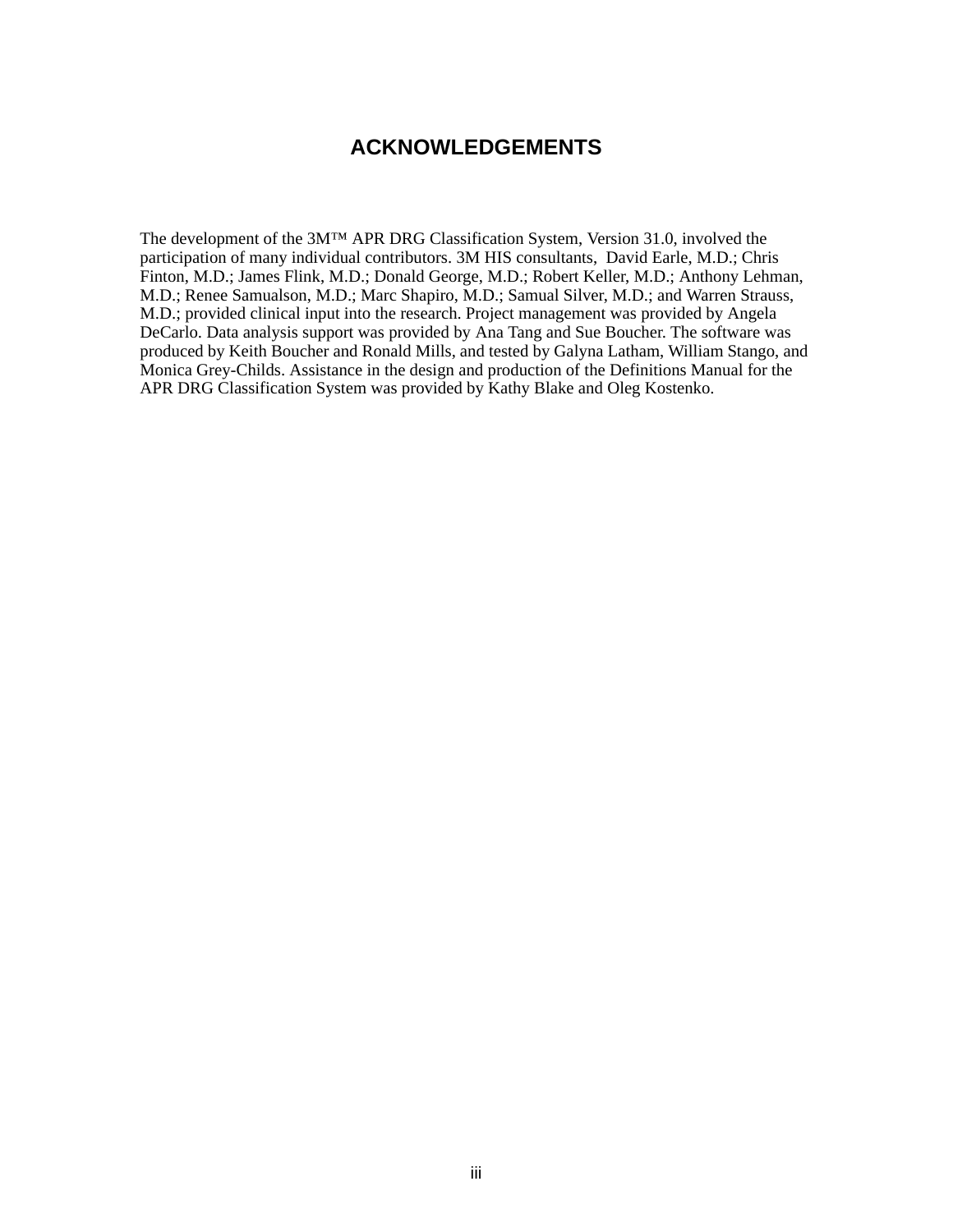# ACKNOWLEDGEMENTS

The development of the 3M™ APR DRG Classification System, Version 31.0, involved the participation of many individual contributors. 3M HIS consultants, David Earle, M.D.; Chris Finton, M.D.; James Flink, M.D.; Donald George, M.D.; Robert Keller, M.D.; Anthony Lehman, M.D.; Renee Samualson, M.D.; Marc Shapiro, M.D.; Samual Silver, M.D.; and Warren Strauss, M.D.; provided clinical input into the research. Project management was provided by Angela DeCarlo. Data analysis support was provided by Ana Tang and Sue Boucher. The software was produced by Keith Boucher and Ronald Mills, and tested by Galyna Latham, William Stango, and Monica Grey-Childs. Assistance in the design and production of the Definitions Manual for the APR DRG Classification System was provided by Kathy Blake and Oleg Kostenko.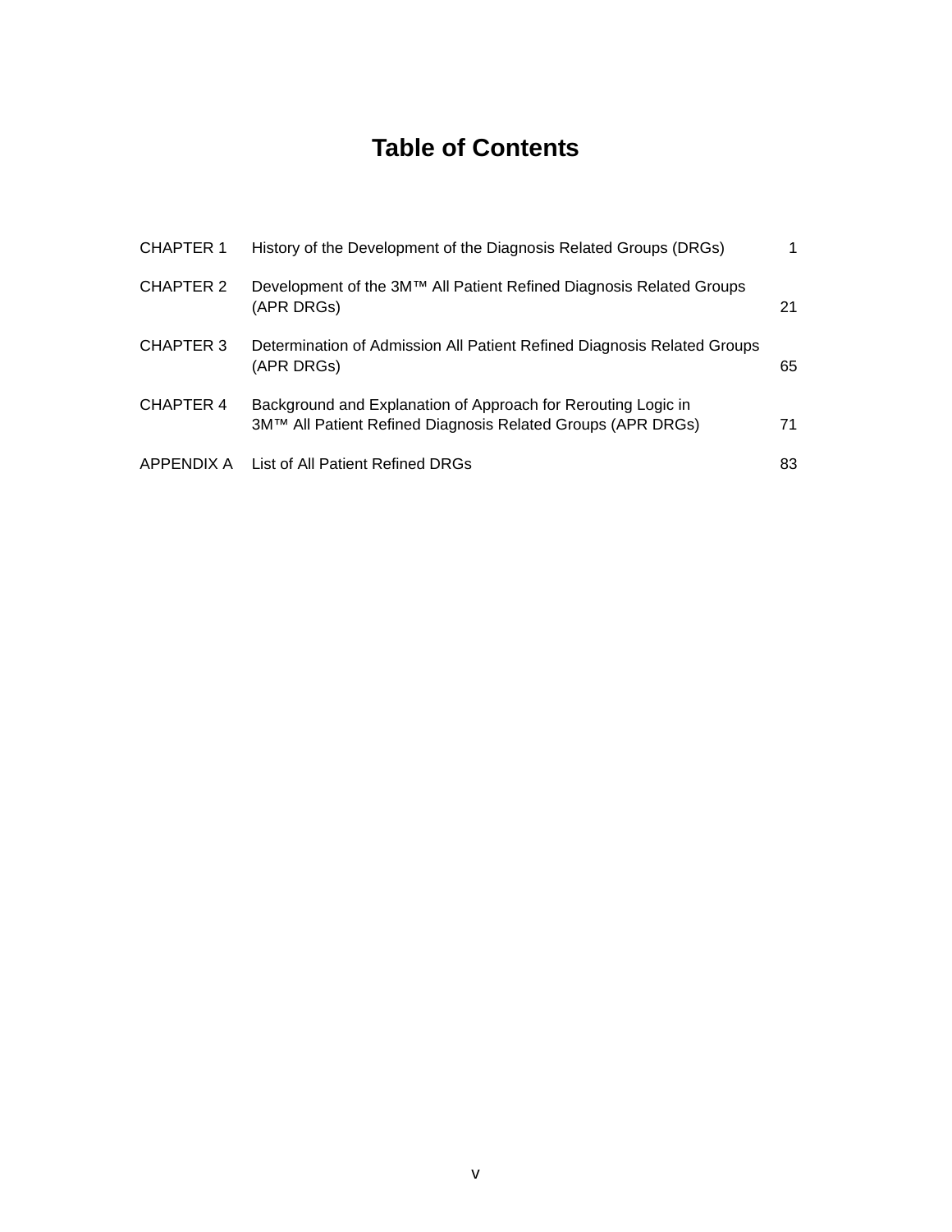# Table of Contents

| | | |
|---|---|---|
| CHAPTER 1 | History of the Development of the Diagnosis Related Groups (DRGs) | 1 |
| CHAPTER 2 | Development of the 3M™ All Patient Refined Diagnosis Related Groups (APR DRGs) | 21 |
| CHAPTER 3 | Determination of Admission All Patient Refined Diagnosis Related Groups (APR DRGs) | 65 |
| CHAPTER 4 | Background and Explanation of Approach for Rerouting Logic in 3M™ All Patient Refined Diagnosis Related Groups (APR DRGs) | 71 |
| APPENDIX A | List of All Patient Refined DRGs | 83 |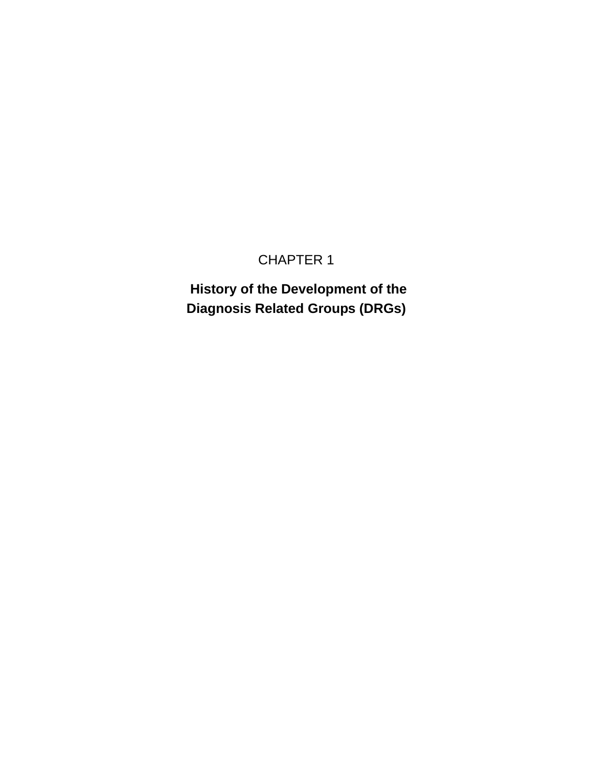# CHAPTER 1

## History of the Development of the Diagnosis Related Groups (DRGs)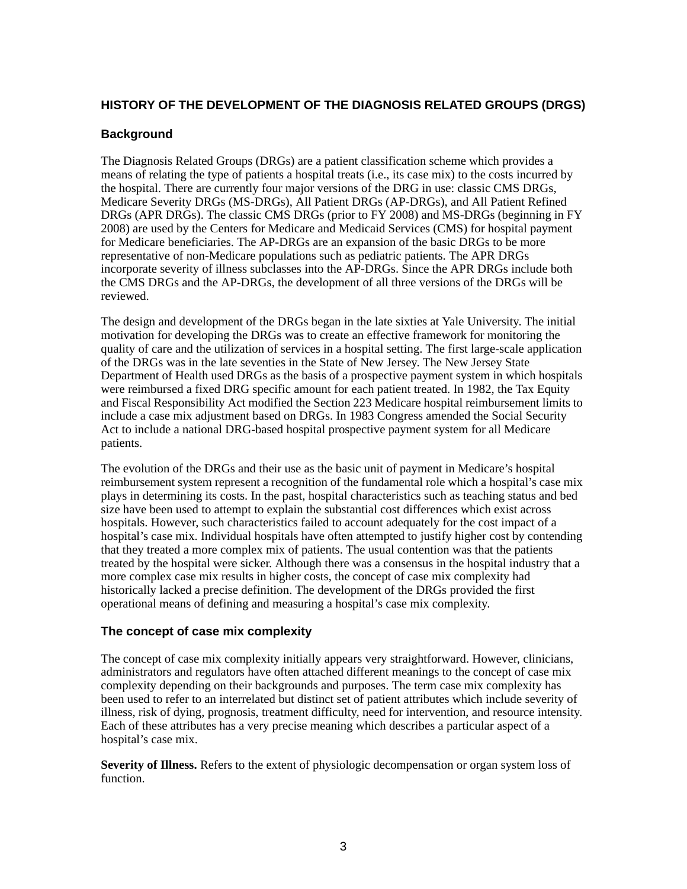## HISTORY OF THE DEVELOPMENT OF THE DIAGNOSIS RELATED GROUPS (DRGS)

### Background

The Diagnosis Related Groups (DRGs) are a patient classification scheme which provides a means of relating the type of patients a hospital treats (i.e., its case mix) to the costs incurred by the hospital. There are currently four major versions of the DRG in use: classic CMS DRGs, Medicare Severity DRGs (MS-DRGs), All Patient DRGs (AP-DRGs), and All Patient Refined DRGs (APR DRGs). The classic CMS DRGs (prior to FY 2008) and MS-DRGs (beginning in FY 2008) are used by the Centers for Medicare and Medicaid Services (CMS) for hospital payment for Medicare beneficiaries. The AP-DRGs are an expansion of the basic DRGs to be more representative of non-Medicare populations such as pediatric patients. The APR DRGs incorporate severity of illness subclasses into the AP-DRGs. Since the APR DRGs include both the CMS DRGs and the AP-DRGs, the development of all three versions of the DRGs will be reviewed.

The design and development of the DRGs began in the late sixties at Yale University. The initial motivation for developing the DRGs was to create an effective framework for monitoring the quality of care and the utilization of services in a hospital setting. The first large-scale application of the DRGs was in the late seventies in the State of New Jersey. The New Jersey State Department of Health used DRGs as the basis of a prospective payment system in which hospitals were reimbursed a fixed DRG specific amount for each patient treated. In 1982, the Tax Equity and Fiscal Responsibility Act modified the Section 223 Medicare hospital reimbursement limits to include a case mix adjustment based on DRGs. In 1983 Congress amended the Social Security Act to include a national DRG-based hospital prospective payment system for all Medicare patients.

The evolution of the DRGs and their use as the basic unit of payment in Medicare's hospital reimbursement system represent a recognition of the fundamental role which a hospital's case mix plays in determining its costs. In the past, hospital characteristics such as teaching status and bed size have been used to attempt to explain the substantial cost differences which exist across hospitals. However, such characteristics failed to account adequately for the cost impact of a hospital's case mix. Individual hospitals have often attempted to justify higher cost by contending that they treated a more complex mix of patients. The usual contention was that the patients treated by the hospital were sicker. Although there was a consensus in the hospital industry that a more complex case mix results in higher costs, the concept of case mix complexity had historically lacked a precise definition. The development of the DRGs provided the first operational means of defining and measuring a hospital's case mix complexity.

### The concept of case mix complexity

The concept of case mix complexity initially appears very straightforward. However, clinicians, administrators and regulators have often attached different meanings to the concept of case mix complexity depending on their backgrounds and purposes. The term case mix complexity has been used to refer to an interrelated but distinct set of patient attributes which include severity of illness, risk of dying, prognosis, treatment difficulty, need for intervention, and resource intensity. Each of these attributes has a very precise meaning which describes a particular aspect of a hospital's case mix.

**Severity of Illness.** Refers to the extent of physiologic decompensation or organ system loss of function.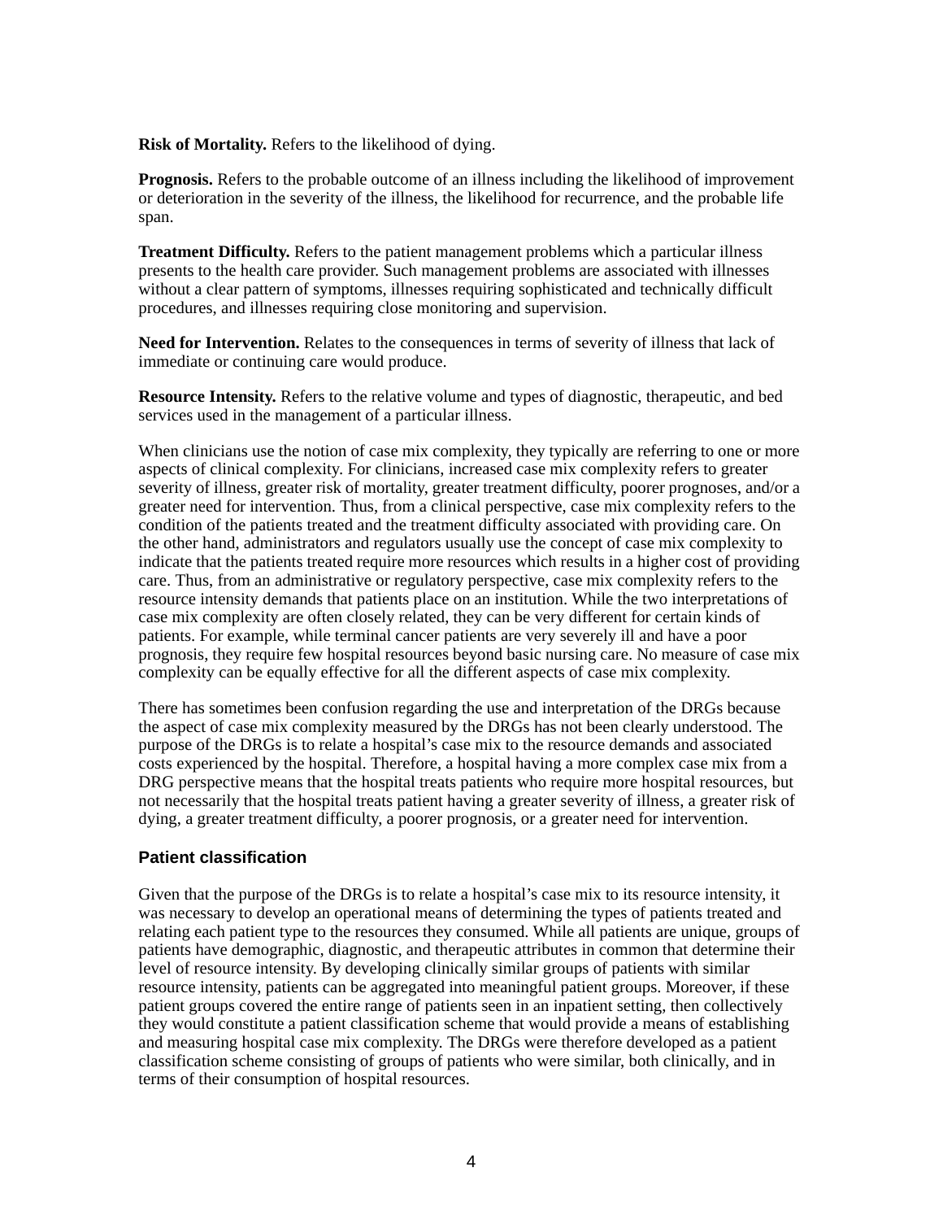**Risk of Mortality.** Refers to the likelihood of dying.

**Prognosis.** Refers to the probable outcome of an illness including the likelihood of improvement or deterioration in the severity of the illness, the likelihood for recurrence, and the probable life span.

**Treatment Difficulty.** Refers to the patient management problems which a particular illness presents to the health care provider. Such management problems are associated with illnesses without a clear pattern of symptoms, illnesses requiring sophisticated and technically difficult procedures, and illnesses requiring close monitoring and supervision.

**Need for Intervention.** Relates to the consequences in terms of severity of illness that lack of immediate or continuing care would produce.

**Resource Intensity.** Refers to the relative volume and types of diagnostic, therapeutic, and bed services used in the management of a particular illness.

When clinicians use the notion of case mix complexity, they typically are referring to one or more aspects of clinical complexity. For clinicians, increased case mix complexity refers to greater severity of illness, greater risk of mortality, greater treatment difficulty, poorer prognoses, and/or a greater need for intervention. Thus, from a clinical perspective, case mix complexity refers to the condition of the patients treated and the treatment difficulty associated with providing care. On the other hand, administrators and regulators usually use the concept of case mix complexity to indicate that the patients treated require more resources which results in a higher cost of providing care. Thus, from an administrative or regulatory perspective, case mix complexity refers to the resource intensity demands that patients place on an institution. While the two interpretations of case mix complexity are often closely related, they can be very different for certain kinds of patients. For example, while terminal cancer patients are very severely ill and have a poor prognosis, they require few hospital resources beyond basic nursing care. No measure of case mix complexity can be equally effective for all the different aspects of case mix complexity.

There has sometimes been confusion regarding the use and interpretation of the DRGs because the aspect of case mix complexity measured by the DRGs has not been clearly understood. The purpose of the DRGs is to relate a hospital's case mix to the resource demands and associated costs experienced by the hospital. Therefore, a hospital having a more complex case mix from a DRG perspective means that the hospital treats patients who require more hospital resources, but not necessarily that the hospital treats patient having a greater severity of illness, a greater risk of dying, a greater treatment difficulty, a poorer prognosis, or a greater need for intervention.

### Patient classification

Given that the purpose of the DRGs is to relate a hospital's case mix to its resource intensity, it was necessary to develop an operational means of determining the types of patients treated and relating each patient type to the resources they consumed. While all patients are unique, groups of patients have demographic, diagnostic, and therapeutic attributes in common that determine their level of resource intensity. By developing clinically similar groups of patients with similar resource intensity, patients can be aggregated into meaningful patient groups. Moreover, if these patient groups covered the entire range of patients seen in an inpatient setting, then collectively they would constitute a patient classification scheme that would provide a means of establishing and measuring hospital case mix complexity. The DRGs were therefore developed as a patient classification scheme consisting of groups of patients who were similar, both clinically, and in terms of their consumption of hospital resources.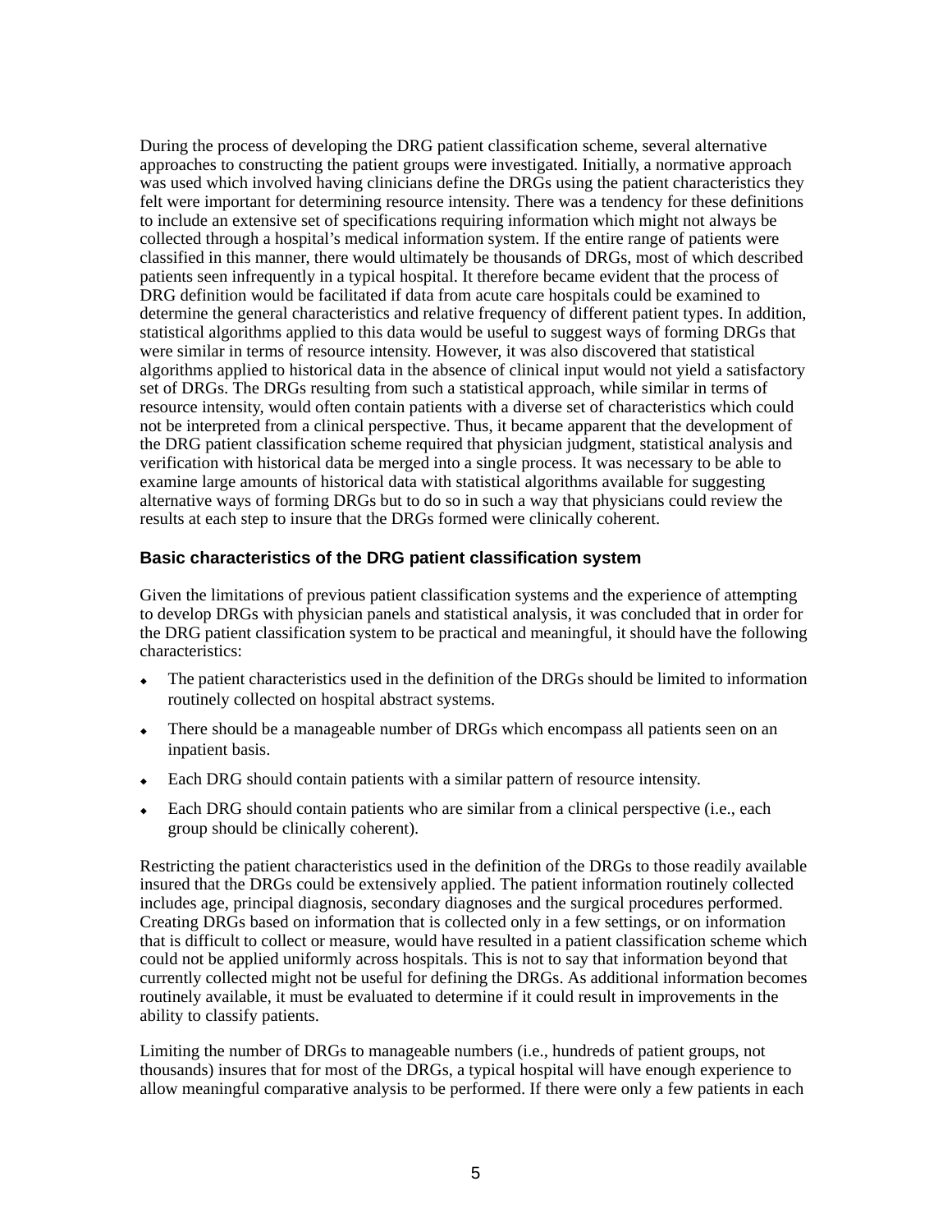During the process of developing the DRG patient classification scheme, several alternative approaches to constructing the patient groups were investigated. Initially, a normative approach was used which involved having clinicians define the DRGs using the patient characteristics they felt were important for determining resource intensity. There was a tendency for these definitions to include an extensive set of specifications requiring information which might not always be collected through a hospital's medical information system. If the entire range of patients were classified in this manner, there would ultimately be thousands of DRGs, most of which described patients seen infrequently in a typical hospital. It therefore became evident that the process of DRG definition would be facilitated if data from acute care hospitals could be examined to determine the general characteristics and relative frequency of different patient types. In addition, statistical algorithms applied to this data would be useful to suggest ways of forming DRGs that were similar in terms of resource intensity. However, it was also discovered that statistical algorithms applied to historical data in the absence of clinical input would not yield a satisfactory set of DRGs. The DRGs resulting from such a statistical approach, while similar in terms of resource intensity, would often contain patients with a diverse set of characteristics which could not be interpreted from a clinical perspective. Thus, it became apparent that the development of the DRG patient classification scheme required that physician judgment, statistical analysis and verification with historical data be merged into a single process. It was necessary to be able to examine large amounts of historical data with statistical algorithms available for suggesting alternative ways of forming DRGs but to do so in such a way that physicians could review the results at each step to insure that the DRGs formed were clinically coherent.

### Basic characteristics of the DRG patient classification system

Given the limitations of previous patient classification systems and the experience of attempting to develop DRGs with physician panels and statistical analysis, it was concluded that in order for the DRG patient classification system to be practical and meaningful, it should have the following characteristics:

- The patient characteristics used in the definition of the DRGs should be limited to information routinely collected on hospital abstract systems.
- There should be a manageable number of DRGs which encompass all patients seen on an inpatient basis.
- Each DRG should contain patients with a similar pattern of resource intensity.
- Each DRG should contain patients who are similar from a clinical perspective (i.e., each group should be clinically coherent).

Restricting the patient characteristics used in the definition of the DRGs to those readily available insured that the DRGs could be extensively applied. The patient information routinely collected includes age, principal diagnosis, secondary diagnoses and the surgical procedures performed. Creating DRGs based on information that is collected only in a few settings, or on information that is difficult to collect or measure, would have resulted in a patient classification scheme which could not be applied uniformly across hospitals. This is not to say that information beyond that currently collected might not be useful for defining the DRGs. As additional information becomes routinely available, it must be evaluated to determine if it could result in improvements in the ability to classify patients.

Limiting the number of DRGs to manageable numbers (i.e., hundreds of patient groups, not thousands) insures that for most of the DRGs, a typical hospital will have enough experience to allow meaningful comparative analysis to be performed. If there were only a few patients in each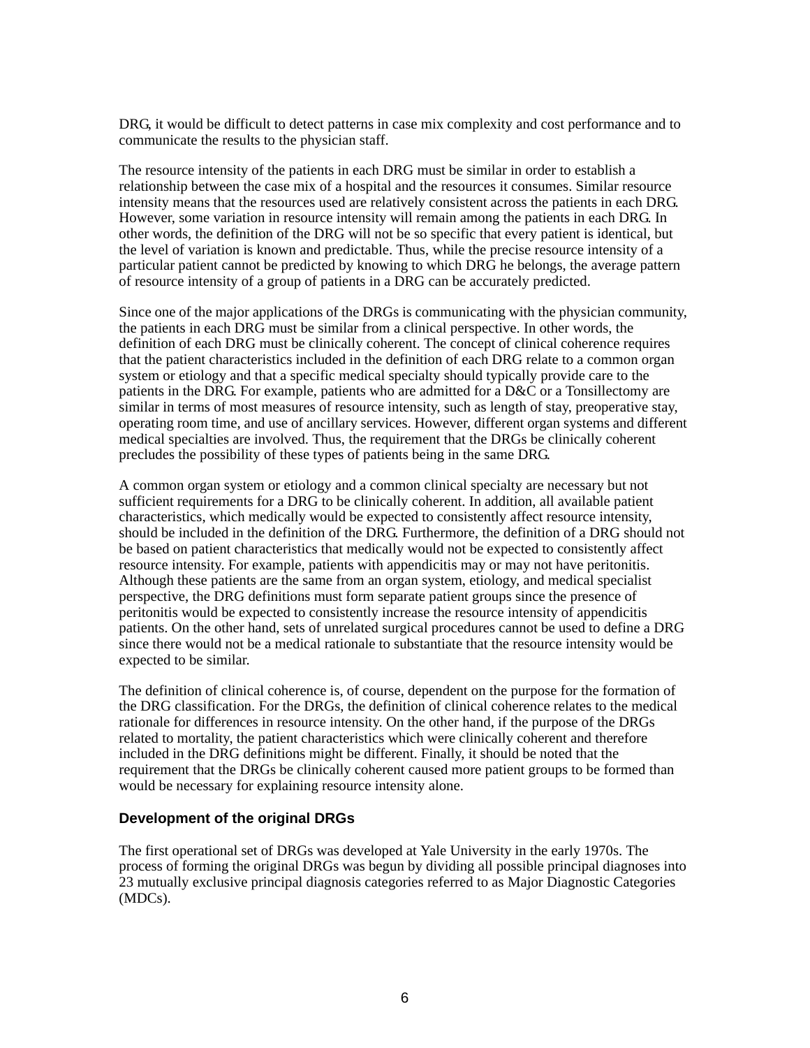DRG, it would be difficult to detect patterns in case mix complexity and cost performance and to communicate the results to the physician staff.

The resource intensity of the patients in each DRG must be similar in order to establish a relationship between the case mix of a hospital and the resources it consumes. Similar resource intensity means that the resources used are relatively consistent across the patients in each DRG. However, some variation in resource intensity will remain among the patients in each DRG. In other words, the definition of the DRG will not be so specific that every patient is identical, but the level of variation is known and predictable. Thus, while the precise resource intensity of a particular patient cannot be predicted by knowing to which DRG he belongs, the average pattern of resource intensity of a group of patients in a DRG can be accurately predicted.

Since one of the major applications of the DRGs is communicating with the physician community, the patients in each DRG must be similar from a clinical perspective. In other words, the definition of each DRG must be clinically coherent. The concept of clinical coherence requires that the patient characteristics included in the definition of each DRG relate to a common organ system or etiology and that a specific medical specialty should typically provide care to the patients in the DRG. For example, patients who are admitted for a D&C or a Tonsillectomy are similar in terms of most measures of resource intensity, such as length of stay, preoperative stay, operating room time, and use of ancillary services. However, different organ systems and different medical specialties are involved. Thus, the requirement that the DRGs be clinically coherent precludes the possibility of these types of patients being in the same DRG.

A common organ system or etiology and a common clinical specialty are necessary but not sufficient requirements for a DRG to be clinically coherent. In addition, all available patient characteristics, which medically would be expected to consistently affect resource intensity, should be included in the definition of the DRG. Furthermore, the definition of a DRG should not be based on patient characteristics that medically would not be expected to consistently affect resource intensity. For example, patients with appendicitis may or may not have peritonitis. Although these patients are the same from an organ system, etiology, and medical specialist perspective, the DRG definitions must form separate patient groups since the presence of peritonitis would be expected to consistently increase the resource intensity of appendicitis patients. On the other hand, sets of unrelated surgical procedures cannot be used to define a DRG since there would not be a medical rationale to substantiate that the resource intensity would be expected to be similar.

The definition of clinical coherence is, of course, dependent on the purpose for the formation of the DRG classification. For the DRGs, the definition of clinical coherence relates to the medical rationale for differences in resource intensity. On the other hand, if the purpose of the DRGs related to mortality, the patient characteristics which were clinically coherent and therefore included in the DRG definitions might be different. Finally, it should be noted that the requirement that the DRGs be clinically coherent caused more patient groups to be formed than would be necessary for explaining resource intensity alone.

### Development of the original DRGs

The first operational set of DRGs was developed at Yale University in the early 1970s. The process of forming the original DRGs was begun by dividing all possible principal diagnoses into 23 mutually exclusive principal diagnosis categories referred to as Major Diagnostic Categories (MDCs).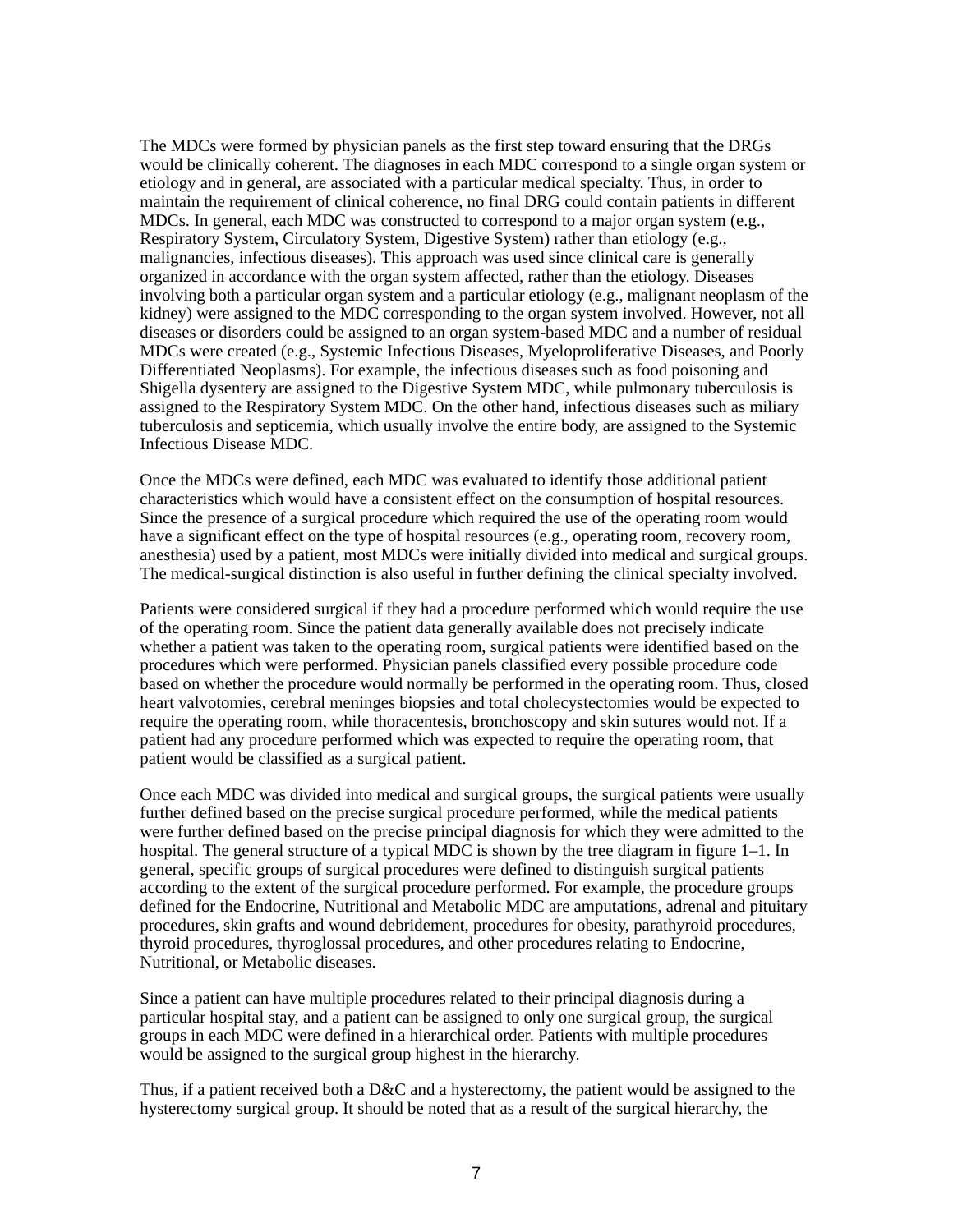The MDCs were formed by physician panels as the first step toward ensuring that the DRGs would be clinically coherent. The diagnoses in each MDC correspond to a single organ system or etiology and in general, are associated with a particular medical specialty. Thus, in order to maintain the requirement of clinical coherence, no final DRG could contain patients in different MDCs. In general, each MDC was constructed to correspond to a major organ system (e.g., Respiratory System, Circulatory System, Digestive System) rather than etiology (e.g., malignancies, infectious diseases). This approach was used since clinical care is generally organized in accordance with the organ system affected, rather than the etiology. Diseases involving both a particular organ system and a particular etiology (e.g., malignant neoplasm of the kidney) were assigned to the MDC corresponding to the organ system involved. However, not all diseases or disorders could be assigned to an organ system-based MDC and a number of residual MDCs were created (e.g., Systemic Infectious Diseases, Myeloproliferative Diseases, and Poorly Differentiated Neoplasms). For example, the infectious diseases such as food poisoning and Shigella dysentery are assigned to the Digestive System MDC, while pulmonary tuberculosis is assigned to the Respiratory System MDC. On the other hand, infectious diseases such as miliary tuberculosis and septicemia, which usually involve the entire body, are assigned to the Systemic Infectious Disease MDC.

Once the MDCs were defined, each MDC was evaluated to identify those additional patient characteristics which would have a consistent effect on the consumption of hospital resources. Since the presence of a surgical procedure which required the use of the operating room would have a significant effect on the type of hospital resources (e.g., operating room, recovery room, anesthesia) used by a patient, most MDCs were initially divided into medical and surgical groups. The medical-surgical distinction is also useful in further defining the clinical specialty involved.

Patients were considered surgical if they had a procedure performed which would require the use of the operating room. Since the patient data generally available does not precisely indicate whether a patient was taken to the operating room, surgical patients were identified based on the procedures which were performed. Physician panels classified every possible procedure code based on whether the procedure would normally be performed in the operating room. Thus, closed heart valvotomies, cerebral meninges biopsies and total cholecystectomies would be expected to require the operating room, while thoracentesis, bronchoscopy and skin sutures would not. If a patient had any procedure performed which was expected to require the operating room, that patient would be classified as a surgical patient.

Once each MDC was divided into medical and surgical groups, the surgical patients were usually further defined based on the precise surgical procedure performed, while the medical patients were further defined based on the precise principal diagnosis for which they were admitted to the hospital. The general structure of a typical MDC is shown by the tree diagram in figure 1–1. In general, specific groups of surgical procedures were defined to distinguish surgical patients according to the extent of the surgical procedure performed. For example, the procedure groups defined for the Endocrine, Nutritional and Metabolic MDC are amputations, adrenal and pituitary procedures, skin grafts and wound debridement, procedures for obesity, parathyroid procedures, thyroid procedures, thyroglossal procedures, and other procedures relating to Endocrine, Nutritional, or Metabolic diseases.

Since a patient can have multiple procedures related to their principal diagnosis during a particular hospital stay, and a patient can be assigned to only one surgical group, the surgical groups in each MDC were defined in a hierarchical order. Patients with multiple procedures would be assigned to the surgical group highest in the hierarchy.

Thus, if a patient received both a D&C and a hysterectomy, the patient would be assigned to the hysterectomy surgical group. It should be noted that as a result of the surgical hierarchy, the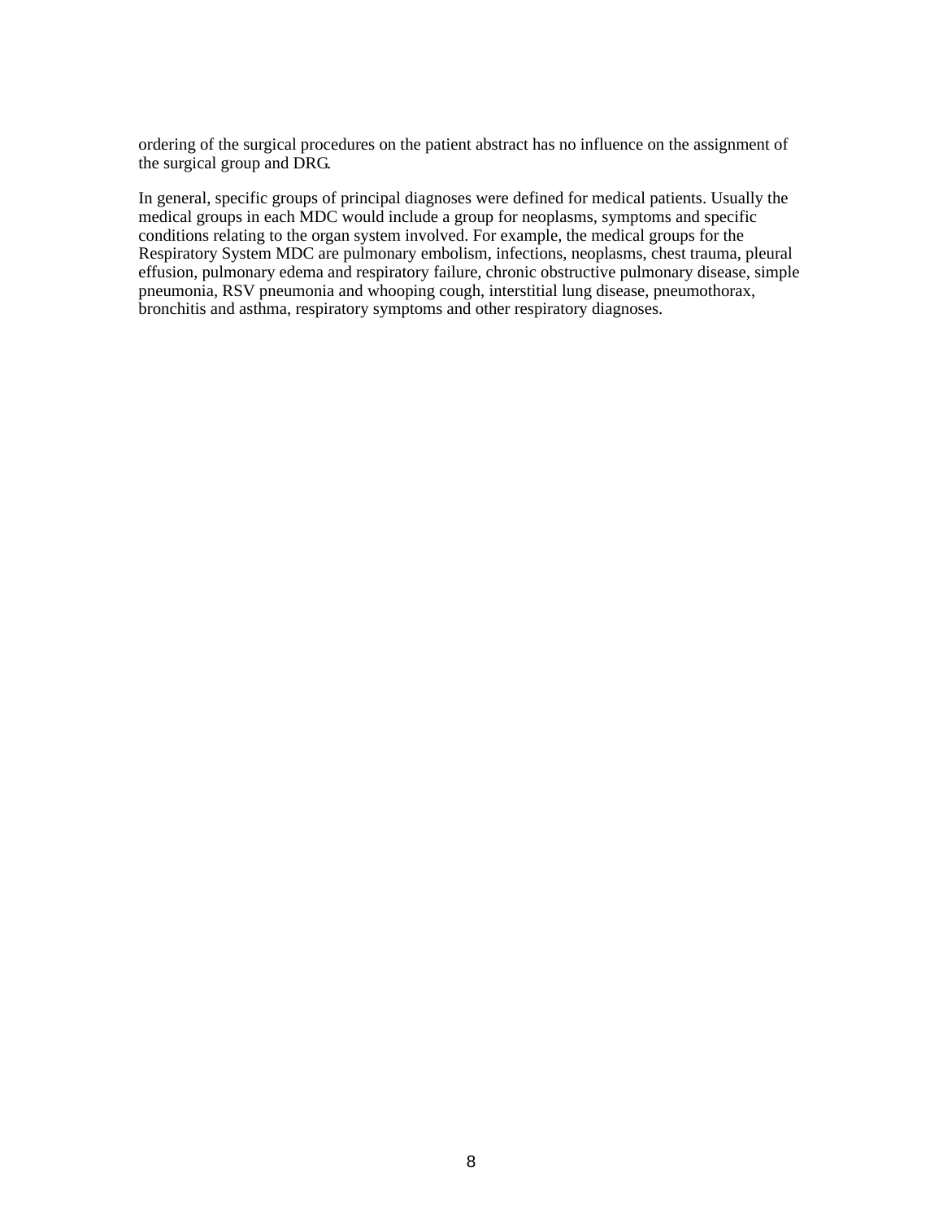ordering of the surgical procedures on the patient abstract has no influence on the assignment of the surgical group and DRG.

In general, specific groups of principal diagnoses were defined for medical patients. Usually the medical groups in each MDC would include a group for neoplasms, symptoms and specific conditions relating to the organ system involved. For example, the medical groups for the Respiratory System MDC are pulmonary embolism, infections, neoplasms, chest trauma, pleural effusion, pulmonary edema and respiratory failure, chronic obstructive pulmonary disease, simple pneumonia, RSV pneumonia and whooping cough, interstitial lung disease, pneumothorax, bronchitis and asthma, respiratory symptoms and other respiratory diagnoses.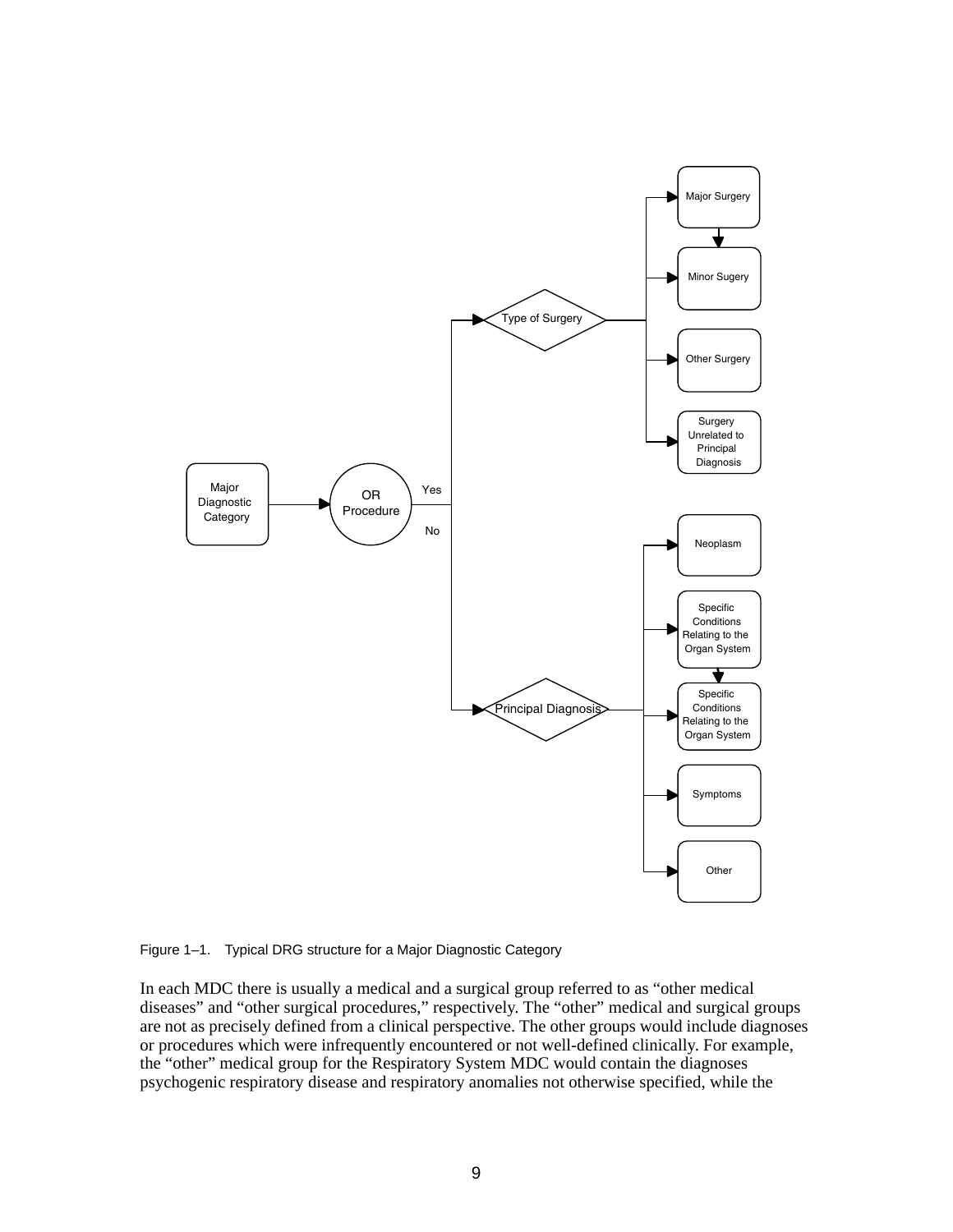Figure 1–1. Typical DRG structure for a Major Diagnostic Category

In each MDC there is usually a medical and a surgical group referred to as “other medical diseases” and “other surgical procedures,” respectively. The “other” medical and surgical groups are not as precisely defined from a clinical perspective. The other groups would include diagnoses or procedures which were infrequently encountered or not well-defined clinically. For example, the “other” medical group for the Respiratory System MDC would contain the diagnoses psychogenic respiratory disease and respiratory anomalies not otherwise specified, while the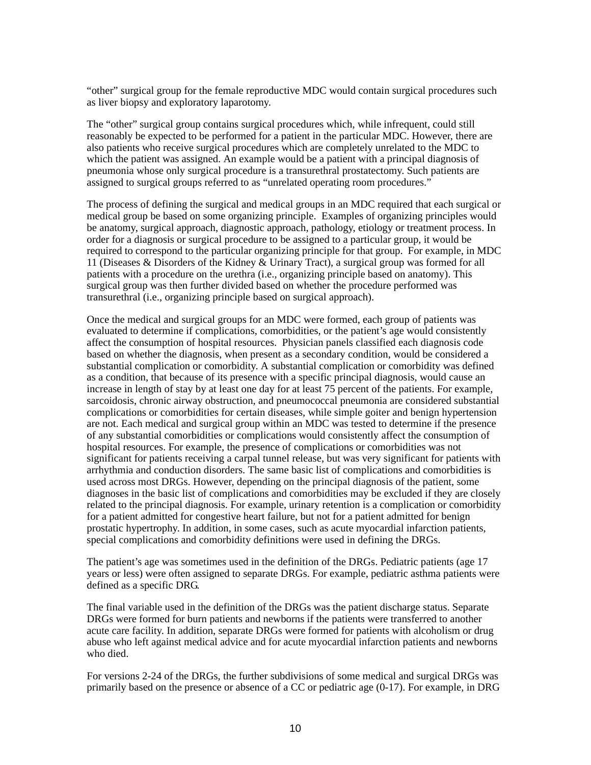“other” surgical group for the female reproductive MDC would contain surgical procedures such as liver biopsy and exploratory laparotomy.

The “other” surgical group contains surgical procedures which, while infrequent, could still reasonably be expected to be performed for a patient in the particular MDC. However, there are also patients who receive surgical procedures which are completely unrelated to the MDC to which the patient was assigned. An example would be a patient with a principal diagnosis of pneumonia whose only surgical procedure is a transurethral prostatectomy. Such patients are assigned to surgical groups referred to as “unrelated operating room procedures.”

The process of defining the surgical and medical groups in an MDC required that each surgical or medical group be based on some organizing principle.  Examples of organizing principles would be anatomy, surgical approach, diagnostic approach, pathology, etiology or treatment process. In order for a diagnosis or surgical procedure to be assigned to a particular group, it would be required to correspond to the particular organizing principle for that group.  For example, in MDC 11 (Diseases & Disorders of the Kidney & Urinary Tract), a surgical group was formed for all patients with a procedure on the urethra (i.e., organizing principle based on anatomy). This surgical group was then further divided based on whether the procedure performed was transurethral (i.e., organizing principle based on surgical approach).

Once the medical and surgical groups for an MDC were formed, each group of patients was evaluated to determine if complications, comorbidities, or the patient’s age would consistently affect the consumption of hospital resources.  Physician panels classified each diagnosis code based on whether the diagnosis, when present as a secondary condition, would be considered a substantial complication or comorbidity. A substantial complication or comorbidity was defined as a condition, that because of its presence with a specific principal diagnosis, would cause an increase in length of stay by at least one day for at least 75 percent of the patients. For example, sarcoidosis, chronic airway obstruction, and pneumococcal pneumonia are considered substantial complications or comorbidities for certain diseases, while simple goiter and benign hypertension are not. Each medical and surgical group within an MDC was tested to determine if the presence of any substantial comorbidities or complications would consistently affect the consumption of hospital resources. For example, the presence of complications or comorbidities was not significant for patients receiving a carpal tunnel release, but was very significant for patients with arrhythmia and conduction disorders. The same basic list of complications and comorbidities is used across most DRGs. However, depending on the principal diagnosis of the patient, some diagnoses in the basic list of complications and comorbidities may be excluded if they are closely related to the principal diagnosis. For example, urinary retention is a complication or comorbidity for a patient admitted for congestive heart failure, but not for a patient admitted for benign prostatic hypertrophy. In addition, in some cases, such as acute myocardial infarction patients, special complications and comorbidity definitions were used in defining the DRGs.

The patient’s age was sometimes used in the definition of the DRGs. Pediatric patients (age 17 years or less) were often assigned to separate DRGs. For example, pediatric asthma patients were defined as a specific DRG.

The final variable used in the definition of the DRGs was the patient discharge status. Separate DRGs were formed for burn patients and newborns if the patients were transferred to another acute care facility. In addition, separate DRGs were formed for patients with alcoholism or drug abuse who left against medical advice and for acute myocardial infarction patients and newborns who died.

For versions 2-24 of the DRGs, the further subdivisions of some medical and surgical DRGs was primarily based on the presence or absence of a CC or pediatric age (0-17). For example, in DRG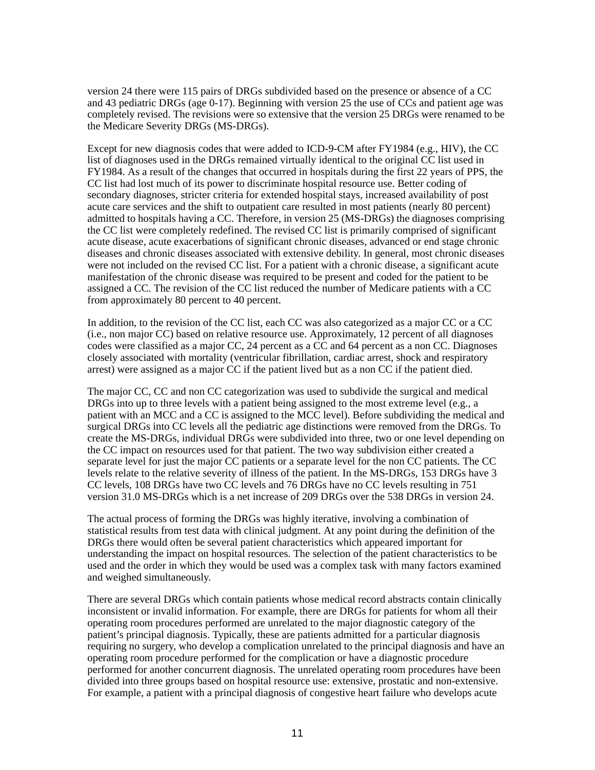version 24 there were 115 pairs of DRGs subdivided based on the presence or absence of a CC and 43 pediatric DRGs (age 0-17). Beginning with version 25 the use of CCs and patient age was completely revised. The revisions were so extensive that the version 25 DRGs were renamed to be the Medicare Severity DRGs (MS-DRGs).

Except for new diagnosis codes that were added to ICD-9-CM after FY1984 (e.g., HIV), the CC list of diagnoses used in the DRGs remained virtually identical to the original CC list used in FY1984. As a result of the changes that occurred in hospitals during the first 22 years of PPS, the CC list had lost much of its power to discriminate hospital resource use. Better coding of secondary diagnoses, stricter criteria for extended hospital stays, increased availability of post acute care services and the shift to outpatient care resulted in most patients (nearly 80 percent) admitted to hospitals having a CC. Therefore, in version 25 (MS-DRGs) the diagnoses comprising the CC list were completely redefined. The revised CC list is primarily comprised of significant acute disease, acute exacerbations of significant chronic diseases, advanced or end stage chronic diseases and chronic diseases associated with extensive debility. In general, most chronic diseases were not included on the revised CC list. For a patient with a chronic disease, a significant acute manifestation of the chronic disease was required to be present and coded for the patient to be assigned a CC. The revision of the CC list reduced the number of Medicare patients with a CC from approximately 80 percent to 40 percent.

In addition, to the revision of the CC list, each CC was also categorized as a major CC or a CC (i.e., non major CC) based on relative resource use. Approximately, 12 percent of all diagnoses codes were classified as a major CC, 24 percent as a CC and 64 percent as a non CC. Diagnoses closely associated with mortality (ventricular fibrillation, cardiac arrest, shock and respiratory arrest) were assigned as a major CC if the patient lived but as a non CC if the patient died.

The major CC, CC and non CC categorization was used to subdivide the surgical and medical DRGs into up to three levels with a patient being assigned to the most extreme level (e.g., a patient with an MCC and a CC is assigned to the MCC level). Before subdividing the medical and surgical DRGs into CC levels all the pediatric age distinctions were removed from the DRGs. To create the MS-DRGs, individual DRGs were subdivided into three, two or one level depending on the CC impact on resources used for that patient. The two way subdivision either created a separate level for just the major CC patients or a separate level for the non CC patients. The CC levels relate to the relative severity of illness of the patient. In the MS-DRGs, 153 DRGs have 3 CC levels, 108 DRGs have two CC levels and 76 DRGs have no CC levels resulting in 751 version 31.0 MS-DRGs which is a net increase of 209 DRGs over the 538 DRGs in version 24.

The actual process of forming the DRGs was highly iterative, involving a combination of statistical results from test data with clinical judgment. At any point during the definition of the DRGs there would often be several patient characteristics which appeared important for understanding the impact on hospital resources. The selection of the patient characteristics to be used and the order in which they would be used was a complex task with many factors examined and weighed simultaneously.

There are several DRGs which contain patients whose medical record abstracts contain clinically inconsistent or invalid information. For example, there are DRGs for patients for whom all their operating room procedures performed are unrelated to the major diagnostic category of the patient's principal diagnosis. Typically, these are patients admitted for a particular diagnosis requiring no surgery, who develop a complication unrelated to the principal diagnosis and have an operating room procedure performed for the complication or have a diagnostic procedure performed for another concurrent diagnosis. The unrelated operating room procedures have been divided into three groups based on hospital resource use: extensive, prostatic and non-extensive. For example, a patient with a principal diagnosis of congestive heart failure who develops acute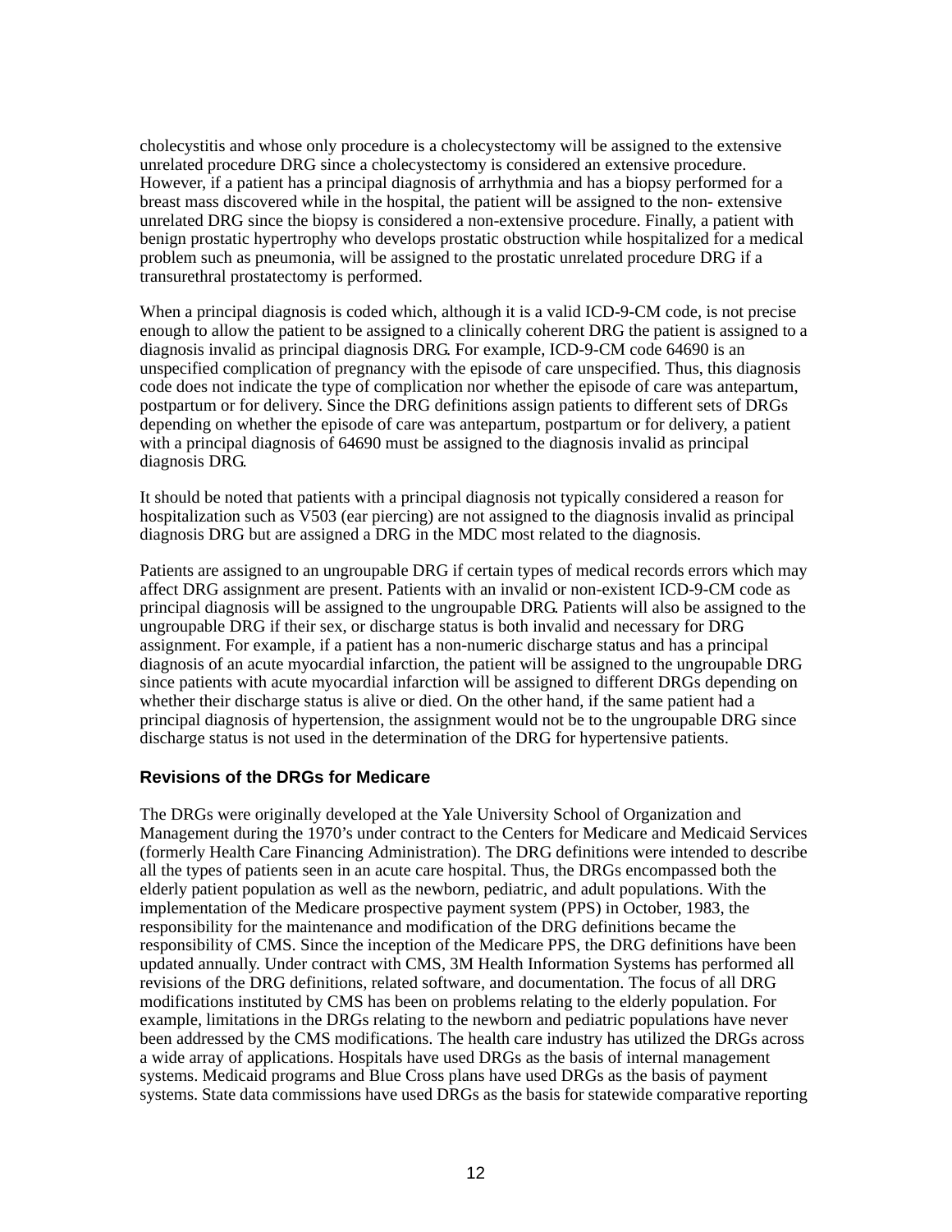cholecystitis and whose only procedure is a cholecystectomy will be assigned to the extensive unrelated procedure DRG since a cholecystectomy is considered an extensive procedure. However, if a patient has a principal diagnosis of arrhythmia and has a biopsy performed for a breast mass discovered while in the hospital, the patient will be assigned to the non- extensive unrelated DRG since the biopsy is considered a non-extensive procedure. Finally, a patient with benign prostatic hypertrophy who develops prostatic obstruction while hospitalized for a medical problem such as pneumonia, will be assigned to the prostatic unrelated procedure DRG if a transurethral prostatectomy is performed.

When a principal diagnosis is coded which, although it is a valid ICD-9-CM code, is not precise enough to allow the patient to be assigned to a clinically coherent DRG the patient is assigned to a diagnosis invalid as principal diagnosis DRG. For example, ICD-9-CM code 64690 is an unspecified complication of pregnancy with the episode of care unspecified. Thus, this diagnosis code does not indicate the type of complication nor whether the episode of care was antepartum, postpartum or for delivery. Since the DRG definitions assign patients to different sets of DRGs depending on whether the episode of care was antepartum, postpartum or for delivery, a patient with a principal diagnosis of 64690 must be assigned to the diagnosis invalid as principal diagnosis DRG.

It should be noted that patients with a principal diagnosis not typically considered a reason for hospitalization such as V503 (ear piercing) are not assigned to the diagnosis invalid as principal diagnosis DRG but are assigned a DRG in the MDC most related to the diagnosis.

Patients are assigned to an ungroupable DRG if certain types of medical records errors which may affect DRG assignment are present. Patients with an invalid or non-existent ICD-9-CM code as principal diagnosis will be assigned to the ungroupable DRG. Patients will also be assigned to the ungroupable DRG if their sex, or discharge status is both invalid and necessary for DRG assignment. For example, if a patient has a non-numeric discharge status and has a principal diagnosis of an acute myocardial infarction, the patient will be assigned to the ungroupable DRG since patients with acute myocardial infarction will be assigned to different DRGs depending on whether their discharge status is alive or died. On the other hand, if the same patient had a principal diagnosis of hypertension, the assignment would not be to the ungroupable DRG since discharge status is not used in the determination of the DRG for hypertensive patients.

### Revisions of the DRGs for Medicare

The DRGs were originally developed at the Yale University School of Organization and Management during the 1970's under contract to the Centers for Medicare and Medicaid Services (formerly Health Care Financing Administration). The DRG definitions were intended to describe all the types of patients seen in an acute care hospital. Thus, the DRGs encompassed both the elderly patient population as well as the newborn, pediatric, and adult populations. With the implementation of the Medicare prospective payment system (PPS) in October, 1983, the responsibility for the maintenance and modification of the DRG definitions became the responsibility of CMS. Since the inception of the Medicare PPS, the DRG definitions have been updated annually. Under contract with CMS, 3M Health Information Systems has performed all revisions of the DRG definitions, related software, and documentation. The focus of all DRG modifications instituted by CMS has been on problems relating to the elderly population. For example, limitations in the DRGs relating to the newborn and pediatric populations have never been addressed by the CMS modifications. The health care industry has utilized the DRGs across a wide array of applications. Hospitals have used DRGs as the basis of internal management systems. Medicaid programs and Blue Cross plans have used DRGs as the basis of payment systems. State data commissions have used DRGs as the basis for statewide comparative reporting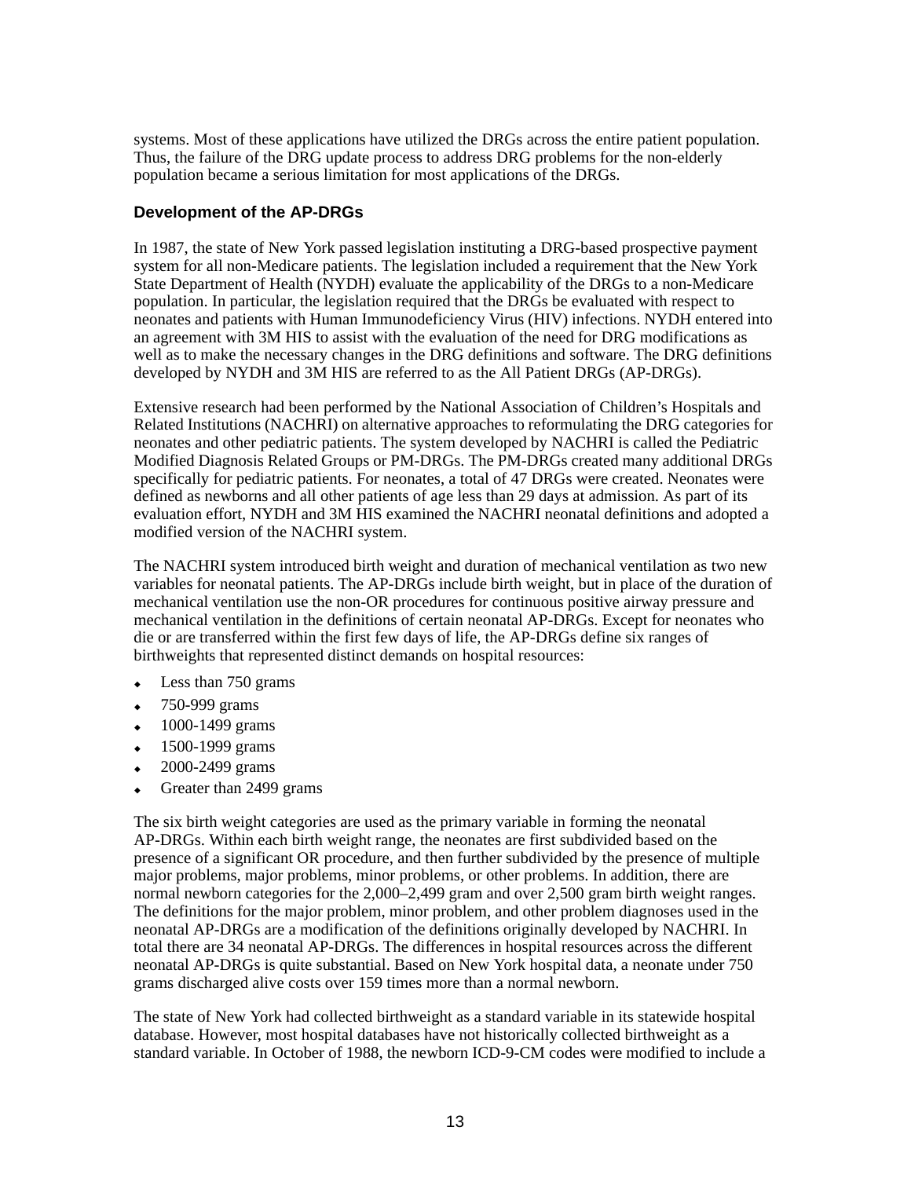systems. Most of these applications have utilized the DRGs across the entire patient population. Thus, the failure of the DRG update process to address DRG problems for the non-elderly population became a serious limitation for most applications of the DRGs.

### Development of the AP-DRGs

In 1987, the state of New York passed legislation instituting a DRG-based prospective payment system for all non-Medicare patients. The legislation included a requirement that the New York State Department of Health (NYDH) evaluate the applicability of the DRGs to a non-Medicare population. In particular, the legislation required that the DRGs be evaluated with respect to neonates and patients with Human Immunodeficiency Virus (HIV) infections. NYDH entered into an agreement with 3M HIS to assist with the evaluation of the need for DRG modifications as well as to make the necessary changes in the DRG definitions and software. The DRG definitions developed by NYDH and 3M HIS are referred to as the All Patient DRGs (AP-DRGs).

Extensive research had been performed by the National Association of Children's Hospitals and Related Institutions (NACHRI) on alternative approaches to reformulating the DRG categories for neonates and other pediatric patients. The system developed by NACHRI is called the Pediatric Modified Diagnosis Related Groups or PM-DRGs. The PM-DRGs created many additional DRGs specifically for pediatric patients. For neonates, a total of 47 DRGs were created. Neonates were defined as newborns and all other patients of age less than 29 days at admission. As part of its evaluation effort, NYDH and 3M HIS examined the NACHRI neonatal definitions and adopted a modified version of the NACHRI system.

The NACHRI system introduced birth weight and duration of mechanical ventilation as two new variables for neonatal patients. The AP-DRGs include birth weight, but in place of the duration of mechanical ventilation use the non-OR procedures for continuous positive airway pressure and mechanical ventilation in the definitions of certain neonatal AP-DRGs. Except for neonates who die or are transferred within the first few days of life, the AP-DRGs define six ranges of birthweights that represented distinct demands on hospital resources:

- Less than 750 grams
- 750-999 grams
- 1000-1499 grams
- 1500-1999 grams
- 2000-2499 grams
- Greater than 2499 grams

The six birth weight categories are used as the primary variable in forming the neonatal AP-DRGs. Within each birth weight range, the neonates are first subdivided based on the presence of a significant OR procedure, and then further subdivided by the presence of multiple major problems, major problems, minor problems, or other problems. In addition, there are normal newborn categories for the 2,000–2,499 gram and over 2,500 gram birth weight ranges. The definitions for the major problem, minor problem, and other problem diagnoses used in the neonatal AP-DRGs are a modification of the definitions originally developed by NACHRI. In total there are 34 neonatal AP-DRGs. The differences in hospital resources across the different neonatal AP-DRGs is quite substantial. Based on New York hospital data, a neonate under 750 grams discharged alive costs over 159 times more than a normal newborn.

The state of New York had collected birthweight as a standard variable in its statewide hospital database. However, most hospital databases have not historically collected birthweight as a standard variable. In October of 1988, the newborn ICD-9-CM codes were modified to include a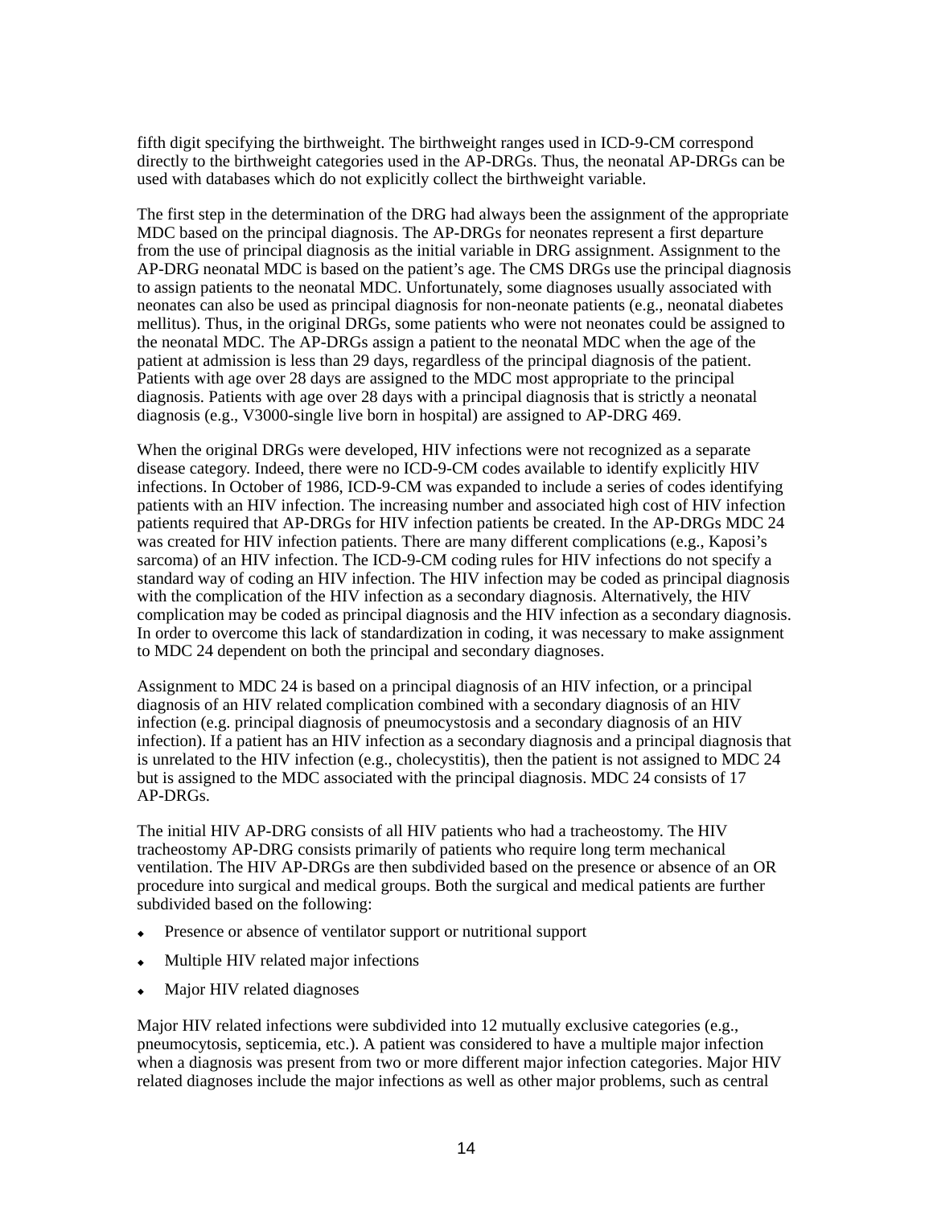fifth digit specifying the birthweight. The birthweight ranges used in ICD-9-CM correspond directly to the birthweight categories used in the AP-DRGs. Thus, the neonatal AP-DRGs can be used with databases which do not explicitly collect the birthweight variable.

The first step in the determination of the DRG had always been the assignment of the appropriate MDC based on the principal diagnosis. The AP-DRGs for neonates represent a first departure from the use of principal diagnosis as the initial variable in DRG assignment. Assignment to the AP-DRG neonatal MDC is based on the patient's age. The CMS DRGs use the principal diagnosis to assign patients to the neonatal MDC. Unfortunately, some diagnoses usually associated with neonates can also be used as principal diagnosis for non-neonate patients (e.g., neonatal diabetes mellitus). Thus, in the original DRGs, some patients who were not neonates could be assigned to the neonatal MDC. The AP-DRGs assign a patient to the neonatal MDC when the age of the patient at admission is less than 29 days, regardless of the principal diagnosis of the patient. Patients with age over 28 days are assigned to the MDC most appropriate to the principal diagnosis. Patients with age over 28 days with a principal diagnosis that is strictly a neonatal diagnosis (e.g., V3000-single live born in hospital) are assigned to AP-DRG 469.

When the original DRGs were developed, HIV infections were not recognized as a separate disease category. Indeed, there were no ICD-9-CM codes available to identify explicitly HIV infections. In October of 1986, ICD-9-CM was expanded to include a series of codes identifying patients with an HIV infection. The increasing number and associated high cost of HIV infection patients required that AP-DRGs for HIV infection patients be created. In the AP-DRGs MDC 24 was created for HIV infection patients. There are many different complications (e.g., Kaposi's sarcoma) of an HIV infection. The ICD-9-CM coding rules for HIV infections do not specify a standard way of coding an HIV infection. The HIV infection may be coded as principal diagnosis with the complication of the HIV infection as a secondary diagnosis. Alternatively, the HIV complication may be coded as principal diagnosis and the HIV infection as a secondary diagnosis. In order to overcome this lack of standardization in coding, it was necessary to make assignment to MDC 24 dependent on both the principal and secondary diagnoses.

Assignment to MDC 24 is based on a principal diagnosis of an HIV infection, or a principal diagnosis of an HIV related complication combined with a secondary diagnosis of an HIV infection (e.g. principal diagnosis of pneumocystosis and a secondary diagnosis of an HIV infection). If a patient has an HIV infection as a secondary diagnosis and a principal diagnosis that is unrelated to the HIV infection (e.g., cholecystitis), then the patient is not assigned to MDC 24 but is assigned to the MDC associated with the principal diagnosis. MDC 24 consists of 17 AP-DRGs.

The initial HIV AP-DRG consists of all HIV patients who had a tracheostomy. The HIV tracheostomy AP-DRG consists primarily of patients who require long term mechanical ventilation. The HIV AP-DRGs are then subdivided based on the presence or absence of an OR procedure into surgical and medical groups. Both the surgical and medical patients are further subdivided based on the following:

- Presence or absence of ventilator support or nutritional support
- Multiple HIV related major infections
- Major HIV related diagnoses

Major HIV related infections were subdivided into 12 mutually exclusive categories (e.g., pneumocytosis, septicemia, etc.). A patient was considered to have a multiple major infection when a diagnosis was present from two or more different major infection categories. Major HIV related diagnoses include the major infections as well as other major problems, such as central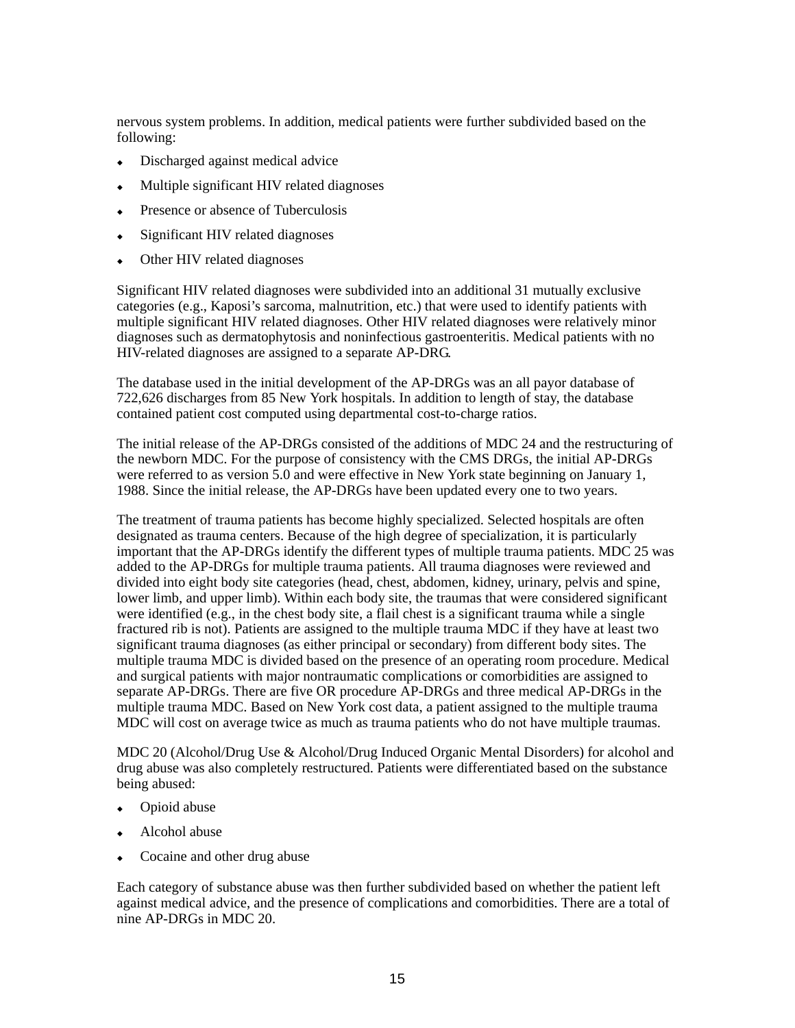nervous system problems. In addition, medical patients were further subdivided based on the following:

- Discharged against medical advice
- Multiple significant HIV related diagnoses
- Presence or absence of Tuberculosis
- Significant HIV related diagnoses
- Other HIV related diagnoses

Significant HIV related diagnoses were subdivided into an additional 31 mutually exclusive categories (e.g., Kaposi's sarcoma, malnutrition, etc.) that were used to identify patients with multiple significant HIV related diagnoses. Other HIV related diagnoses were relatively minor diagnoses such as dermatophytosis and noninfectious gastroenteritis. Medical patients with no HIV-related diagnoses are assigned to a separate AP-DRG.

The database used in the initial development of the AP-DRGs was an all payor database of 722,626 discharges from 85 New York hospitals. In addition to length of stay, the database contained patient cost computed using departmental cost-to-charge ratios.

The initial release of the AP-DRGs consisted of the additions of MDC 24 and the restructuring of the newborn MDC. For the purpose of consistency with the CMS DRGs, the initial AP-DRGs were referred to as version 5.0 and were effective in New York state beginning on January 1, 1988. Since the initial release, the AP-DRGs have been updated every one to two years.

The treatment of trauma patients has become highly specialized. Selected hospitals are often designated as trauma centers. Because of the high degree of specialization, it is particularly important that the AP-DRGs identify the different types of multiple trauma patients. MDC 25 was added to the AP-DRGs for multiple trauma patients. All trauma diagnoses were reviewed and divided into eight body site categories (head, chest, abdomen, kidney, urinary, pelvis and spine, lower limb, and upper limb). Within each body site, the traumas that were considered significant were identified (e.g., in the chest body site, a flail chest is a significant trauma while a single fractured rib is not). Patients are assigned to the multiple trauma MDC if they have at least two significant trauma diagnoses (as either principal or secondary) from different body sites. The multiple trauma MDC is divided based on the presence of an operating room procedure. Medical and surgical patients with major nontraumatic complications or comorbidities are assigned to separate AP-DRGs. There are five OR procedure AP-DRGs and three medical AP-DRGs in the multiple trauma MDC. Based on New York cost data, a patient assigned to the multiple trauma MDC will cost on average twice as much as trauma patients who do not have multiple traumas.

MDC 20 (Alcohol/Drug Use & Alcohol/Drug Induced Organic Mental Disorders) for alcohol and drug abuse was also completely restructured. Patients were differentiated based on the substance being abused:

- Opioid abuse
- Alcohol abuse
- Cocaine and other drug abuse

Each category of substance abuse was then further subdivided based on whether the patient left against medical advice, and the presence of complications and comorbidities. There are a total of nine AP-DRGs in MDC 20.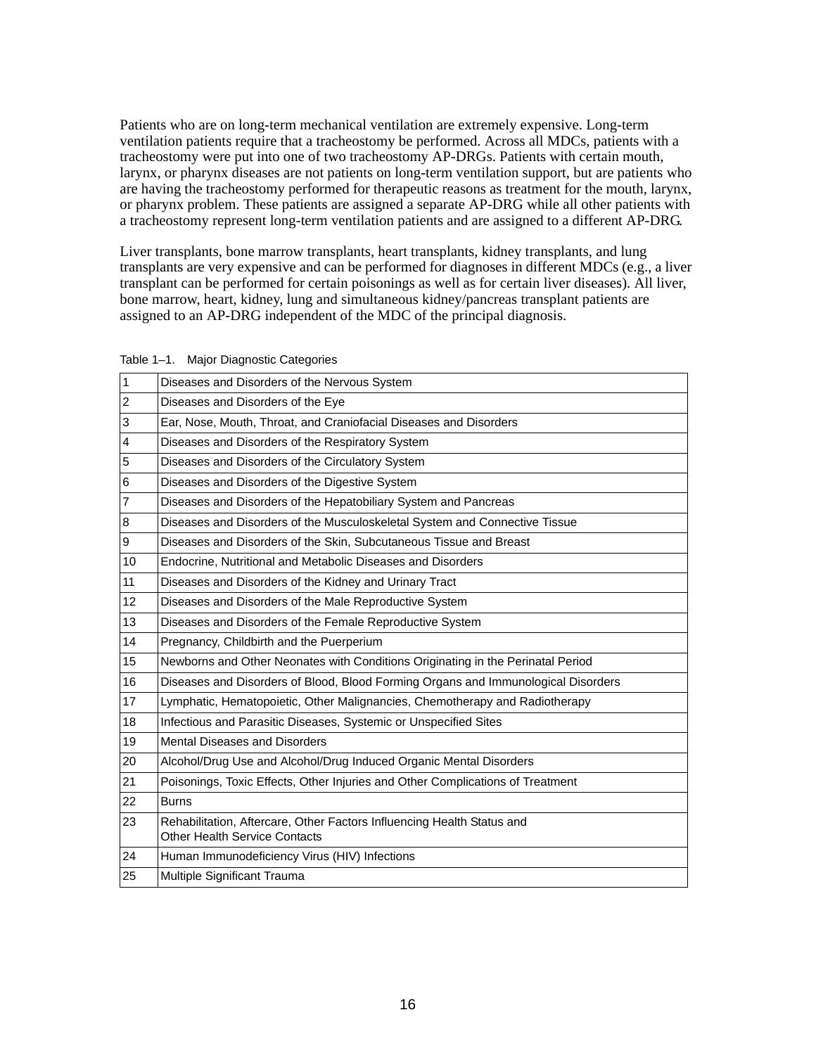Patients who are on long-term mechanical ventilation are extremely expensive. Long-term ventilation patients require that a tracheostomy be performed. Across all MDCs, patients with a tracheostomy were put into one of two tracheostomy AP-DRGs. Patients with certain mouth, larynx, or pharynx diseases are not patients on long-term ventilation support, but are patients who are having the tracheostomy performed for therapeutic reasons as treatment for the mouth, larynx, or pharynx problem. These patients are assigned a separate AP-DRG while all other patients with a tracheostomy represent long-term ventilation patients and are assigned to a different AP-DRG.

Liver transplants, bone marrow transplants, heart transplants, kidney transplants, and lung transplants are very expensive and can be performed for diagnoses in different MDCs (e.g., a liver transplant can be performed for certain poisonings as well as for certain liver diseases). All liver, bone marrow, heart, kidney, lung and simultaneous kidney/pancreas transplant patients are assigned to an AP-DRG independent of the MDC of the principal diagnosis.

Table 1–1. Major Diagnostic Categories

| | |
|---|---|
| 1 | Diseases and Disorders of the Nervous System |
| 2 | Diseases and Disorders of the Eye |
| 3 | Ear, Nose, Mouth, Throat, and Craniofacial Diseases and Disorders |
| 4 | Diseases and Disorders of the Respiratory System |
| 5 | Diseases and Disorders of the Circulatory System |
| 6 | Diseases and Disorders of the Digestive System |
| 7 | Diseases and Disorders of the Hepatobiliary System and Pancreas |
| 8 | Diseases and Disorders of the Musculoskeletal System and Connective Tissue |
| 9 | Diseases and Disorders of the Skin, Subcutaneous Tissue and Breast |
| 10 | Endocrine, Nutritional and Metabolic Diseases and Disorders |
| 11 | Diseases and Disorders of the Kidney and Urinary Tract |
| 12 | Diseases and Disorders of the Male Reproductive System |
| 13 | Diseases and Disorders of the Female Reproductive System |
| 14 | Pregnancy, Childbirth and the Puerperium |
| 15 | Newborns and Other Neonates with Conditions Originating in the Perinatal Period |
| 16 | Diseases and Disorders of Blood, Blood Forming Organs and Immunological Disorders |
| 17 | Lymphatic, Hematopoietic, Other Malignancies, Chemotherapy and Radiotherapy |
| 18 | Infectious and Parasitic Diseases, Systemic or Unspecified Sites |
| 19 | Mental Diseases and Disorders |
| 20 | Alcohol/Drug Use and Alcohol/Drug Induced Organic Mental Disorders |
| 21 | Poisonings, Toxic Effects, Other Injuries and Other Complications of Treatment |
| 22 | Burns |
| 23 | Rehabilitation, Aftercare, Other Factors Influencing Health Status and Other Health Service Contacts |
| 24 | Human Immunodeficiency Virus (HIV) Infections |
| 25 | Multiple Significant Trauma |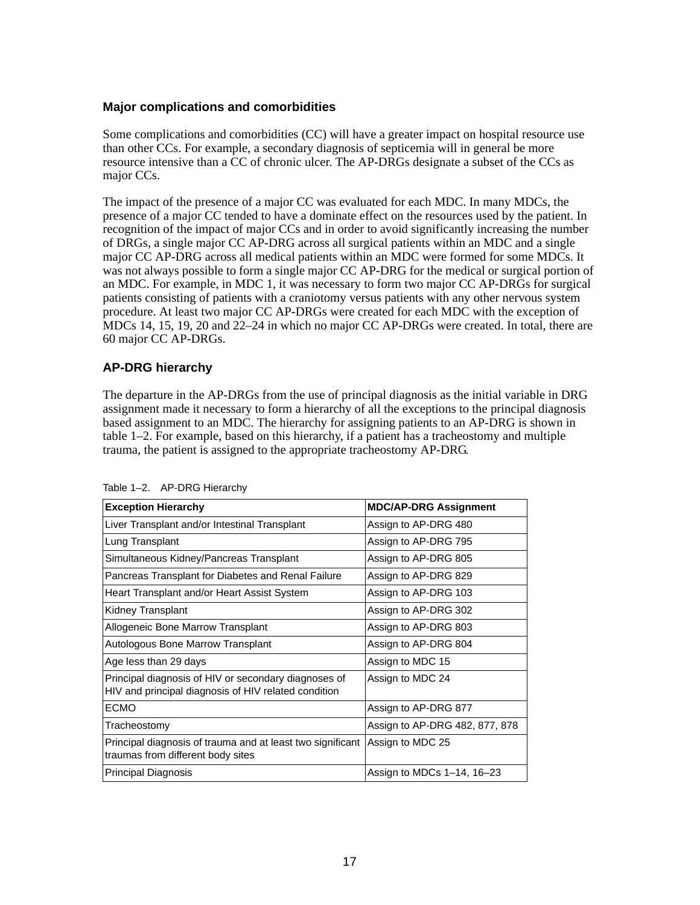### Major complications and comorbidities

Some complications and comorbidities (CC) will have a greater impact on hospital resource use than other CCs. For example, a secondary diagnosis of septicemia will in general be more resource intensive than a CC of chronic ulcer. The AP-DRGs designate a subset of the CCs as major CCs.

The impact of the presence of a major CC was evaluated for each MDC. In many MDCs, the presence of a major CC tended to have a dominate effect on the resources used by the patient. In recognition of the impact of major CCs and in order to avoid significantly increasing the number of DRGs, a single major CC AP-DRG across all surgical patients within an MDC and a single major CC AP-DRG across all medical patients within an MDC were formed for some MDCs. It was not always possible to form a single major CC AP-DRG for the medical or surgical portion of an MDC. For example, in MDC 1, it was necessary to form two major CC AP-DRGs for surgical patients consisting of patients with a craniotomy versus patients with any other nervous system procedure. At least two major CC AP-DRGs were created for each MDC with the exception of MDCs 14, 15, 19, 20 and 22–24 in which no major CC AP-DRGs were created. In total, there are 60 major CC AP-DRGs.

### AP-DRG hierarchy

The departure in the AP-DRGs from the use of principal diagnosis as the initial variable in DRG assignment made it necessary to form a hierarchy of all the exceptions to the principal diagnosis based assignment to an MDC. The hierarchy for assigning patients to an AP-DRG is shown in table 1–2. For example, based on this hierarchy, if a patient has a tracheostomy and multiple trauma, the patient is assigned to the appropriate tracheostomy AP-DRG.

Table 1–2. AP-DRG Hierarchy

| Exception Hierarchy | MDC/AP-DRG Assignment |
|---|---|
| Liver Transplant and/or Intestinal Transplant | Assign to AP-DRG 480 |
| Lung Transplant | Assign to AP-DRG 795 |
| Simultaneous Kidney/Pancreas Transplant | Assign to AP-DRG 805 |
| Pancreas Transplant for Diabetes and Renal Failure | Assign to AP-DRG 829 |
| Heart Transplant and/or Heart Assist System | Assign to AP-DRG 103 |
| Kidney Transplant | Assign to AP-DRG 302 |
| Allogeneic Bone Marrow Transplant | Assign to AP-DRG 803 |
| Autologous Bone Marrow Transplant | Assign to AP-DRG 804 |
| Age less than 29 days | Assign to MDC 15 |
| Principal diagnosis of HIV or secondary diagnoses of HIV and principal diagnosis of HIV related condition | Assign to MDC 24 |
| ECMO | Assign to AP-DRG 877 |
| Tracheostomy | Assign to AP-DRG 482, 877, 878 |
| Principal diagnosis of trauma and at least two significant traumas from different body sites | Assign to MDC 25 |
| Principal Diagnosis | Assign to MDCs 1–14, 16–23 |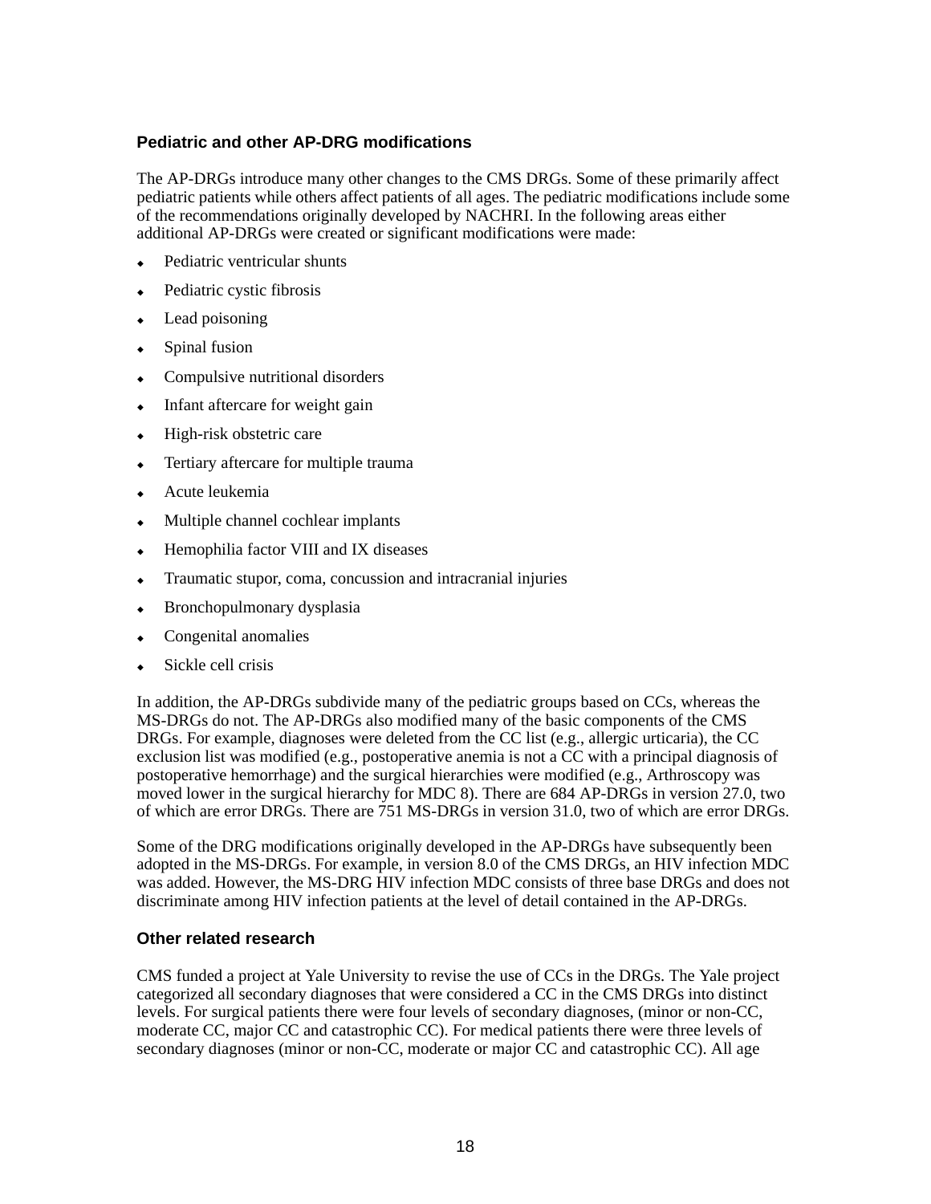### Pediatric and other AP-DRG modifications

The AP-DRGs introduce many other changes to the CMS DRGs. Some of these primarily affect pediatric patients while others affect patients of all ages. The pediatric modifications include some of the recommendations originally developed by NACHRI. In the following areas either additional AP-DRGs were created or significant modifications were made:

- Pediatric ventricular shunts
- Pediatric cystic fibrosis
- Lead poisoning
- Spinal fusion
- Compulsive nutritional disorders
- Infant aftercare for weight gain
- High-risk obstetric care
- Tertiary aftercare for multiple trauma
- Acute leukemia
- Multiple channel cochlear implants
- Hemophilia factor VIII and IX diseases
- Traumatic stupor, coma, concussion and intracranial injuries
- Bronchopulmonary dysplasia
- Congenital anomalies
- Sickle cell crisis

In addition, the AP-DRGs subdivide many of the pediatric groups based on CCs, whereas the MS-DRGs do not. The AP-DRGs also modified many of the basic components of the CMS DRGs. For example, diagnoses were deleted from the CC list (e.g., allergic urticaria), the CC exclusion list was modified (e.g., postoperative anemia is not a CC with a principal diagnosis of postoperative hemorrhage) and the surgical hierarchies were modified (e.g., Arthroscopy was moved lower in the surgical hierarchy for MDC 8). There are 684 AP-DRGs in version 27.0, two of which are error DRGs. There are 751 MS-DRGs in version 31.0, two of which are error DRGs.

Some of the DRG modifications originally developed in the AP-DRGs have subsequently been adopted in the MS-DRGs. For example, in version 8.0 of the CMS DRGs, an HIV infection MDC was added. However, the MS-DRG HIV infection MDC consists of three base DRGs and does not discriminate among HIV infection patients at the level of detail contained in the AP-DRGs.

### Other related research

CMS funded a project at Yale University to revise the use of CCs in the DRGs. The Yale project categorized all secondary diagnoses that were considered a CC in the CMS DRGs into distinct levels. For surgical patients there were four levels of secondary diagnoses, (minor or non-CC, moderate CC, major CC and catastrophic CC). For medical patients there were three levels of secondary diagnoses (minor or non-CC, moderate or major CC and catastrophic CC). All age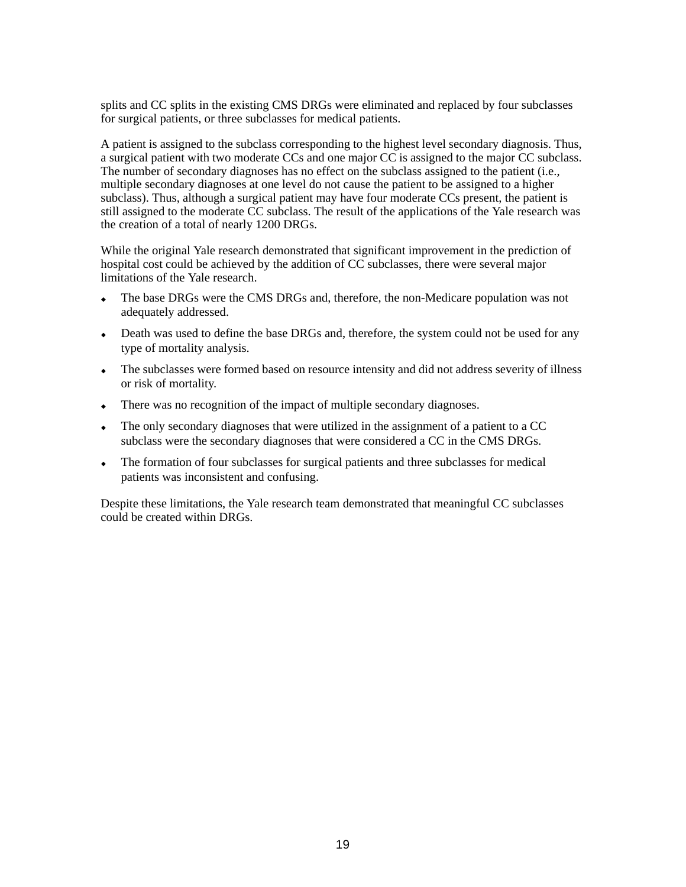splits and CC splits in the existing CMS DRGs were eliminated and replaced by four subclasses for surgical patients, or three subclasses for medical patients.

A patient is assigned to the subclass corresponding to the highest level secondary diagnosis. Thus, a surgical patient with two moderate CCs and one major CC is assigned to the major CC subclass. The number of secondary diagnoses has no effect on the subclass assigned to the patient (i.e., multiple secondary diagnoses at one level do not cause the patient to be assigned to a higher subclass). Thus, although a surgical patient may have four moderate CCs present, the patient is still assigned to the moderate CC subclass. The result of the applications of the Yale research was the creation of a total of nearly 1200 DRGs.

While the original Yale research demonstrated that significant improvement in the prediction of hospital cost could be achieved by the addition of CC subclasses, there were several major limitations of the Yale research.

- The base DRGs were the CMS DRGs and, therefore, the non-Medicare population was not adequately addressed.
- Death was used to define the base DRGs and, therefore, the system could not be used for any type of mortality analysis.
- The subclasses were formed based on resource intensity and did not address severity of illness or risk of mortality.
- There was no recognition of the impact of multiple secondary diagnoses.
- The only secondary diagnoses that were utilized in the assignment of a patient to a CC subclass were the secondary diagnoses that were considered a CC in the CMS DRGs.
- The formation of four subclasses for surgical patients and three subclasses for medical patients was inconsistent and confusing.

Despite these limitations, the Yale research team demonstrated that meaningful CC subclasses could be created within DRGs.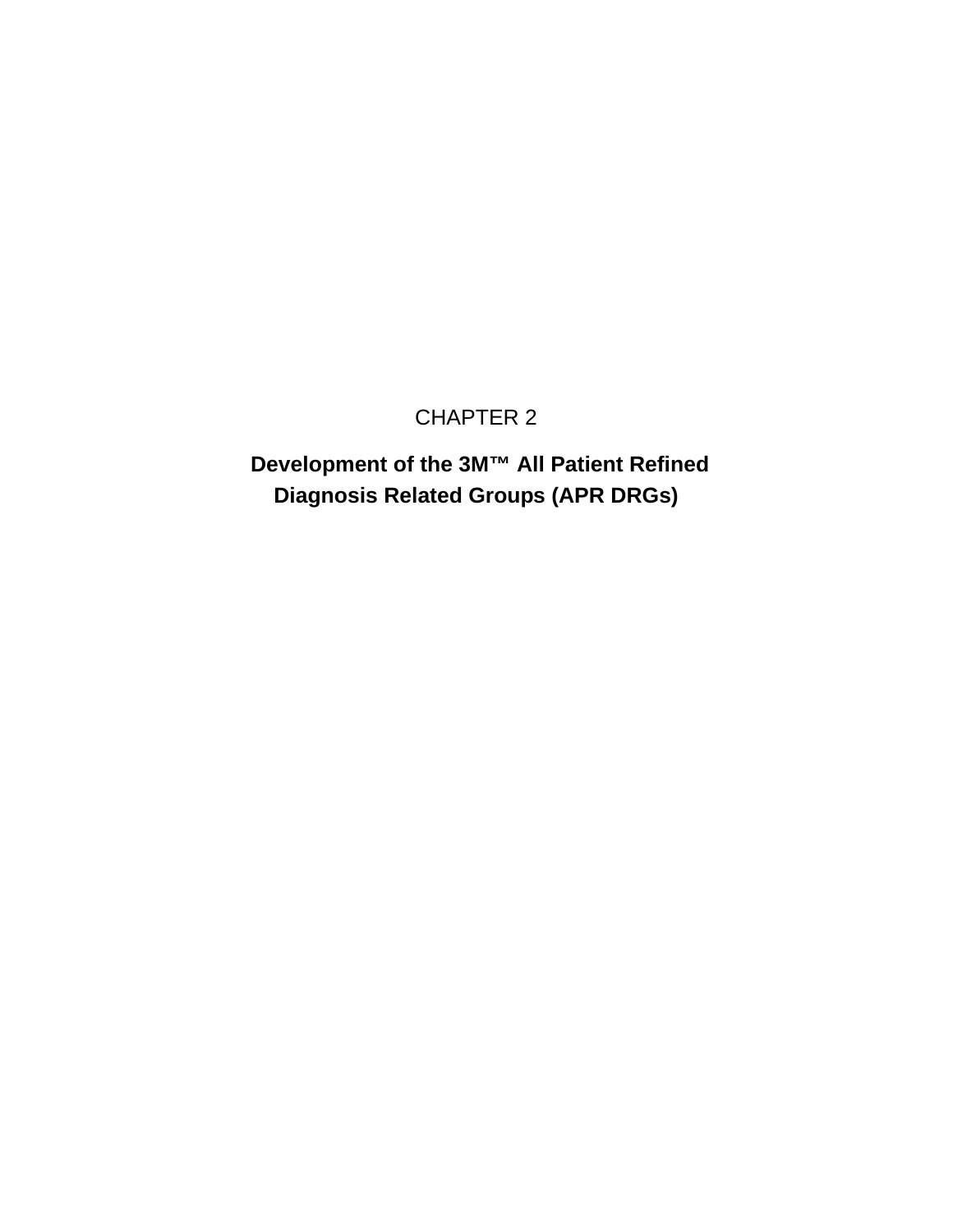CHAPTER 2

# Development of the 3M™ All Patient Refined Diagnosis Related Groups (APR DRGs)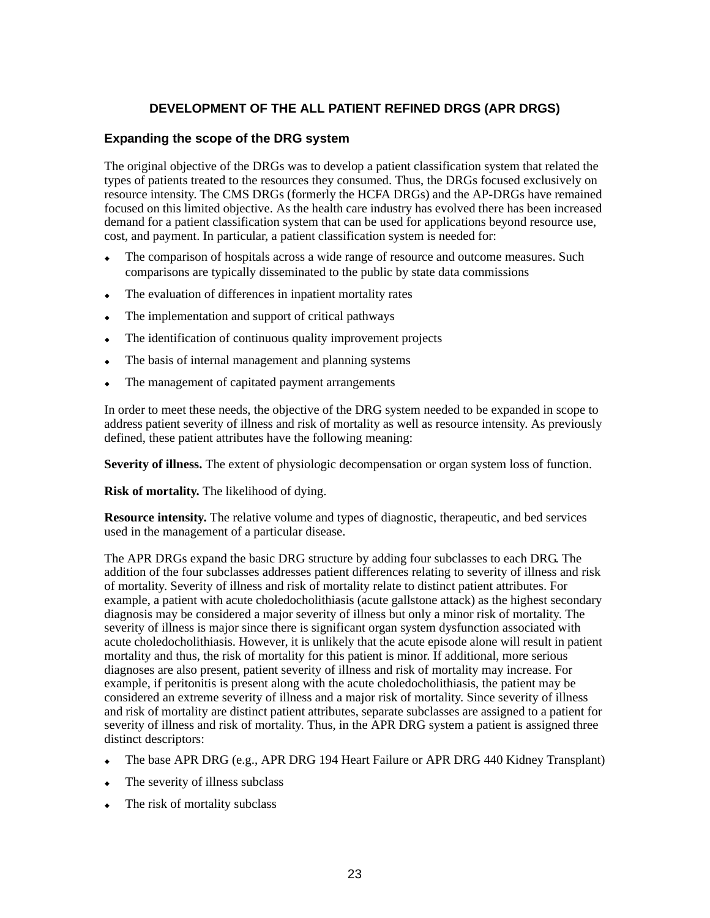# DEVELOPMENT OF THE ALL PATIENT REFINED DRGS (APR DRGS)

## Expanding the scope of the DRG system

The original objective of the DRGs was to develop a patient classification system that related the types of patients treated to the resources they consumed. Thus, the DRGs focused exclusively on resource intensity. The CMS DRGs (formerly the HCFA DRGs) and the AP-DRGs have remained focused on this limited objective. As the health care industry has evolved there has been increased demand for a patient classification system that can be used for applications beyond resource use, cost, and payment. In particular, a patient classification system is needed for:

- The comparison of hospitals across a wide range of resource and outcome measures. Such comparisons are typically disseminated to the public by state data commissions
- The evaluation of differences in inpatient mortality rates
- The implementation and support of critical pathways
- The identification of continuous quality improvement projects
- The basis of internal management and planning systems
- The management of capitated payment arrangements

In order to meet these needs, the objective of the DRG system needed to be expanded in scope to address patient severity of illness and risk of mortality as well as resource intensity. As previously defined, these patient attributes have the following meaning:

**Severity of illness.** The extent of physiologic decompensation or organ system loss of function.

**Risk of mortality.** The likelihood of dying.

**Resource intensity.** The relative volume and types of diagnostic, therapeutic, and bed services used in the management of a particular disease.

The APR DRGs expand the basic DRG structure by adding four subclasses to each DRG. The addition of the four subclasses addresses patient differences relating to severity of illness and risk of mortality. Severity of illness and risk of mortality relate to distinct patient attributes. For example, a patient with acute choledocholithiasis (acute gallstone attack) as the highest secondary diagnosis may be considered a major severity of illness but only a minor risk of mortality. The severity of illness is major since there is significant organ system dysfunction associated with acute choledocholithiasis. However, it is unlikely that the acute episode alone will result in patient mortality and thus, the risk of mortality for this patient is minor. If additional, more serious diagnoses are also present, patient severity of illness and risk of mortality may increase. For example, if peritonitis is present along with the acute choledocholithiasis, the patient may be considered an extreme severity of illness and a major risk of mortality. Since severity of illness and risk of mortality are distinct patient attributes, separate subclasses are assigned to a patient for severity of illness and risk of mortality. Thus, in the APR DRG system a patient is assigned three distinct descriptors:

- The base APR DRG (e.g., APR DRG 194 Heart Failure or APR DRG 440 Kidney Transplant)
- The severity of illness subclass
- The risk of mortality subclass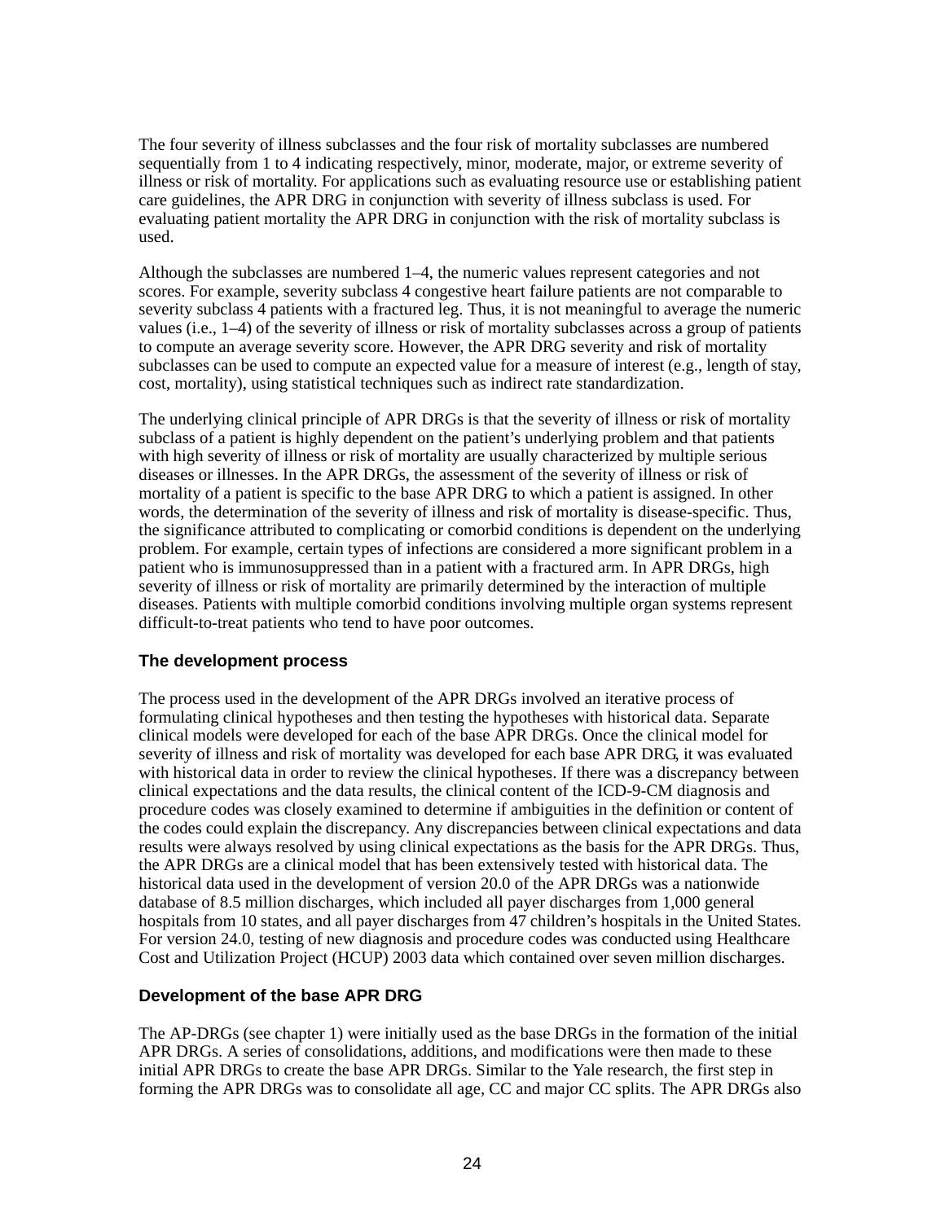The four severity of illness subclasses and the four risk of mortality subclasses are numbered sequentially from 1 to 4 indicating respectively, minor, moderate, major, or extreme severity of illness or risk of mortality. For applications such as evaluating resource use or establishing patient care guidelines, the APR DRG in conjunction with severity of illness subclass is used. For evaluating patient mortality the APR DRG in conjunction with the risk of mortality subclass is used.

Although the subclasses are numbered 1–4, the numeric values represent categories and not scores. For example, severity subclass 4 congestive heart failure patients are not comparable to severity subclass 4 patients with a fractured leg. Thus, it is not meaningful to average the numeric values (i.e., 1–4) of the severity of illness or risk of mortality subclasses across a group of patients to compute an average severity score. However, the APR DRG severity and risk of mortality subclasses can be used to compute an expected value for a measure of interest (e.g., length of stay, cost, mortality), using statistical techniques such as indirect rate standardization.

The underlying clinical principle of APR DRGs is that the severity of illness or risk of mortality subclass of a patient is highly dependent on the patient's underlying problem and that patients with high severity of illness or risk of mortality are usually characterized by multiple serious diseases or illnesses. In the APR DRGs, the assessment of the severity of illness or risk of mortality of a patient is specific to the base APR DRG to which a patient is assigned. In other words, the determination of the severity of illness and risk of mortality is disease-specific. Thus, the significance attributed to complicating or comorbid conditions is dependent on the underlying problem. For example, certain types of infections are considered a more significant problem in a patient who is immunosuppressed than in a patient with a fractured arm. In APR DRGs, high severity of illness or risk of mortality are primarily determined by the interaction of multiple diseases. Patients with multiple comorbid conditions involving multiple organ systems represent difficult-to-treat patients who tend to have poor outcomes.

### The development process

The process used in the development of the APR DRGs involved an iterative process of formulating clinical hypotheses and then testing the hypotheses with historical data. Separate clinical models were developed for each of the base APR DRGs. Once the clinical model for severity of illness and risk of mortality was developed for each base APR DRG, it was evaluated with historical data in order to review the clinical hypotheses. If there was a discrepancy between clinical expectations and the data results, the clinical content of the ICD-9-CM diagnosis and procedure codes was closely examined to determine if ambiguities in the definition or content of the codes could explain the discrepancy. Any discrepancies between clinical expectations and data results were always resolved by using clinical expectations as the basis for the APR DRGs. Thus, the APR DRGs are a clinical model that has been extensively tested with historical data. The historical data used in the development of version 20.0 of the APR DRGs was a nationwide database of 8.5 million discharges, which included all payer discharges from 1,000 general hospitals from 10 states, and all payer discharges from 47 children's hospitals in the United States. For version 24.0, testing of new diagnosis and procedure codes was conducted using Healthcare Cost and Utilization Project (HCUP) 2003 data which contained over seven million discharges.

### Development of the base APR DRG

The AP-DRGs (see chapter 1) were initially used as the base DRGs in the formation of the initial APR DRGs. A series of consolidations, additions, and modifications were then made to these initial APR DRGs to create the base APR DRGs. Similar to the Yale research, the first step in forming the APR DRGs was to consolidate all age, CC and major CC splits. The APR DRGs also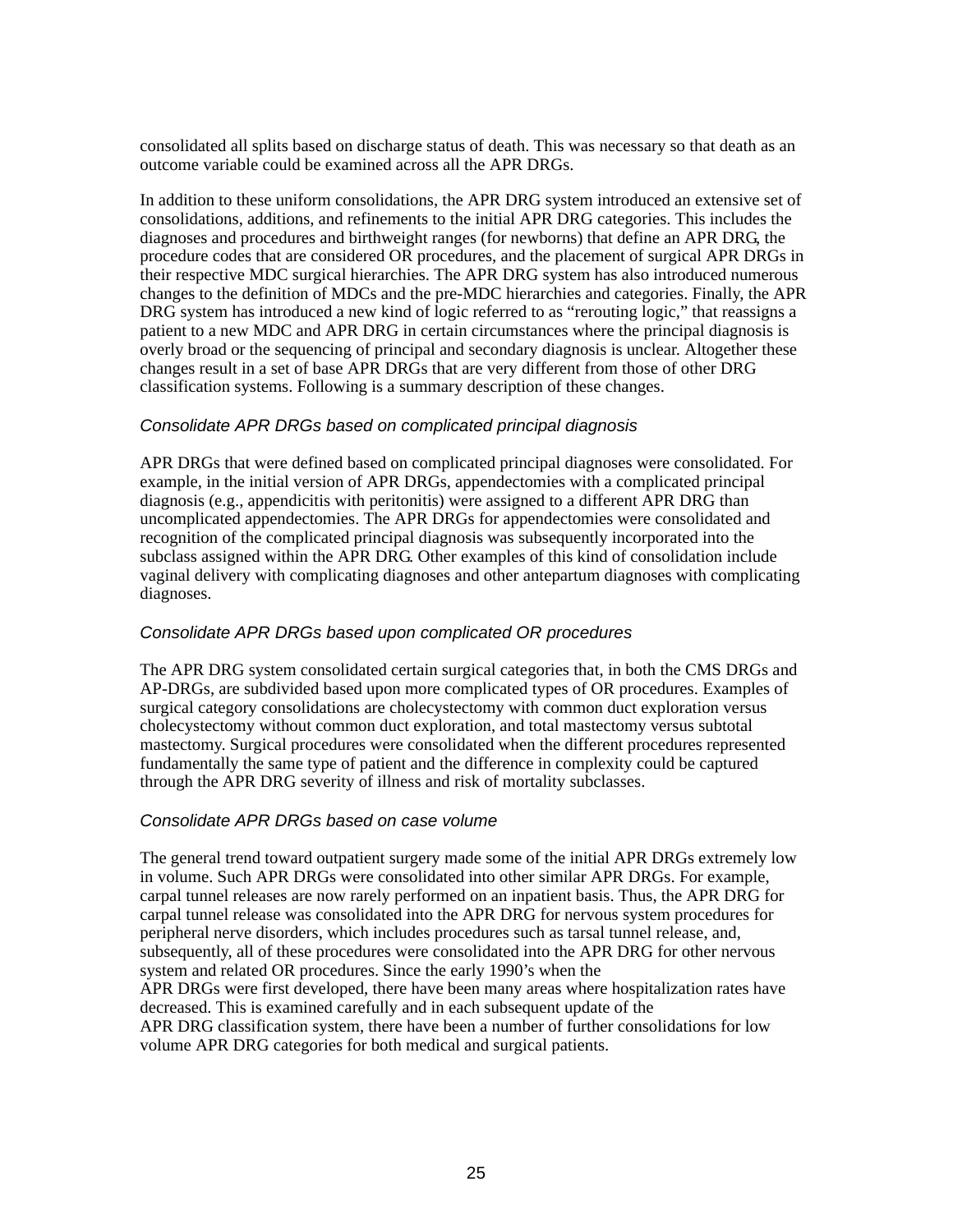consolidated all splits based on discharge status of death. This was necessary so that death as an outcome variable could be examined across all the APR DRGs.

In addition to these uniform consolidations, the APR DRG system introduced an extensive set of consolidations, additions, and refinements to the initial APR DRG categories. This includes the diagnoses and procedures and birthweight ranges (for newborns) that define an APR DRG, the procedure codes that are considered OR procedures, and the placement of surgical APR DRGs in their respective MDC surgical hierarchies. The APR DRG system has also introduced numerous changes to the definition of MDCs and the pre-MDC hierarchies and categories. Finally, the APR DRG system has introduced a new kind of logic referred to as "rerouting logic," that reassigns a patient to a new MDC and APR DRG in certain circumstances where the principal diagnosis is overly broad or the sequencing of principal and secondary diagnosis is unclear. Altogether these changes result in a set of base APR DRGs that are very different from those of other DRG classification systems. Following is a summary description of these changes.

*Consolidate APR DRGs based on complicated principal diagnosis*

APR DRGs that were defined based on complicated principal diagnoses were consolidated. For example, in the initial version of APR DRGs, appendectomies with a complicated principal diagnosis (e.g., appendicitis with peritonitis) were assigned to a different APR DRG than uncomplicated appendectomies. The APR DRGs for appendectomies were consolidated and recognition of the complicated principal diagnosis was subsequently incorporated into the subclass assigned within the APR DRG. Other examples of this kind of consolidation include vaginal delivery with complicating diagnoses and other antepartum diagnoses with complicating diagnoses.

*Consolidate APR DRGs based upon complicated OR procedures*

The APR DRG system consolidated certain surgical categories that, in both the CMS DRGs and AP-DRGs, are subdivided based upon more complicated types of OR procedures. Examples of surgical category consolidations are cholecystectomy with common duct exploration versus cholecystectomy without common duct exploration, and total mastectomy versus subtotal mastectomy. Surgical procedures were consolidated when the different procedures represented fundamentally the same type of patient and the difference in complexity could be captured through the APR DRG severity of illness and risk of mortality subclasses.

*Consolidate APR DRGs based on case volume*

The general trend toward outpatient surgery made some of the initial APR DRGs extremely low in volume. Such APR DRGs were consolidated into other similar APR DRGs. For example, carpal tunnel releases are now rarely performed on an inpatient basis. Thus, the APR DRG for carpal tunnel release was consolidated into the APR DRG for nervous system procedures for peripheral nerve disorders, which includes procedures such as tarsal tunnel release, and, subsequently, all of these procedures were consolidated into the APR DRG for other nervous system and related OR procedures. Since the early 1990's when the APR DRGs were first developed, there have been many areas where hospitalization rates have decreased. This is examined carefully and in each subsequent update of the APR DRG classification system, there have been a number of further consolidations for low volume APR DRG categories for both medical and surgical patients.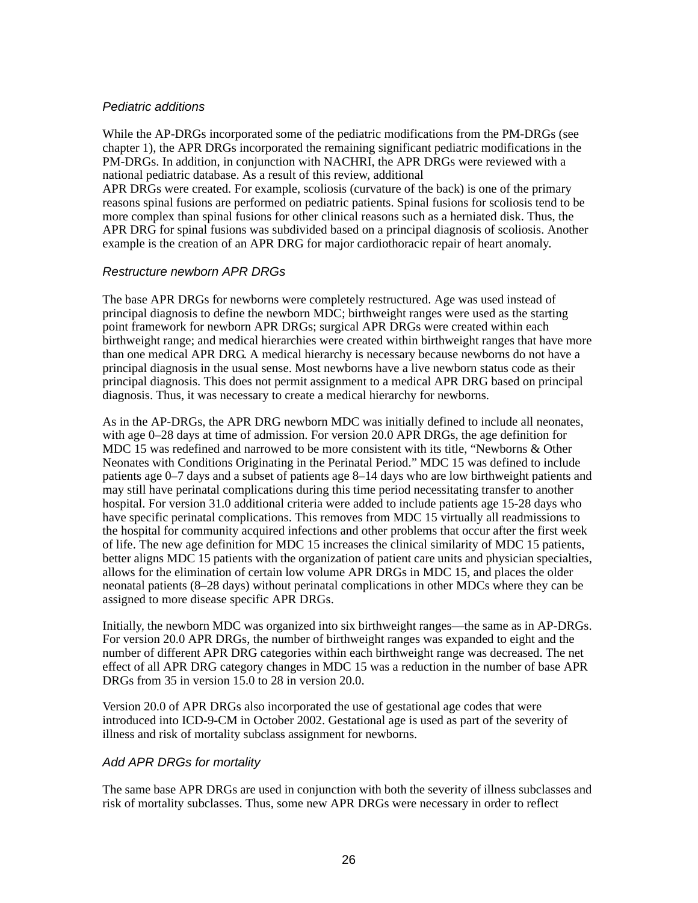*Pediatric additions*

While the AP-DRGs incorporated some of the pediatric modifications from the PM-DRGs (see chapter 1), the APR DRGs incorporated the remaining significant pediatric modifications in the PM-DRGs. In addition, in conjunction with NACHRI, the APR DRGs were reviewed with a national pediatric database. As a result of this review, additional APR DRGs were created. For example, scoliosis (curvature of the back) is one of the primary reasons spinal fusions are performed on pediatric patients. Spinal fusions for scoliosis tend to be more complex than spinal fusions for other clinical reasons such as a herniated disk. Thus, the APR DRG for spinal fusions was subdivided based on a principal diagnosis of scoliosis. Another example is the creation of an APR DRG for major cardiothoracic repair of heart anomaly.

*Restructure newborn APR DRGs*

The base APR DRGs for newborns were completely restructured. Age was used instead of principal diagnosis to define the newborn MDC; birthweight ranges were used as the starting point framework for newborn APR DRGs; surgical APR DRGs were created within each birthweight range; and medical hierarchies were created within birthweight ranges that have more than one medical APR DRG. A medical hierarchy is necessary because newborns do not have a principal diagnosis in the usual sense. Most newborns have a live newborn status code as their principal diagnosis. This does not permit assignment to a medical APR DRG based on principal diagnosis. Thus, it was necessary to create a medical hierarchy for newborns.

As in the AP-DRGs, the APR DRG newborn MDC was initially defined to include all neonates, with age 0–28 days at time of admission. For version 20.0 APR DRGs, the age definition for MDC 15 was redefined and narrowed to be more consistent with its title, “Newborns & Other Neonates with Conditions Originating in the Perinatal Period.” MDC 15 was defined to include patients age 0–7 days and a subset of patients age 8–14 days who are low birthweight patients and may still have perinatal complications during this time period necessitating transfer to another hospital. For version 31.0 additional criteria were added to include patients age 15-28 days who have specific perinatal complications. This removes from MDC 15 virtually all readmissions to the hospital for community acquired infections and other problems that occur after the first week of life. The new age definition for MDC 15 increases the clinical similarity of MDC 15 patients, better aligns MDC 15 patients with the organization of patient care units and physician specialties, allows for the elimination of certain low volume APR DRGs in MDC 15, and places the older neonatal patients (8–28 days) without perinatal complications in other MDCs where they can be assigned to more disease specific APR DRGs.

Initially, the newborn MDC was organized into six birthweight ranges—the same as in AP-DRGs. For version 20.0 APR DRGs, the number of birthweight ranges was expanded to eight and the number of different APR DRG categories within each birthweight range was decreased. The net effect of all APR DRG category changes in MDC 15 was a reduction in the number of base APR DRGs from 35 in version 15.0 to 28 in version 20.0.

Version 20.0 of APR DRGs also incorporated the use of gestational age codes that were introduced into ICD-9-CM in October 2002. Gestational age is used as part of the severity of illness and risk of mortality subclass assignment for newborns.

*Add APR DRGs for mortality*

The same base APR DRGs are used in conjunction with both the severity of illness subclasses and risk of mortality subclasses. Thus, some new APR DRGs were necessary in order to reflect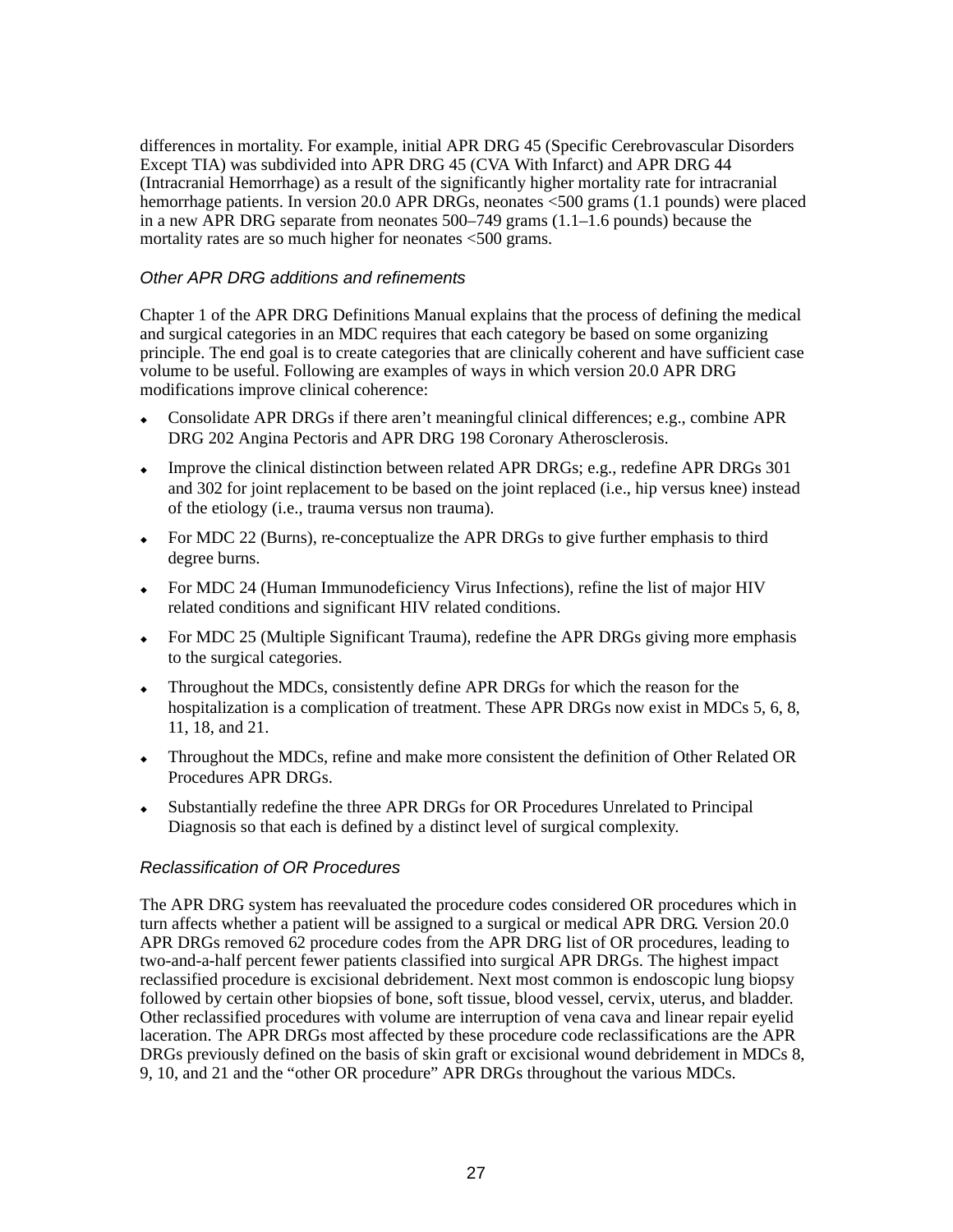differences in mortality. For example, initial APR DRG 45 (Specific Cerebrovascular Disorders Except TIA) was subdivided into APR DRG 45 (CVA With Infarct) and APR DRG 44 (Intracranial Hemorrhage) as a result of the significantly higher mortality rate for intracranial hemorrhage patients. In version 20.0 APR DRGs, neonates <500 grams (1.1 pounds) were placed in a new APR DRG separate from neonates 500–749 grams (1.1–1.6 pounds) because the mortality rates are so much higher for neonates <500 grams.

### *Other APR DRG additions and refinements*

Chapter 1 of the APR DRG Definitions Manual explains that the process of defining the medical and surgical categories in an MDC requires that each category be based on some organizing principle. The end goal is to create categories that are clinically coherent and have sufficient case volume to be useful. Following are examples of ways in which version 20.0 APR DRG modifications improve clinical coherence:

- Consolidate APR DRGs if there aren't meaningful clinical differences; e.g., combine APR DRG 202 Angina Pectoris and APR DRG 198 Coronary Atherosclerosis.
- Improve the clinical distinction between related APR DRGs; e.g., redefine APR DRGs 301 and 302 for joint replacement to be based on the joint replaced (i.e., hip versus knee) instead of the etiology (i.e., trauma versus non trauma).
- For MDC 22 (Burns), re-conceptualize the APR DRGs to give further emphasis to third degree burns.
- For MDC 24 (Human Immunodeficiency Virus Infections), refine the list of major HIV related conditions and significant HIV related conditions.
- For MDC 25 (Multiple Significant Trauma), redefine the APR DRGs giving more emphasis to the surgical categories.
- Throughout the MDCs, consistently define APR DRGs for which the reason for the hospitalization is a complication of treatment. These APR DRGs now exist in MDCs 5, 6, 8, 11, 18, and 21.
- Throughout the MDCs, refine and make more consistent the definition of Other Related OR Procedures APR DRGs.
- Substantially redefine the three APR DRGs for OR Procedures Unrelated to Principal Diagnosis so that each is defined by a distinct level of surgical complexity.

### *Reclassification of OR Procedures*

The APR DRG system has reevaluated the procedure codes considered OR procedures which in turn affects whether a patient will be assigned to a surgical or medical APR DRG. Version 20.0 APR DRGs removed 62 procedure codes from the APR DRG list of OR procedures, leading to two-and-a-half percent fewer patients classified into surgical APR DRGs. The highest impact reclassified procedure is excisional debridement. Next most common is endoscopic lung biopsy followed by certain other biopsies of bone, soft tissue, blood vessel, cervix, uterus, and bladder. Other reclassified procedures with volume are interruption of vena cava and linear repair eyelid laceration. The APR DRGs most affected by these procedure code reclassifications are the APR DRGs previously defined on the basis of skin graft or excisional wound debridement in MDCs 8, 9, 10, and 21 and the "other OR procedure" APR DRGs throughout the various MDCs.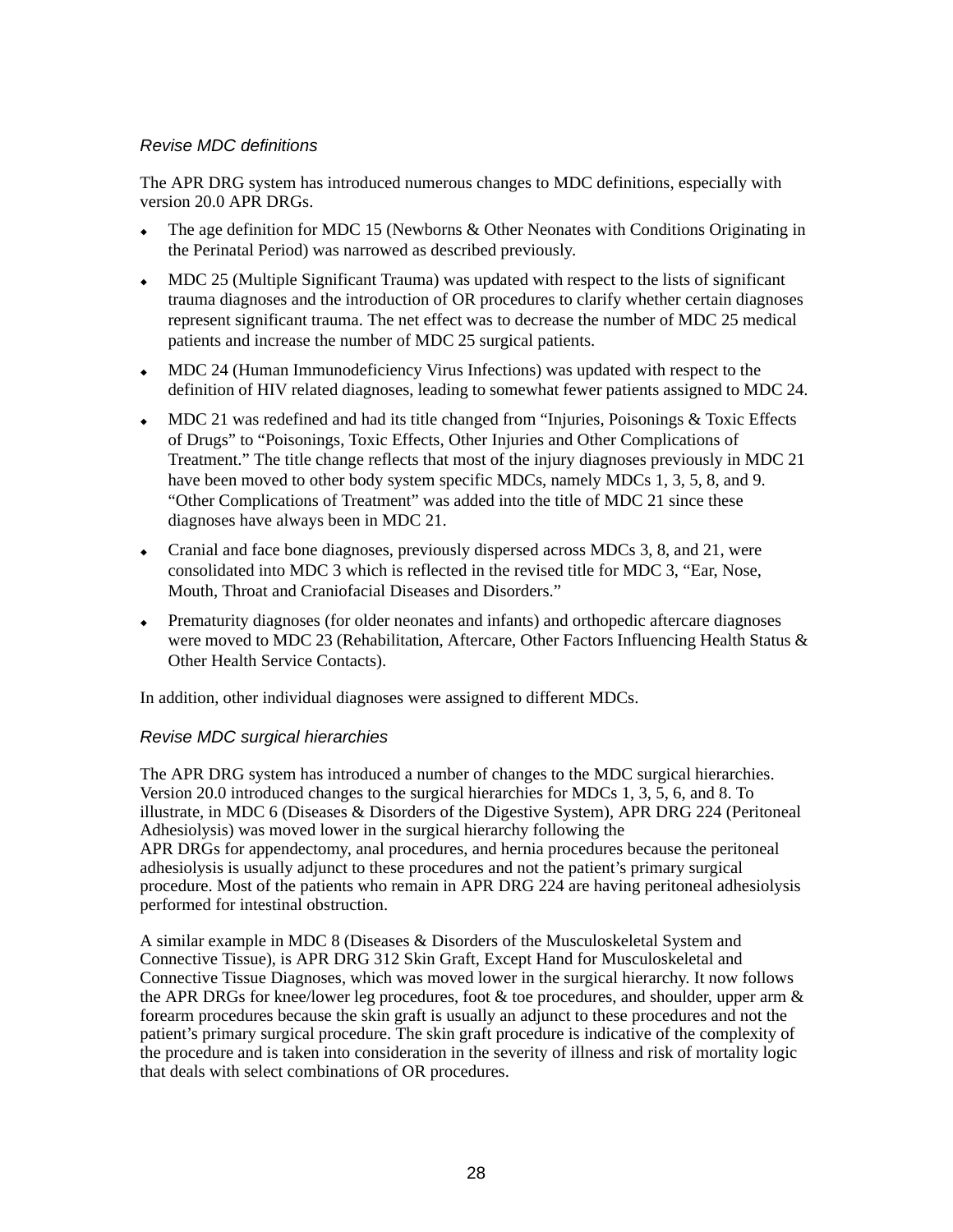### *Revise MDC definitions*

The APR DRG system has introduced numerous changes to MDC definitions, especially with version 20.0 APR DRGs.

- The age definition for MDC 15 (Newborns & Other Neonates with Conditions Originating in the Perinatal Period) was narrowed as described previously.
- MDC 25 (Multiple Significant Trauma) was updated with respect to the lists of significant trauma diagnoses and the introduction of OR procedures to clarify whether certain diagnoses represent significant trauma. The net effect was to decrease the number of MDC 25 medical patients and increase the number of MDC 25 surgical patients.
- MDC 24 (Human Immunodeficiency Virus Infections) was updated with respect to the definition of HIV related diagnoses, leading to somewhat fewer patients assigned to MDC 24.
- MDC 21 was redefined and had its title changed from "Injuries, Poisonings & Toxic Effects of Drugs" to "Poisonings, Toxic Effects, Other Injuries and Other Complications of Treatment." The title change reflects that most of the injury diagnoses previously in MDC 21 have been moved to other body system specific MDCs, namely MDCs 1, 3, 5, 8, and 9. "Other Complications of Treatment" was added into the title of MDC 21 since these diagnoses have always been in MDC 21.
- Cranial and face bone diagnoses, previously dispersed across MDCs 3, 8, and 21, were consolidated into MDC 3 which is reflected in the revised title for MDC 3, "Ear, Nose, Mouth, Throat and Craniofacial Diseases and Disorders."
- Prematurity diagnoses (for older neonates and infants) and orthopedic aftercare diagnoses were moved to MDC 23 (Rehabilitation, Aftercare, Other Factors Influencing Health Status & Other Health Service Contacts).

In addition, other individual diagnoses were assigned to different MDCs.

### *Revise MDC surgical hierarchies*

The APR DRG system has introduced a number of changes to the MDC surgical hierarchies. Version 20.0 introduced changes to the surgical hierarchies for MDCs 1, 3, 5, 6, and 8. To illustrate, in MDC 6 (Diseases & Disorders of the Digestive System), APR DRG 224 (Peritoneal Adhesiolysis) was moved lower in the surgical hierarchy following the APR DRGs for appendectomy, anal procedures, and hernia procedures because the peritoneal adhesiolysis is usually adjunct to these procedures and not the patient's primary surgical procedure. Most of the patients who remain in APR DRG 224 are having peritoneal adhesiolysis performed for intestinal obstruction.

A similar example in MDC 8 (Diseases & Disorders of the Musculoskeletal System and Connective Tissue), is APR DRG 312 Skin Graft, Except Hand for Musculoskeletal and Connective Tissue Diagnoses, which was moved lower in the surgical hierarchy. It now follows the APR DRGs for knee/lower leg procedures, foot & toe procedures, and shoulder, upper arm & forearm procedures because the skin graft is usually an adjunct to these procedures and not the patient's primary surgical procedure. The skin graft procedure is indicative of the complexity of the procedure and is taken into consideration in the severity of illness and risk of mortality logic that deals with select combinations of OR procedures.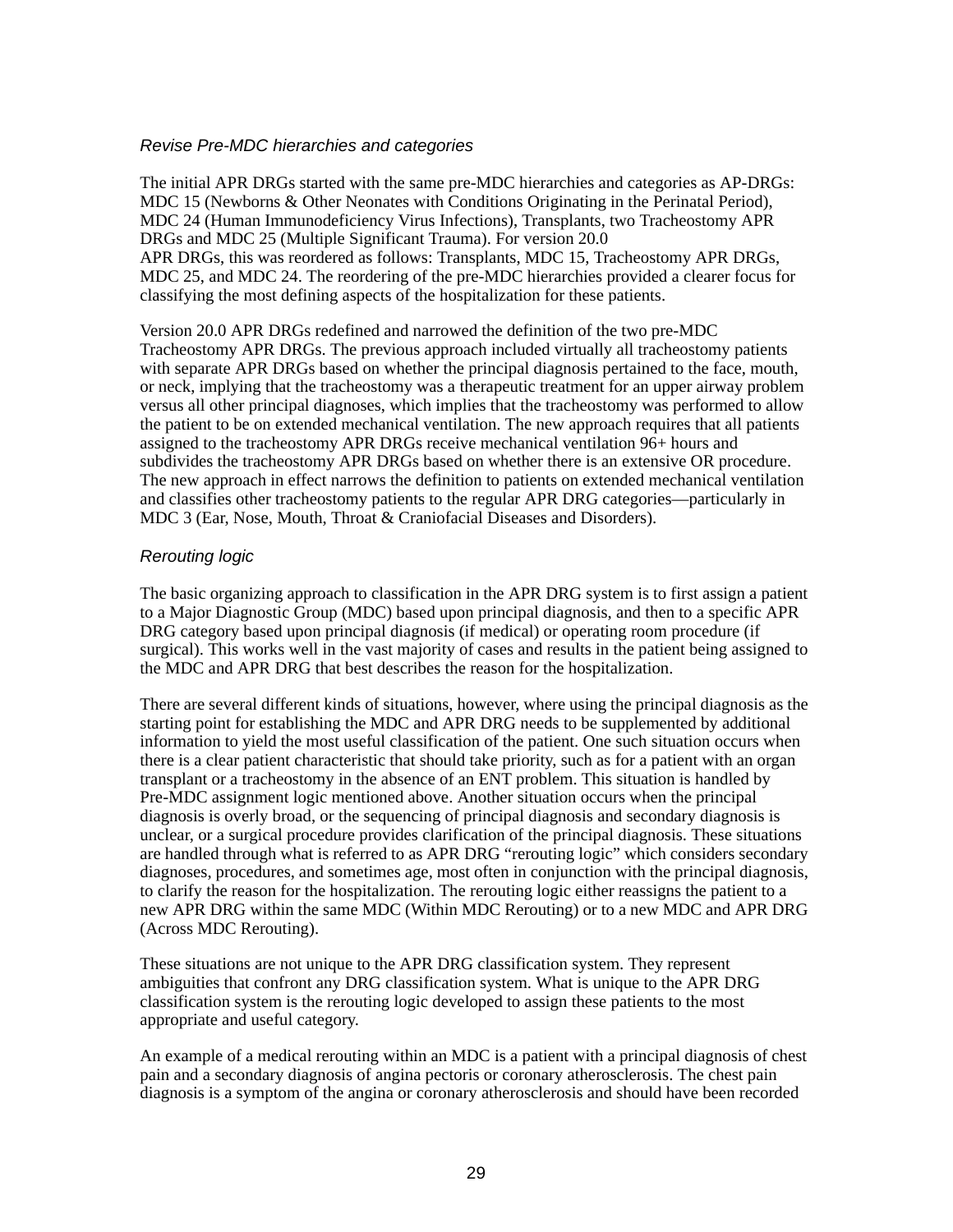*Revise Pre-MDC hierarchies and categories*

The initial APR DRGs started with the same pre-MDC hierarchies and categories as AP-DRGs: MDC 15 (Newborns & Other Neonates with Conditions Originating in the Perinatal Period), MDC 24 (Human Immunodeficiency Virus Infections), Transplants, two Tracheostomy APR DRGs and MDC 25 (Multiple Significant Trauma). For version 20.0 APR DRGs, this was reordered as follows: Transplants, MDC 15, Tracheostomy APR DRGs, MDC 25, and MDC 24. The reordering of the pre-MDC hierarchies provided a clearer focus for classifying the most defining aspects of the hospitalization for these patients.

Version 20.0 APR DRGs redefined and narrowed the definition of the two pre-MDC Tracheostomy APR DRGs. The previous approach included virtually all tracheostomy patients with separate APR DRGs based on whether the principal diagnosis pertained to the face, mouth, or neck, implying that the tracheostomy was a therapeutic treatment for an upper airway problem versus all other principal diagnoses, which implies that the tracheostomy was performed to allow the patient to be on extended mechanical ventilation. The new approach requires that all patients assigned to the tracheostomy APR DRGs receive mechanical ventilation 96+ hours and subdivides the tracheostomy APR DRGs based on whether there is an extensive OR procedure. The new approach in effect narrows the definition to patients on extended mechanical ventilation and classifies other tracheostomy patients to the regular APR DRG categories—particularly in MDC 3 (Ear, Nose, Mouth, Throat & Craniofacial Diseases and Disorders).

*Rerouting logic*

The basic organizing approach to classification in the APR DRG system is to first assign a patient to a Major Diagnostic Group (MDC) based upon principal diagnosis, and then to a specific APR DRG category based upon principal diagnosis (if medical) or operating room procedure (if surgical). This works well in the vast majority of cases and results in the patient being assigned to the MDC and APR DRG that best describes the reason for the hospitalization.

There are several different kinds of situations, however, where using the principal diagnosis as the starting point for establishing the MDC and APR DRG needs to be supplemented by additional information to yield the most useful classification of the patient. One such situation occurs when there is a clear patient characteristic that should take priority, such as for a patient with an organ transplant or a tracheostomy in the absence of an ENT problem. This situation is handled by Pre-MDC assignment logic mentioned above. Another situation occurs when the principal diagnosis is overly broad, or the sequencing of principal diagnosis and secondary diagnosis is unclear, or a surgical procedure provides clarification of the principal diagnosis. These situations are handled through what is referred to as APR DRG “rerouting logic” which considers secondary diagnoses, procedures, and sometimes age, most often in conjunction with the principal diagnosis, to clarify the reason for the hospitalization. The rerouting logic either reassigns the patient to a new APR DRG within the same MDC (Within MDC Rerouting) or to a new MDC and APR DRG (Across MDC Rerouting).

These situations are not unique to the APR DRG classification system. They represent ambiguities that confront any DRG classification system. What is unique to the APR DRG classification system is the rerouting logic developed to assign these patients to the most appropriate and useful category.

An example of a medical rerouting within an MDC is a patient with a principal diagnosis of chest pain and a secondary diagnosis of angina pectoris or coronary atherosclerosis. The chest pain diagnosis is a symptom of the angina or coronary atherosclerosis and should have been recorded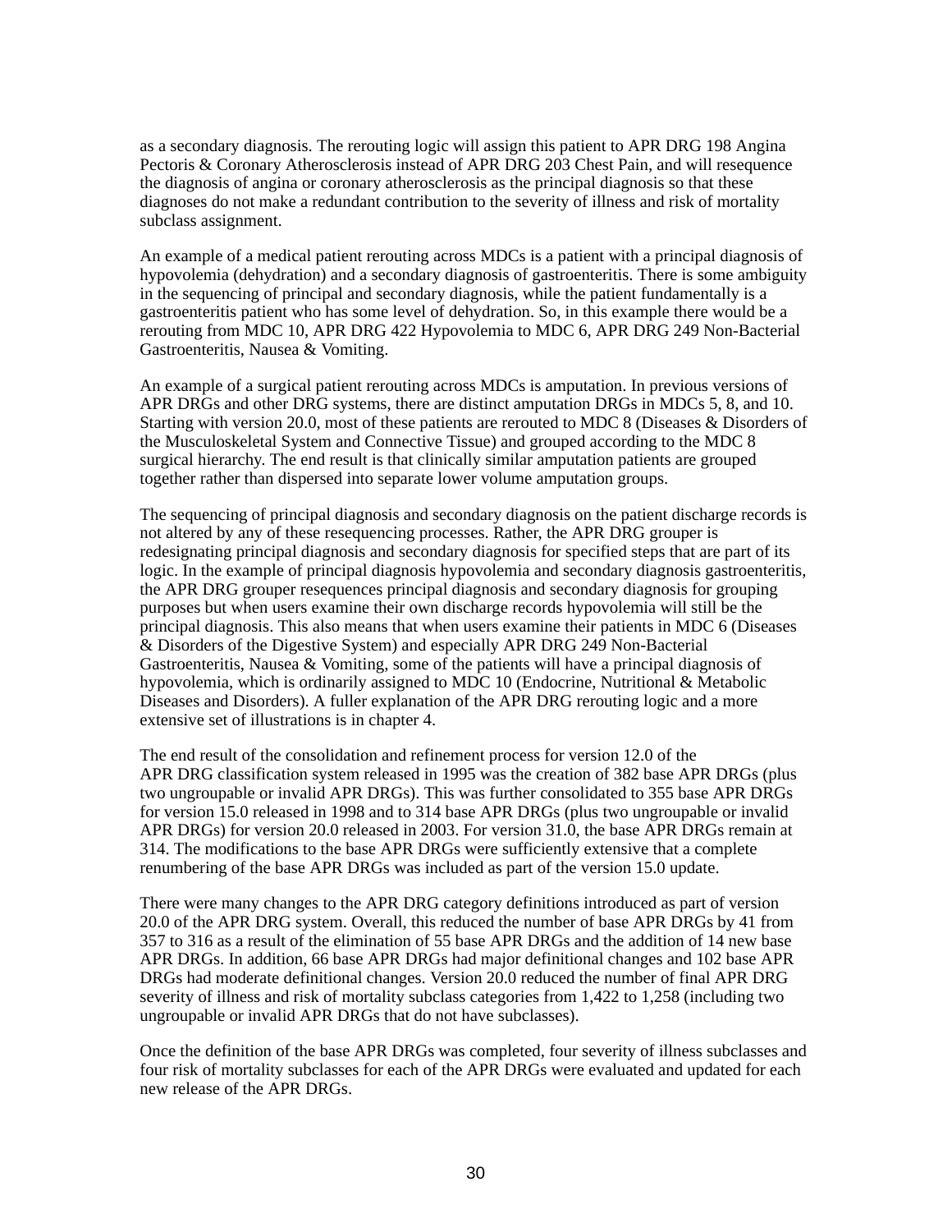as a secondary diagnosis. The rerouting logic will assign this patient to APR DRG 198 Angina Pectoris & Coronary Atherosclerosis instead of APR DRG 203 Chest Pain, and will resequence the diagnosis of angina or coronary atherosclerosis as the principal diagnosis so that these diagnoses do not make a redundant contribution to the severity of illness and risk of mortality subclass assignment.

An example of a medical patient rerouting across MDCs is a patient with a principal diagnosis of hypovolemia (dehydration) and a secondary diagnosis of gastroenteritis. There is some ambiguity in the sequencing of principal and secondary diagnosis, while the patient fundamentally is a gastroenteritis patient who has some level of dehydration. So, in this example there would be a rerouting from MDC 10, APR DRG 422 Hypovolemia to MDC 6, APR DRG 249 Non-Bacterial Gastroenteritis, Nausea & Vomiting.

An example of a surgical patient rerouting across MDCs is amputation. In previous versions of APR DRGs and other DRG systems, there are distinct amputation DRGs in MDCs 5, 8, and 10. Starting with version 20.0, most of these patients are rerouted to MDC 8 (Diseases & Disorders of the Musculoskeletal System and Connective Tissue) and grouped according to the MDC 8 surgical hierarchy. The end result is that clinically similar amputation patients are grouped together rather than dispersed into separate lower volume amputation groups.

The sequencing of principal diagnosis and secondary diagnosis on the patient discharge records is not altered by any of these resequencing processes. Rather, the APR DRG grouper is redesignating principal diagnosis and secondary diagnosis for specified steps that are part of its logic. In the example of principal diagnosis hypovolemia and secondary diagnosis gastroenteritis, the APR DRG grouper resequences principal diagnosis and secondary diagnosis for grouping purposes but when users examine their own discharge records hypovolemia will still be the principal diagnosis. This also means that when users examine their patients in MDC 6 (Diseases & Disorders of the Digestive System) and especially APR DRG 249 Non-Bacterial Gastroenteritis, Nausea & Vomiting, some of the patients will have a principal diagnosis of hypovolemia, which is ordinarily assigned to MDC 10 (Endocrine, Nutritional & Metabolic Diseases and Disorders). A fuller explanation of the APR DRG rerouting logic and a more extensive set of illustrations is in chapter 4.

The end result of the consolidation and refinement process for version 12.0 of the APR DRG classification system released in 1995 was the creation of 382 base APR DRGs (plus two ungroupable or invalid APR DRGs). This was further consolidated to 355 base APR DRGs for version 15.0 released in 1998 and to 314 base APR DRGs (plus two ungroupable or invalid APR DRGs) for version 20.0 released in 2003. For version 31.0, the base APR DRGs remain at 314. The modifications to the base APR DRGs were sufficiently extensive that a complete renumbering of the base APR DRGs was included as part of the version 15.0 update.

There were many changes to the APR DRG category definitions introduced as part of version 20.0 of the APR DRG system. Overall, this reduced the number of base APR DRGs by 41 from 357 to 316 as a result of the elimination of 55 base APR DRGs and the addition of 14 new base APR DRGs. In addition, 66 base APR DRGs had major definitional changes and 102 base APR DRGs had moderate definitional changes. Version 20.0 reduced the number of final APR DRG severity of illness and risk of mortality subclass categories from 1,422 to 1,258 (including two ungroupable or invalid APR DRGs that do not have subclasses).

Once the definition of the base APR DRGs was completed, four severity of illness subclasses and four risk of mortality subclasses for each of the APR DRGs were evaluated and updated for each new release of the APR DRGs.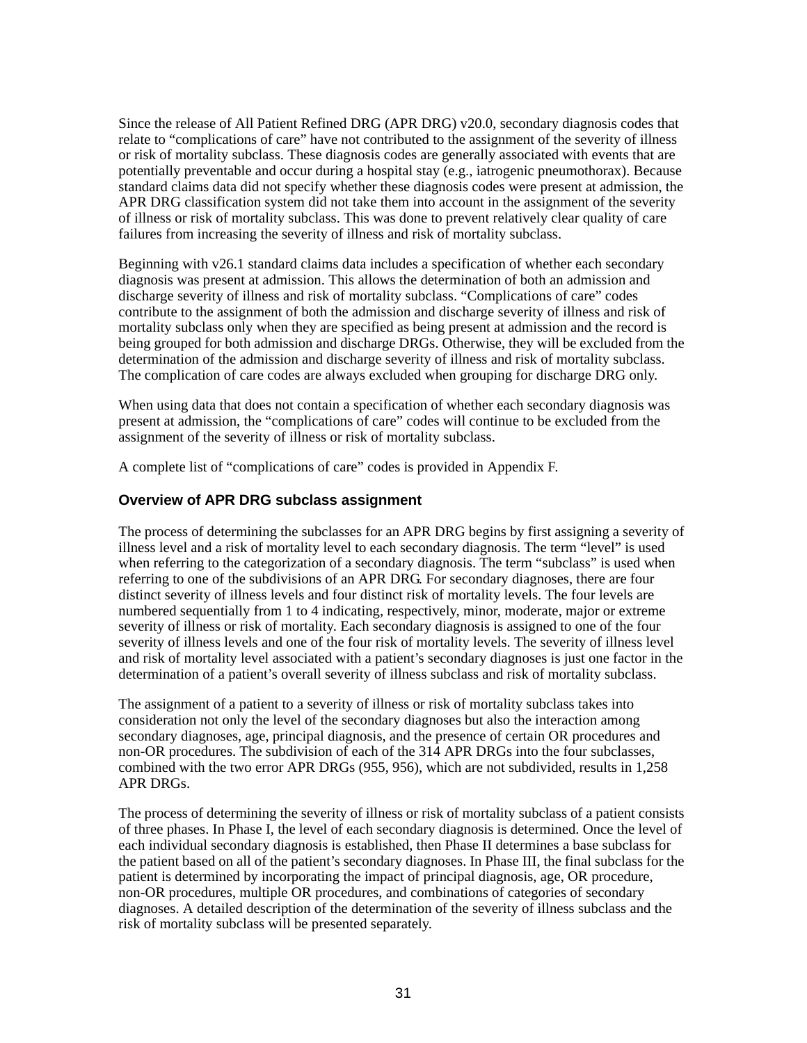Since the release of All Patient Refined DRG (APR DRG) v20.0, secondary diagnosis codes that relate to "complications of care" have not contributed to the assignment of the severity of illness or risk of mortality subclass. These diagnosis codes are generally associated with events that are potentially preventable and occur during a hospital stay (e.g., iatrogenic pneumothorax). Because standard claims data did not specify whether these diagnosis codes were present at admission, the APR DRG classification system did not take them into account in the assignment of the severity of illness or risk of mortality subclass. This was done to prevent relatively clear quality of care failures from increasing the severity of illness and risk of mortality subclass.

Beginning with v26.1 standard claims data includes a specification of whether each secondary diagnosis was present at admission. This allows the determination of both an admission and discharge severity of illness and risk of mortality subclass. "Complications of care" codes contribute to the assignment of both the admission and discharge severity of illness and risk of mortality subclass only when they are specified as being present at admission and the record is being grouped for both admission and discharge DRGs. Otherwise, they will be excluded from the determination of the admission and discharge severity of illness and risk of mortality subclass. The complication of care codes are always excluded when grouping for discharge DRG only.

When using data that does not contain a specification of whether each secondary diagnosis was present at admission, the "complications of care" codes will continue to be excluded from the assignment of the severity of illness or risk of mortality subclass.

A complete list of "complications of care" codes is provided in Appendix F.

### Overview of APR DRG subclass assignment

The process of determining the subclasses for an APR DRG begins by first assigning a severity of illness level and a risk of mortality level to each secondary diagnosis. The term "level" is used when referring to the categorization of a secondary diagnosis. The term "subclass" is used when referring to one of the subdivisions of an APR DRG. For secondary diagnoses, there are four distinct severity of illness levels and four distinct risk of mortality levels. The four levels are numbered sequentially from 1 to 4 indicating, respectively, minor, moderate, major or extreme severity of illness or risk of mortality. Each secondary diagnosis is assigned to one of the four severity of illness levels and one of the four risk of mortality levels. The severity of illness level and risk of mortality level associated with a patient's secondary diagnoses is just one factor in the determination of a patient's overall severity of illness subclass and risk of mortality subclass.

The assignment of a patient to a severity of illness or risk of mortality subclass takes into consideration not only the level of the secondary diagnoses but also the interaction among secondary diagnoses, age, principal diagnosis, and the presence of certain OR procedures and non-OR procedures. The subdivision of each of the 314 APR DRGs into the four subclasses, combined with the two error APR DRGs (955, 956), which are not subdivided, results in 1,258 APR DRGs.

The process of determining the severity of illness or risk of mortality subclass of a patient consists of three phases. In Phase I, the level of each secondary diagnosis is determined. Once the level of each individual secondary diagnosis is established, then Phase II determines a base subclass for the patient based on all of the patient's secondary diagnoses. In Phase III, the final subclass for the patient is determined by incorporating the impact of principal diagnosis, age, OR procedure, non-OR procedures, multiple OR procedures, and combinations of categories of secondary diagnoses. A detailed description of the determination of the severity of illness subclass and the risk of mortality subclass will be presented separately.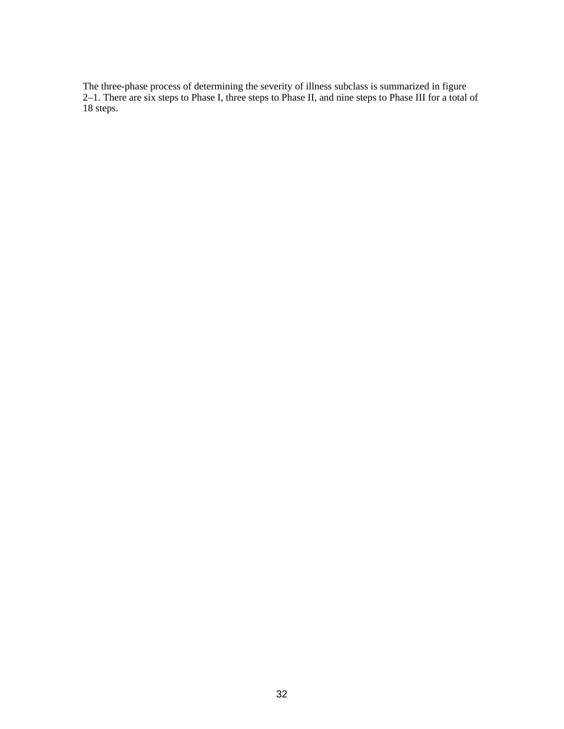The three-phase process of determining the severity of illness subclass is summarized in figure 2–1. There are six steps to Phase I, three steps to Phase II, and nine steps to Phase III for a total of 18 steps.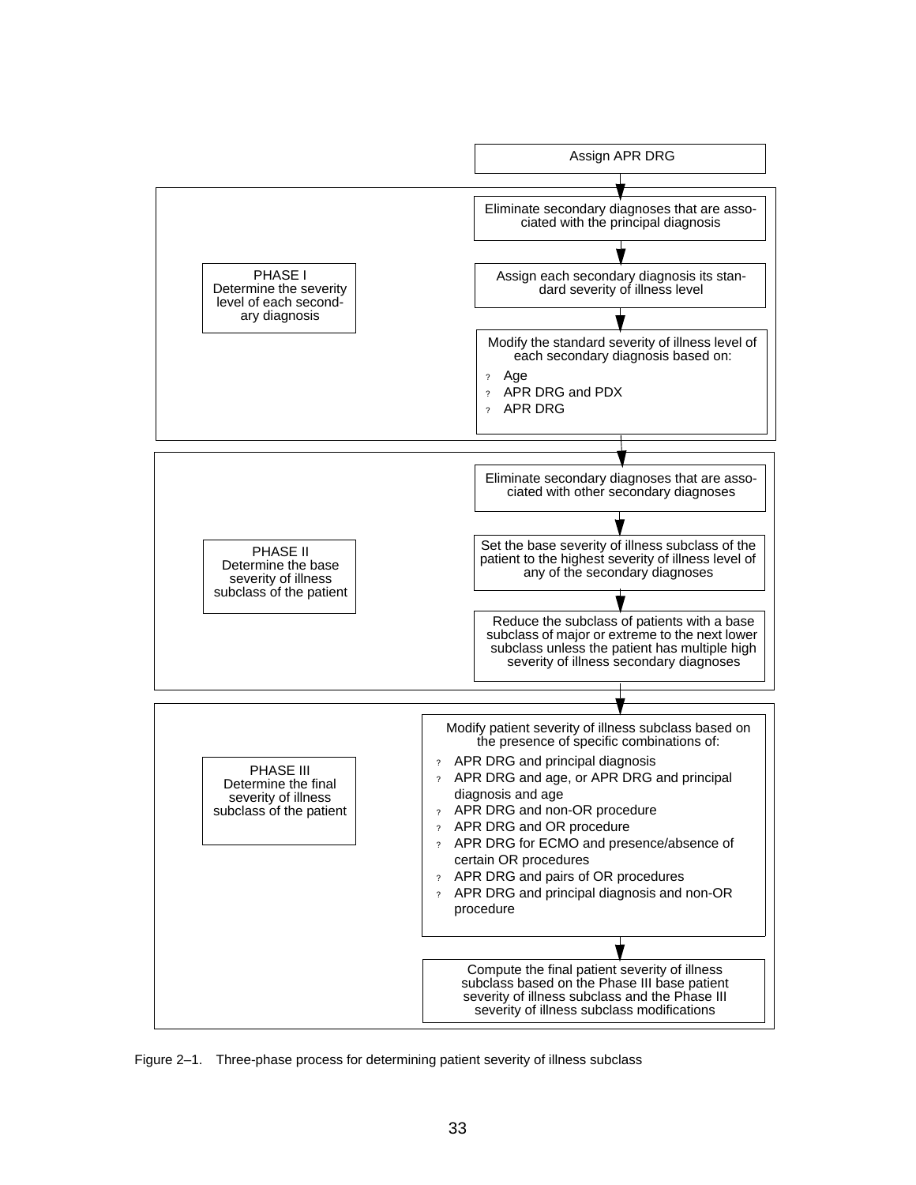Assign APR DRG

**PHASE I**
Determine the severity level of each secondary diagnosis

- Eliminate secondary diagnoses that are associated with the principal diagnosis
- Assign each secondary diagnosis its standard severity of illness level
- Modify the standard severity of illness level of each secondary diagnosis based on:
  - Age
  - APR DRG and PDX
  - APR DRG

**PHASE II**
Determine the base severity of illness subclass of the patient

- Eliminate secondary diagnoses that are associated with other secondary diagnoses
- Set the base severity of illness subclass of the patient to the highest severity of illness level of any of the secondary diagnoses
- Reduce the subclass of patients with a base subclass of major or extreme to the next lower subclass unless the patient has multiple high severity of illness secondary diagnoses

**PHASE III**
Determine the final severity of illness subclass of the patient

- Modify patient severity of illness subclass based on the presence of specific combinations of:
  - APR DRG and principal diagnosis
  - APR DRG and age, or APR DRG and principal diagnosis and age
  - APR DRG and non-OR procedure
  - APR DRG and OR procedure
  - APR DRG for ECMO and presence/absence of certain OR procedures
  - APR DRG and pairs of OR procedures
  - APR DRG and principal diagnosis and non-OR procedure
- Compute the final patient severity of illness subclass based on the Phase III base patient severity of illness subclass and the Phase III severity of illness subclass modifications

Figure 2–1. Three-phase process for determining patient severity of illness subclass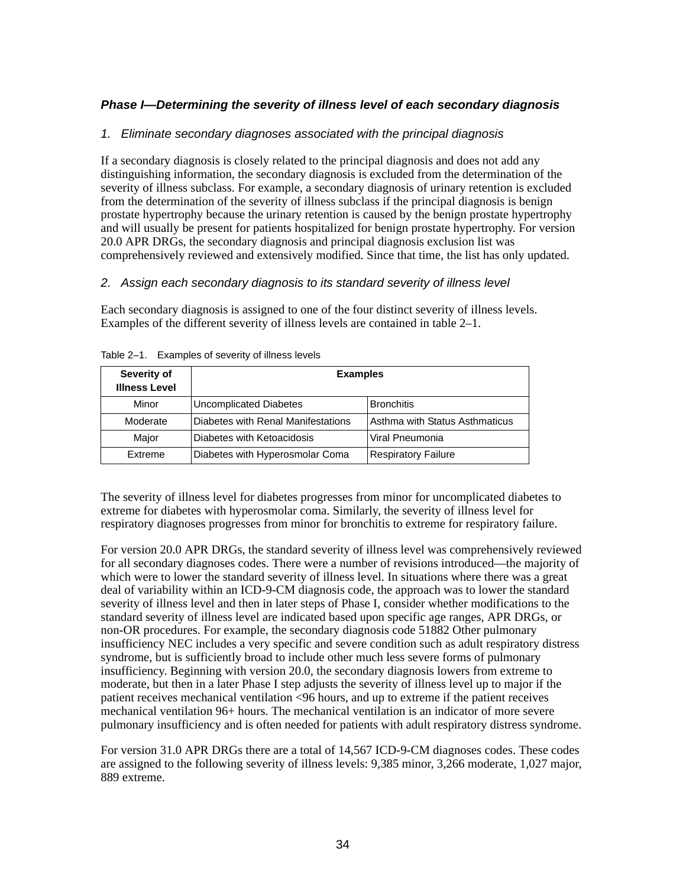### *Phase I—Determining the severity of illness level of each secondary diagnosis*

*1. Eliminate secondary diagnoses associated with the principal diagnosis*

If a secondary diagnosis is closely related to the principal diagnosis and does not add any distinguishing information, the secondary diagnosis is excluded from the determination of the severity of illness subclass. For example, a secondary diagnosis of urinary retention is excluded from the determination of the severity of illness subclass if the principal diagnosis is benign prostate hypertrophy because the urinary retention is caused by the benign prostate hypertrophy and will usually be present for patients hospitalized for benign prostate hypertrophy. For version 20.0 APR DRGs, the secondary diagnosis and principal diagnosis exclusion list was comprehensively reviewed and extensively modified. Since that time, the list has only updated.

*2. Assign each secondary diagnosis to its standard severity of illness level*

Each secondary diagnosis is assigned to one of the four distinct severity of illness levels. Examples of the different severity of illness levels are contained in table 2–1.

Table 2–1. Examples of severity of illness levels

| Severity of Illness Level | Examples | |
|---|---|---|
| Minor | Uncomplicated Diabetes | Bronchitis |
| Moderate | Diabetes with Renal Manifestations | Asthma with Status Asthmaticus |
| Major | Diabetes with Ketoacidosis | Viral Pneumonia |
| Extreme | Diabetes with Hyperosmolar Coma | Respiratory Failure |

The severity of illness level for diabetes progresses from minor for uncomplicated diabetes to extreme for diabetes with hyperosmolar coma. Similarly, the severity of illness level for respiratory diagnoses progresses from minor for bronchitis to extreme for respiratory failure.

For version 20.0 APR DRGs, the standard severity of illness level was comprehensively reviewed for all secondary diagnoses codes. There were a number of revisions introduced—the majority of which were to lower the standard severity of illness level. In situations where there was a great deal of variability within an ICD-9-CM diagnosis code, the approach was to lower the standard severity of illness level and then in later steps of Phase I, consider whether modifications to the standard severity of illness level are indicated based upon specific age ranges, APR DRGs, or non-OR procedures. For example, the secondary diagnosis code 51882 Other pulmonary insufficiency NEC includes a very specific and severe condition such as adult respiratory distress syndrome, but is sufficiently broad to include other much less severe forms of pulmonary insufficiency. Beginning with version 20.0, the secondary diagnosis lowers from extreme to moderate, but then in a later Phase I step adjusts the severity of illness level up to major if the patient receives mechanical ventilation <96 hours, and up to extreme if the patient receives mechanical ventilation 96+ hours. The mechanical ventilation is an indicator of more severe pulmonary insufficiency and is often needed for patients with adult respiratory distress syndrome.

For version 31.0 APR DRGs there are a total of 14,567 ICD-9-CM diagnoses codes. These codes are assigned to the following severity of illness levels: 9,385 minor, 3,266 moderate, 1,027 major, 889 extreme.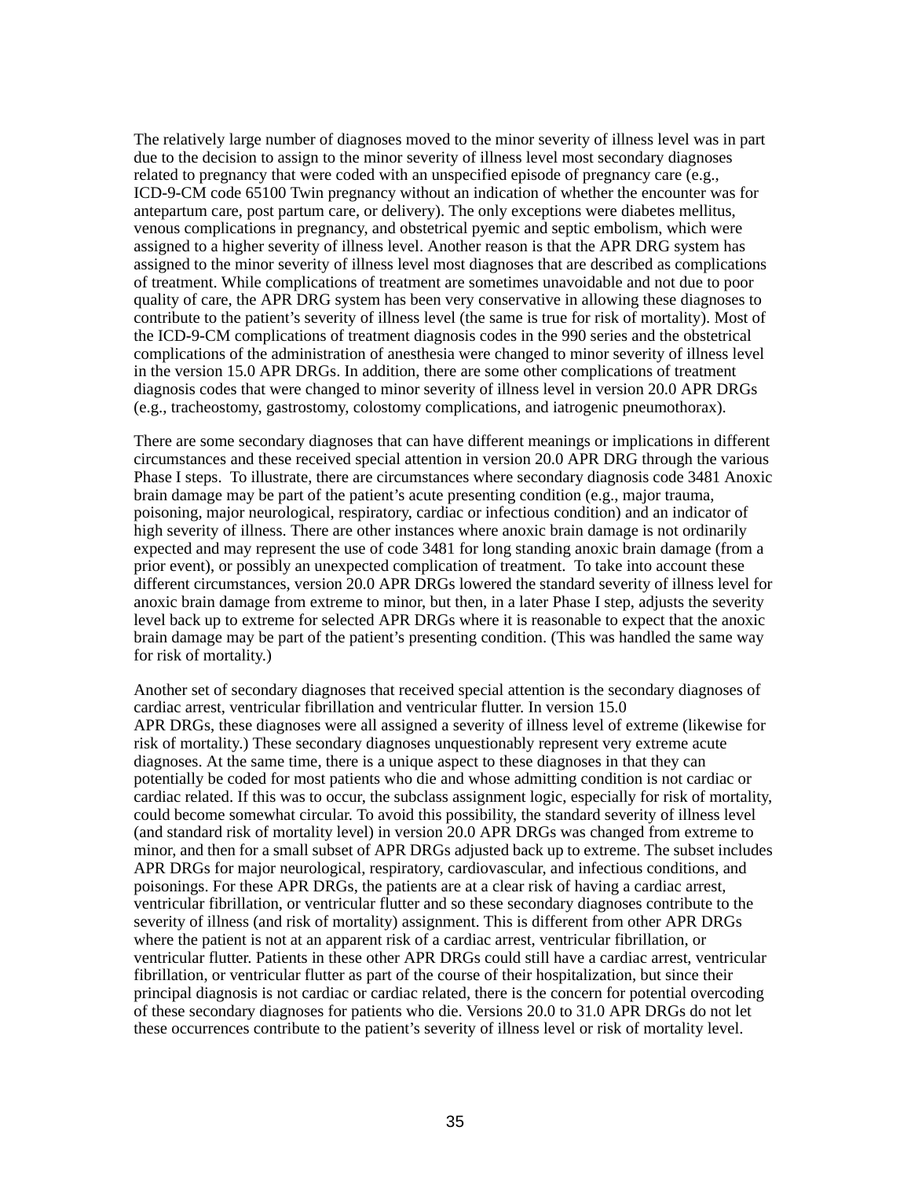The relatively large number of diagnoses moved to the minor severity of illness level was in part due to the decision to assign to the minor severity of illness level most secondary diagnoses related to pregnancy that were coded with an unspecified episode of pregnancy care (e.g., ICD-9-CM code 65100 Twin pregnancy without an indication of whether the encounter was for antepartum care, post partum care, or delivery). The only exceptions were diabetes mellitus, venous complications in pregnancy, and obstetrical pyemic and septic embolism, which were assigned to a higher severity of illness level. Another reason is that the APR DRG system has assigned to the minor severity of illness level most diagnoses that are described as complications of treatment. While complications of treatment are sometimes unavoidable and not due to poor quality of care, the APR DRG system has been very conservative in allowing these diagnoses to contribute to the patient's severity of illness level (the same is true for risk of mortality). Most of the ICD-9-CM complications of treatment diagnosis codes in the 990 series and the obstetrical complications of the administration of anesthesia were changed to minor severity of illness level in the version 15.0 APR DRGs. In addition, there are some other complications of treatment diagnosis codes that were changed to minor severity of illness level in version 20.0 APR DRGs (e.g., tracheostomy, gastrostomy, colostomy complications, and iatrogenic pneumothorax).

There are some secondary diagnoses that can have different meanings or implications in different circumstances and these received special attention in version 20.0 APR DRG through the various Phase I steps. To illustrate, there are circumstances where secondary diagnosis code 3481 Anoxic brain damage may be part of the patient's acute presenting condition (e.g., major trauma, poisoning, major neurological, respiratory, cardiac or infectious condition) and an indicator of high severity of illness. There are other instances where anoxic brain damage is not ordinarily expected and may represent the use of code 3481 for long standing anoxic brain damage (from a prior event), or possibly an unexpected complication of treatment. To take into account these different circumstances, version 20.0 APR DRGs lowered the standard severity of illness level for anoxic brain damage from extreme to minor, but then, in a later Phase I step, adjusts the severity level back up to extreme for selected APR DRGs where it is reasonable to expect that the anoxic brain damage may be part of the patient's presenting condition. (This was handled the same way for risk of mortality.)

Another set of secondary diagnoses that received special attention is the secondary diagnoses of cardiac arrest, ventricular fibrillation and ventricular flutter. In version 15.0 APR DRGs, these diagnoses were all assigned a severity of illness level of extreme (likewise for risk of mortality.) These secondary diagnoses unquestionably represent very extreme acute diagnoses. At the same time, there is a unique aspect to these diagnoses in that they can potentially be coded for most patients who die and whose admitting condition is not cardiac or cardiac related. If this was to occur, the subclass assignment logic, especially for risk of mortality, could become somewhat circular. To avoid this possibility, the standard severity of illness level (and standard risk of mortality level) in version 20.0 APR DRGs was changed from extreme to minor, and then for a small subset of APR DRGs adjusted back up to extreme. The subset includes APR DRGs for major neurological, respiratory, cardiovascular, and infectious conditions, and poisonings. For these APR DRGs, the patients are at a clear risk of having a cardiac arrest, ventricular fibrillation, or ventricular flutter and so these secondary diagnoses contribute to the severity of illness (and risk of mortality) assignment. This is different from other APR DRGs where the patient is not at an apparent risk of a cardiac arrest, ventricular fibrillation, or ventricular flutter. Patients in these other APR DRGs could still have a cardiac arrest, ventricular fibrillation, or ventricular flutter as part of the course of their hospitalization, but since their principal diagnosis is not cardiac or cardiac related, there is the concern for potential overcoding of these secondary diagnoses for patients who die. Versions 20.0 to 31.0 APR DRGs do not let these occurrences contribute to the patient's severity of illness level or risk of mortality level.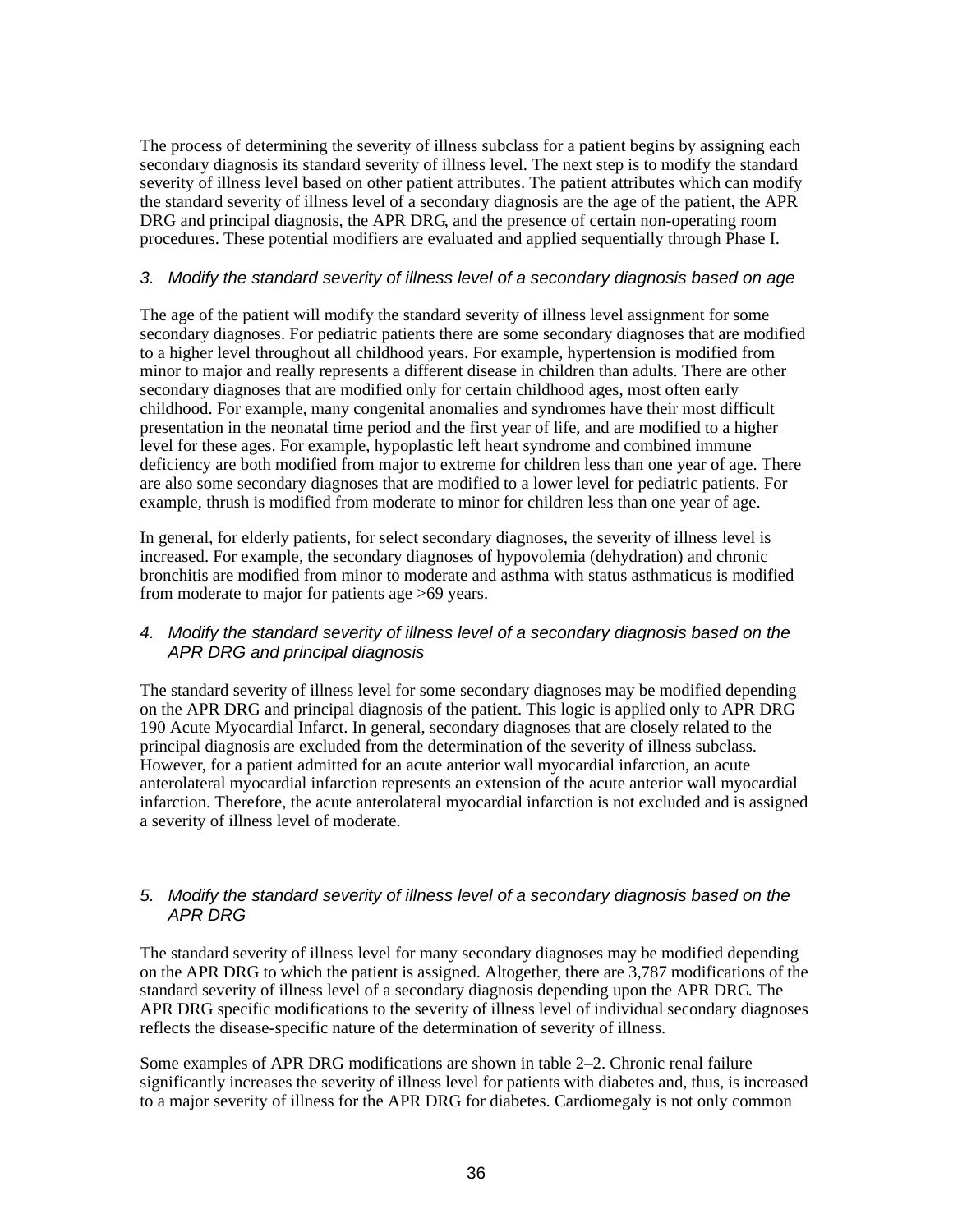The process of determining the severity of illness subclass for a patient begins by assigning each secondary diagnosis its standard severity of illness level. The next step is to modify the standard severity of illness level based on other patient attributes. The patient attributes which can modify the standard severity of illness level of a secondary diagnosis are the age of the patient, the APR DRG and principal diagnosis, the APR DRG, and the presence of certain non-operating room procedures. These potential modifiers are evaluated and applied sequentially through Phase I.

### 3. *Modify the standard severity of illness level of a secondary diagnosis based on age*

The age of the patient will modify the standard severity of illness level assignment for some secondary diagnoses. For pediatric patients there are some secondary diagnoses that are modified to a higher level throughout all childhood years. For example, hypertension is modified from minor to major and really represents a different disease in children than adults. There are other secondary diagnoses that are modified only for certain childhood ages, most often early childhood. For example, many congenital anomalies and syndromes have their most difficult presentation in the neonatal time period and the first year of life, and are modified to a higher level for these ages. For example, hypoplastic left heart syndrome and combined immune deficiency are both modified from major to extreme for children less than one year of age. There are also some secondary diagnoses that are modified to a lower level for pediatric patients. For example, thrush is modified from moderate to minor for children less than one year of age.

In general, for elderly patients, for select secondary diagnoses, the severity of illness level is increased. For example, the secondary diagnoses of hypovolemia (dehydration) and chronic bronchitis are modified from minor to moderate and asthma with status asthmaticus is modified from moderate to major for patients age >69 years.

### 4. *Modify the standard severity of illness level of a secondary diagnosis based on the APR DRG and principal diagnosis*

The standard severity of illness level for some secondary diagnoses may be modified depending on the APR DRG and principal diagnosis of the patient. This logic is applied only to APR DRG 190 Acute Myocardial Infarct. In general, secondary diagnoses that are closely related to the principal diagnosis are excluded from the determination of the severity of illness subclass. However, for a patient admitted for an acute anterior wall myocardial infarction, an acute anterolateral myocardial infarction represents an extension of the acute anterior wall myocardial infarction. Therefore, the acute anterolateral myocardial infarction is not excluded and is assigned a severity of illness level of moderate.

### 5. *Modify the standard severity of illness level of a secondary diagnosis based on the APR DRG*

The standard severity of illness level for many secondary diagnoses may be modified depending on the APR DRG to which the patient is assigned. Altogether, there are 3,787 modifications of the standard severity of illness level of a secondary diagnosis depending upon the APR DRG. The APR DRG specific modifications to the severity of illness level of individual secondary diagnoses reflects the disease-specific nature of the determination of severity of illness.

Some examples of APR DRG modifications are shown in table 2–2. Chronic renal failure significantly increases the severity of illness level for patients with diabetes and, thus, is increased to a major severity of illness for the APR DRG for diabetes. Cardiomegaly is not only common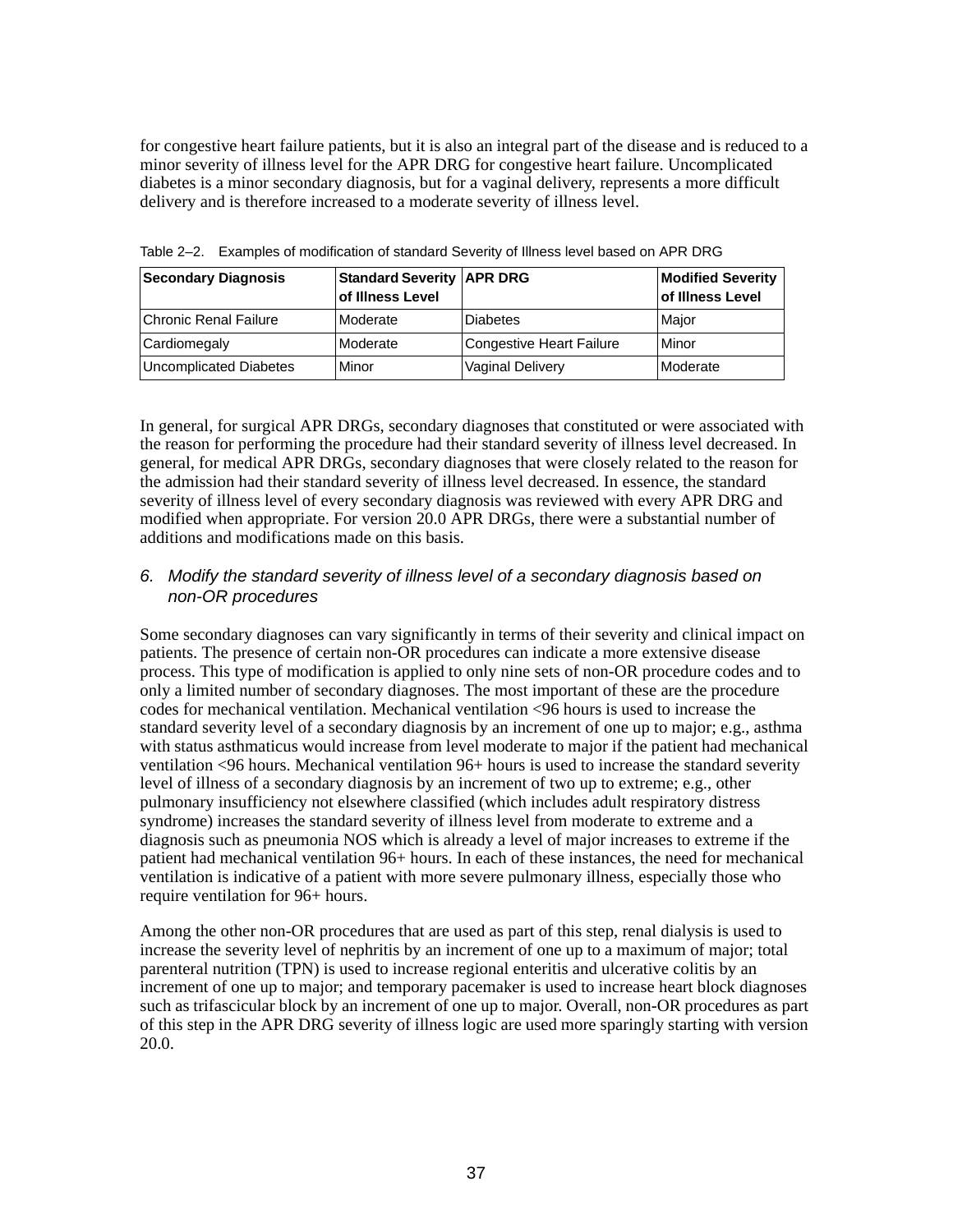for congestive heart failure patients, but it is also an integral part of the disease and is reduced to a minor severity of illness level for the APR DRG for congestive heart failure. Uncomplicated diabetes is a minor secondary diagnosis, but for a vaginal delivery, represents a more difficult delivery and is therefore increased to a moderate severity of illness level.

Table 2–2. Examples of modification of standard Severity of Illness level based on APR DRG

| Secondary Diagnosis | Standard Severity of Illness Level | APR DRG | Modified Severity of Illness Level |
|---|---|---|---|
| Chronic Renal Failure | Moderate | Diabetes | Major |
| Cardiomegaly | Moderate | Congestive Heart Failure | Minor |
| Uncomplicated Diabetes | Minor | Vaginal Delivery | Moderate |

In general, for surgical APR DRGs, secondary diagnoses that constituted or were associated with the reason for performing the procedure had their standard severity of illness level decreased. In general, for medical APR DRGs, secondary diagnoses that were closely related to the reason for the admission had their standard severity of illness level decreased. In essence, the standard severity of illness level of every secondary diagnosis was reviewed with every APR DRG and modified when appropriate. For version 20.0 APR DRGs, there were a substantial number of additions and modifications made on this basis.

*6. Modify the standard severity of illness level of a secondary diagnosis based on non-OR procedures*

Some secondary diagnoses can vary significantly in terms of their severity and clinical impact on patients. The presence of certain non-OR procedures can indicate a more extensive disease process. This type of modification is applied to only nine sets of non-OR procedure codes and to only a limited number of secondary diagnoses. The most important of these are the procedure codes for mechanical ventilation. Mechanical ventilation <96 hours is used to increase the standard severity level of a secondary diagnosis by an increment of one up to major; e.g., asthma with status asthmaticus would increase from level moderate to major if the patient had mechanical ventilation <96 hours. Mechanical ventilation 96+ hours is used to increase the standard severity level of illness of a secondary diagnosis by an increment of two up to extreme; e.g., other pulmonary insufficiency not elsewhere classified (which includes adult respiratory distress syndrome) increases the standard severity of illness level from moderate to extreme and a diagnosis such as pneumonia NOS which is already a level of major increases to extreme if the patient had mechanical ventilation 96+ hours. In each of these instances, the need for mechanical ventilation is indicative of a patient with more severe pulmonary illness, especially those who require ventilation for 96+ hours.

Among the other non-OR procedures that are used as part of this step, renal dialysis is used to increase the severity level of nephritis by an increment of one up to a maximum of major; total parenteral nutrition (TPN) is used to increase regional enteritis and ulcerative colitis by an increment of one up to major; and temporary pacemaker is used to increase heart block diagnoses such as trifascicular block by an increment of one up to major. Overall, non-OR procedures as part of this step in the APR DRG severity of illness logic are used more sparingly starting with version 20.0.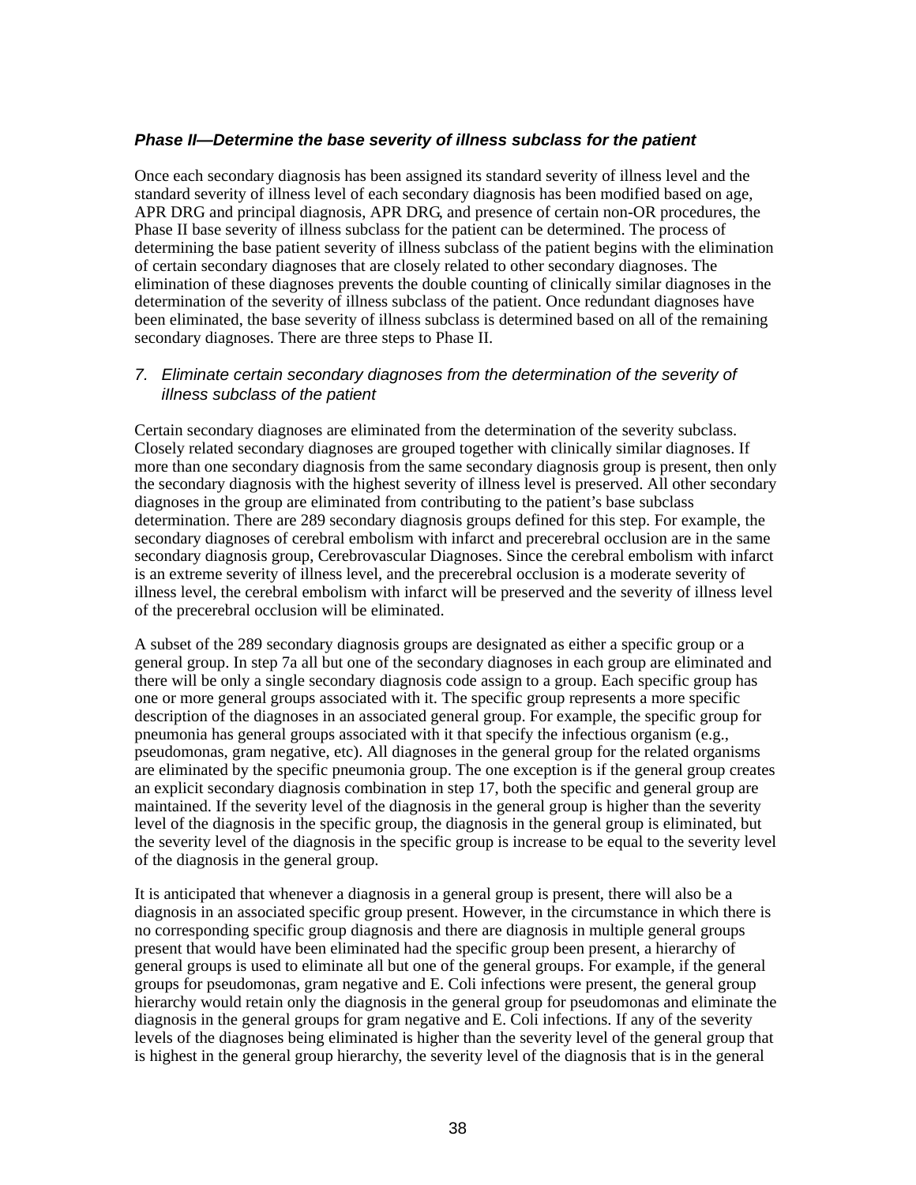### *Phase II—Determine the base severity of illness subclass for the patient*

Once each secondary diagnosis has been assigned its standard severity of illness level and the standard severity of illness level of each secondary diagnosis has been modified based on age, APR DRG and principal diagnosis, APR DRG, and presence of certain non-OR procedures, the Phase II base severity of illness subclass for the patient can be determined. The process of determining the base patient severity of illness subclass of the patient begins with the elimination of certain secondary diagnoses that are closely related to other secondary diagnoses. The elimination of these diagnoses prevents the double counting of clinically similar diagnoses in the determination of the severity of illness subclass of the patient. Once redundant diagnoses have been eliminated, the base severity of illness subclass is determined based on all of the remaining secondary diagnoses. There are three steps to Phase II.

7. *Eliminate certain secondary diagnoses from the determination of the severity of illness subclass of the patient*

Certain secondary diagnoses are eliminated from the determination of the severity subclass. Closely related secondary diagnoses are grouped together with clinically similar diagnoses. If more than one secondary diagnosis from the same secondary diagnosis group is present, then only the secondary diagnosis with the highest severity of illness level is preserved. All other secondary diagnoses in the group are eliminated from contributing to the patient's base subclass determination. There are 289 secondary diagnosis groups defined for this step. For example, the secondary diagnoses of cerebral embolism with infarct and precerebral occlusion are in the same secondary diagnosis group, Cerebrovascular Diagnoses. Since the cerebral embolism with infarct is an extreme severity of illness level, and the precerebral occlusion is a moderate severity of illness level, the cerebral embolism with infarct will be preserved and the severity of illness level of the precerebral occlusion will be eliminated.

A subset of the 289 secondary diagnosis groups are designated as either a specific group or a general group. In step 7a all but one of the secondary diagnoses in each group are eliminated and there will be only a single secondary diagnosis code assign to a group. Each specific group has one or more general groups associated with it. The specific group represents a more specific description of the diagnoses in an associated general group. For example, the specific group for pneumonia has general groups associated with it that specify the infectious organism (e.g., pseudomonas, gram negative, etc). All diagnoses in the general group for the related organisms are eliminated by the specific pneumonia group. The one exception is if the general group creates an explicit secondary diagnosis combination in step 17, both the specific and general group are maintained. If the severity level of the diagnosis in the general group is higher than the severity level of the diagnosis in the specific group, the diagnosis in the general group is eliminated, but the severity level of the diagnosis in the specific group is increase to be equal to the severity level of the diagnosis in the general group.

It is anticipated that whenever a diagnosis in a general group is present, there will also be a diagnosis in an associated specific group present. However, in the circumstance in which there is no corresponding specific group diagnosis and there are diagnosis in multiple general groups present that would have been eliminated had the specific group been present, a hierarchy of general groups is used to eliminate all but one of the general groups. For example, if the general groups for pseudomonas, gram negative and E. Coli infections were present, the general group hierarchy would retain only the diagnosis in the general group for pseudomonas and eliminate the diagnosis in the general groups for gram negative and E. Coli infections. If any of the severity levels of the diagnoses being eliminated is higher than the severity level of the general group that is highest in the general group hierarchy, the severity level of the diagnosis that is in the general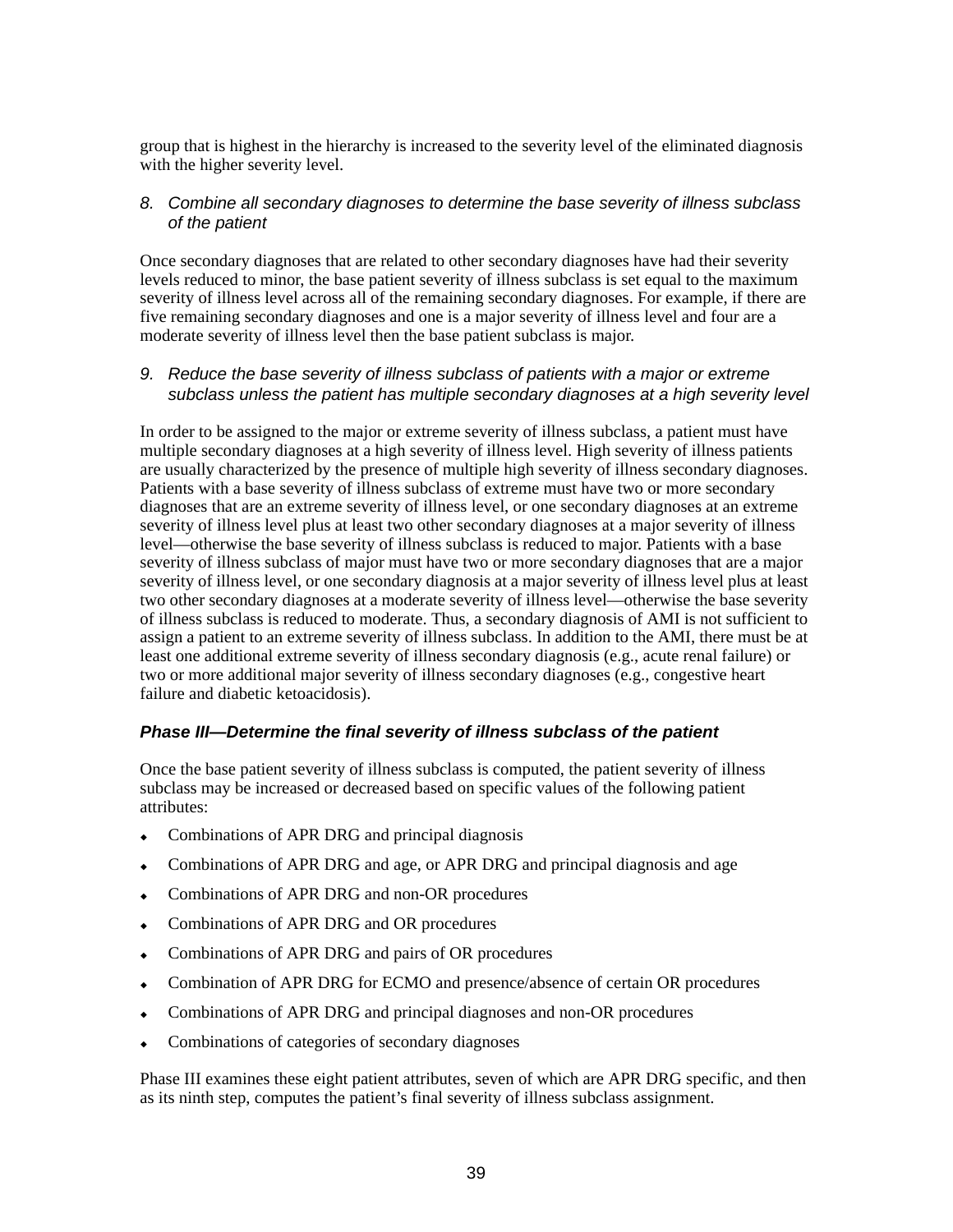group that is highest in the hierarchy is increased to the severity level of the eliminated diagnosis with the higher severity level.

*8. Combine all secondary diagnoses to determine the base severity of illness subclass of the patient*

Once secondary diagnoses that are related to other secondary diagnoses have had their severity levels reduced to minor, the base patient severity of illness subclass is set equal to the maximum severity of illness level across all of the remaining secondary diagnoses. For example, if there are five remaining secondary diagnoses and one is a major severity of illness level and four are a moderate severity of illness level then the base patient subclass is major.

*9. Reduce the base severity of illness subclass of patients with a major or extreme subclass unless the patient has multiple secondary diagnoses at a high severity level*

In order to be assigned to the major or extreme severity of illness subclass, a patient must have multiple secondary diagnoses at a high severity of illness level. High severity of illness patients are usually characterized by the presence of multiple high severity of illness secondary diagnoses. Patients with a base severity of illness subclass of extreme must have two or more secondary diagnoses that are an extreme severity of illness level, or one secondary diagnoses at an extreme severity of illness level plus at least two other secondary diagnoses at a major severity of illness level—otherwise the base severity of illness subclass is reduced to major. Patients with a base severity of illness subclass of major must have two or more secondary diagnoses that are a major severity of illness level, or one secondary diagnosis at a major severity of illness level plus at least two other secondary diagnoses at a moderate severity of illness level—otherwise the base severity of illness subclass is reduced to moderate. Thus, a secondary diagnosis of AMI is not sufficient to assign a patient to an extreme severity of illness subclass. In addition to the AMI, there must be at least one additional extreme severity of illness secondary diagnosis (e.g., acute renal failure) or two or more additional major severity of illness secondary diagnoses (e.g., congestive heart failure and diabetic ketoacidosis).

### *Phase III—Determine the final severity of illness subclass of the patient*

Once the base patient severity of illness subclass is computed, the patient severity of illness subclass may be increased or decreased based on specific values of the following patient attributes:

- Combinations of APR DRG and principal diagnosis
- Combinations of APR DRG and age, or APR DRG and principal diagnosis and age
- Combinations of APR DRG and non-OR procedures
- Combinations of APR DRG and OR procedures
- Combinations of APR DRG and pairs of OR procedures
- Combination of APR DRG for ECMO and presence/absence of certain OR procedures
- Combinations of APR DRG and principal diagnoses and non-OR procedures
- Combinations of categories of secondary diagnoses

Phase III examines these eight patient attributes, seven of which are APR DRG specific, and then as its ninth step, computes the patient's final severity of illness subclass assignment.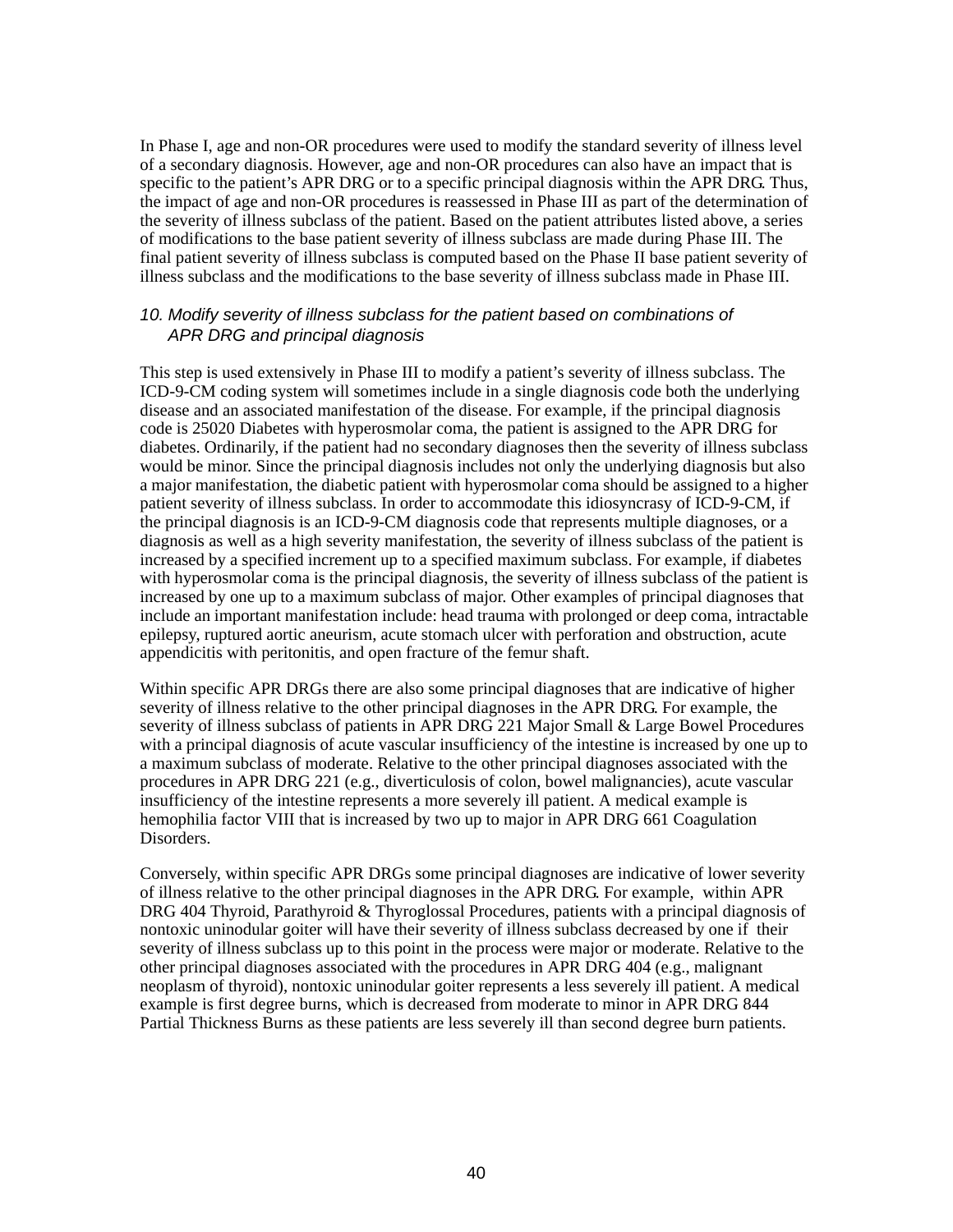In Phase I, age and non-OR procedures were used to modify the standard severity of illness level of a secondary diagnosis. However, age and non-OR procedures can also have an impact that is specific to the patient's APR DRG or to a specific principal diagnosis within the APR DRG. Thus, the impact of age and non-OR procedures is reassessed in Phase III as part of the determination of the severity of illness subclass of the patient. Based on the patient attributes listed above, a series of modifications to the base patient severity of illness subclass are made during Phase III. The final patient severity of illness subclass is computed based on the Phase II base patient severity of illness subclass and the modifications to the base severity of illness subclass made in Phase III.

### *10. Modify severity of illness subclass for the patient based on combinations of APR DRG and principal diagnosis*

This step is used extensively in Phase III to modify a patient's severity of illness subclass. The ICD-9-CM coding system will sometimes include in a single diagnosis code both the underlying disease and an associated manifestation of the disease. For example, if the principal diagnosis code is 25020 Diabetes with hyperosmolar coma, the patient is assigned to the APR DRG for diabetes. Ordinarily, if the patient had no secondary diagnoses then the severity of illness subclass would be minor. Since the principal diagnosis includes not only the underlying diagnosis but also a major manifestation, the diabetic patient with hyperosmolar coma should be assigned to a higher patient severity of illness subclass. In order to accommodate this idiosyncrasy of ICD-9-CM, if the principal diagnosis is an ICD-9-CM diagnosis code that represents multiple diagnoses, or a diagnosis as well as a high severity manifestation, the severity of illness subclass of the patient is increased by a specified increment up to a specified maximum subclass. For example, if diabetes with hyperosmolar coma is the principal diagnosis, the severity of illness subclass of the patient is increased by one up to a maximum subclass of major. Other examples of principal diagnoses that include an important manifestation include: head trauma with prolonged or deep coma, intractable epilepsy, ruptured aortic aneurism, acute stomach ulcer with perforation and obstruction, acute appendicitis with peritonitis, and open fracture of the femur shaft.

Within specific APR DRGs there are also some principal diagnoses that are indicative of higher severity of illness relative to the other principal diagnoses in the APR DRG. For example, the severity of illness subclass of patients in APR DRG 221 Major Small & Large Bowel Procedures with a principal diagnosis of acute vascular insufficiency of the intestine is increased by one up to a maximum subclass of moderate. Relative to the other principal diagnoses associated with the procedures in APR DRG 221 (e.g., diverticulosis of colon, bowel malignancies), acute vascular insufficiency of the intestine represents a more severely ill patient. A medical example is hemophilia factor VIII that is increased by two up to major in APR DRG 661 Coagulation Disorders.

Conversely, within specific APR DRGs some principal diagnoses are indicative of lower severity of illness relative to the other principal diagnoses in the APR DRG. For example, within APR DRG 404 Thyroid, Parathyroid & Thyroglossal Procedures, patients with a principal diagnosis of nontoxic uninodular goiter will have their severity of illness subclass decreased by one if their severity of illness subclass up to this point in the process were major or moderate. Relative to the other principal diagnoses associated with the procedures in APR DRG 404 (e.g., malignant neoplasm of thyroid), nontoxic uninodular goiter represents a less severely ill patient. A medical example is first degree burns, which is decreased from moderate to minor in APR DRG 844 Partial Thickness Burns as these patients are less severely ill than second degree burn patients.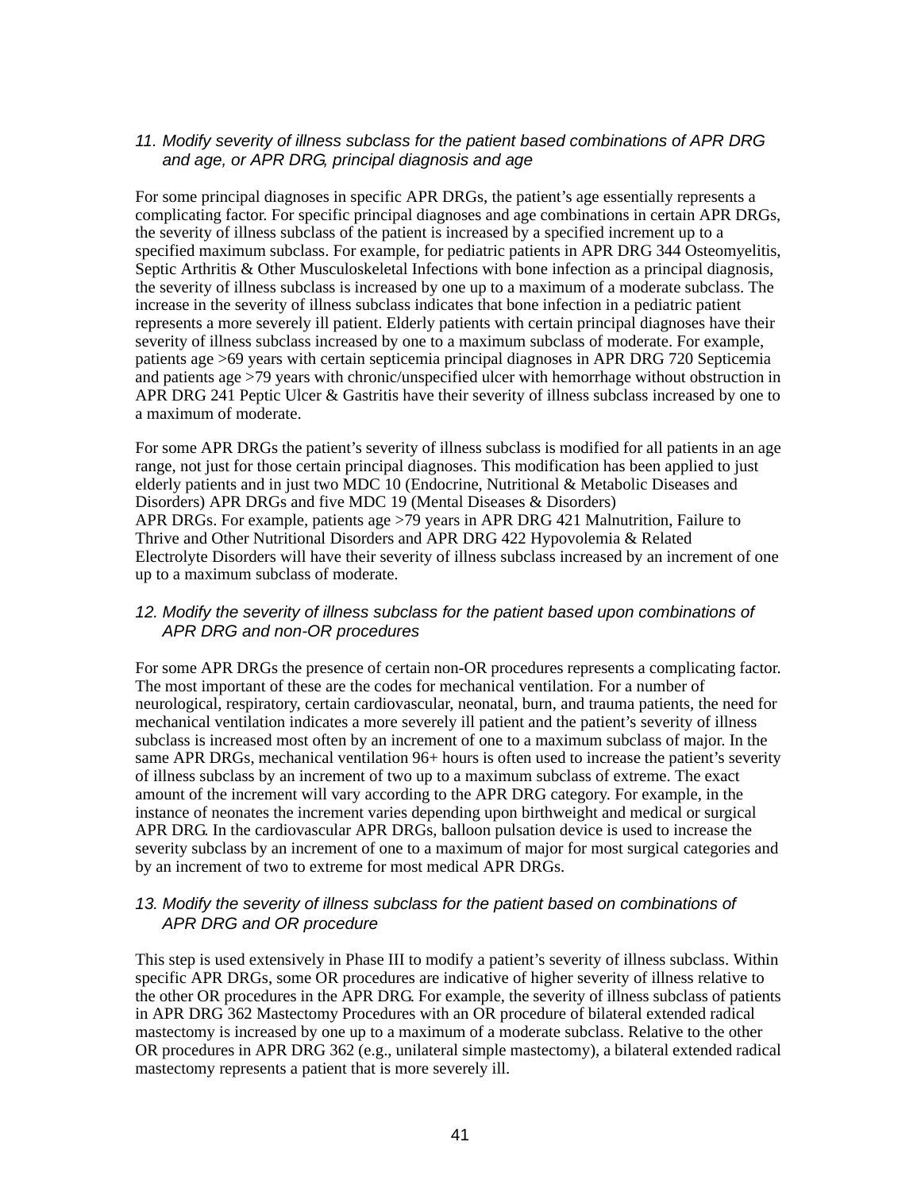*11. Modify severity of illness subclass for the patient based combinations of APR DRG and age, or APR DRG, principal diagnosis and age*

For some principal diagnoses in specific APR DRGs, the patient's age essentially represents a complicating factor. For specific principal diagnoses and age combinations in certain APR DRGs, the severity of illness subclass of the patient is increased by a specified increment up to a specified maximum subclass. For example, for pediatric patients in APR DRG 344 Osteomyelitis, Septic Arthritis & Other Musculoskeletal Infections with bone infection as a principal diagnosis, the severity of illness subclass is increased by one up to a maximum of a moderate subclass. The increase in the severity of illness subclass indicates that bone infection in a pediatric patient represents a more severely ill patient. Elderly patients with certain principal diagnoses have their severity of illness subclass increased by one to a maximum subclass of moderate. For example, patients age >69 years with certain septicemia principal diagnoses in APR DRG 720 Septicemia and patients age >79 years with chronic/unspecified ulcer with hemorrhage without obstruction in APR DRG 241 Peptic Ulcer & Gastritis have their severity of illness subclass increased by one to a maximum of moderate.

For some APR DRGs the patient's severity of illness subclass is modified for all patients in an age range, not just for those certain principal diagnoses. This modification has been applied to just elderly patients and in just two MDC 10 (Endocrine, Nutritional & Metabolic Diseases and Disorders) APR DRGs and five MDC 19 (Mental Diseases & Disorders) APR DRGs. For example, patients age >79 years in APR DRG 421 Malnutrition, Failure to Thrive and Other Nutritional Disorders and APR DRG 422 Hypovolemia & Related Electrolyte Disorders will have their severity of illness subclass increased by an increment of one up to a maximum subclass of moderate.

*12. Modify the severity of illness subclass for the patient based upon combinations of APR DRG and non-OR procedures*

For some APR DRGs the presence of certain non-OR procedures represents a complicating factor. The most important of these are the codes for mechanical ventilation. For a number of neurological, respiratory, certain cardiovascular, neonatal, burn, and trauma patients, the need for mechanical ventilation indicates a more severely ill patient and the patient's severity of illness subclass is increased most often by an increment of one to a maximum subclass of major. In the same APR DRGs, mechanical ventilation 96+ hours is often used to increase the patient's severity of illness subclass by an increment of two up to a maximum subclass of extreme. The exact amount of the increment will vary according to the APR DRG category. For example, in the instance of neonates the increment varies depending upon birthweight and medical or surgical APR DRG. In the cardiovascular APR DRGs, balloon pulsation device is used to increase the severity subclass by an increment of one to a maximum of major for most surgical categories and by an increment of two to extreme for most medical APR DRGs.

*13. Modify the severity of illness subclass for the patient based on combinations of APR DRG and OR procedure*

This step is used extensively in Phase III to modify a patient's severity of illness subclass. Within specific APR DRGs, some OR procedures are indicative of higher severity of illness relative to the other OR procedures in the APR DRG. For example, the severity of illness subclass of patients in APR DRG 362 Mastectomy Procedures with an OR procedure of bilateral extended radical mastectomy is increased by one up to a maximum of a moderate subclass. Relative to the other OR procedures in APR DRG 362 (e.g., unilateral simple mastectomy), a bilateral extended radical mastectomy represents a patient that is more severely ill.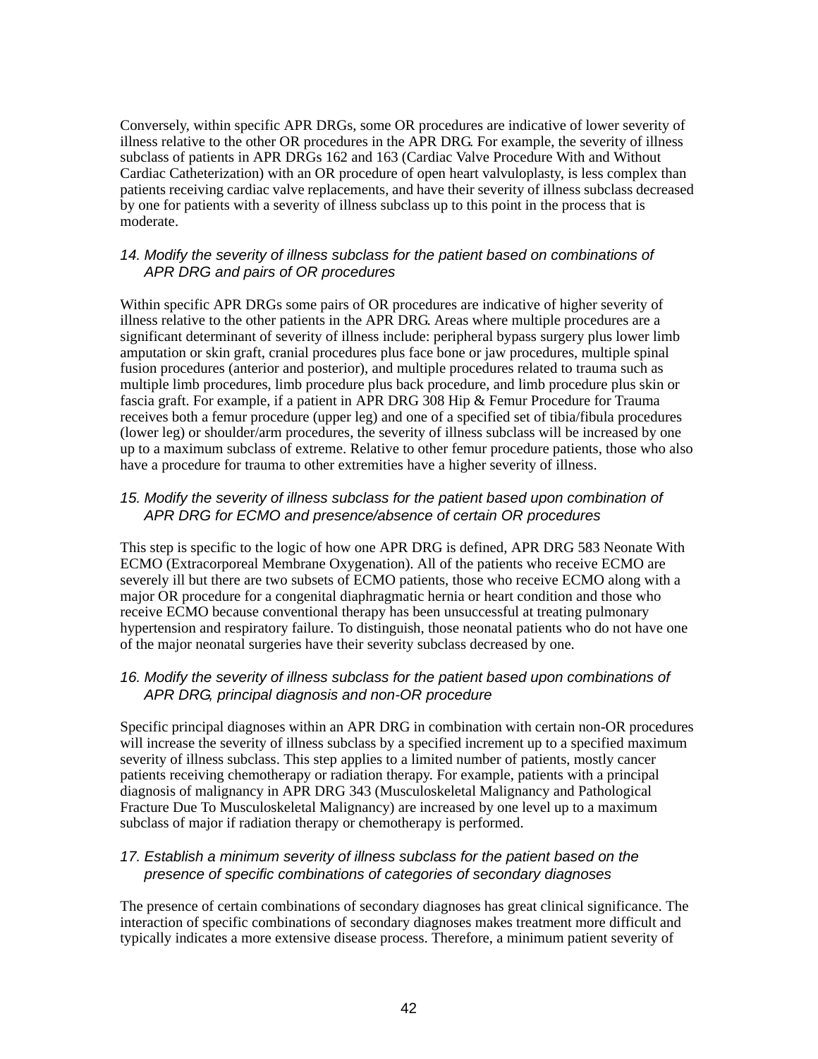Conversely, within specific APR DRGs, some OR procedures are indicative of lower severity of illness relative to the other OR procedures in the APR DRG. For example, the severity of illness subclass of patients in APR DRGs 162 and 163 (Cardiac Valve Procedure With and Without Cardiac Catheterization) with an OR procedure of open heart valvuloplasty, is less complex than patients receiving cardiac valve replacements, and have their severity of illness subclass decreased by one for patients with a severity of illness subclass up to this point in the process that is moderate.

*14. Modify the severity of illness subclass for the patient based on combinations of APR DRG and pairs of OR procedures*

Within specific APR DRGs some pairs of OR procedures are indicative of higher severity of illness relative to the other patients in the APR DRG. Areas where multiple procedures are a significant determinant of severity of illness include: peripheral bypass surgery plus lower limb amputation or skin graft, cranial procedures plus face bone or jaw procedures, multiple spinal fusion procedures (anterior and posterior), and multiple procedures related to trauma such as multiple limb procedures, limb procedure plus back procedure, and limb procedure plus skin or fascia graft. For example, if a patient in APR DRG 308 Hip & Femur Procedure for Trauma receives both a femur procedure (upper leg) and one of a specified set of tibia/fibula procedures (lower leg) or shoulder/arm procedures, the severity of illness subclass will be increased by one up to a maximum subclass of extreme. Relative to other femur procedure patients, those who also have a procedure for trauma to other extremities have a higher severity of illness.

*15. Modify the severity of illness subclass for the patient based upon combination of APR DRG for ECMO and presence/absence of certain OR procedures*

This step is specific to the logic of how one APR DRG is defined, APR DRG 583 Neonate With ECMO (Extracorporeal Membrane Oxygenation). All of the patients who receive ECMO are severely ill but there are two subsets of ECMO patients, those who receive ECMO along with a major OR procedure for a congenital diaphragmatic hernia or heart condition and those who receive ECMO because conventional therapy has been unsuccessful at treating pulmonary hypertension and respiratory failure. To distinguish, those neonatal patients who do not have one of the major neonatal surgeries have their severity subclass decreased by one.

*16. Modify the severity of illness subclass for the patient based upon combinations of APR DRG, principal diagnosis and non-OR procedure*

Specific principal diagnoses within an APR DRG in combination with certain non-OR procedures will increase the severity of illness subclass by a specified increment up to a specified maximum severity of illness subclass. This step applies to a limited number of patients, mostly cancer patients receiving chemotherapy or radiation therapy. For example, patients with a principal diagnosis of malignancy in APR DRG 343 (Musculoskeletal Malignancy and Pathological Fracture Due To Musculoskeletal Malignancy) are increased by one level up to a maximum subclass of major if radiation therapy or chemotherapy is performed.

*17. Establish a minimum severity of illness subclass for the patient based on the presence of specific combinations of categories of secondary diagnoses*

The presence of certain combinations of secondary diagnoses has great clinical significance. The interaction of specific combinations of secondary diagnoses makes treatment more difficult and typically indicates a more extensive disease process. Therefore, a minimum patient severity of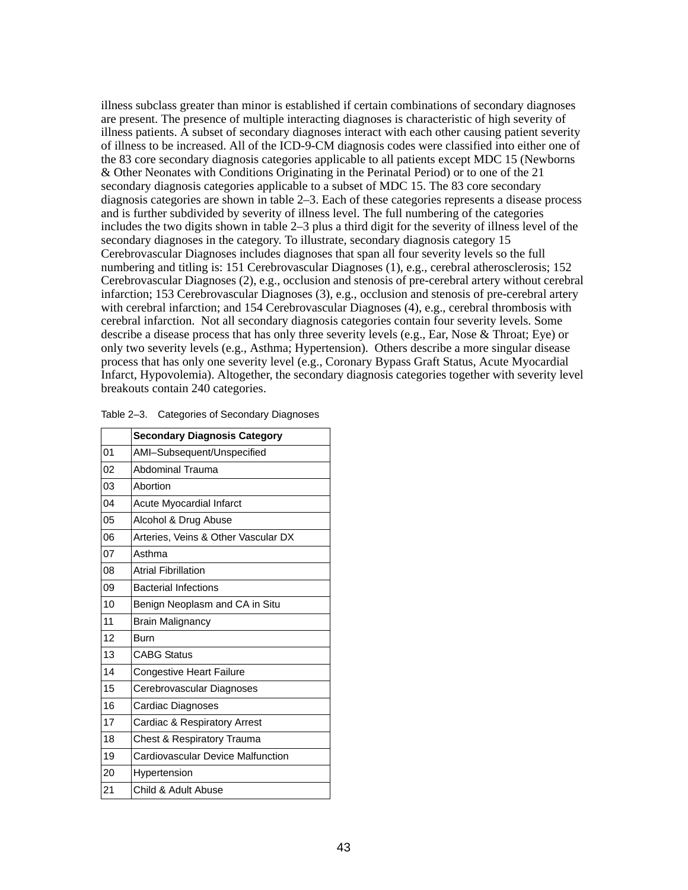illness subclass greater than minor is established if certain combinations of secondary diagnoses are present. The presence of multiple interacting diagnoses is characteristic of high severity of illness patients. A subset of secondary diagnoses interact with each other causing patient severity of illness to be increased. All of the ICD-9-CM diagnosis codes were classified into either one of the 83 core secondary diagnosis categories applicable to all patients except MDC 15 (Newborns & Other Neonates with Conditions Originating in the Perinatal Period) or to one of the 21 secondary diagnosis categories applicable to a subset of MDC 15. The 83 core secondary diagnosis categories are shown in table 2–3. Each of these categories represents a disease process and is further subdivided by severity of illness level. The full numbering of the categories includes the two digits shown in table 2–3 plus a third digit for the severity of illness level of the secondary diagnoses in the category. To illustrate, secondary diagnosis category 15 Cerebrovascular Diagnoses includes diagnoses that span all four severity levels so the full numbering and titling is: 151 Cerebrovascular Diagnoses (1), e.g., cerebral atherosclerosis; 152 Cerebrovascular Diagnoses (2), e.g., occlusion and stenosis of pre-cerebral artery without cerebral infarction; 153 Cerebrovascular Diagnoses (3), e.g., occlusion and stenosis of pre-cerebral artery with cerebral infarction; and 154 Cerebrovascular Diagnoses (4), e.g., cerebral thrombosis with cerebral infarction. Not all secondary diagnosis categories contain four severity levels. Some describe a disease process that has only three severity levels (e.g., Ear, Nose & Throat; Eye) or only two severity levels (e.g., Asthma; Hypertension). Others describe a more singular disease process that has only one severity level (e.g., Coronary Bypass Graft Status, Acute Myocardial Infarct, Hypovolemia). Altogether, the secondary diagnosis categories together with severity level breakouts contain 240 categories.

Table 2–3. Categories of Secondary Diagnoses

| | Secondary Diagnosis Category |
|---|---|
| 01 | AMI–Subsequent/Unspecified |
| 02 | Abdominal Trauma |
| 03 | Abortion |
| 04 | Acute Myocardial Infarct |
| 05 | Alcohol & Drug Abuse |
| 06 | Arteries, Veins & Other Vascular DX |
| 07 | Asthma |
| 08 | Atrial Fibrillation |
| 09 | Bacterial Infections |
| 10 | Benign Neoplasm and CA in Situ |
| 11 | Brain Malignancy |
| 12 | Burn |
| 13 | CABG Status |
| 14 | Congestive Heart Failure |
| 15 | Cerebrovascular Diagnoses |
| 16 | Cardiac Diagnoses |
| 17 | Cardiac & Respiratory Arrest |
| 18 | Chest & Respiratory Trauma |
| 19 | Cardiovascular Device Malfunction |
| 20 | Hypertension |
| 21 | Child & Adult Abuse |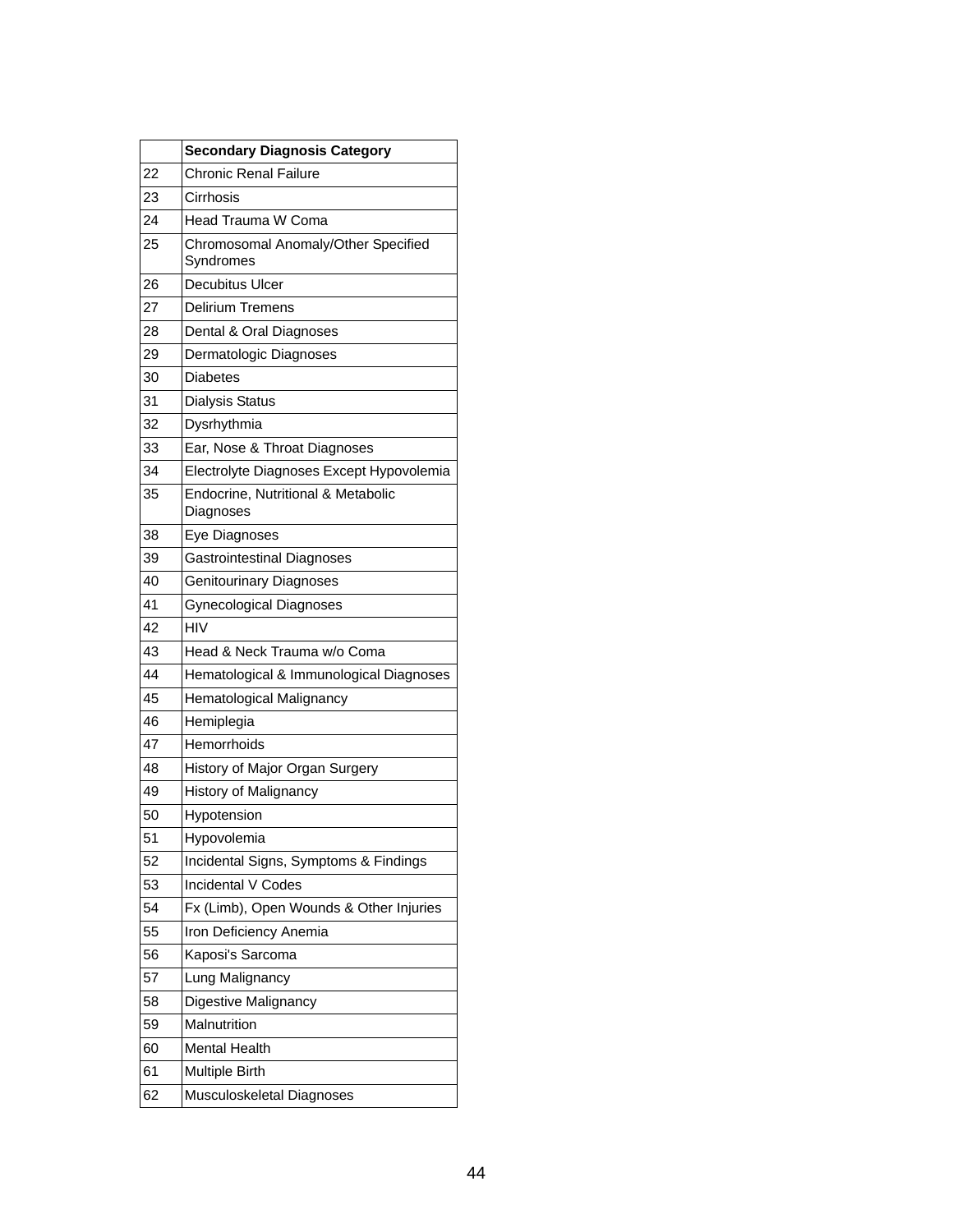|  | **Secondary Diagnosis Category** |
|---|---|
| 22 | Chronic Renal Failure |
| 23 | Cirrhosis |
| 24 | Head Trauma W Coma |
| 25 | Chromosomal Anomaly/Other Specified Syndromes |
| 26 | Decubitus Ulcer |
| 27 | Delirium Tremens |
| 28 | Dental & Oral Diagnoses |
| 29 | Dermatologic Diagnoses |
| 30 | Diabetes |
| 31 | Dialysis Status |
| 32 | Dysrhythmia |
| 33 | Ear, Nose & Throat Diagnoses |
| 34 | Electrolyte Diagnoses Except Hypovolemia |
| 35 | Endocrine, Nutritional & Metabolic Diagnoses |
| 38 | Eye Diagnoses |
| 39 | Gastrointestinal Diagnoses |
| 40 | Genitourinary Diagnoses |
| 41 | Gynecological Diagnoses |
| 42 | HIV |
| 43 | Head & Neck Trauma w/o Coma |
| 44 | Hematological & Immunological Diagnoses |
| 45 | Hematological Malignancy |
| 46 | Hemiplegia |
| 47 | Hemorrhoids |
| 48 | History of Major Organ Surgery |
| 49 | History of Malignancy |
| 50 | Hypotension |
| 51 | Hypovolemia |
| 52 | Incidental Signs, Symptoms & Findings |
| 53 | Incidental V Codes |
| 54 | Fx (Limb), Open Wounds & Other Injuries |
| 55 | Iron Deficiency Anemia |
| 56 | Kaposi's Sarcoma |
| 57 | Lung Malignancy |
| 58 | Digestive Malignancy |
| 59 | Malnutrition |
| 60 | Mental Health |
| 61 | Multiple Birth |
| 62 | Musculoskeletal Diagnoses |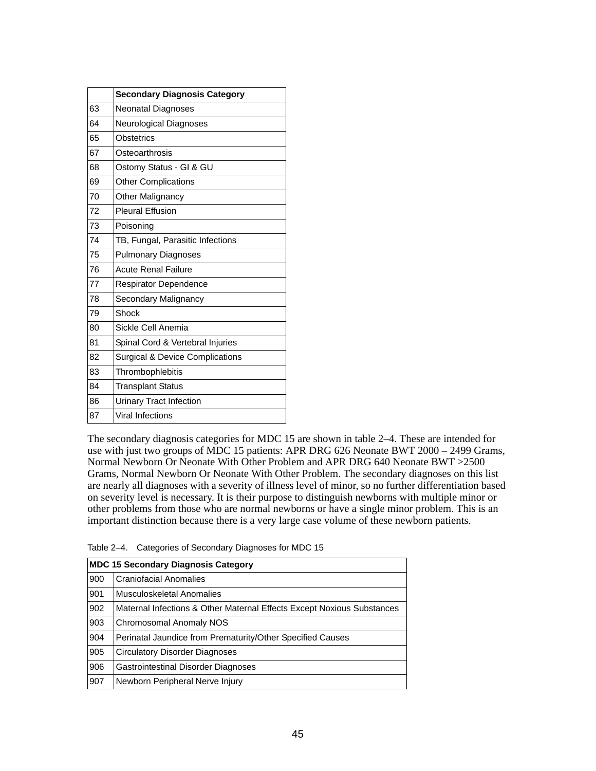|  | Secondary Diagnosis Category |
|---|---|
| 63 | Neonatal Diagnoses |
| 64 | Neurological Diagnoses |
| 65 | Obstetrics |
| 67 | Osteoarthrosis |
| 68 | Ostomy Status - GI & GU |
| 69 | Other Complications |
| 70 | Other Malignancy |
| 72 | Pleural Effusion |
| 73 | Poisoning |
| 74 | TB, Fungal, Parasitic Infections |
| 75 | Pulmonary Diagnoses |
| 76 | Acute Renal Failure |
| 77 | Respirator Dependence |
| 78 | Secondary Malignancy |
| 79 | Shock |
| 80 | Sickle Cell Anemia |
| 81 | Spinal Cord & Vertebral Injuries |
| 82 | Surgical & Device Complications |
| 83 | Thrombophlebitis |
| 84 | Transplant Status |
| 86 | Urinary Tract Infection |
| 87 | Viral Infections |

The secondary diagnosis categories for MDC 15 are shown in table 2–4. These are intended for use with just two groups of MDC 15 patients: APR DRG 626 Neonate BWT 2000 – 2499 Grams, Normal Newborn Or Neonate With Other Problem and APR DRG 640 Neonate BWT >2500 Grams, Normal Newborn Or Neonate With Other Problem. The secondary diagnoses on this list are nearly all diagnoses with a severity of illness level of minor, so no further differentiation based on severity level is necessary. It is their purpose to distinguish newborns with multiple minor or other problems from those who are normal newborns or have a single minor problem. This is an important distinction because there is a very large case volume of these newborn patients.

Table 2–4. Categories of Secondary Diagnoses for MDC 15

| MDC 15 Secondary Diagnosis Category | |
|---|---|
| 900 | Craniofacial Anomalies |
| 901 | Musculoskeletal Anomalies |
| 902 | Maternal Infections & Other Maternal Effects Except Noxious Substances |
| 903 | Chromosomal Anomaly NOS |
| 904 | Perinatal Jaundice from Prematurity/Other Specified Causes |
| 905 | Circulatory Disorder Diagnoses |
| 906 | Gastrointestinal Disorder Diagnoses |
| 907 | Newborn Peripheral Nerve Injury |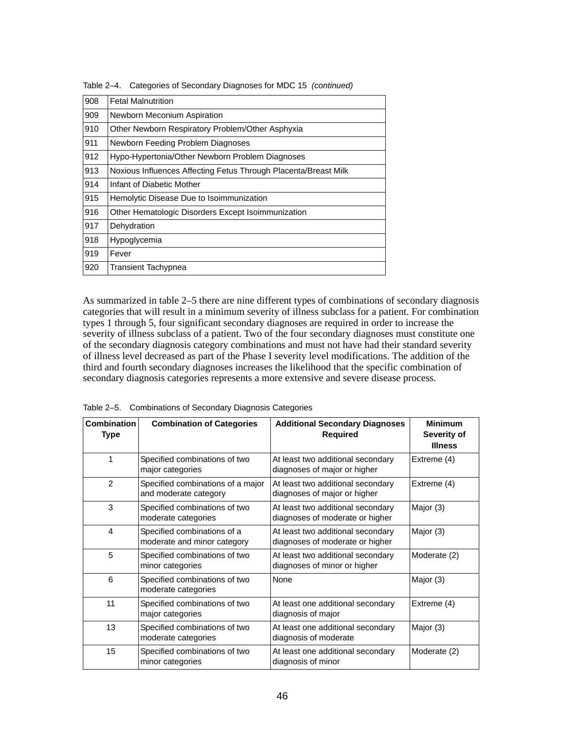Table 2–4. Categories of Secondary Diagnoses for MDC 15 *(continued)*

| | |
|---|---|
| 908 | Fetal Malnutrition |
| 909 | Newborn Meconium Aspiration |
| 910 | Other Newborn Respiratory Problem/Other Asphyxia |
| 911 | Newborn Feeding Problem Diagnoses |
| 912 | Hypo-Hypertonia/Other Newborn Problem Diagnoses |
| 913 | Noxious Influences Affecting Fetus Through Placenta/Breast Milk |
| 914 | Infant of Diabetic Mother |
| 915 | Hemolytic Disease Due to Isoimmunization |
| 916 | Other Hematologic Disorders Except Isoimmunization |
| 917 | Dehydration |
| 918 | Hypoglycemia |
| 919 | Fever |
| 920 | Transient Tachypnea |

As summarized in table 2–5 there are nine different types of combinations of secondary diagnosis categories that will result in a minimum severity of illness subclass for a patient. For combination types 1 through 5, four significant secondary diagnoses are required in order to increase the severity of illness subclass of a patient. Two of the four secondary diagnoses must constitute one of the secondary diagnosis category combinations and must not have had their standard severity of illness level decreased as part of the Phase I severity level modifications. The addition of the third and fourth secondary diagnoses increases the likelihood that the specific combination of secondary diagnosis categories represents a more extensive and severe disease process.

Table 2–5. Combinations of Secondary Diagnosis Categories

| Combination Type | Combination of Categories | Additional Secondary Diagnoses Required | Minimum Severity of Illness |
|---|---|---|---|
| 1 | Specified combinations of two major categories | At least two additional secondary diagnoses of major or higher | Extreme (4) |
| 2 | Specified combinations of a major and moderate category | At least two additional secondary diagnoses of major or higher | Extreme (4) |
| 3 | Specified combinations of two moderate categories | At least two additional secondary diagnoses of moderate or higher | Major (3) |
| 4 | Specified combinations of a moderate and minor category | At least two additional secondary diagnoses of moderate or higher | Major (3) |
| 5 | Specified combinations of two minor categories | At least two additional secondary diagnoses of minor or higher | Moderate (2) |
| 6 | Specified combinations of two moderate categories | None | Major (3) |
| 11 | Specified combinations of two major categories | At least one additional secondary diagnosis of major | Extreme (4) |
| 13 | Specified combinations of two moderate categories | At least one additional secondary diagnosis of moderate | Major (3) |
| 15 | Specified combinations of two minor categories | At least one additional secondary diagnosis of minor | Moderate (2) |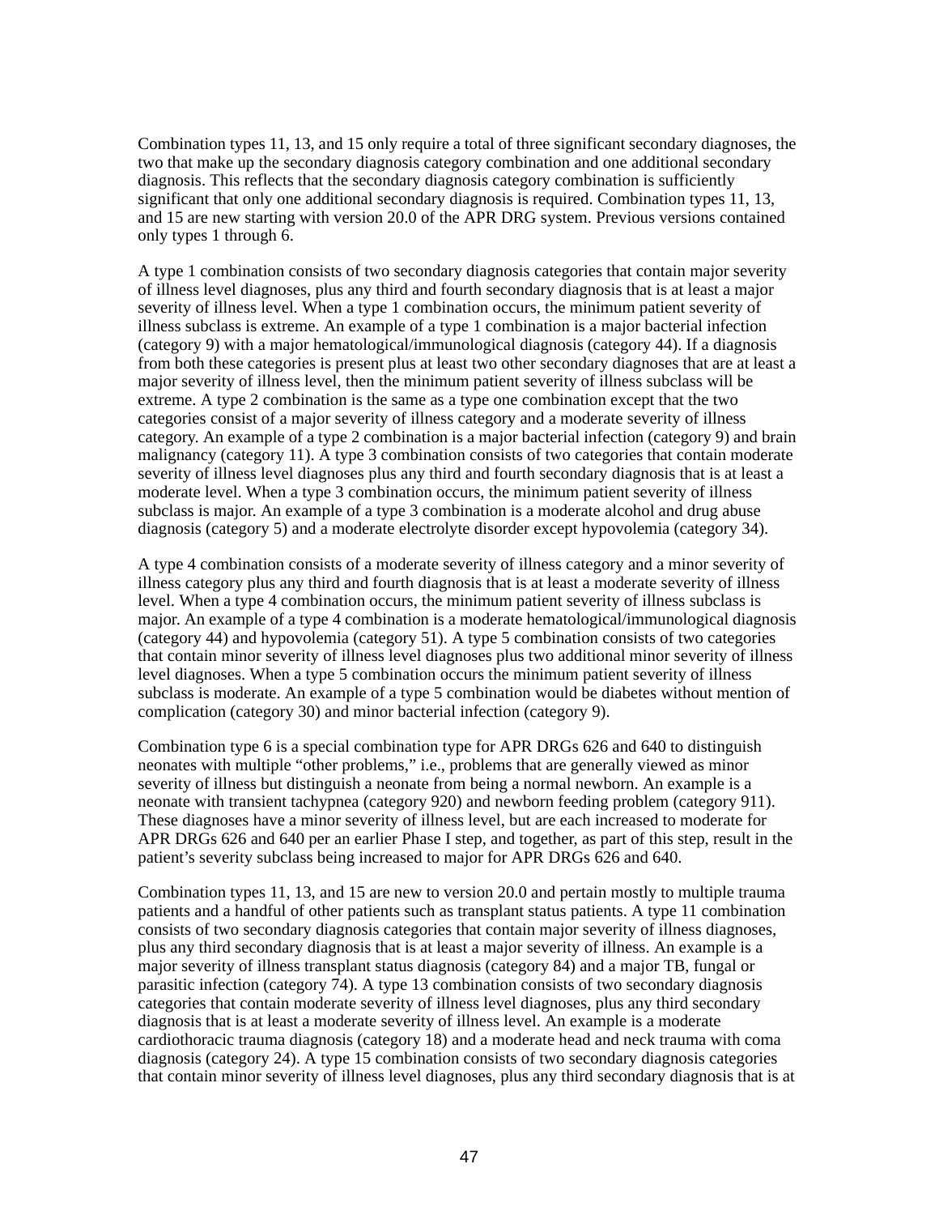Combination types 11, 13, and 15 only require a total of three significant secondary diagnoses, the two that make up the secondary diagnosis category combination and one additional secondary diagnosis. This reflects that the secondary diagnosis category combination is sufficiently significant that only one additional secondary diagnosis is required. Combination types 11, 13, and 15 are new starting with version 20.0 of the APR DRG system. Previous versions contained only types 1 through 6.

A type 1 combination consists of two secondary diagnosis categories that contain major severity of illness level diagnoses, plus any third and fourth secondary diagnosis that is at least a major severity of illness level. When a type 1 combination occurs, the minimum patient severity of illness subclass is extreme. An example of a type 1 combination is a major bacterial infection (category 9) with a major hematological/immunological diagnosis (category 44). If a diagnosis from both these categories is present plus at least two other secondary diagnoses that are at least a major severity of illness level, then the minimum patient severity of illness subclass will be extreme. A type 2 combination is the same as a type one combination except that the two categories consist of a major severity of illness category and a moderate severity of illness category. An example of a type 2 combination is a major bacterial infection (category 9) and brain malignancy (category 11). A type 3 combination consists of two categories that contain moderate severity of illness level diagnoses plus any third and fourth secondary diagnosis that is at least a moderate level. When a type 3 combination occurs, the minimum patient severity of illness subclass is major. An example of a type 3 combination is a moderate alcohol and drug abuse diagnosis (category 5) and a moderate electrolyte disorder except hypovolemia (category 34).

A type 4 combination consists of a moderate severity of illness category and a minor severity of illness category plus any third and fourth diagnosis that is at least a moderate severity of illness level. When a type 4 combination occurs, the minimum patient severity of illness subclass is major. An example of a type 4 combination is a moderate hematological/immunological diagnosis (category 44) and hypovolemia (category 51). A type 5 combination consists of two categories that contain minor severity of illness level diagnoses plus two additional minor severity of illness level diagnoses. When a type 5 combination occurs the minimum patient severity of illness subclass is moderate. An example of a type 5 combination would be diabetes without mention of complication (category 30) and minor bacterial infection (category 9).

Combination type 6 is a special combination type for APR DRGs 626 and 640 to distinguish neonates with multiple "other problems," i.e., problems that are generally viewed as minor severity of illness but distinguish a neonate from being a normal newborn. An example is a neonate with transient tachypnea (category 920) and newborn feeding problem (category 911). These diagnoses have a minor severity of illness level, but are each increased to moderate for APR DRGs 626 and 640 per an earlier Phase I step, and together, as part of this step, result in the patient's severity subclass being increased to major for APR DRGs 626 and 640.

Combination types 11, 13, and 15 are new to version 20.0 and pertain mostly to multiple trauma patients and a handful of other patients such as transplant status patients. A type 11 combination consists of two secondary diagnosis categories that contain major severity of illness diagnoses, plus any third secondary diagnosis that is at least a major severity of illness. An example is a major severity of illness transplant status diagnosis (category 84) and a major TB, fungal or parasitic infection (category 74). A type 13 combination consists of two secondary diagnosis categories that contain moderate severity of illness level diagnoses, plus any third secondary diagnosis that is at least a moderate severity of illness level. An example is a moderate cardiothoracic trauma diagnosis (category 18) and a moderate head and neck trauma with coma diagnosis (category 24). A type 15 combination consists of two secondary diagnosis categories that contain minor severity of illness level diagnoses, plus any third secondary diagnosis that is at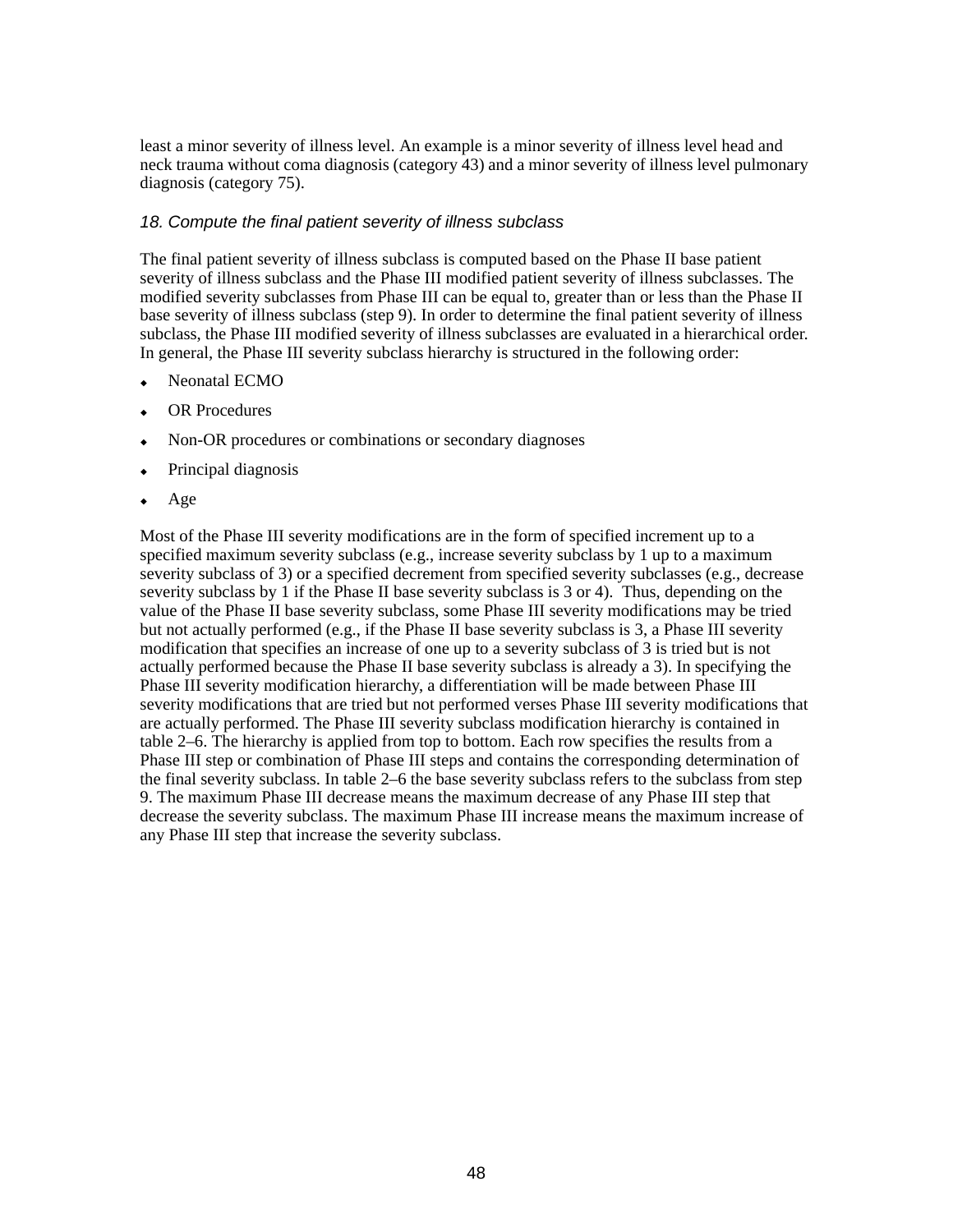least a minor severity of illness level. An example is a minor severity of illness level head and neck trauma without coma diagnosis (category 43) and a minor severity of illness level pulmonary diagnosis (category 75).

### *18. Compute the final patient severity of illness subclass*

The final patient severity of illness subclass is computed based on the Phase II base patient severity of illness subclass and the Phase III modified patient severity of illness subclasses. The modified severity subclasses from Phase III can be equal to, greater than or less than the Phase II base severity of illness subclass (step 9). In order to determine the final patient severity of illness subclass, the Phase III modified severity of illness subclasses are evaluated in a hierarchical order. In general, the Phase III severity subclass hierarchy is structured in the following order:

- Neonatal ECMO
- OR Procedures
- Non-OR procedures or combinations or secondary diagnoses
- Principal diagnosis
- Age

Most of the Phase III severity modifications are in the form of specified increment up to a specified maximum severity subclass (e.g., increase severity subclass by 1 up to a maximum severity subclass of 3) or a specified decrement from specified severity subclasses (e.g., decrease severity subclass by 1 if the Phase II base severity subclass is 3 or 4). Thus, depending on the value of the Phase II base severity subclass, some Phase III severity modifications may be tried but not actually performed (e.g., if the Phase II base severity subclass is 3, a Phase III severity modification that specifies an increase of one up to a severity subclass of 3 is tried but is not actually performed because the Phase II base severity subclass is already a 3). In specifying the Phase III severity modification hierarchy, a differentiation will be made between Phase III severity modifications that are tried but not performed verses Phase III severity modifications that are actually performed. The Phase III severity subclass modification hierarchy is contained in table 2–6. The hierarchy is applied from top to bottom. Each row specifies the results from a Phase III step or combination of Phase III steps and contains the corresponding determination of the final severity subclass. In table 2–6 the base severity subclass refers to the subclass from step 9. The maximum Phase III decrease means the maximum decrease of any Phase III step that decrease the severity subclass. The maximum Phase III increase means the maximum increase of any Phase III step that increase the severity subclass.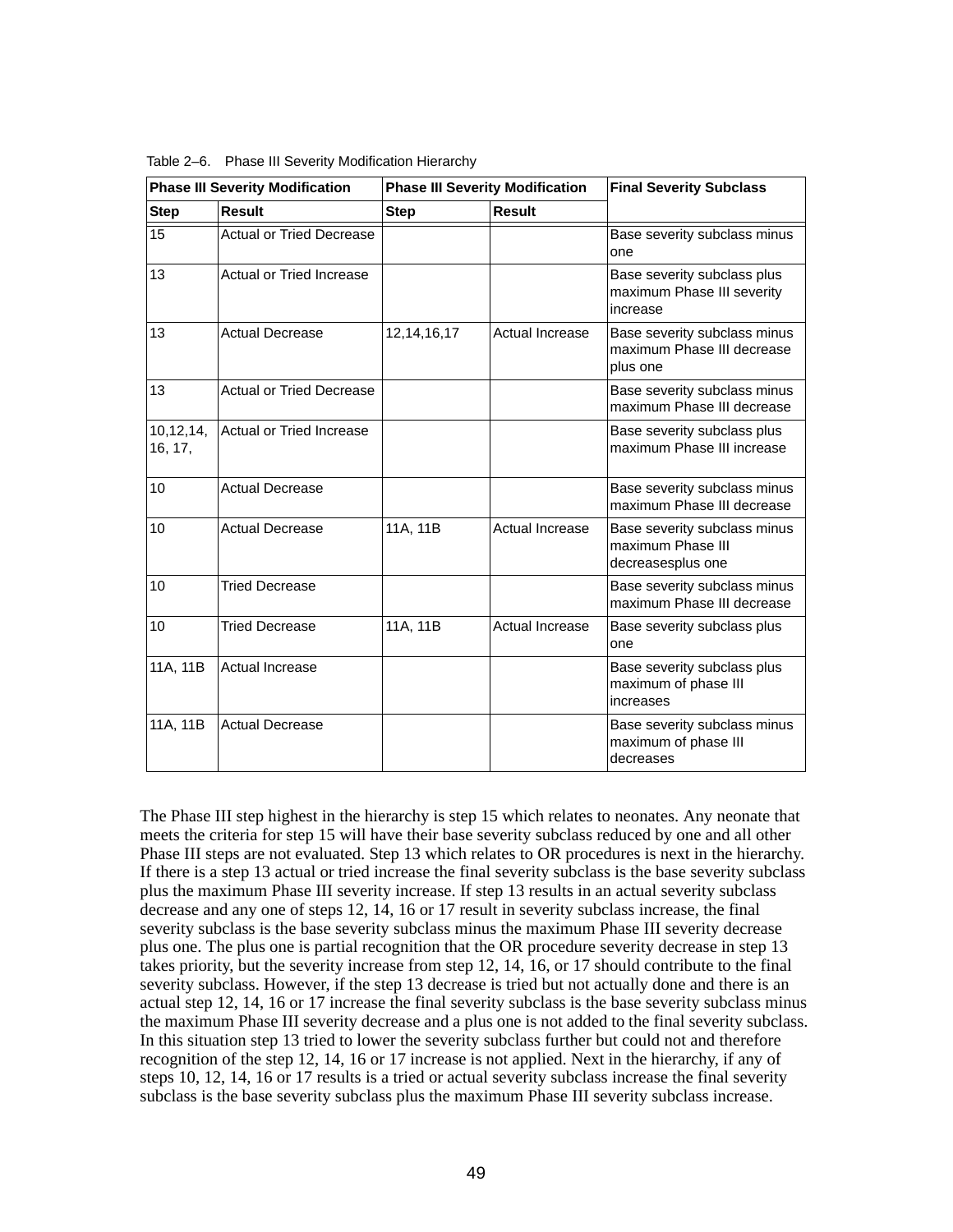Table 2–6. Phase III Severity Modification Hierarchy

| Phase III Severity Modification | | Phase III Severity Modification | | Final Severity Subclass |
|---|---|---|---|---|
| **Step** | **Result** | **Step** | **Result** | |
| 15 | Actual or Tried Decrease | | | Base severity subclass minus one |
| 13 | Actual or Tried Increase | | | Base severity subclass plus maximum Phase III severity increase |
| 13 | Actual Decrease | 12,14,16,17 | Actual Increase | Base severity subclass minus maximum Phase III decrease plus one |
| 13 | Actual or Tried Decrease | | | Base severity subclass minus maximum Phase III decrease |
| 10,12,14, 16, 17, | Actual or Tried Increase | | | Base severity subclass plus maximum Phase III increase |
| 10 | Actual Decrease | | | Base severity subclass minus maximum Phase III decrease |
| 10 | Actual Decrease | 11A, 11B | Actual Increase | Base severity subclass minus maximum Phase III decreasesplus one |
| 10 | Tried Decrease | | | Base severity subclass minus maximum Phase III decrease |
| 10 | Tried Decrease | 11A, 11B | Actual Increase | Base severity subclass plus one |
| 11A, 11B | Actual Increase | | | Base severity subclass plus maximum of phase III increases |
| 11A, 11B | Actual Decrease | | | Base severity subclass minus maximum of phase III decreases |

The Phase III step highest in the hierarchy is step 15 which relates to neonates. Any neonate that meets the criteria for step 15 will have their base severity subclass reduced by one and all other Phase III steps are not evaluated. Step 13 which relates to OR procedures is next in the hierarchy. If there is a step 13 actual or tried increase the final severity subclass is the base severity subclass plus the maximum Phase III severity increase. If step 13 results in an actual severity subclass decrease and any one of steps 12, 14, 16 or 17 result in severity subclass increase, the final severity subclass is the base severity subclass minus the maximum Phase III severity decrease plus one. The plus one is partial recognition that the OR procedure severity decrease in step 13 takes priority, but the severity increase from step 12, 14, 16, or 17 should contribute to the final severity subclass. However, if the step 13 decrease is tried but not actually done and there is an actual step 12, 14, 16 or 17 increase the final severity subclass is the base severity subclass minus the maximum Phase III severity decrease and a plus one is not added to the final severity subclass. In this situation step 13 tried to lower the severity subclass further but could not and therefore recognition of the step 12, 14, 16 or 17 increase is not applied. Next in the hierarchy, if any of steps 10, 12, 14, 16 or 17 results is a tried or actual severity subclass increase the final severity subclass is the base severity subclass plus the maximum Phase III severity subclass increase.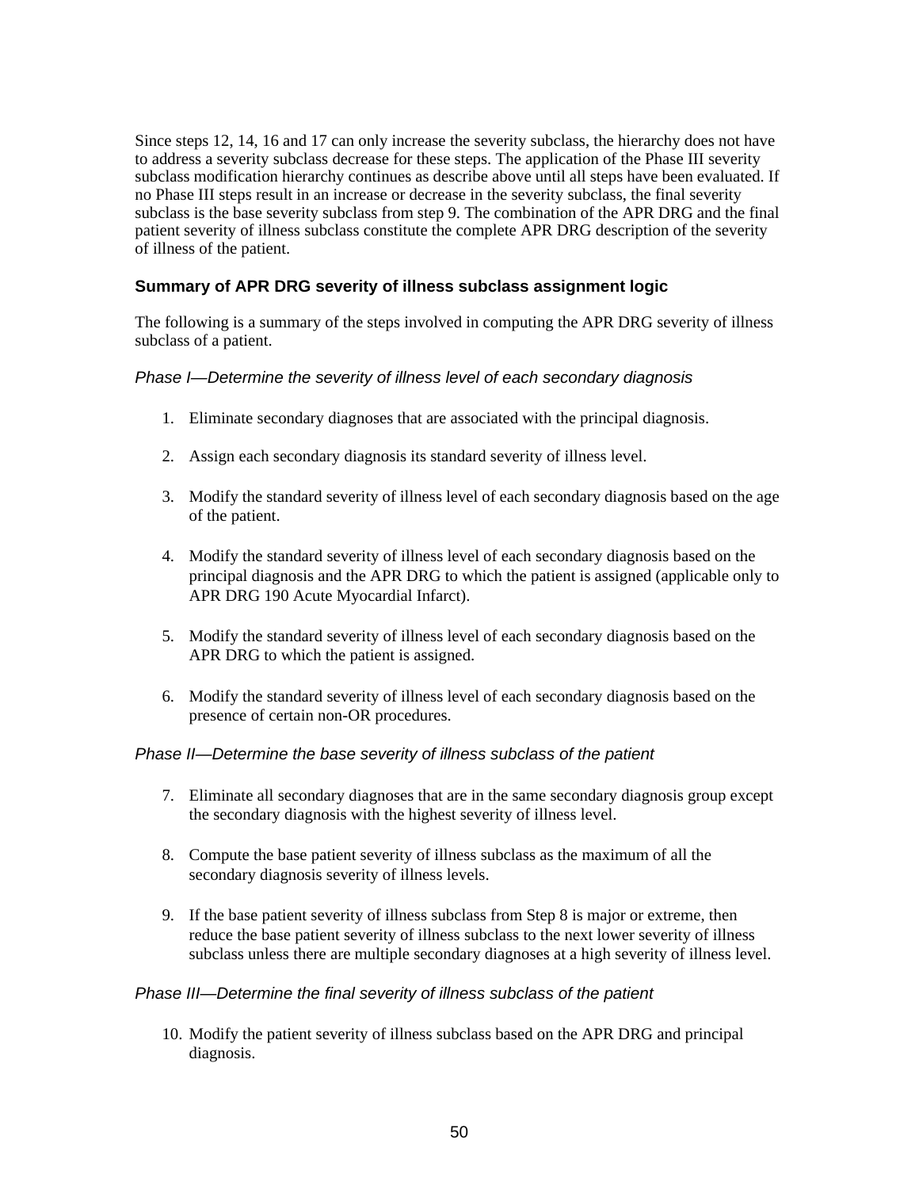Since steps 12, 14, 16 and 17 can only increase the severity subclass, the hierarchy does not have to address a severity subclass decrease for these steps. The application of the Phase III severity subclass modification hierarchy continues as describe above until all steps have been evaluated. If no Phase III steps result in an increase or decrease in the severity subclass, the final severity subclass is the base severity subclass from step 9. The combination of the APR DRG and the final patient severity of illness subclass constitute the complete APR DRG description of the severity of illness of the patient.

### Summary of APR DRG severity of illness subclass assignment logic

The following is a summary of the steps involved in computing the APR DRG severity of illness subclass of a patient.

*Phase I—Determine the severity of illness level of each secondary diagnosis*

1. Eliminate secondary diagnoses that are associated with the principal diagnosis.

2. Assign each secondary diagnosis its standard severity of illness level.

3. Modify the standard severity of illness level of each secondary diagnosis based on the age of the patient.

4. Modify the standard severity of illness level of each secondary diagnosis based on the principal diagnosis and the APR DRG to which the patient is assigned (applicable only to APR DRG 190 Acute Myocardial Infarct).

5. Modify the standard severity of illness level of each secondary diagnosis based on the APR DRG to which the patient is assigned.

6. Modify the standard severity of illness level of each secondary diagnosis based on the presence of certain non-OR procedures.

*Phase II—Determine the base severity of illness subclass of the patient*

7. Eliminate all secondary diagnoses that are in the same secondary diagnosis group except the secondary diagnosis with the highest severity of illness level.

8. Compute the base patient severity of illness subclass as the maximum of all the secondary diagnosis severity of illness levels.

9. If the base patient severity of illness subclass from Step 8 is major or extreme, then reduce the base patient severity of illness subclass to the next lower severity of illness subclass unless there are multiple secondary diagnoses at a high severity of illness level.

*Phase III—Determine the final severity of illness subclass of the patient*

10. Modify the patient severity of illness subclass based on the APR DRG and principal diagnosis.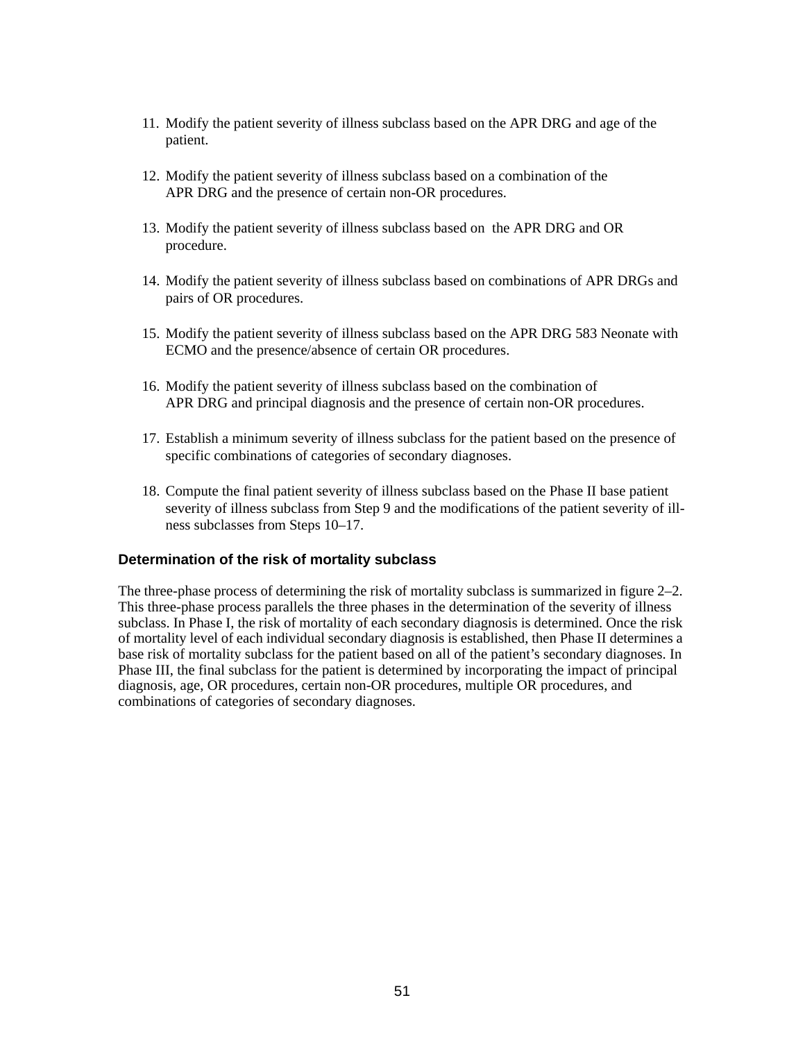11. Modify the patient severity of illness subclass based on the APR DRG and age of the patient.

12. Modify the patient severity of illness subclass based on a combination of the APR DRG and the presence of certain non-OR procedures.

13. Modify the patient severity of illness subclass based on the APR DRG and OR procedure.

14. Modify the patient severity of illness subclass based on combinations of APR DRGs and pairs of OR procedures.

15. Modify the patient severity of illness subclass based on the APR DRG 583 Neonate with ECMO and the presence/absence of certain OR procedures.

16. Modify the patient severity of illness subclass based on the combination of APR DRG and principal diagnosis and the presence of certain non-OR procedures.

17. Establish a minimum severity of illness subclass for the patient based on the presence of specific combinations of categories of secondary diagnoses.

18. Compute the final patient severity of illness subclass based on the Phase II base patient severity of illness subclass from Step 9 and the modifications of the patient severity of illness subclasses from Steps 10–17.

### Determination of the risk of mortality subclass

The three-phase process of determining the risk of mortality subclass is summarized in figure 2–2. This three-phase process parallels the three phases in the determination of the severity of illness subclass. In Phase I, the risk of mortality of each secondary diagnosis is determined. Once the risk of mortality level of each individual secondary diagnosis is established, then Phase II determines a base risk of mortality subclass for the patient based on all of the patient's secondary diagnoses. In Phase III, the final subclass for the patient is determined by incorporating the impact of principal diagnosis, age, OR procedures, certain non-OR procedures, multiple OR procedures, and combinations of categories of secondary diagnoses.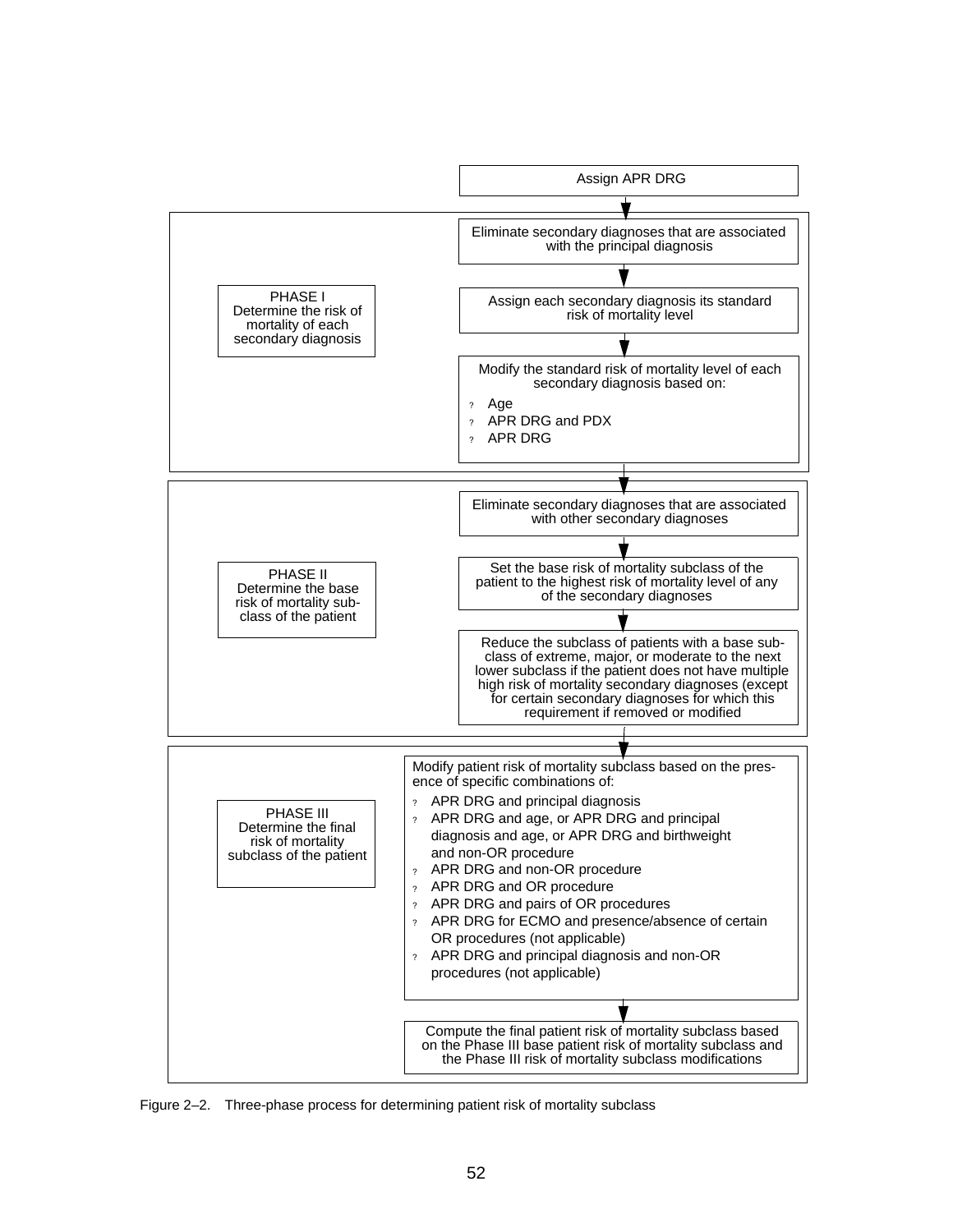Assign APR DRG

**PHASE I**
Determine the risk of mortality of each secondary diagnosis

- Eliminate secondary diagnoses that are associated with the principal diagnosis
- Assign each secondary diagnosis its standard risk of mortality level
- Modify the standard risk of mortality level of each secondary diagnosis based on:
  - Age
  - APR DRG and PDX
  - APR DRG

**PHASE II**
Determine the base risk of mortality subclass of the patient

- Eliminate secondary diagnoses that are associated with other secondary diagnoses
- Set the base risk of mortality subclass of the patient to the highest risk of mortality level of any of the secondary diagnoses
- Reduce the subclass of patients with a base subclass of extreme, major, or moderate to the next lower subclass if the patient does not have multiple high risk of mortality secondary diagnoses (except for certain secondary diagnoses for which this requirement if removed or modified

**PHASE III**
Determine the final risk of mortality subclass of the patient

- Modify patient risk of mortality subclass based on the presence of specific combinations of:
  - APR DRG and principal diagnosis
  - APR DRG and age, or APR DRG and principal diagnosis and age, or APR DRG and birthweight and non-OR procedure
  - APR DRG and non-OR procedure
  - APR DRG and OR procedure
  - APR DRG and pairs of OR procedures
  - APR DRG for ECMO and presence/absence of certain OR procedures (not applicable)
  - APR DRG and principal diagnosis and non-OR procedures (not applicable)
- Compute the final patient risk of mortality subclass based on the Phase III base patient risk of mortality subclass and the Phase III risk of mortality subclass modifications

Figure 2–2. Three-phase process for determining patient risk of mortality subclass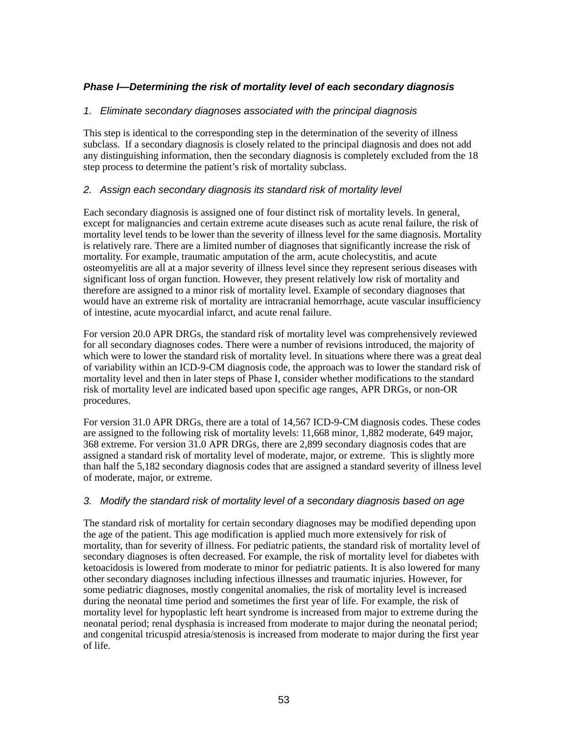***Phase I—Determining the risk of mortality level of each secondary diagnosis***

*1. Eliminate secondary diagnoses associated with the principal diagnosis*

This step is identical to the corresponding step in the determination of the severity of illness subclass. If a secondary diagnosis is closely related to the principal diagnosis and does not add any distinguishing information, then the secondary diagnosis is completely excluded from the 18 step process to determine the patient's risk of mortality subclass.

*2. Assign each secondary diagnosis its standard risk of mortality level*

Each secondary diagnosis is assigned one of four distinct risk of mortality levels. In general, except for malignancies and certain extreme acute diseases such as acute renal failure, the risk of mortality level tends to be lower than the severity of illness level for the same diagnosis. Mortality is relatively rare. There are a limited number of diagnoses that significantly increase the risk of mortality. For example, traumatic amputation of the arm, acute cholecystitis, and acute osteomyelitis are all at a major severity of illness level since they represent serious diseases with significant loss of organ function. However, they present relatively low risk of mortality and therefore are assigned to a minor risk of mortality level. Example of secondary diagnoses that would have an extreme risk of mortality are intracranial hemorrhage, acute vascular insufficiency of intestine, acute myocardial infarct, and acute renal failure.

For version 20.0 APR DRGs, the standard risk of mortality level was comprehensively reviewed for all secondary diagnoses codes. There were a number of revisions introduced, the majority of which were to lower the standard risk of mortality level. In situations where there was a great deal of variability within an ICD-9-CM diagnosis code, the approach was to lower the standard risk of mortality level and then in later steps of Phase I, consider whether modifications to the standard risk of mortality level are indicated based upon specific age ranges, APR DRGs, or non-OR procedures.

For version 31.0 APR DRGs, there are a total of 14,567 ICD-9-CM diagnosis codes. These codes are assigned to the following risk of mortality levels: 11,668 minor, 1,882 moderate, 649 major, 368 extreme. For version 31.0 APR DRGs, there are 2,899 secondary diagnosis codes that are assigned a standard risk of mortality level of moderate, major, or extreme. This is slightly more than half the 5,182 secondary diagnosis codes that are assigned a standard severity of illness level of moderate, major, or extreme.

*3. Modify the standard risk of mortality level of a secondary diagnosis based on age*

The standard risk of mortality for certain secondary diagnoses may be modified depending upon the age of the patient. This age modification is applied much more extensively for risk of mortality, than for severity of illness. For pediatric patients, the standard risk of mortality level of secondary diagnoses is often decreased. For example, the risk of mortality level for diabetes with ketoacidosis is lowered from moderate to minor for pediatric patients. It is also lowered for many other secondary diagnoses including infectious illnesses and traumatic injuries. However, for some pediatric diagnoses, mostly congenital anomalies, the risk of mortality level is increased during the neonatal time period and sometimes the first year of life. For example, the risk of mortality level for hypoplastic left heart syndrome is increased from major to extreme during the neonatal period; renal dysphasia is increased from moderate to major during the neonatal period; and congenital tricuspid atresia/stenosis is increased from moderate to major during the first year of life.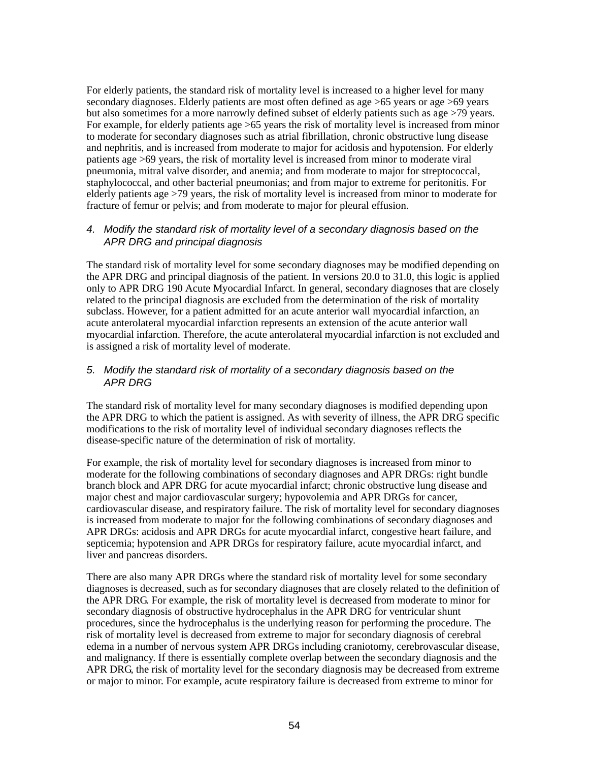For elderly patients, the standard risk of mortality level is increased to a higher level for many secondary diagnoses. Elderly patients are most often defined as age >65 years or age >69 years but also sometimes for a more narrowly defined subset of elderly patients such as age >79 years. For example, for elderly patients age >65 years the risk of mortality level is increased from minor to moderate for secondary diagnoses such as atrial fibrillation, chronic obstructive lung disease and nephritis, and is increased from moderate to major for acidosis and hypotension. For elderly patients age >69 years, the risk of mortality level is increased from minor to moderate viral pneumonia, mitral valve disorder, and anemia; and from moderate to major for streptococcal, staphylococcal, and other bacterial pneumonias; and from major to extreme for peritonitis. For elderly patients age >79 years, the risk of mortality level is increased from minor to moderate for fracture of femur or pelvis; and from moderate to major for pleural effusion.

4. *Modify the standard risk of mortality level of a secondary diagnosis based on the APR DRG and principal diagnosis*

The standard risk of mortality level for some secondary diagnoses may be modified depending on the APR DRG and principal diagnosis of the patient. In versions 20.0 to 31.0, this logic is applied only to APR DRG 190 Acute Myocardial Infarct. In general, secondary diagnoses that are closely related to the principal diagnosis are excluded from the determination of the risk of mortality subclass. However, for a patient admitted for an acute anterior wall myocardial infarction, an acute anterolateral myocardial infarction represents an extension of the acute anterior wall myocardial infarction. Therefore, the acute anterolateral myocardial infarction is not excluded and is assigned a risk of mortality level of moderate.

5. *Modify the standard risk of mortality of a secondary diagnosis based on the APR DRG*

The standard risk of mortality level for many secondary diagnoses is modified depending upon the APR DRG to which the patient is assigned. As with severity of illness, the APR DRG specific modifications to the risk of mortality level of individual secondary diagnoses reflects the disease-specific nature of the determination of risk of mortality.

For example, the risk of mortality level for secondary diagnoses is increased from minor to moderate for the following combinations of secondary diagnoses and APR DRGs: right bundle branch block and APR DRG for acute myocardial infarct; chronic obstructive lung disease and major chest and major cardiovascular surgery; hypovolemia and APR DRGs for cancer, cardiovascular disease, and respiratory failure. The risk of mortality level for secondary diagnoses is increased from moderate to major for the following combinations of secondary diagnoses and APR DRGs: acidosis and APR DRGs for acute myocardial infarct, congestive heart failure, and septicemia; hypotension and APR DRGs for respiratory failure, acute myocardial infarct, and liver and pancreas disorders.

There are also many APR DRGs where the standard risk of mortality level for some secondary diagnoses is decreased, such as for secondary diagnoses that are closely related to the definition of the APR DRG. For example, the risk of mortality level is decreased from moderate to minor for secondary diagnosis of obstructive hydrocephalus in the APR DRG for ventricular shunt procedures, since the hydrocephalus is the underlying reason for performing the procedure. The risk of mortality level is decreased from extreme to major for secondary diagnosis of cerebral edema in a number of nervous system APR DRGs including craniotomy, cerebrovascular disease, and malignancy. If there is essentially complete overlap between the secondary diagnosis and the APR DRG, the risk of mortality level for the secondary diagnosis may be decreased from extreme or major to minor. For example, acute respiratory failure is decreased from extreme to minor for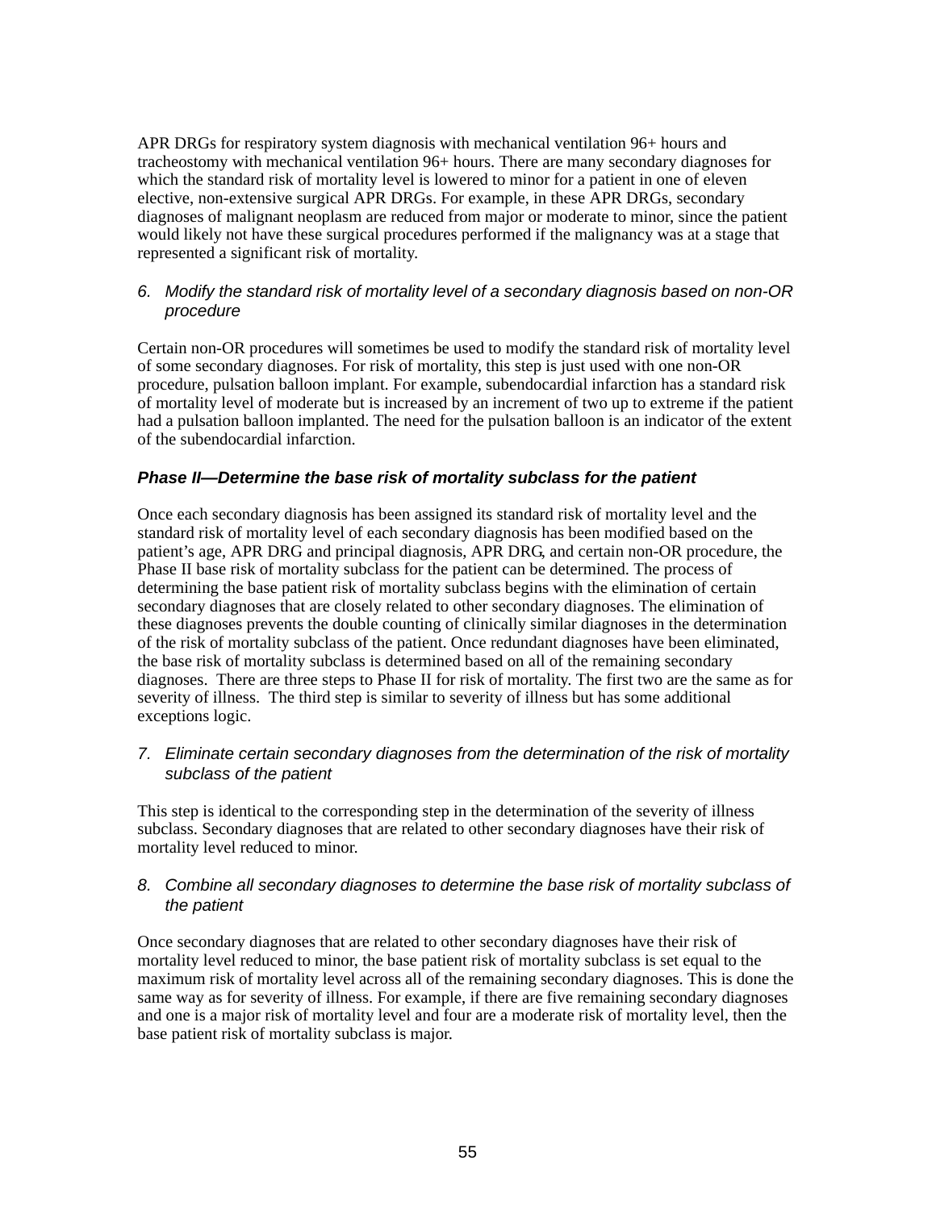APR DRGs for respiratory system diagnosis with mechanical ventilation 96+ hours and tracheostomy with mechanical ventilation 96+ hours. There are many secondary diagnoses for which the standard risk of mortality level is lowered to minor for a patient in one of eleven elective, non-extensive surgical APR DRGs. For example, in these APR DRGs, secondary diagnoses of malignant neoplasm are reduced from major or moderate to minor, since the patient would likely not have these surgical procedures performed if the malignancy was at a stage that represented a significant risk of mortality.

6. *Modify the standard risk of mortality level of a secondary diagnosis based on non-OR procedure*

Certain non-OR procedures will sometimes be used to modify the standard risk of mortality level of some secondary diagnoses. For risk of mortality, this step is just used with one non-OR procedure, pulsation balloon implant. For example, subendocardial infarction has a standard risk of mortality level of moderate but is increased by an increment of two up to extreme if the patient had a pulsation balloon implanted. The need for the pulsation balloon is an indicator of the extent of the subendocardial infarction.

### *Phase II—Determine the base risk of mortality subclass for the patient*

Once each secondary diagnosis has been assigned its standard risk of mortality level and the standard risk of mortality level of each secondary diagnosis has been modified based on the patient's age, APR DRG and principal diagnosis, APR DRG, and certain non-OR procedure, the Phase II base risk of mortality subclass for the patient can be determined. The process of determining the base patient risk of mortality subclass begins with the elimination of certain secondary diagnoses that are closely related to other secondary diagnoses. The elimination of these diagnoses prevents the double counting of clinically similar diagnoses in the determination of the risk of mortality subclass of the patient. Once redundant diagnoses have been eliminated, the base risk of mortality subclass is determined based on all of the remaining secondary diagnoses. There are three steps to Phase II for risk of mortality. The first two are the same as for severity of illness. The third step is similar to severity of illness but has some additional exceptions logic.

7. *Eliminate certain secondary diagnoses from the determination of the risk of mortality subclass of the patient*

This step is identical to the corresponding step in the determination of the severity of illness subclass. Secondary diagnoses that are related to other secondary diagnoses have their risk of mortality level reduced to minor.

8. *Combine all secondary diagnoses to determine the base risk of mortality subclass of the patient*

Once secondary diagnoses that are related to other secondary diagnoses have their risk of mortality level reduced to minor, the base patient risk of mortality subclass is set equal to the maximum risk of mortality level across all of the remaining secondary diagnoses. This is done the same way as for severity of illness. For example, if there are five remaining secondary diagnoses and one is a major risk of mortality level and four are a moderate risk of mortality level, then the base patient risk of mortality subclass is major.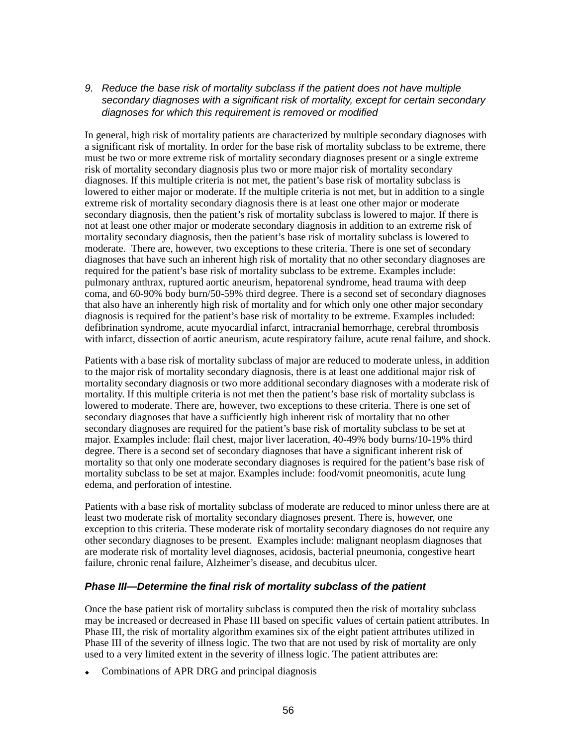*9. Reduce the base risk of mortality subclass if the patient does not have multiple secondary diagnoses with a significant risk of mortality, except for certain secondary diagnoses for which this requirement is removed or modified*

In general, high risk of mortality patients are characterized by multiple secondary diagnoses with a significant risk of mortality. In order for the base risk of mortality subclass to be extreme, there must be two or more extreme risk of mortality secondary diagnoses present or a single extreme risk of mortality secondary diagnosis plus two or more major risk of mortality secondary diagnoses. If this multiple criteria is not met, the patient's base risk of mortality subclass is lowered to either major or moderate. If the multiple criteria is not met, but in addition to a single extreme risk of mortality secondary diagnosis there is at least one other major or moderate secondary diagnosis, then the patient's risk of mortality subclass is lowered to major. If there is not at least one other major or moderate secondary diagnosis in addition to an extreme risk of mortality secondary diagnosis, then the patient's base risk of mortality subclass is lowered to moderate. There are, however, two exceptions to these criteria. There is one set of secondary diagnoses that have such an inherent high risk of mortality that no other secondary diagnoses are required for the patient's base risk of mortality subclass to be extreme. Examples include: pulmonary anthrax, ruptured aortic aneurism, hepatorenal syndrome, head trauma with deep coma, and 60-90% body burn/50-59% third degree. There is a second set of secondary diagnoses that also have an inherently high risk of mortality and for which only one other major secondary diagnosis is required for the patient's base risk of mortality to be extreme. Examples included: defibrination syndrome, acute myocardial infarct, intracranial hemorrhage, cerebral thrombosis with infarct, dissection of aortic aneurism, acute respiratory failure, acute renal failure, and shock.

Patients with a base risk of mortality subclass of major are reduced to moderate unless, in addition to the major risk of mortality secondary diagnosis, there is at least one additional major risk of mortality secondary diagnosis or two more additional secondary diagnoses with a moderate risk of mortality. If this multiple criteria is not met then the patient's base risk of mortality subclass is lowered to moderate. There are, however, two exceptions to these criteria. There is one set of secondary diagnoses that have a sufficiently high inherent risk of mortality that no other secondary diagnoses are required for the patient's base risk of mortality subclass to be set at major. Examples include: flail chest, major liver laceration, 40-49% body burns/10-19% third degree. There is a second set of secondary diagnoses that have a significant inherent risk of mortality so that only one moderate secondary diagnoses is required for the patient's base risk of mortality subclass to be set at major. Examples include: food/vomit pneomonitis, acute lung edema, and perforation of intestine.

Patients with a base risk of mortality subclass of moderate are reduced to minor unless there are at least two moderate risk of mortality secondary diagnoses present. There is, however, one exception to this criteria. These moderate risk of mortality secondary diagnoses do not require any other secondary diagnoses to be present. Examples include: malignant neoplasm diagnoses that are moderate risk of mortality level diagnoses, acidosis, bacterial pneumonia, congestive heart failure, chronic renal failure, Alzheimer's disease, and decubitus ulcer.

### *Phase III—Determine the final risk of mortality subclass of the patient*

Once the base patient risk of mortality subclass is computed then the risk of mortality subclass may be increased or decreased in Phase III based on specific values of certain patient attributes. In Phase III, the risk of mortality algorithm examines six of the eight patient attributes utilized in Phase III of the severity of illness logic. The two that are not used by risk of mortality are only used to a very limited extent in the severity of illness logic. The patient attributes are:

- Combinations of APR DRG and principal diagnosis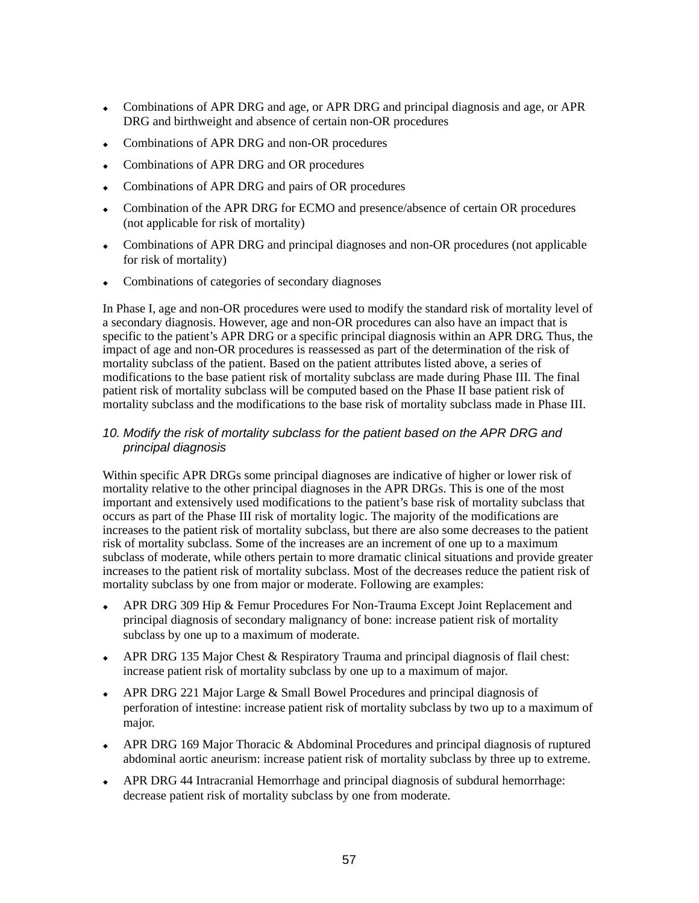- Combinations of APR DRG and age, or APR DRG and principal diagnosis and age, or APR DRG and birthweight and absence of certain non-OR procedures
- Combinations of APR DRG and non-OR procedures
- Combinations of APR DRG and OR procedures
- Combinations of APR DRG and pairs of OR procedures
- Combination of the APR DRG for ECMO and presence/absence of certain OR procedures (not applicable for risk of mortality)
- Combinations of APR DRG and principal diagnoses and non-OR procedures (not applicable for risk of mortality)
- Combinations of categories of secondary diagnoses

In Phase I, age and non-OR procedures were used to modify the standard risk of mortality level of a secondary diagnosis. However, age and non-OR procedures can also have an impact that is specific to the patient's APR DRG or a specific principal diagnosis within an APR DRG. Thus, the impact of age and non-OR procedures is reassessed as part of the determination of the risk of mortality subclass of the patient. Based on the patient attributes listed above, a series of modifications to the base patient risk of mortality subclass are made during Phase III. The final patient risk of mortality subclass will be computed based on the Phase II base patient risk of mortality subclass and the modifications to the base risk of mortality subclass made in Phase III.

### *10. Modify the risk of mortality subclass for the patient based on the APR DRG and principal diagnosis*

Within specific APR DRGs some principal diagnoses are indicative of higher or lower risk of mortality relative to the other principal diagnoses in the APR DRGs. This is one of the most important and extensively used modifications to the patient's base risk of mortality subclass that occurs as part of the Phase III risk of mortality logic. The majority of the modifications are increases to the patient risk of mortality subclass, but there are also some decreases to the patient risk of mortality subclass. Some of the increases are an increment of one up to a maximum subclass of moderate, while others pertain to more dramatic clinical situations and provide greater increases to the patient risk of mortality subclass. Most of the decreases reduce the patient risk of mortality subclass by one from major or moderate. Following are examples:

- APR DRG 309 Hip & Femur Procedures For Non-Trauma Except Joint Replacement and principal diagnosis of secondary malignancy of bone: increase patient risk of mortality subclass by one up to a maximum of moderate.
- APR DRG 135 Major Chest & Respiratory Trauma and principal diagnosis of flail chest: increase patient risk of mortality subclass by one up to a maximum of major.
- APR DRG 221 Major Large & Small Bowel Procedures and principal diagnosis of perforation of intestine: increase patient risk of mortality subclass by two up to a maximum of major.
- APR DRG 169 Major Thoracic & Abdominal Procedures and principal diagnosis of ruptured abdominal aortic aneurism: increase patient risk of mortality subclass by three up to extreme.
- APR DRG 44 Intracranial Hemorrhage and principal diagnosis of subdural hemorrhage: decrease patient risk of mortality subclass by one from moderate.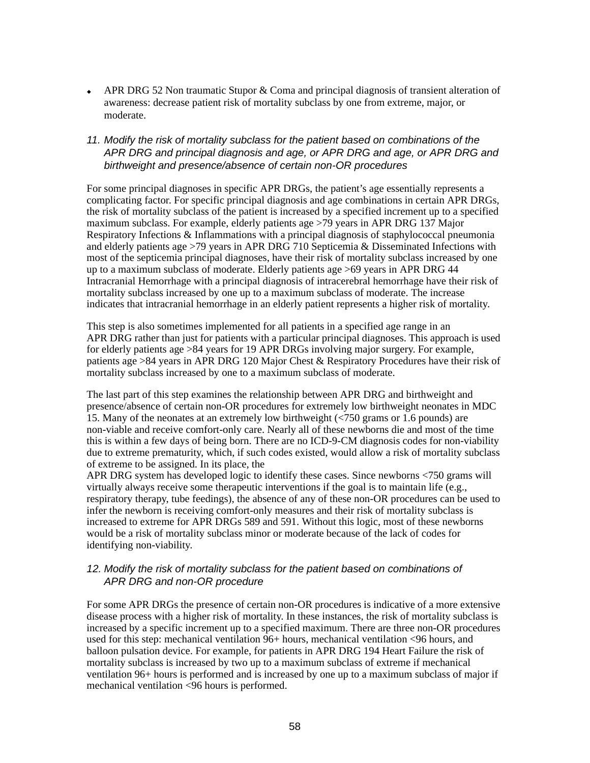- APR DRG 52 Non traumatic Stupor & Coma and principal diagnosis of transient alteration of awareness: decrease patient risk of mortality subclass by one from extreme, major, or moderate.

*11. Modify the risk of mortality subclass for the patient based on combinations of the APR DRG and principal diagnosis and age, or APR DRG and age, or APR DRG and birthweight and presence/absence of certain non-OR procedures*

For some principal diagnoses in specific APR DRGs, the patient's age essentially represents a complicating factor. For specific principal diagnosis and age combinations in certain APR DRGs, the risk of mortality subclass of the patient is increased by a specified increment up to a specified maximum subclass. For example, elderly patients age >79 years in APR DRG 137 Major Respiratory Infections & Inflammations with a principal diagnosis of staphylococcal pneumonia and elderly patients age >79 years in APR DRG 710 Septicemia & Disseminated Infections with most of the septicemia principal diagnoses, have their risk of mortality subclass increased by one up to a maximum subclass of moderate. Elderly patients age >69 years in APR DRG 44 Intracranial Hemorrhage with a principal diagnosis of intracerebral hemorrhage have their risk of mortality subclass increased by one up to a maximum subclass of moderate. The increase indicates that intracranial hemorrhage in an elderly patient represents a higher risk of mortality.

This step is also sometimes implemented for all patients in a specified age range in an APR DRG rather than just for patients with a particular principal diagnoses. This approach is used for elderly patients age >84 years for 19 APR DRGs involving major surgery. For example, patients age >84 years in APR DRG 120 Major Chest & Respiratory Procedures have their risk of mortality subclass increased by one to a maximum subclass of moderate.

The last part of this step examines the relationship between APR DRG and birthweight and presence/absence of certain non-OR procedures for extremely low birthweight neonates in MDC 15. Many of the neonates at an extremely low birthweight (<750 grams or 1.6 pounds) are non-viable and receive comfort-only care. Nearly all of these newborns die and most of the time this is within a few days of being born. There are no ICD-9-CM diagnosis codes for non-viability due to extreme prematurity, which, if such codes existed, would allow a risk of mortality subclass of extreme to be assigned. In its place, the APR DRG system has developed logic to identify these cases. Since newborns <750 grams will virtually always receive some therapeutic interventions if the goal is to maintain life (e.g., respiratory therapy, tube feedings), the absence of any of these non-OR procedures can be used to infer the newborn is receiving comfort-only measures and their risk of mortality subclass is increased to extreme for APR DRGs 589 and 591. Without this logic, most of these newborns would be a risk of mortality subclass minor or moderate because of the lack of codes for identifying non-viability.

*12. Modify the risk of mortality subclass for the patient based on combinations of APR DRG and non-OR procedure*

For some APR DRGs the presence of certain non-OR procedures is indicative of a more extensive disease process with a higher risk of mortality. In these instances, the risk of mortality subclass is increased by a specific increment up to a specified maximum. There are three non-OR procedures used for this step: mechanical ventilation 96+ hours, mechanical ventilation <96 hours, and balloon pulsation device. For example, for patients in APR DRG 194 Heart Failure the risk of mortality subclass is increased by two up to a maximum subclass of extreme if mechanical ventilation 96+ hours is performed and is increased by one up to a maximum subclass of major if mechanical ventilation <96 hours is performed.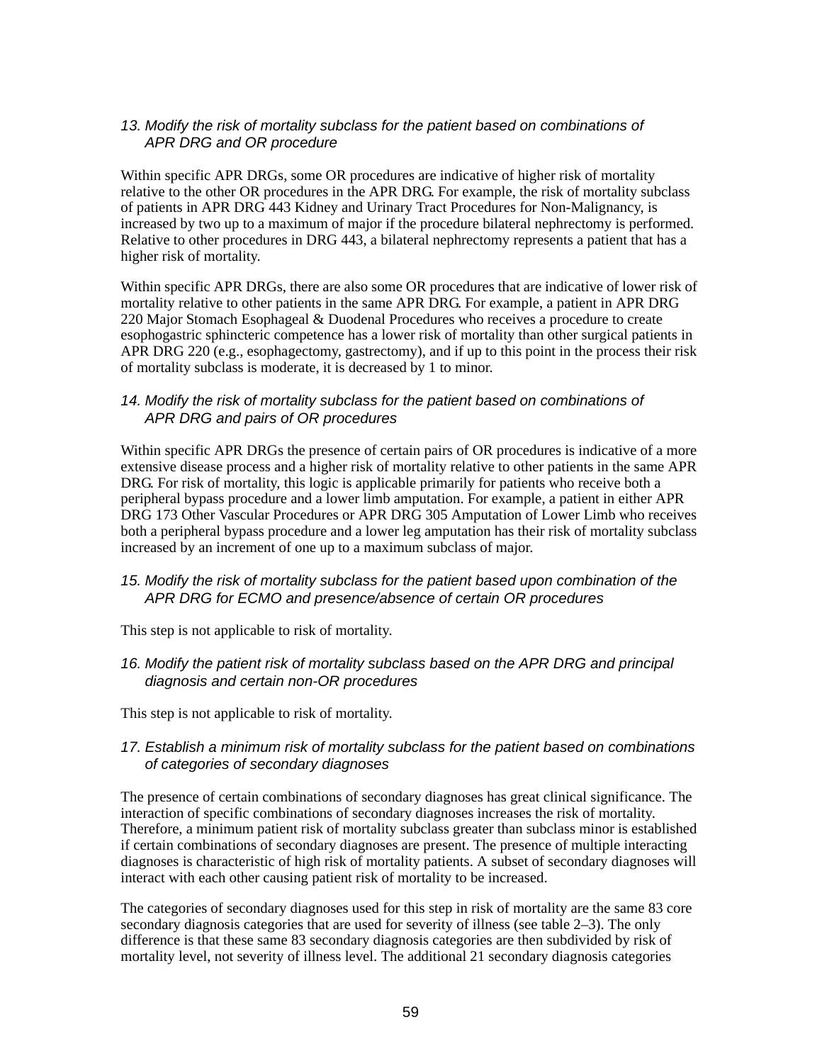*13. Modify the risk of mortality subclass for the patient based on combinations of APR DRG and OR procedure*

Within specific APR DRGs, some OR procedures are indicative of higher risk of mortality relative to the other OR procedures in the APR DRG. For example, the risk of mortality subclass of patients in APR DRG 443 Kidney and Urinary Tract Procedures for Non-Malignancy, is increased by two up to a maximum of major if the procedure bilateral nephrectomy is performed. Relative to other procedures in DRG 443, a bilateral nephrectomy represents a patient that has a higher risk of mortality.

Within specific APR DRGs, there are also some OR procedures that are indicative of lower risk of mortality relative to other patients in the same APR DRG. For example, a patient in APR DRG 220 Major Stomach Esophageal & Duodenal Procedures who receives a procedure to create esophogastric sphincteric competence has a lower risk of mortality than other surgical patients in APR DRG 220 (e.g., esophagectomy, gastrectomy), and if up to this point in the process their risk of mortality subclass is moderate, it is decreased by 1 to minor.

*14. Modify the risk of mortality subclass for the patient based on combinations of APR DRG and pairs of OR procedures*

Within specific APR DRGs the presence of certain pairs of OR procedures is indicative of a more extensive disease process and a higher risk of mortality relative to other patients in the same APR DRG. For risk of mortality, this logic is applicable primarily for patients who receive both a peripheral bypass procedure and a lower limb amputation. For example, a patient in either APR DRG 173 Other Vascular Procedures or APR DRG 305 Amputation of Lower Limb who receives both a peripheral bypass procedure and a lower leg amputation has their risk of mortality subclass increased by an increment of one up to a maximum subclass of major.

*15. Modify the risk of mortality subclass for the patient based upon combination of the APR DRG for ECMO and presence/absence of certain OR procedures*

This step is not applicable to risk of mortality.

*16. Modify the patient risk of mortality subclass based on the APR DRG and principal diagnosis and certain non-OR procedures*

This step is not applicable to risk of mortality.

*17. Establish a minimum risk of mortality subclass for the patient based on combinations of categories of secondary diagnoses*

The presence of certain combinations of secondary diagnoses has great clinical significance. The interaction of specific combinations of secondary diagnoses increases the risk of mortality. Therefore, a minimum patient risk of mortality subclass greater than subclass minor is established if certain combinations of secondary diagnoses are present. The presence of multiple interacting diagnoses is characteristic of high risk of mortality patients. A subset of secondary diagnoses will interact with each other causing patient risk of mortality to be increased.

The categories of secondary diagnoses used for this step in risk of mortality are the same 83 core secondary diagnosis categories that are used for severity of illness (see table 2–3). The only difference is that these same 83 secondary diagnosis categories are then subdivided by risk of mortality level, not severity of illness level. The additional 21 secondary diagnosis categories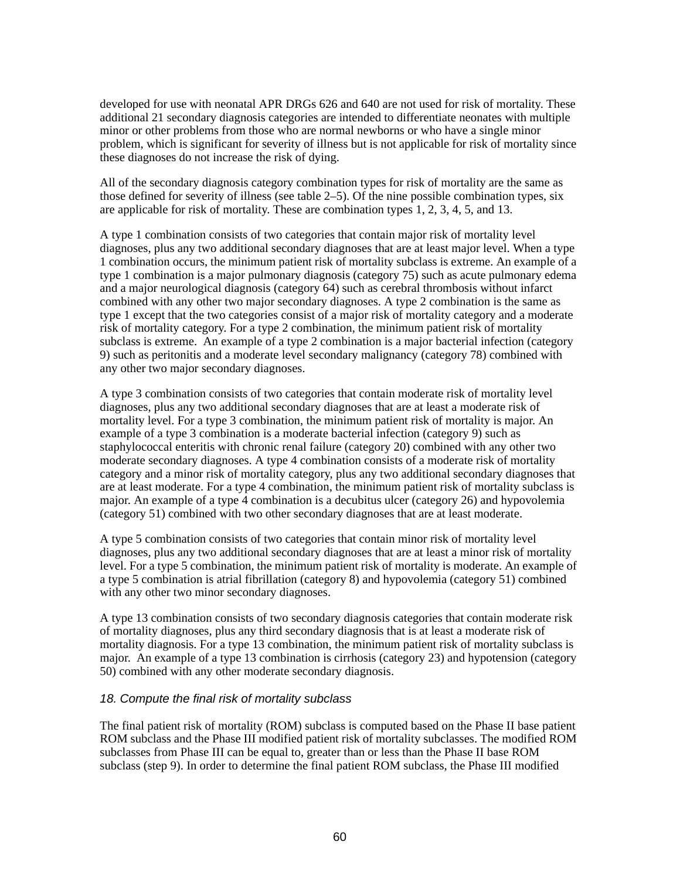developed for use with neonatal APR DRGs 626 and 640 are not used for risk of mortality. These additional 21 secondary diagnosis categories are intended to differentiate neonates with multiple minor or other problems from those who are normal newborns or who have a single minor problem, which is significant for severity of illness but is not applicable for risk of mortality since these diagnoses do not increase the risk of dying.

All of the secondary diagnosis category combination types for risk of mortality are the same as those defined for severity of illness (see table 2–5). Of the nine possible combination types, six are applicable for risk of mortality. These are combination types 1, 2, 3, 4, 5, and 13.

A type 1 combination consists of two categories that contain major risk of mortality level diagnoses, plus any two additional secondary diagnoses that are at least major level. When a type 1 combination occurs, the minimum patient risk of mortality subclass is extreme. An example of a type 1 combination is a major pulmonary diagnosis (category 75) such as acute pulmonary edema and a major neurological diagnosis (category 64) such as cerebral thrombosis without infarct combined with any other two major secondary diagnoses. A type 2 combination is the same as type 1 except that the two categories consist of a major risk of mortality category and a moderate risk of mortality category. For a type 2 combination, the minimum patient risk of mortality subclass is extreme. An example of a type 2 combination is a major bacterial infection (category 9) such as peritonitis and a moderate level secondary malignancy (category 78) combined with any other two major secondary diagnoses.

A type 3 combination consists of two categories that contain moderate risk of mortality level diagnoses, plus any two additional secondary diagnoses that are at least a moderate risk of mortality level. For a type 3 combination, the minimum patient risk of mortality is major. An example of a type 3 combination is a moderate bacterial infection (category 9) such as staphylococcal enteritis with chronic renal failure (category 20) combined with any other two moderate secondary diagnoses. A type 4 combination consists of a moderate risk of mortality category and a minor risk of mortality category, plus any two additional secondary diagnoses that are at least moderate. For a type 4 combination, the minimum patient risk of mortality subclass is major. An example of a type 4 combination is a decubitus ulcer (category 26) and hypovolemia (category 51) combined with two other secondary diagnoses that are at least moderate.

A type 5 combination consists of two categories that contain minor risk of mortality level diagnoses, plus any two additional secondary diagnoses that are at least a minor risk of mortality level. For a type 5 combination, the minimum patient risk of mortality is moderate. An example of a type 5 combination is atrial fibrillation (category 8) and hypovolemia (category 51) combined with any other two minor secondary diagnoses.

A type 13 combination consists of two secondary diagnosis categories that contain moderate risk of mortality diagnoses, plus any third secondary diagnosis that is at least a moderate risk of mortality diagnosis. For a type 13 combination, the minimum patient risk of mortality subclass is major. An example of a type 13 combination is cirrhosis (category 23) and hypotension (category 50) combined with any other moderate secondary diagnosis.

### *18. Compute the final risk of mortality subclass*

The final patient risk of mortality (ROM) subclass is computed based on the Phase II base patient ROM subclass and the Phase III modified patient risk of mortality subclasses. The modified ROM subclasses from Phase III can be equal to, greater than or less than the Phase II base ROM subclass (step 9). In order to determine the final patient ROM subclass, the Phase III modified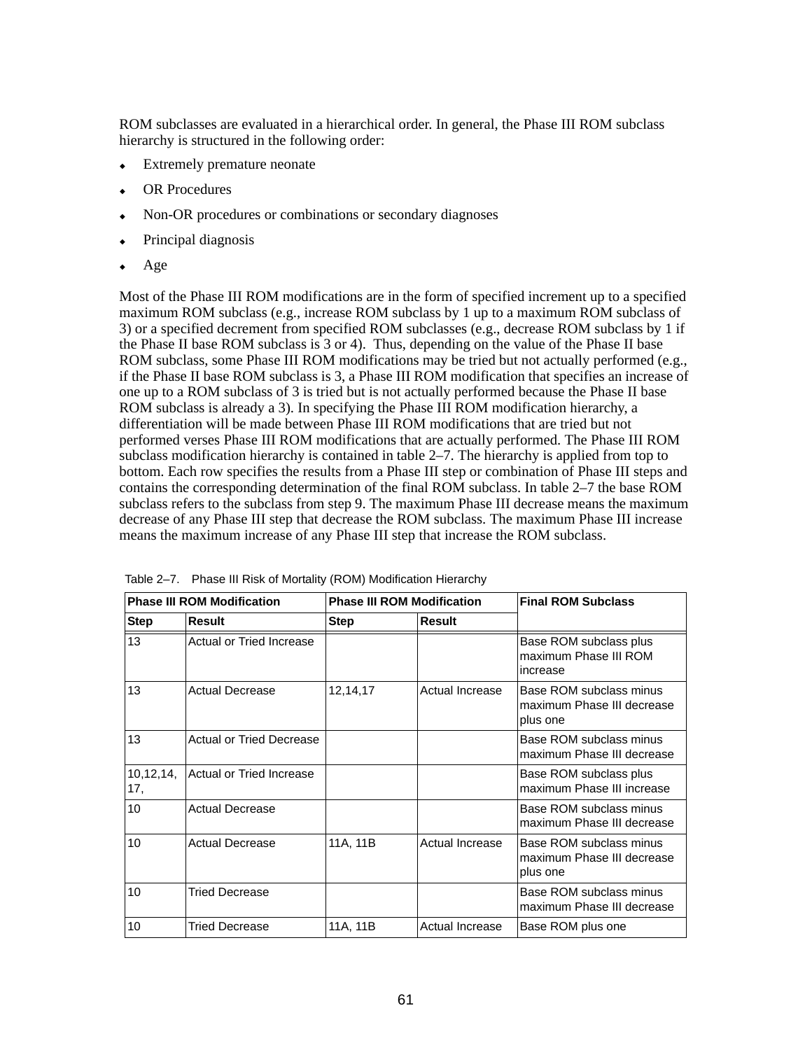ROM subclasses are evaluated in a hierarchical order. In general, the Phase III ROM subclass hierarchy is structured in the following order:

- Extremely premature neonate
- OR Procedures
- Non-OR procedures or combinations or secondary diagnoses
- Principal diagnosis
- Age

Most of the Phase III ROM modifications are in the form of specified increment up to a specified maximum ROM subclass (e.g., increase ROM subclass by 1 up to a maximum ROM subclass of 3) or a specified decrement from specified ROM subclasses (e.g., decrease ROM subclass by 1 if the Phase II base ROM subclass is 3 or 4). Thus, depending on the value of the Phase II base ROM subclass, some Phase III ROM modifications may be tried but not actually performed (e.g., if the Phase II base ROM subclass is 3, a Phase III ROM modification that specifies an increase of one up to a ROM subclass of 3 is tried but is not actually performed because the Phase II base ROM subclass is already a 3). In specifying the Phase III ROM modification hierarchy, a differentiation will be made between Phase III ROM modifications that are tried but not performed verses Phase III ROM modifications that are actually performed. The Phase III ROM subclass modification hierarchy is contained in table 2–7. The hierarchy is applied from top to bottom. Each row specifies the results from a Phase III step or combination of Phase III steps and contains the corresponding determination of the final ROM subclass. In table 2–7 the base ROM subclass refers to the subclass from step 9. The maximum Phase III decrease means the maximum decrease of any Phase III step that decrease the ROM subclass. The maximum Phase III increase means the maximum increase of any Phase III step that increase the ROM subclass.

Table 2–7. Phase III Risk of Mortality (ROM) Modification Hierarchy

| Phase III ROM Modification | | Phase III ROM Modification | | Final ROM Subclass |
|---|---|---|---|---|
| **Step** | **Result** | **Step** | **Result** | |
| 13 | Actual or Tried Increase | | | Base ROM subclass plus maximum Phase III ROM increase |
| 13 | Actual Decrease | 12,14,17 | Actual Increase | Base ROM subclass minus maximum Phase III decrease plus one |
| 13 | Actual or Tried Decrease | | | Base ROM subclass minus maximum Phase III decrease |
| 10,12,14, 17, | Actual or Tried Increase | | | Base ROM subclass plus maximum Phase III increase |
| 10 | Actual Decrease | | | Base ROM subclass minus maximum Phase III decrease |
| 10 | Actual Decrease | 11A, 11B | Actual Increase | Base ROM subclass minus maximum Phase III decrease plus one |
| 10 | Tried Decrease | | | Base ROM subclass minus maximum Phase III decrease |
| 10 | Tried Decrease | 11A, 11B | Actual Increase | Base ROM plus one |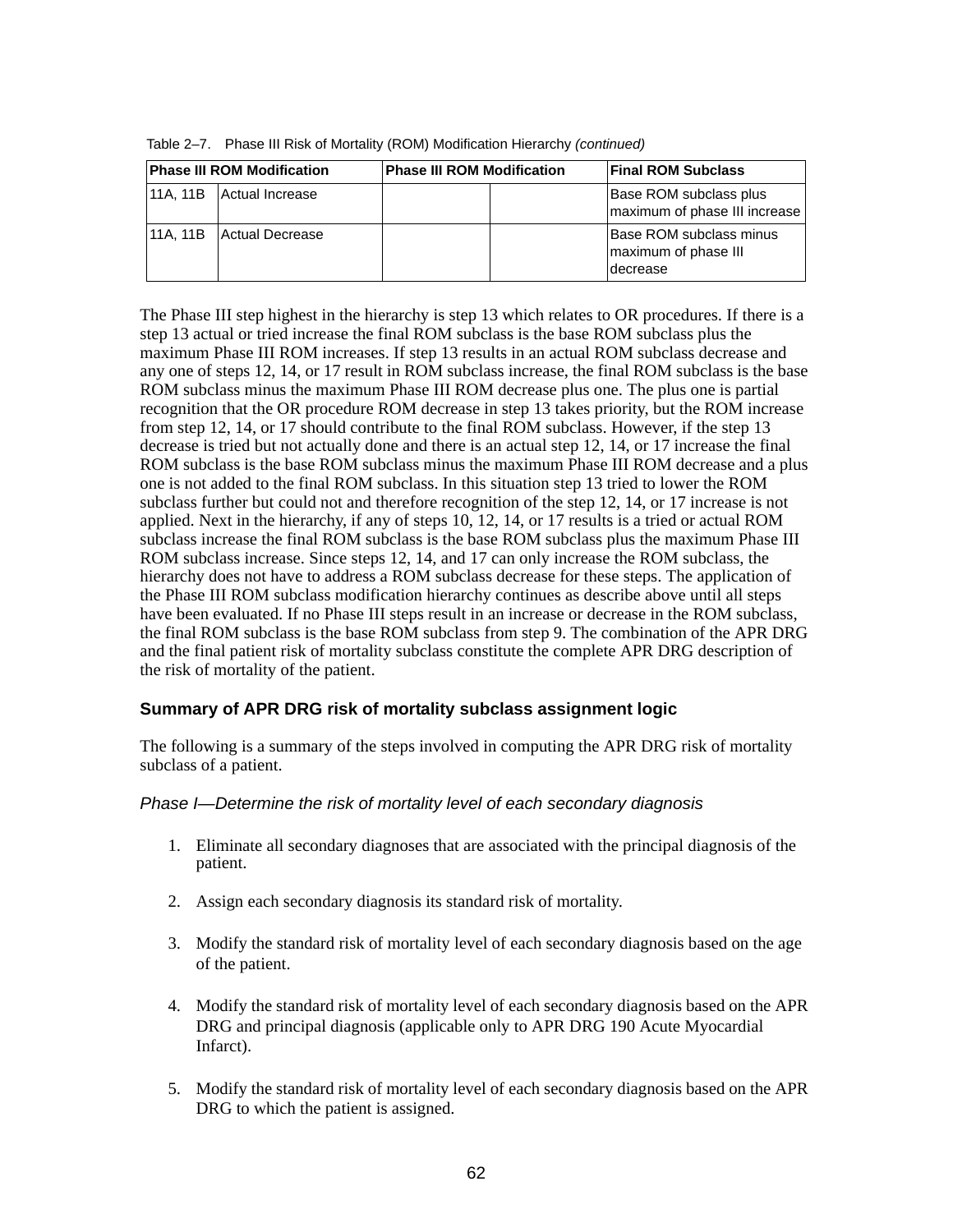Table 2–7. Phase III Risk of Mortality (ROM) Modification Hierarchy *(continued)*

| Phase III ROM Modification | | Phase III ROM Modification | | Final ROM Subclass |
|---|---|---|---|---|
| 11A, 11B | Actual Increase | | | Base ROM subclass plus maximum of phase III increase |
| 11A, 11B | Actual Decrease | | | Base ROM subclass minus maximum of phase III decrease |

The Phase III step highest in the hierarchy is step 13 which relates to OR procedures. If there is a step 13 actual or tried increase the final ROM subclass is the base ROM subclass plus the maximum Phase III ROM increases. If step 13 results in an actual ROM subclass decrease and any one of steps 12, 14, or 17 result in ROM subclass increase, the final ROM subclass is the base ROM subclass minus the maximum Phase III ROM decrease plus one. The plus one is partial recognition that the OR procedure ROM decrease in step 13 takes priority, but the ROM increase from step 12, 14, or 17 should contribute to the final ROM subclass. However, if the step 13 decrease is tried but not actually done and there is an actual step 12, 14, or 17 increase the final ROM subclass is the base ROM subclass minus the maximum Phase III ROM decrease and a plus one is not added to the final ROM subclass. In this situation step 13 tried to lower the ROM subclass further but could not and therefore recognition of the step 12, 14, or 17 increase is not applied. Next in the hierarchy, if any of steps 10, 12, 14, or 17 results is a tried or actual ROM subclass increase the final ROM subclass is the base ROM subclass plus the maximum Phase III ROM subclass increase. Since steps 12, 14, and 17 can only increase the ROM subclass, the hierarchy does not have to address a ROM subclass decrease for these steps. The application of the Phase III ROM subclass modification hierarchy continues as describe above until all steps have been evaluated. If no Phase III steps result in an increase or decrease in the ROM subclass, the final ROM subclass is the base ROM subclass from step 9. The combination of the APR DRG and the final patient risk of mortality subclass constitute the complete APR DRG description of the risk of mortality of the patient.

### Summary of APR DRG risk of mortality subclass assignment logic

The following is a summary of the steps involved in computing the APR DRG risk of mortality subclass of a patient.

#### *Phase I—Determine the risk of mortality level of each secondary diagnosis*

1. Eliminate all secondary diagnoses that are associated with the principal diagnosis of the patient.

2. Assign each secondary diagnosis its standard risk of mortality.

3. Modify the standard risk of mortality level of each secondary diagnosis based on the age of the patient.

4. Modify the standard risk of mortality level of each secondary diagnosis based on the APR DRG and principal diagnosis (applicable only to APR DRG 190 Acute Myocardial Infarct).

5. Modify the standard risk of mortality level of each secondary diagnosis based on the APR DRG to which the patient is assigned.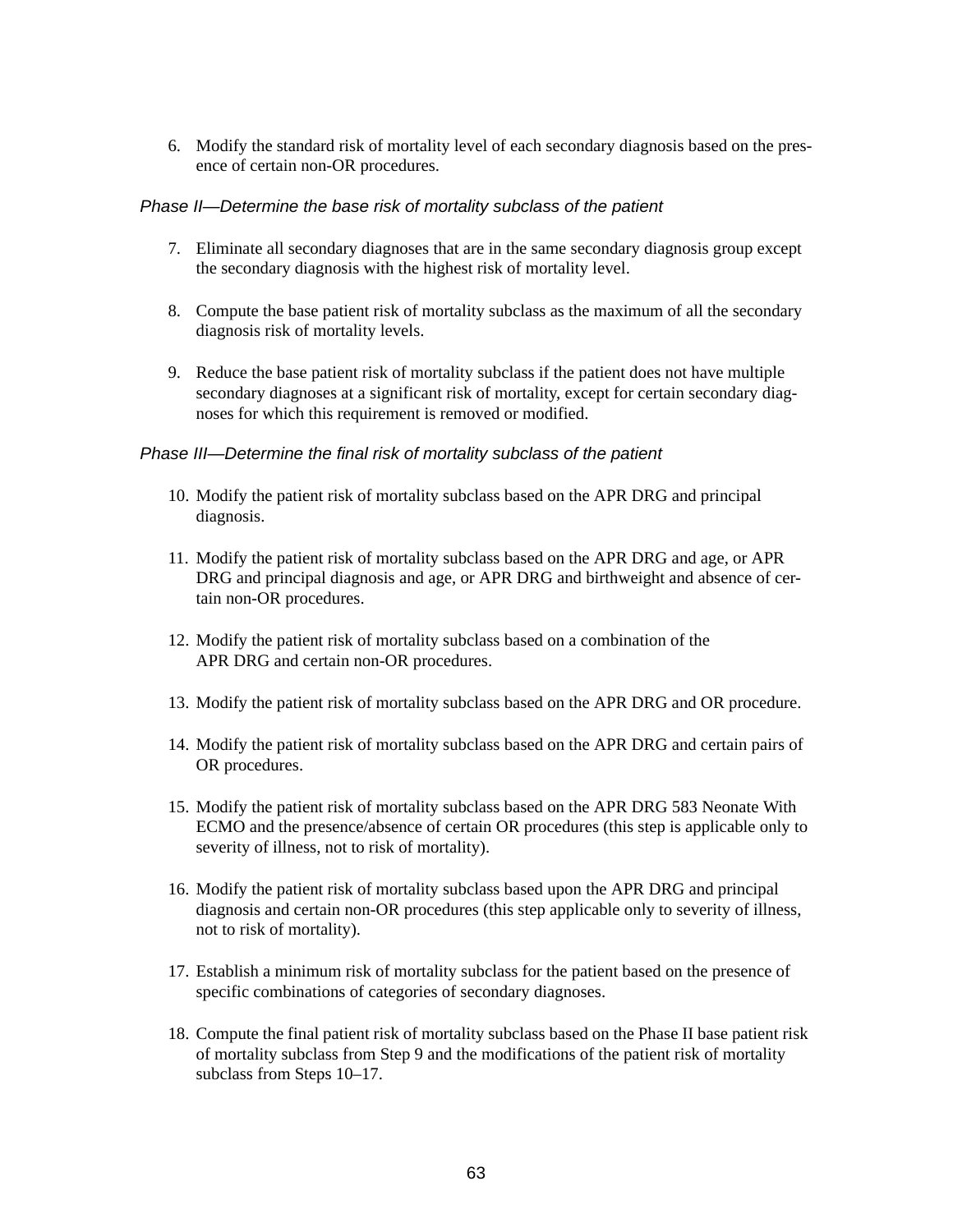6. Modify the standard risk of mortality level of each secondary diagnosis based on the presence of certain non-OR procedures.

*Phase II—Determine the base risk of mortality subclass of the patient*

7. Eliminate all secondary diagnoses that are in the same secondary diagnosis group except the secondary diagnosis with the highest risk of mortality level.

8. Compute the base patient risk of mortality subclass as the maximum of all the secondary diagnosis risk of mortality levels.

9. Reduce the base patient risk of mortality subclass if the patient does not have multiple secondary diagnoses at a significant risk of mortality, except for certain secondary diagnoses for which this requirement is removed or modified.

*Phase III—Determine the final risk of mortality subclass of the patient*

10. Modify the patient risk of mortality subclass based on the APR DRG and principal diagnosis.

11. Modify the patient risk of mortality subclass based on the APR DRG and age, or APR DRG and principal diagnosis and age, or APR DRG and birthweight and absence of certain non-OR procedures.

12. Modify the patient risk of mortality subclass based on a combination of the APR DRG and certain non-OR procedures.

13. Modify the patient risk of mortality subclass based on the APR DRG and OR procedure.

14. Modify the patient risk of mortality subclass based on the APR DRG and certain pairs of OR procedures.

15. Modify the patient risk of mortality subclass based on the APR DRG 583 Neonate With ECMO and the presence/absence of certain OR procedures (this step is applicable only to severity of illness, not to risk of mortality).

16. Modify the patient risk of mortality subclass based upon the APR DRG and principal diagnosis and certain non-OR procedures (this step applicable only to severity of illness, not to risk of mortality).

17. Establish a minimum risk of mortality subclass for the patient based on the presence of specific combinations of categories of secondary diagnoses.

18. Compute the final patient risk of mortality subclass based on the Phase II base patient risk of mortality subclass from Step 9 and the modifications of the patient risk of mortality subclass from Steps 10–17.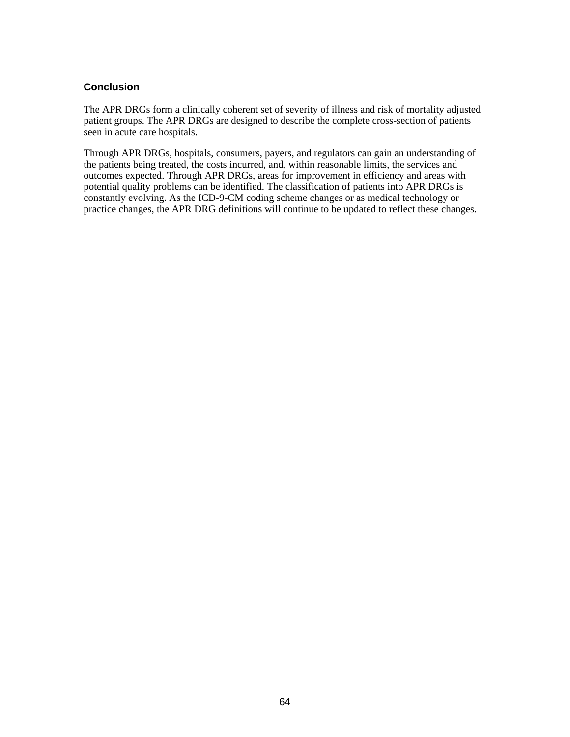## Conclusion

The APR DRGs form a clinically coherent set of severity of illness and risk of mortality adjusted patient groups. The APR DRGs are designed to describe the complete cross-section of patients seen in acute care hospitals.

Through APR DRGs, hospitals, consumers, payers, and regulators can gain an understanding of the patients being treated, the costs incurred, and, within reasonable limits, the services and outcomes expected. Through APR DRGs, areas for improvement in efficiency and areas with potential quality problems can be identified. The classification of patients into APR DRGs is constantly evolving. As the ICD-9-CM coding scheme changes or as medical technology or practice changes, the APR DRG definitions will continue to be updated to reflect these changes.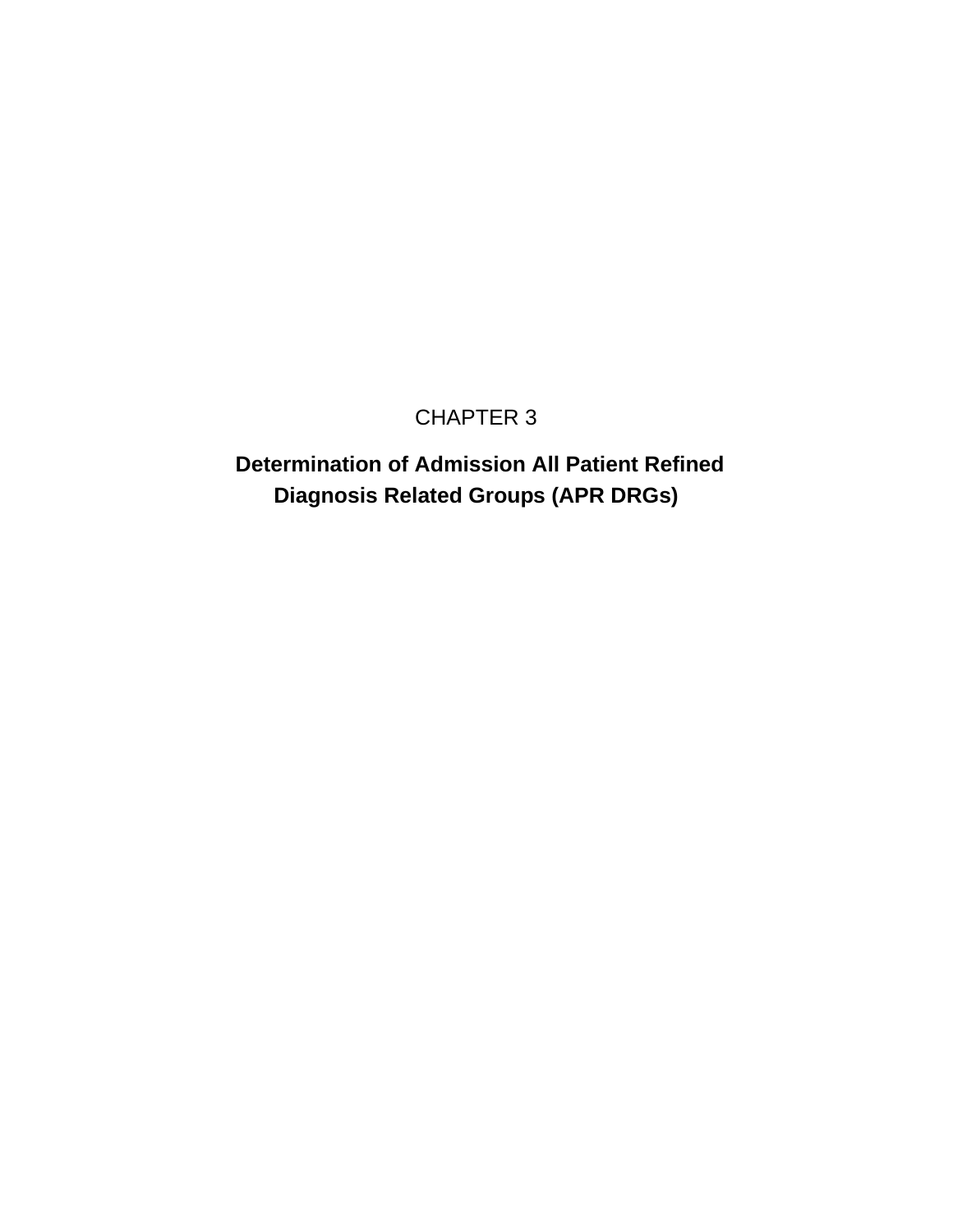# CHAPTER 3

## Determination of Admission All Patient Refined Diagnosis Related Groups (APR DRGs)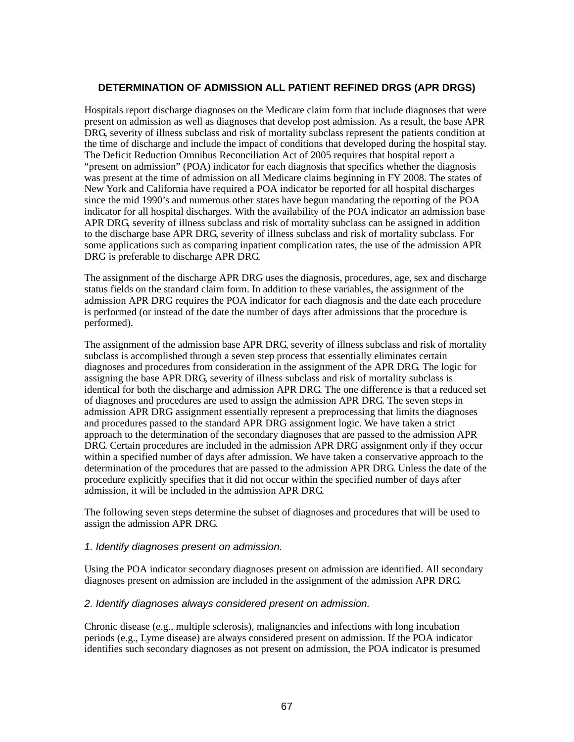## DETERMINATION OF ADMISSION ALL PATIENT REFINED DRGS (APR DRGS)

Hospitals report discharge diagnoses on the Medicare claim form that include diagnoses that were present on admission as well as diagnoses that develop post admission. As a result, the base APR DRG, severity of illness subclass and risk of mortality subclass represent the patients condition at the time of discharge and include the impact of conditions that developed during the hospital stay. The Deficit Reduction Omnibus Reconciliation Act of 2005 requires that hospital report a “present on admission” (POA) indicator for each diagnosis that specifics whether the diagnosis was present at the time of admission on all Medicare claims beginning in FY 2008. The states of New York and California have required a POA indicator be reported for all hospital discharges since the mid 1990’s and numerous other states have begun mandating the reporting of the POA indicator for all hospital discharges. With the availability of the POA indicator an admission base APR DRG, severity of illness subclass and risk of mortality subclass can be assigned in addition to the discharge base APR DRG, severity of illness subclass and risk of mortality subclass. For some applications such as comparing inpatient complication rates, the use of the admission APR DRG is preferable to discharge APR DRG.

The assignment of the discharge APR DRG uses the diagnosis, procedures, age, sex and discharge status fields on the standard claim form. In addition to these variables, the assignment of the admission APR DRG requires the POA indicator for each diagnosis and the date each procedure is performed (or instead of the date the number of days after admissions that the procedure is performed).

The assignment of the admission base APR DRG, severity of illness subclass and risk of mortality subclass is accomplished through a seven step process that essentially eliminates certain diagnoses and procedures from consideration in the assignment of the APR DRG. The logic for assigning the base APR DRG, severity of illness subclass and risk of mortality subclass is identical for both the discharge and admission APR DRG. The one difference is that a reduced set of diagnoses and procedures are used to assign the admission APR DRG. The seven steps in admission APR DRG assignment essentially represent a preprocessing that limits the diagnoses and procedures passed to the standard APR DRG assignment logic. We have taken a strict approach to the determination of the secondary diagnoses that are passed to the admission APR DRG. Certain procedures are included in the admission APR DRG assignment only if they occur within a specified number of days after admission. We have taken a conservative approach to the determination of the procedures that are passed to the admission APR DRG. Unless the date of the procedure explicitly specifies that it did not occur within the specified number of days after admission, it will be included in the admission APR DRG.

The following seven steps determine the subset of diagnoses and procedures that will be used to assign the admission APR DRG.

### *1. Identify diagnoses present on admission.*

Using the POA indicator secondary diagnoses present on admission are identified. All secondary diagnoses present on admission are included in the assignment of the admission APR DRG.

### *2. Identify diagnoses always considered present on admission.*

Chronic disease (e.g., multiple sclerosis), malignancies and infections with long incubation periods (e.g., Lyme disease) are always considered present on admission. If the POA indicator identifies such secondary diagnoses as not present on admission, the POA indicator is presumed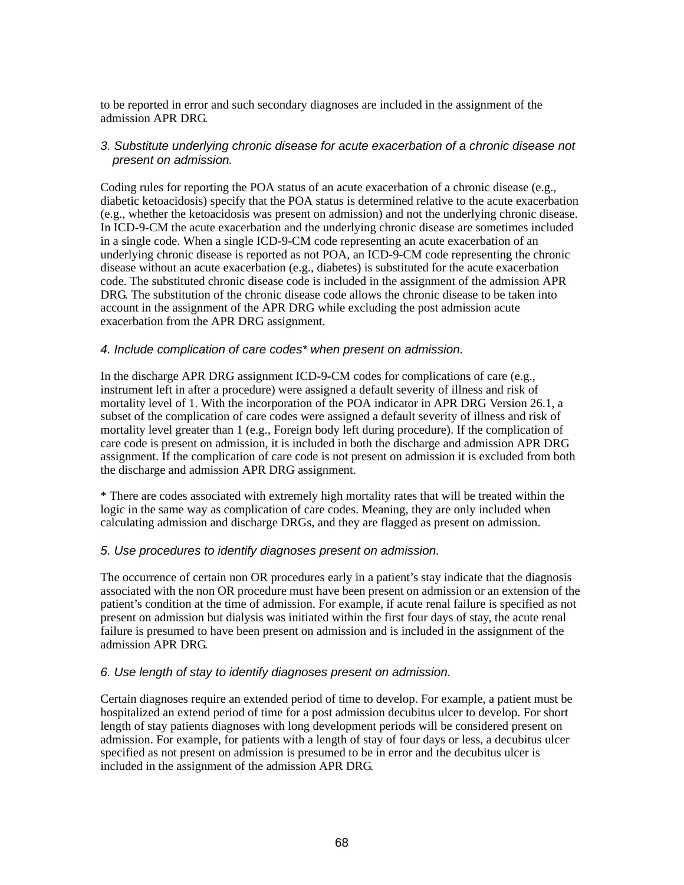to be reported in error and such secondary diagnoses are included in the assignment of the admission APR DRG.

*3. Substitute underlying chronic disease for acute exacerbation of a chronic disease not present on admission.*

Coding rules for reporting the POA status of an acute exacerbation of a chronic disease (e.g., diabetic ketoacidosis) specify that the POA status is determined relative to the acute exacerbation (e.g., whether the ketoacidosis was present on admission) and not the underlying chronic disease. In ICD-9-CM the acute exacerbation and the underlying chronic disease are sometimes included in a single code. When a single ICD-9-CM code representing an acute exacerbation of an underlying chronic disease is reported as not POA, an ICD-9-CM code representing the chronic disease without an acute exacerbation (e.g., diabetes) is substituted for the acute exacerbation code. The substituted chronic disease code is included in the assignment of the admission APR DRG. The substitution of the chronic disease code allows the chronic disease to be taken into account in the assignment of the APR DRG while excluding the post admission acute exacerbation from the APR DRG assignment.

*4. Include complication of care codes* when present on admission.*

In the discharge APR DRG assignment ICD-9-CM codes for complications of care (e.g., instrument left in after a procedure) were assigned a default severity of illness and risk of mortality level of 1. With the incorporation of the POA indicator in APR DRG Version 26.1, a subset of the complication of care codes were assigned a default severity of illness and risk of mortality level greater than 1 (e.g., Foreign body left during procedure). If the complication of care code is present on admission, it is included in both the discharge and admission APR DRG assignment. If the complication of care code is not present on admission it is excluded from both the discharge and admission APR DRG assignment.

* There are codes associated with extremely high mortality rates that will be treated within the logic in the same way as complication of care codes. Meaning, they are only included when calculating admission and discharge DRGs, and they are flagged as present on admission.

*5. Use procedures to identify diagnoses present on admission.*

The occurrence of certain non OR procedures early in a patient's stay indicate that the diagnosis associated with the non OR procedure must have been present on admission or an extension of the patient's condition at the time of admission. For example, if acute renal failure is specified as not present on admission but dialysis was initiated within the first four days of stay, the acute renal failure is presumed to have been present on admission and is included in the assignment of the admission APR DRG.

*6. Use length of stay to identify diagnoses present on admission.*

Certain diagnoses require an extended period of time to develop. For example, a patient must be hospitalized an extend period of time for a post admission decubitus ulcer to develop. For short length of stay patients diagnoses with long development periods will be considered present on admission. For example, for patients with a length of stay of four days or less, a decubitus ulcer specified as not present on admission is presumed to be in error and the decubitus ulcer is included in the assignment of the admission APR DRG.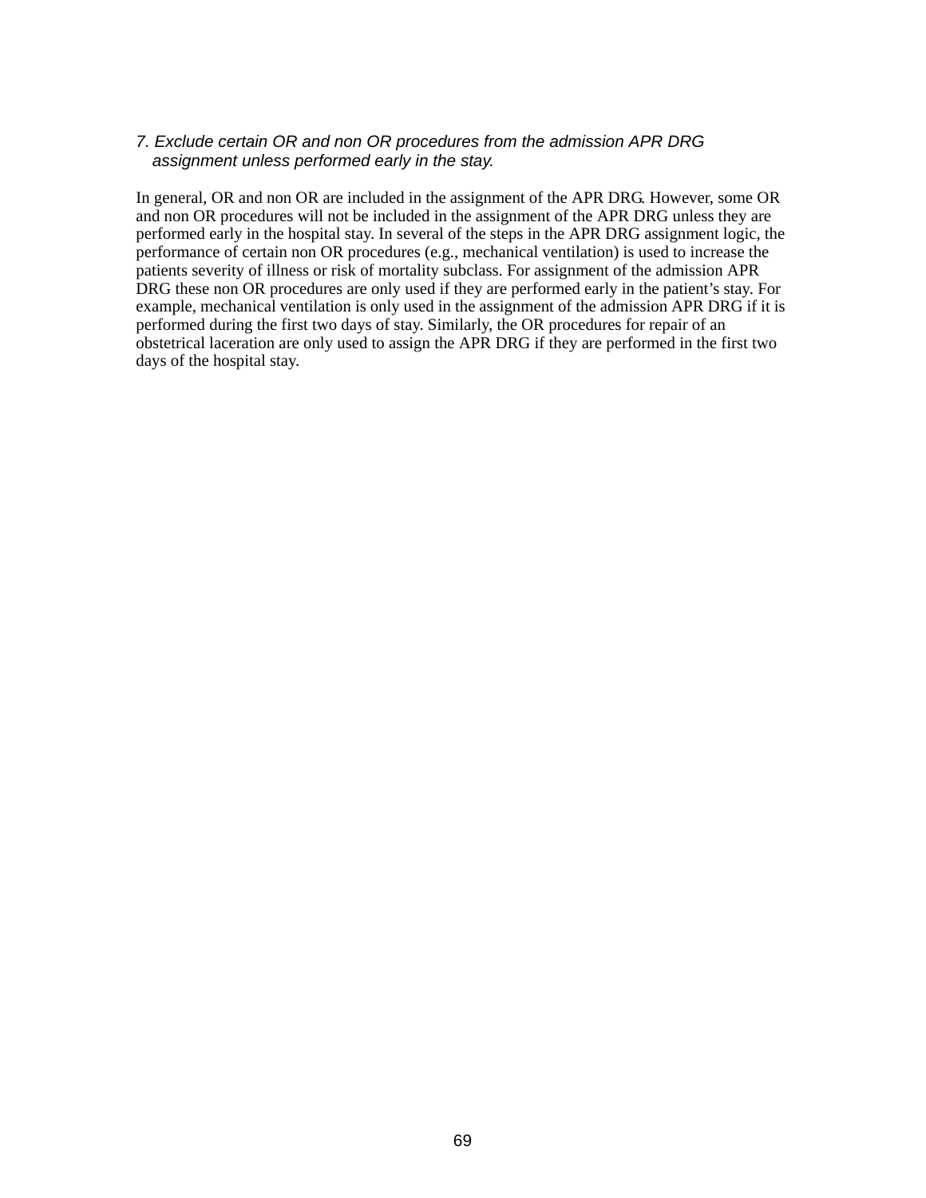*7. Exclude certain OR and non OR procedures from the admission APR DRG assignment unless performed early in the stay.*

In general, OR and non OR are included in the assignment of the APR DRG. However, some OR and non OR procedures will not be included in the assignment of the APR DRG unless they are performed early in the hospital stay. In several of the steps in the APR DRG assignment logic, the performance of certain non OR procedures (e.g., mechanical ventilation) is used to increase the patients severity of illness or risk of mortality subclass. For assignment of the admission APR DRG these non OR procedures are only used if they are performed early in the patient's stay. For example, mechanical ventilation is only used in the assignment of the admission APR DRG if it is performed during the first two days of stay. Similarly, the OR procedures for repair of an obstetrical laceration are only used to assign the APR DRG if they are performed in the first two days of the hospital stay.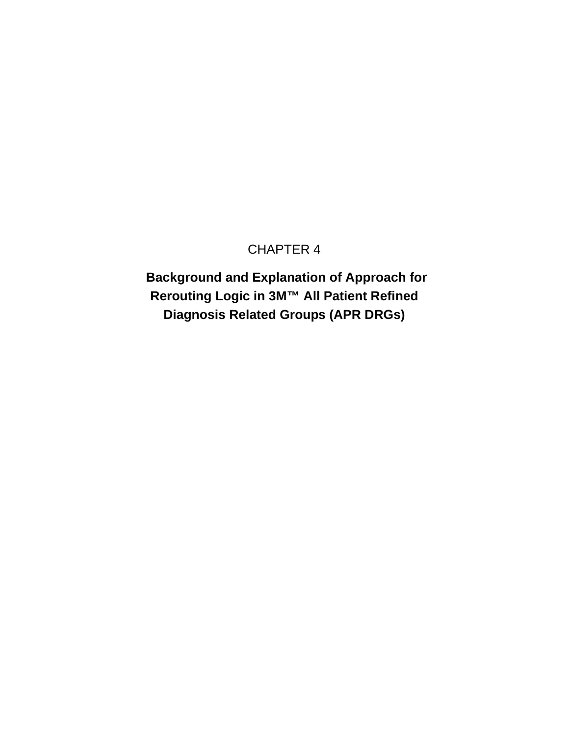# CHAPTER 4

## Background and Explanation of Approach for Rerouting Logic in 3M™ All Patient Refined Diagnosis Related Groups (APR DRGs)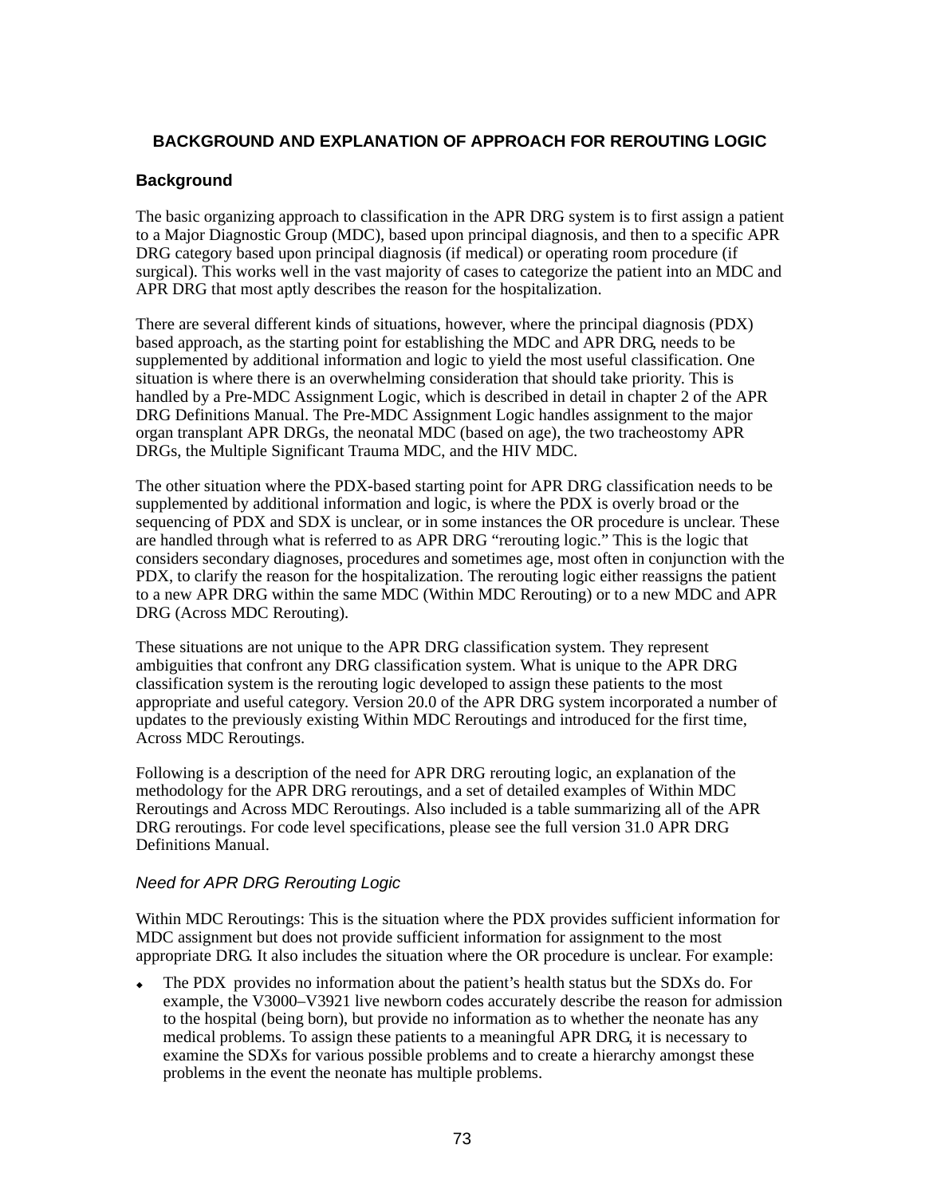## BACKGROUND AND EXPLANATION OF APPROACH FOR REROUTING LOGIC

### Background

The basic organizing approach to classification in the APR DRG system is to first assign a patient to a Major Diagnostic Group (MDC), based upon principal diagnosis, and then to a specific APR DRG category based upon principal diagnosis (if medical) or operating room procedure (if surgical). This works well in the vast majority of cases to categorize the patient into an MDC and APR DRG that most aptly describes the reason for the hospitalization.

There are several different kinds of situations, however, where the principal diagnosis (PDX) based approach, as the starting point for establishing the MDC and APR DRG, needs to be supplemented by additional information and logic to yield the most useful classification. One situation is where there is an overwhelming consideration that should take priority. This is handled by a Pre-MDC Assignment Logic, which is described in detail in chapter 2 of the APR DRG Definitions Manual. The Pre-MDC Assignment Logic handles assignment to the major organ transplant APR DRGs, the neonatal MDC (based on age), the two tracheostomy APR DRGs, the Multiple Significant Trauma MDC, and the HIV MDC.

The other situation where the PDX-based starting point for APR DRG classification needs to be supplemented by additional information and logic, is where the PDX is overly broad or the sequencing of PDX and SDX is unclear, or in some instances the OR procedure is unclear. These are handled through what is referred to as APR DRG “rerouting logic.” This is the logic that considers secondary diagnoses, procedures and sometimes age, most often in conjunction with the PDX, to clarify the reason for the hospitalization. The rerouting logic either reassigns the patient to a new APR DRG within the same MDC (Within MDC Rerouting) or to a new MDC and APR DRG (Across MDC Rerouting).

These situations are not unique to the APR DRG classification system. They represent ambiguities that confront any DRG classification system. What is unique to the APR DRG classification system is the rerouting logic developed to assign these patients to the most appropriate and useful category. Version 20.0 of the APR DRG system incorporated a number of updates to the previously existing Within MDC Reroutings and introduced for the first time, Across MDC Reroutings.

Following is a description of the need for APR DRG rerouting logic, an explanation of the methodology for the APR DRG reroutings, and a set of detailed examples of Within MDC Reroutings and Across MDC Reroutings. Also included is a table summarizing all of the APR DRG reroutings. For code level specifications, please see the full version 31.0 APR DRG Definitions Manual.

#### *Need for APR DRG Rerouting Logic*

Within MDC Reroutings: This is the situation where the PDX provides sufficient information for MDC assignment but does not provide sufficient information for assignment to the most appropriate DRG. It also includes the situation where the OR procedure is unclear. For example:

- The PDX provides no information about the patient’s health status but the SDXs do. For example, the V3000–V3921 live newborn codes accurately describe the reason for admission to the hospital (being born), but provide no information as to whether the neonate has any medical problems. To assign these patients to a meaningful APR DRG, it is necessary to examine the SDXs for various possible problems and to create a hierarchy amongst these problems in the event the neonate has multiple problems.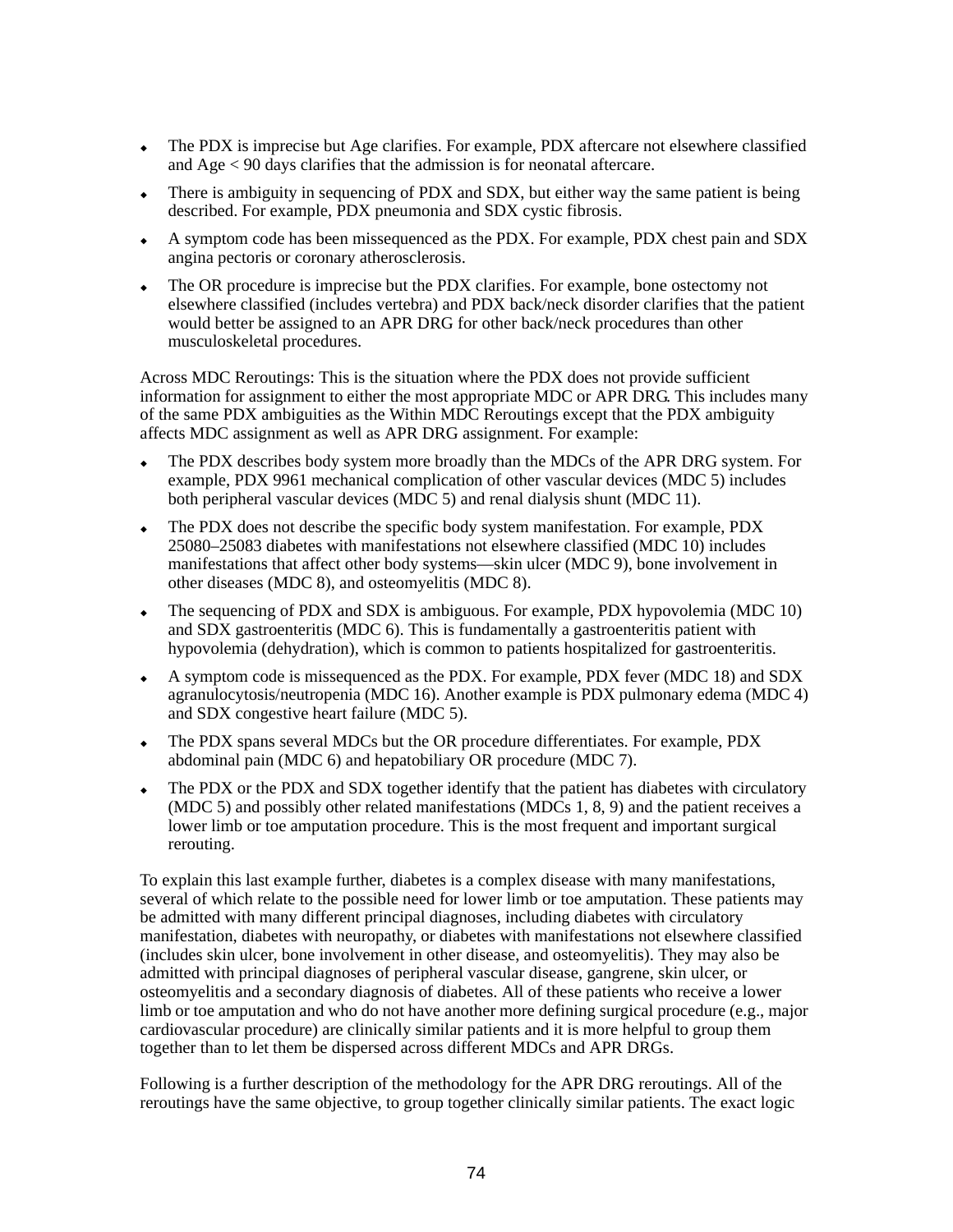- The PDX is imprecise but Age clarifies. For example, PDX aftercare not elsewhere classified and Age < 90 days clarifies that the admission is for neonatal aftercare.
- There is ambiguity in sequencing of PDX and SDX, but either way the same patient is being described. For example, PDX pneumonia and SDX cystic fibrosis.
- A symptom code has been missequenced as the PDX. For example, PDX chest pain and SDX angina pectoris or coronary atherosclerosis.
- The OR procedure is imprecise but the PDX clarifies. For example, bone ostectomy not elsewhere classified (includes vertebra) and PDX back/neck disorder clarifies that the patient would better be assigned to an APR DRG for other back/neck procedures than other musculoskeletal procedures.

Across MDC Reroutings: This is the situation where the PDX does not provide sufficient information for assignment to either the most appropriate MDC or APR DRG. This includes many of the same PDX ambiguities as the Within MDC Reroutings except that the PDX ambiguity affects MDC assignment as well as APR DRG assignment. For example:

- The PDX describes body system more broadly than the MDCs of the APR DRG system. For example, PDX 9961 mechanical complication of other vascular devices (MDC 5) includes both peripheral vascular devices (MDC 5) and renal dialysis shunt (MDC 11).
- The PDX does not describe the specific body system manifestation. For example, PDX 25080–25083 diabetes with manifestations not elsewhere classified (MDC 10) includes manifestations that affect other body systems—skin ulcer (MDC 9), bone involvement in other diseases (MDC 8), and osteomyelitis (MDC 8).
- The sequencing of PDX and SDX is ambiguous. For example, PDX hypovolemia (MDC 10) and SDX gastroenteritis (MDC 6). This is fundamentally a gastroenteritis patient with hypovolemia (dehydration), which is common to patients hospitalized for gastroenteritis.
- A symptom code is missequenced as the PDX. For example, PDX fever (MDC 18) and SDX agranulocytosis/neutropenia (MDC 16). Another example is PDX pulmonary edema (MDC 4) and SDX congestive heart failure (MDC 5).
- The PDX spans several MDCs but the OR procedure differentiates. For example, PDX abdominal pain (MDC 6) and hepatobiliary OR procedure (MDC 7).
- The PDX or the PDX and SDX together identify that the patient has diabetes with circulatory (MDC 5) and possibly other related manifestations (MDCs 1, 8, 9) and the patient receives a lower limb or toe amputation procedure. This is the most frequent and important surgical rerouting.

To explain this last example further, diabetes is a complex disease with many manifestations, several of which relate to the possible need for lower limb or toe amputation. These patients may be admitted with many different principal diagnoses, including diabetes with circulatory manifestation, diabetes with neuropathy, or diabetes with manifestations not elsewhere classified (includes skin ulcer, bone involvement in other disease, and osteomyelitis). They may also be admitted with principal diagnoses of peripheral vascular disease, gangrene, skin ulcer, or osteomyelitis and a secondary diagnosis of diabetes. All of these patients who receive a lower limb or toe amputation and who do not have another more defining surgical procedure (e.g., major cardiovascular procedure) are clinically similar patients and it is more helpful to group them together than to let them be dispersed across different MDCs and APR DRGs.

Following is a further description of the methodology for the APR DRG reroutings. All of the reroutings have the same objective, to group together clinically similar patients. The exact logic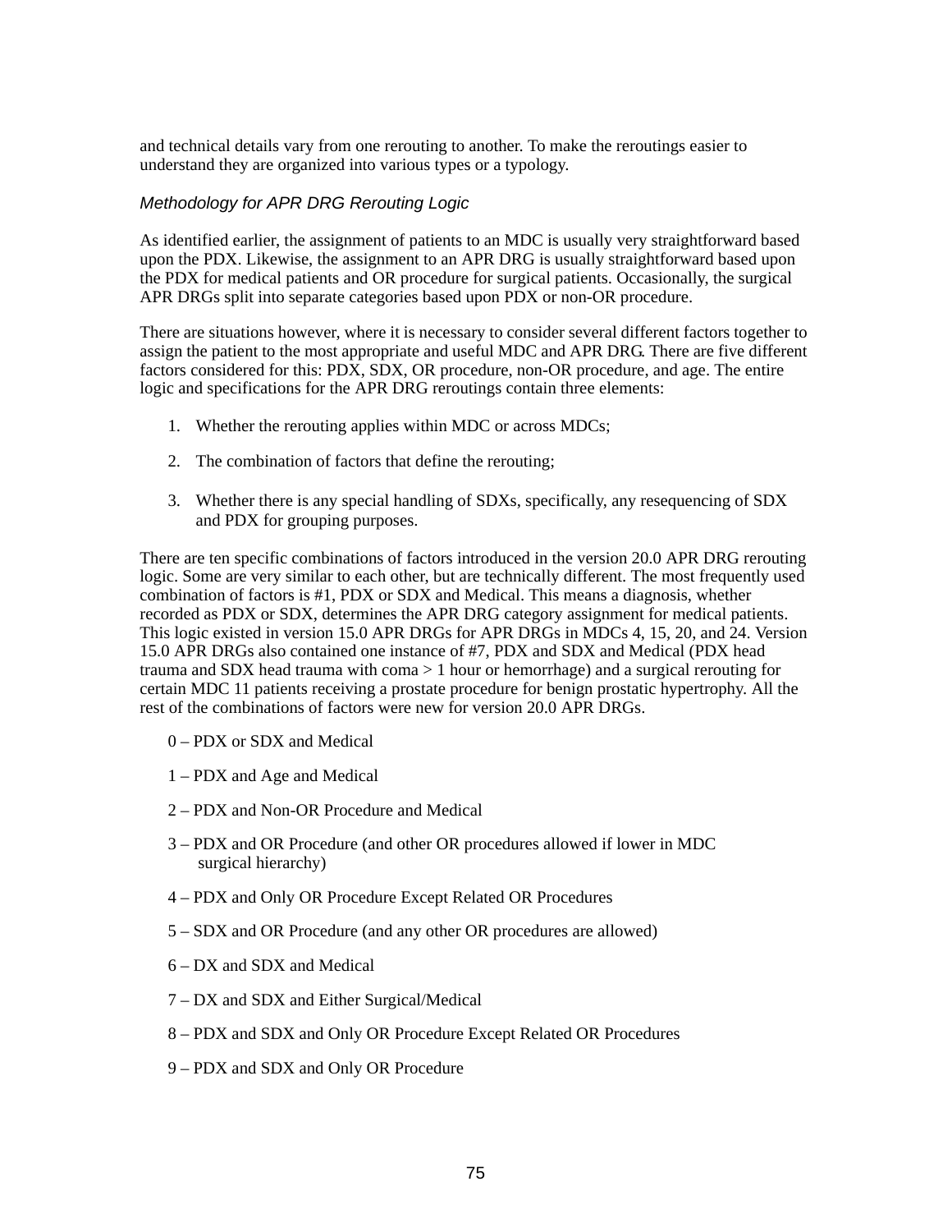and technical details vary from one rerouting to another. To make the reroutings easier to understand they are organized into various types or a typology.

### *Methodology for APR DRG Rerouting Logic*

As identified earlier, the assignment of patients to an MDC is usually very straightforward based upon the PDX. Likewise, the assignment to an APR DRG is usually straightforward based upon the PDX for medical patients and OR procedure for surgical patients. Occasionally, the surgical APR DRGs split into separate categories based upon PDX or non-OR procedure.

There are situations however, where it is necessary to consider several different factors together to assign the patient to the most appropriate and useful MDC and APR DRG. There are five different factors considered for this: PDX, SDX, OR procedure, non-OR procedure, and age. The entire logic and specifications for the APR DRG reroutings contain three elements:

1. Whether the rerouting applies within MDC or across MDCs;
2. The combination of factors that define the rerouting;
3. Whether there is any special handling of SDXs, specifically, any resequencing of SDX and PDX for grouping purposes.

There are ten specific combinations of factors introduced in the version 20.0 APR DRG rerouting logic. Some are very similar to each other, but are technically different. The most frequently used combination of factors is #1, PDX or SDX and Medical. This means a diagnosis, whether recorded as PDX or SDX, determines the APR DRG category assignment for medical patients. This logic existed in version 15.0 APR DRGs for APR DRGs in MDCs 4, 15, 20, and 24. Version 15.0 APR DRGs also contained one instance of #7, PDX and SDX and Medical (PDX head trauma and SDX head trauma with coma > 1 hour or hemorrhage) and a surgical rerouting for certain MDC 11 patients receiving a prostate procedure for benign prostatic hypertrophy. All the rest of the combinations of factors were new for version 20.0 APR DRGs.

0 – PDX or SDX and Medical

1 – PDX and Age and Medical

2 – PDX and Non-OR Procedure and Medical

3 – PDX and OR Procedure (and other OR procedures allowed if lower in MDC surgical hierarchy)

4 – PDX and Only OR Procedure Except Related OR Procedures

5 – SDX and OR Procedure (and any other OR procedures are allowed)

6 – DX and SDX and Medical

7 – DX and SDX and Either Surgical/Medical

8 – PDX and SDX and Only OR Procedure Except Related OR Procedures

9 – PDX and SDX and Only OR Procedure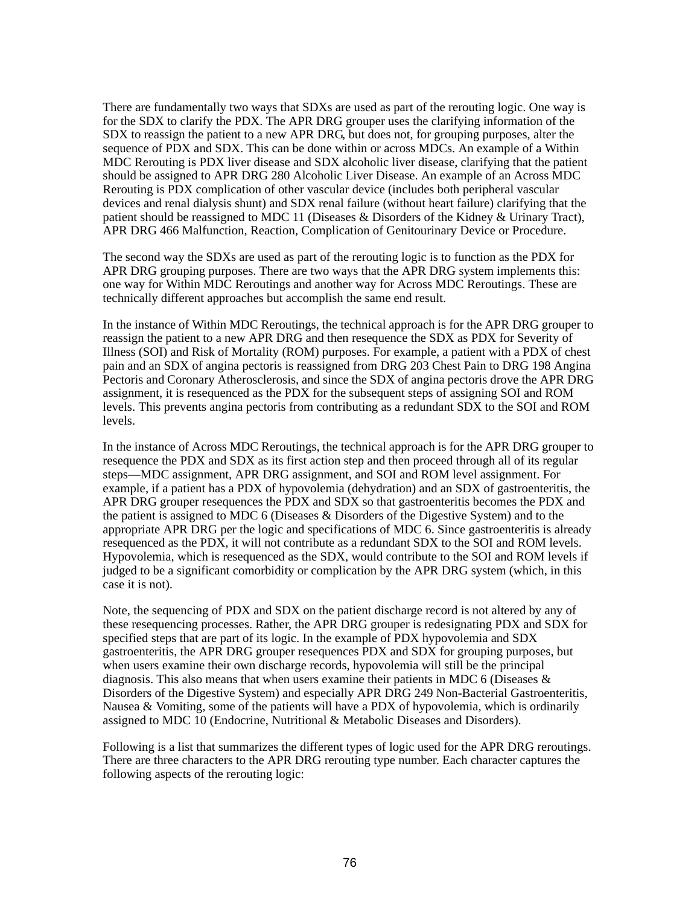There are fundamentally two ways that SDXs are used as part of the rerouting logic. One way is for the SDX to clarify the PDX. The APR DRG grouper uses the clarifying information of the SDX to reassign the patient to a new APR DRG, but does not, for grouping purposes, alter the sequence of PDX and SDX. This can be done within or across MDCs. An example of a Within MDC Rerouting is PDX liver disease and SDX alcoholic liver disease, clarifying that the patient should be assigned to APR DRG 280 Alcoholic Liver Disease. An example of an Across MDC Rerouting is PDX complication of other vascular device (includes both peripheral vascular devices and renal dialysis shunt) and SDX renal failure (without heart failure) clarifying that the patient should be reassigned to MDC 11 (Diseases & Disorders of the Kidney & Urinary Tract), APR DRG 466 Malfunction, Reaction, Complication of Genitourinary Device or Procedure.

The second way the SDXs are used as part of the rerouting logic is to function as the PDX for APR DRG grouping purposes. There are two ways that the APR DRG system implements this: one way for Within MDC Reroutings and another way for Across MDC Reroutings. These are technically different approaches but accomplish the same end result.

In the instance of Within MDC Reroutings, the technical approach is for the APR DRG grouper to reassign the patient to a new APR DRG and then resequence the SDX as PDX for Severity of Illness (SOI) and Risk of Mortality (ROM) purposes. For example, a patient with a PDX of chest pain and an SDX of angina pectoris is reassigned from DRG 203 Chest Pain to DRG 198 Angina Pectoris and Coronary Atherosclerosis, and since the SDX of angina pectoris drove the APR DRG assignment, it is resequenced as the PDX for the subsequent steps of assigning SOI and ROM levels. This prevents angina pectoris from contributing as a redundant SDX to the SOI and ROM levels.

In the instance of Across MDC Reroutings, the technical approach is for the APR DRG grouper to resequence the PDX and SDX as its first action step and then proceed through all of its regular steps—MDC assignment, APR DRG assignment, and SOI and ROM level assignment. For example, if a patient has a PDX of hypovolemia (dehydration) and an SDX of gastroenteritis, the APR DRG grouper resequences the PDX and SDX so that gastroenteritis becomes the PDX and the patient is assigned to MDC 6 (Diseases & Disorders of the Digestive System) and to the appropriate APR DRG per the logic and specifications of MDC 6. Since gastroenteritis is already resequenced as the PDX, it will not contribute as a redundant SDX to the SOI and ROM levels. Hypovolemia, which is resequenced as the SDX, would contribute to the SOI and ROM levels if judged to be a significant comorbidity or complication by the APR DRG system (which, in this case it is not).

Note, the sequencing of PDX and SDX on the patient discharge record is not altered by any of these resequencing processes. Rather, the APR DRG grouper is redesignating PDX and SDX for specified steps that are part of its logic. In the example of PDX hypovolemia and SDX gastroenteritis, the APR DRG grouper resequences PDX and SDX for grouping purposes, but when users examine their own discharge records, hypovolemia will still be the principal diagnosis. This also means that when users examine their patients in MDC 6 (Diseases & Disorders of the Digestive System) and especially APR DRG 249 Non-Bacterial Gastroenteritis, Nausea & Vomiting, some of the patients will have a PDX of hypovolemia, which is ordinarily assigned to MDC 10 (Endocrine, Nutritional & Metabolic Diseases and Disorders).

Following is a list that summarizes the different types of logic used for the APR DRG reroutings. There are three characters to the APR DRG rerouting type number. Each character captures the following aspects of the rerouting logic: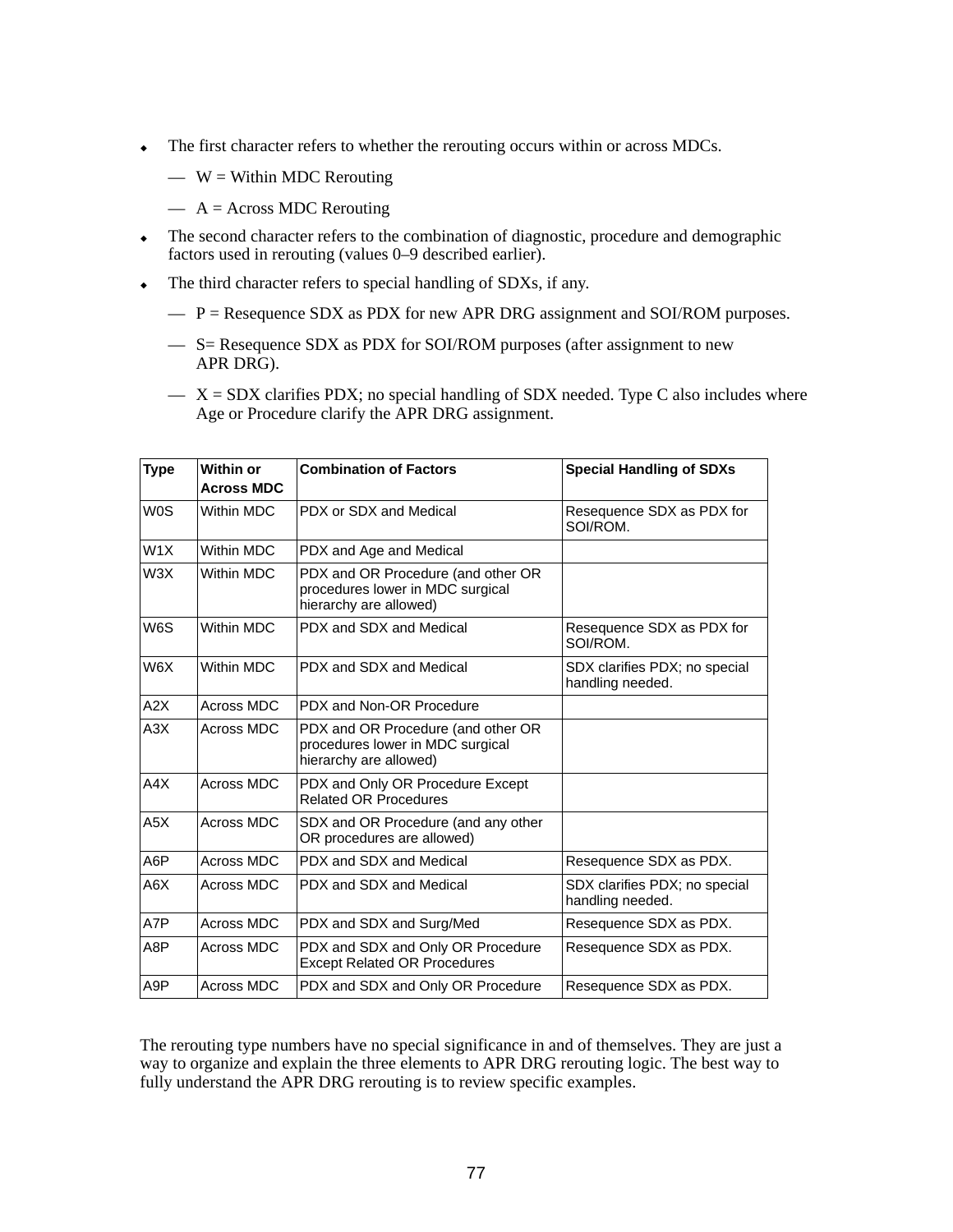- The first character refers to whether the rerouting occurs within or across MDCs.
  - — W = Within MDC Rerouting
  - — A = Across MDC Rerouting
- The second character refers to the combination of diagnostic, procedure and demographic factors used in rerouting (values 0–9 described earlier).
- The third character refers to special handling of SDXs, if any.
  - — P = Resequence SDX as PDX for new APR DRG assignment and SOI/ROM purposes.
  - — S= Resequence SDX as PDX for SOI/ROM purposes (after assignment to new APR DRG).
  - — X = SDX clarifies PDX; no special handling of SDX needed. Type C also includes where Age or Procedure clarify the APR DRG assignment.

| Type | Within or Across MDC | Combination of Factors | Special Handling of SDXs |
|---|---|---|---|
| W0S | Within MDC | PDX or SDX and Medical | Resequence SDX as PDX for SOI/ROM. |
| W1X | Within MDC | PDX and Age and Medical | |
| W3X | Within MDC | PDX and OR Procedure (and other OR procedures lower in MDC surgical hierarchy are allowed) | |
| W6S | Within MDC | PDX and SDX and Medical | Resequence SDX as PDX for SOI/ROM. |
| W6X | Within MDC | PDX and SDX and Medical | SDX clarifies PDX; no special handling needed. |
| A2X | Across MDC | PDX and Non-OR Procedure | |
| A3X | Across MDC | PDX and OR Procedure (and other OR procedures lower in MDC surgical hierarchy are allowed) | |
| A4X | Across MDC | PDX and Only OR Procedure Except Related OR Procedures | |
| A5X | Across MDC | SDX and OR Procedure (and any other OR procedures are allowed) | |
| A6P | Across MDC | PDX and SDX and Medical | Resequence SDX as PDX. |
| A6X | Across MDC | PDX and SDX and Medical | SDX clarifies PDX; no special handling needed. |
| A7P | Across MDC | PDX and SDX and Surg/Med | Resequence SDX as PDX. |
| A8P | Across MDC | PDX and SDX and Only OR Procedure Except Related OR Procedures | Resequence SDX as PDX. |
| A9P | Across MDC | PDX and SDX and Only OR Procedure | Resequence SDX as PDX. |

The rerouting type numbers have no special significance in and of themselves. They are just a way to organize and explain the three elements to APR DRG rerouting logic. The best way to fully understand the APR DRG rerouting is to review specific examples.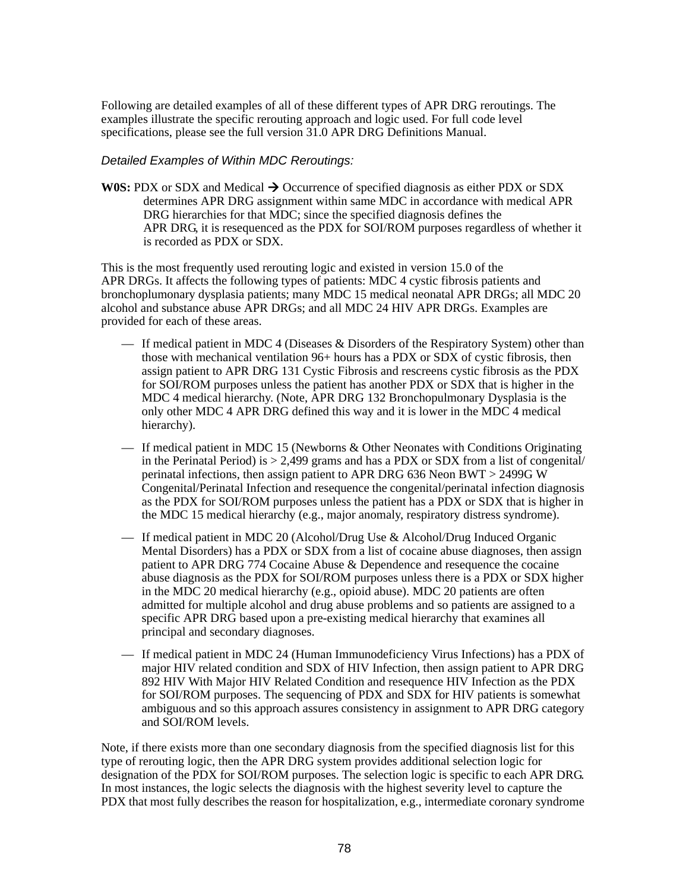Following are detailed examples of all of these different types of APR DRG reroutings. The examples illustrate the specific rerouting approach and logic used. For full code level specifications, please see the full version 31.0 APR DRG Definitions Manual.

*Detailed Examples of Within MDC Reroutings:*

**W0S:** PDX or SDX and Medical → Occurrence of specified diagnosis as either PDX or SDX determines APR DRG assignment within same MDC in accordance with medical APR DRG hierarchies for that MDC; since the specified diagnosis defines the APR DRG, it is resequenced as the PDX for SOI/ROM purposes regardless of whether it is recorded as PDX or SDX.

This is the most frequently used rerouting logic and existed in version 15.0 of the APR DRGs. It affects the following types of patients: MDC 4 cystic fibrosis patients and bronchoplumonary dysplasia patients; many MDC 15 medical neonatal APR DRGs; all MDC 20 alcohol and substance abuse APR DRGs; and all MDC 24 HIV APR DRGs. Examples are provided for each of these areas.

— If medical patient in MDC 4 (Diseases & Disorders of the Respiratory System) other than those with mechanical ventilation 96+ hours has a PDX or SDX of cystic fibrosis, then assign patient to APR DRG 131 Cystic Fibrosis and rescreens cystic fibrosis as the PDX for SOI/ROM purposes unless the patient has another PDX or SDX that is higher in the MDC 4 medical hierarchy. (Note, APR DRG 132 Bronchopulmonary Dysplasia is the only other MDC 4 APR DRG defined this way and it is lower in the MDC 4 medical hierarchy).

— If medical patient in MDC 15 (Newborns & Other Neonates with Conditions Originating in the Perinatal Period) is > 2,499 grams and has a PDX or SDX from a list of congenital/perinatal infections, then assign patient to APR DRG 636 Neon BWT > 2499G W Congenital/Perinatal Infection and resequence the congenital/perinatal infection diagnosis as the PDX for SOI/ROM purposes unless the patient has a PDX or SDX that is higher in the MDC 15 medical hierarchy (e.g., major anomaly, respiratory distress syndrome).

— If medical patient in MDC 20 (Alcohol/Drug Use & Alcohol/Drug Induced Organic Mental Disorders) has a PDX or SDX from a list of cocaine abuse diagnoses, then assign patient to APR DRG 774 Cocaine Abuse & Dependence and resequence the cocaine abuse diagnosis as the PDX for SOI/ROM purposes unless there is a PDX or SDX higher in the MDC 20 medical hierarchy (e.g., opioid abuse). MDC 20 patients are often admitted for multiple alcohol and drug abuse problems and so patients are assigned to a specific APR DRG based upon a pre-existing medical hierarchy that examines all principal and secondary diagnoses.

— If medical patient in MDC 24 (Human Immunodeficiency Virus Infections) has a PDX of major HIV related condition and SDX of HIV Infection, then assign patient to APR DRG 892 HIV With Major HIV Related Condition and resequence HIV Infection as the PDX for SOI/ROM purposes. The sequencing of PDX and SDX for HIV patients is somewhat ambiguous and so this approach assures consistency in assignment to APR DRG category and SOI/ROM levels.

Note, if there exists more than one secondary diagnosis from the specified diagnosis list for this type of rerouting logic, then the APR DRG system provides additional selection logic for designation of the PDX for SOI/ROM purposes. The selection logic is specific to each APR DRG. In most instances, the logic selects the diagnosis with the highest severity level to capture the PDX that most fully describes the reason for hospitalization, e.g., intermediate coronary syndrome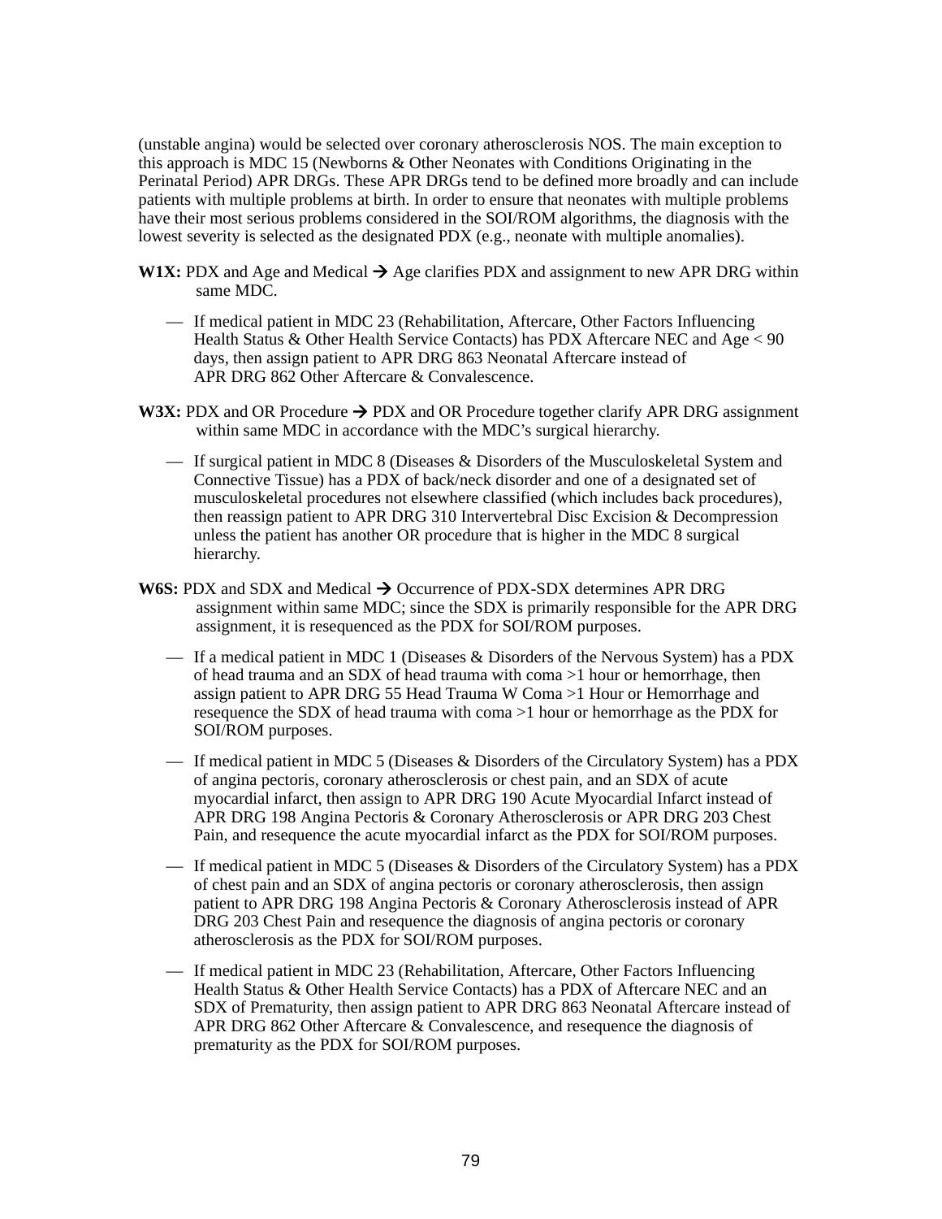(unstable angina) would be selected over coronary atherosclerosis NOS. The main exception to this approach is MDC 15 (Newborns & Other Neonates with Conditions Originating in the Perinatal Period) APR DRGs. These APR DRGs tend to be defined more broadly and can include patients with multiple problems at birth. In order to ensure that neonates with multiple problems have their most serious problems considered in the SOI/ROM algorithms, the diagnosis with the lowest severity is selected as the designated PDX (e.g., neonate with multiple anomalies).

**W1X:** PDX and Age and Medical → Age clarifies PDX and assignment to new APR DRG within same MDC.

— If medical patient in MDC 23 (Rehabilitation, Aftercare, Other Factors Influencing Health Status & Other Health Service Contacts) has PDX Aftercare NEC and Age < 90 days, then assign patient to APR DRG 863 Neonatal Aftercare instead of APR DRG 862 Other Aftercare & Convalescence.

**W3X:** PDX and OR Procedure → PDX and OR Procedure together clarify APR DRG assignment within same MDC in accordance with the MDC's surgical hierarchy.

— If surgical patient in MDC 8 (Diseases & Disorders of the Musculoskeletal System and Connective Tissue) has a PDX of back/neck disorder and one of a designated set of musculoskeletal procedures not elsewhere classified (which includes back procedures), then reassign patient to APR DRG 310 Intervertebral Disc Excision & Decompression unless the patient has another OR procedure that is higher in the MDC 8 surgical hierarchy.

**W6S:** PDX and SDX and Medical → Occurrence of PDX-SDX determines APR DRG assignment within same MDC; since the SDX is primarily responsible for the APR DRG assignment, it is resequenced as the PDX for SOI/ROM purposes.

— If a medical patient in MDC 1 (Diseases & Disorders of the Nervous System) has a PDX of head trauma and an SDX of head trauma with coma >1 hour or hemorrhage, then assign patient to APR DRG 55 Head Trauma W Coma >1 Hour or Hemorrhage and resequence the SDX of head trauma with coma >1 hour or hemorrhage as the PDX for SOI/ROM purposes.

— If medical patient in MDC 5 (Diseases & Disorders of the Circulatory System) has a PDX of angina pectoris, coronary atherosclerosis or chest pain, and an SDX of acute myocardial infarct, then assign to APR DRG 190 Acute Myocardial Infarct instead of APR DRG 198 Angina Pectoris & Coronary Atherosclerosis or APR DRG 203 Chest Pain, and resequence the acute myocardial infarct as the PDX for SOI/ROM purposes.

— If medical patient in MDC 5 (Diseases & Disorders of the Circulatory System) has a PDX of chest pain and an SDX of angina pectoris or coronary atherosclerosis, then assign patient to APR DRG 198 Angina Pectoris & Coronary Atherosclerosis instead of APR DRG 203 Chest Pain and resequence the diagnosis of angina pectoris or coronary atherosclerosis as the PDX for SOI/ROM purposes.

— If medical patient in MDC 23 (Rehabilitation, Aftercare, Other Factors Influencing Health Status & Other Health Service Contacts) has a PDX of Aftercare NEC and an SDX of Prematurity, then assign patient to APR DRG 863 Neonatal Aftercare instead of APR DRG 862 Other Aftercare & Convalescence, and resequence the diagnosis of prematurity as the PDX for SOI/ROM purposes.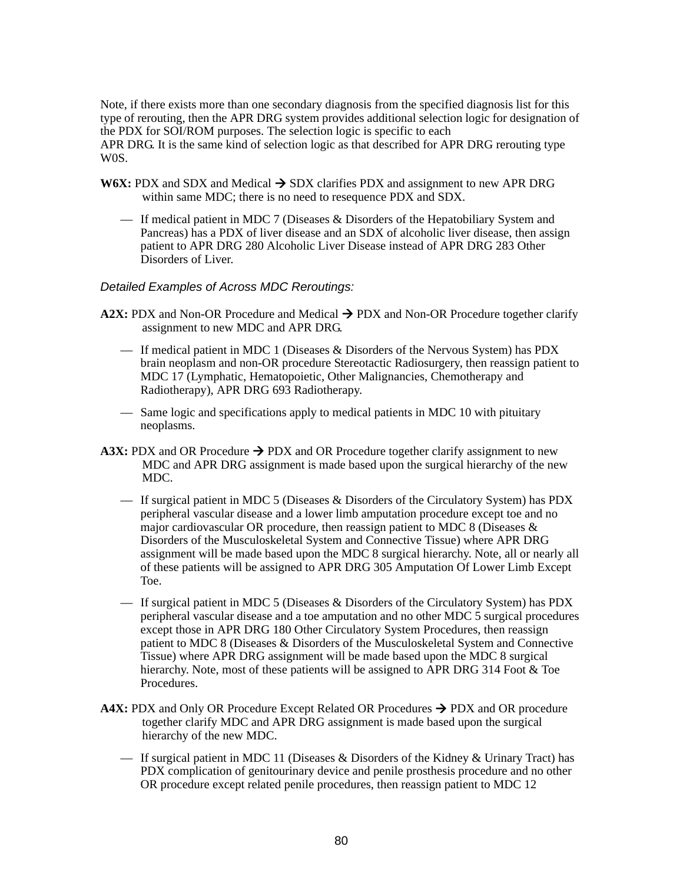Note, if there exists more than one secondary diagnosis from the specified diagnosis list for this type of rerouting, then the APR DRG system provides additional selection logic for designation of the PDX for SOI/ROM purposes. The selection logic is specific to each APR DRG. It is the same kind of selection logic as that described for APR DRG rerouting type W0S.

**W6X:** PDX and SDX and Medical → SDX clarifies PDX and assignment to new APR DRG within same MDC; there is no need to resequence PDX and SDX.

— If medical patient in MDC 7 (Diseases & Disorders of the Hepatobiliary System and Pancreas) has a PDX of liver disease and an SDX of alcoholic liver disease, then assign patient to APR DRG 280 Alcoholic Liver Disease instead of APR DRG 283 Other Disorders of Liver.

*Detailed Examples of Across MDC Reroutings:*

**A2X:** PDX and Non-OR Procedure and Medical → PDX and Non-OR Procedure together clarify assignment to new MDC and APR DRG.

— If medical patient in MDC 1 (Diseases & Disorders of the Nervous System) has PDX brain neoplasm and non-OR procedure Stereotactic Radiosurgery, then reassign patient to MDC 17 (Lymphatic, Hematopoietic, Other Malignancies, Chemotherapy and Radiotherapy), APR DRG 693 Radiotherapy.

— Same logic and specifications apply to medical patients in MDC 10 with pituitary neoplasms.

**A3X:** PDX and OR Procedure → PDX and OR Procedure together clarify assignment to new MDC and APR DRG assignment is made based upon the surgical hierarchy of the new MDC.

— If surgical patient in MDC 5 (Diseases & Disorders of the Circulatory System) has PDX peripheral vascular disease and a lower limb amputation procedure except toe and no major cardiovascular OR procedure, then reassign patient to MDC 8 (Diseases & Disorders of the Musculoskeletal System and Connective Tissue) where APR DRG assignment will be made based upon the MDC 8 surgical hierarchy. Note, all or nearly all of these patients will be assigned to APR DRG 305 Amputation Of Lower Limb Except Toe.

— If surgical patient in MDC 5 (Diseases & Disorders of the Circulatory System) has PDX peripheral vascular disease and a toe amputation and no other MDC 5 surgical procedures except those in APR DRG 180 Other Circulatory System Procedures, then reassign patient to MDC 8 (Diseases & Disorders of the Musculoskeletal System and Connective Tissue) where APR DRG assignment will be made based upon the MDC 8 surgical hierarchy. Note, most of these patients will be assigned to APR DRG 314 Foot & Toe Procedures.

**A4X:** PDX and Only OR Procedure Except Related OR Procedures → PDX and OR procedure together clarify MDC and APR DRG assignment is made based upon the surgical hierarchy of the new MDC.

— If surgical patient in MDC 11 (Diseases & Disorders of the Kidney & Urinary Tract) has PDX complication of genitourinary device and penile prosthesis procedure and no other OR procedure except related penile procedures, then reassign patient to MDC 12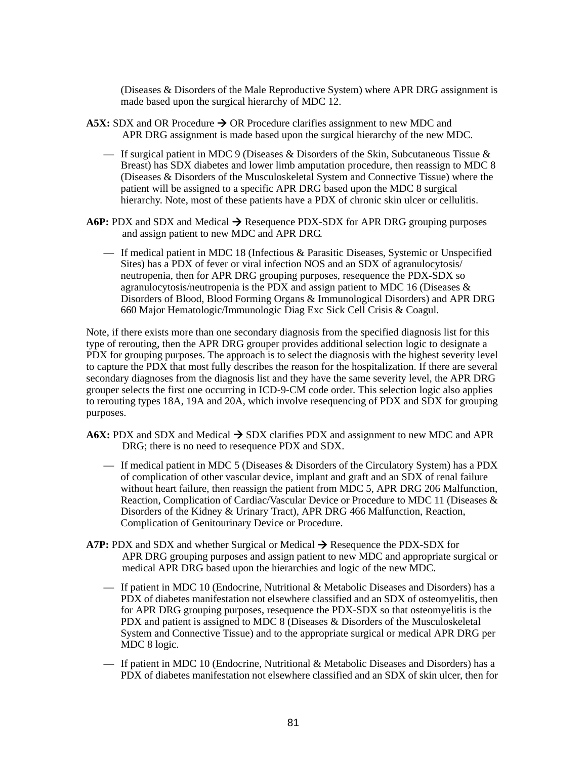(Diseases & Disorders of the Male Reproductive System) where APR DRG assignment is made based upon the surgical hierarchy of MDC 12.

**A5X:** SDX and OR Procedure → OR Procedure clarifies assignment to new MDC and APR DRG assignment is made based upon the surgical hierarchy of the new MDC.

- If surgical patient in MDC 9 (Diseases & Disorders of the Skin, Subcutaneous Tissue & Breast) has SDX diabetes and lower limb amputation procedure, then reassign to MDC 8 (Diseases & Disorders of the Musculoskeletal System and Connective Tissue) where the patient will be assigned to a specific APR DRG based upon the MDC 8 surgical hierarchy. Note, most of these patients have a PDX of chronic skin ulcer or cellulitis.

**A6P:** PDX and SDX and Medical → Resequence PDX-SDX for APR DRG grouping purposes and assign patient to new MDC and APR DRG.

- If medical patient in MDC 18 (Infectious & Parasitic Diseases, Systemic or Unspecified Sites) has a PDX of fever or viral infection NOS and an SDX of agranulocytosis/neutropenia, then for APR DRG grouping purposes, resequence the PDX-SDX so agranulocytosis/neutropenia is the PDX and assign patient to MDC 16 (Diseases & Disorders of Blood, Blood Forming Organs & Immunological Disorders) and APR DRG 660 Major Hematologic/Immunologic Diag Exc Sick Cell Crisis & Coagul.

Note, if there exists more than one secondary diagnosis from the specified diagnosis list for this type of rerouting, then the APR DRG grouper provides additional selection logic to designate a PDX for grouping purposes. The approach is to select the diagnosis with the highest severity level to capture the PDX that most fully describes the reason for the hospitalization. If there are several secondary diagnoses from the diagnosis list and they have the same severity level, the APR DRG grouper selects the first one occurring in ICD-9-CM code order. This selection logic also applies to rerouting types 18A, 19A and 20A, which involve resequencing of PDX and SDX for grouping purposes.

**A6X:** PDX and SDX and Medical → SDX clarifies PDX and assignment to new MDC and APR DRG; there is no need to resequence PDX and SDX.

- If medical patient in MDC 5 (Diseases & Disorders of the Circulatory System) has a PDX of complication of other vascular device, implant and graft and an SDX of renal failure without heart failure, then reassign the patient from MDC 5, APR DRG 206 Malfunction, Reaction, Complication of Cardiac/Vascular Device or Procedure to MDC 11 (Diseases & Disorders of the Kidney & Urinary Tract), APR DRG 466 Malfunction, Reaction, Complication of Genitourinary Device or Procedure.

**A7P:** PDX and SDX and whether Surgical or Medical → Resequence the PDX-SDX for APR DRG grouping purposes and assign patient to new MDC and appropriate surgical or medical APR DRG based upon the hierarchies and logic of the new MDC.

- If patient in MDC 10 (Endocrine, Nutritional & Metabolic Diseases and Disorders) has a PDX of diabetes manifestation not elsewhere classified and an SDX of osteomyelitis, then for APR DRG grouping purposes, resequence the PDX-SDX so that osteomyelitis is the PDX and patient is assigned to MDC 8 (Diseases & Disorders of the Musculoskeletal System and Connective Tissue) and to the appropriate surgical or medical APR DRG per MDC 8 logic.
- If patient in MDC 10 (Endocrine, Nutritional & Metabolic Diseases and Disorders) has a PDX of diabetes manifestation not elsewhere classified and an SDX of skin ulcer, then for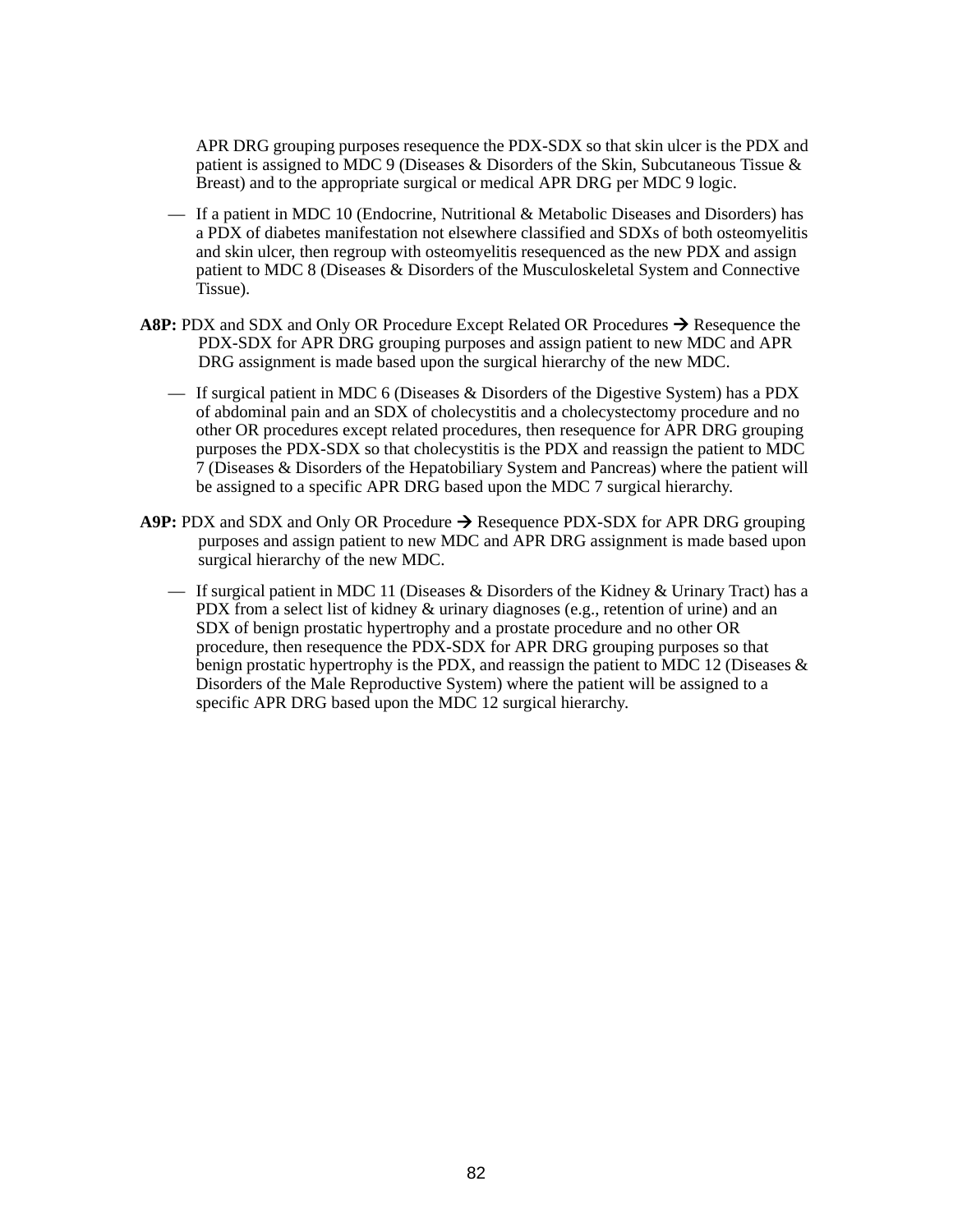APR DRG grouping purposes resequence the PDX-SDX so that skin ulcer is the PDX and patient is assigned to MDC 9 (Diseases & Disorders of the Skin, Subcutaneous Tissue & Breast) and to the appropriate surgical or medical APR DRG per MDC 9 logic.

— If a patient in MDC 10 (Endocrine, Nutritional & Metabolic Diseases and Disorders) has a PDX of diabetes manifestation not elsewhere classified and SDXs of both osteomyelitis and skin ulcer, then regroup with osteomyelitis resequenced as the new PDX and assign patient to MDC 8 (Diseases & Disorders of the Musculoskeletal System and Connective Tissue).

**A8P:** PDX and SDX and Only OR Procedure Except Related OR Procedures → Resequence the PDX-SDX for APR DRG grouping purposes and assign patient to new MDC and APR DRG assignment is made based upon the surgical hierarchy of the new MDC.

— If surgical patient in MDC 6 (Diseases & Disorders of the Digestive System) has a PDX of abdominal pain and an SDX of cholecystitis and a cholecystectomy procedure and no other OR procedures except related procedures, then resequence for APR DRG grouping purposes the PDX-SDX so that cholecystitis is the PDX and reassign the patient to MDC 7 (Diseases & Disorders of the Hepatobiliary System and Pancreas) where the patient will be assigned to a specific APR DRG based upon the MDC 7 surgical hierarchy.

**A9P:** PDX and SDX and Only OR Procedure → Resequence PDX-SDX for APR DRG grouping purposes and assign patient to new MDC and APR DRG assignment is made based upon surgical hierarchy of the new MDC.

— If surgical patient in MDC 11 (Diseases & Disorders of the Kidney & Urinary Tract) has a PDX from a select list of kidney & urinary diagnoses (e.g., retention of urine) and an SDX of benign prostatic hypertrophy and a prostate procedure and no other OR procedure, then resequence the PDX-SDX for APR DRG grouping purposes so that benign prostatic hypertrophy is the PDX, and reassign the patient to MDC 12 (Diseases & Disorders of the Male Reproductive System) where the patient will be assigned to a specific APR DRG based upon the MDC 12 surgical hierarchy.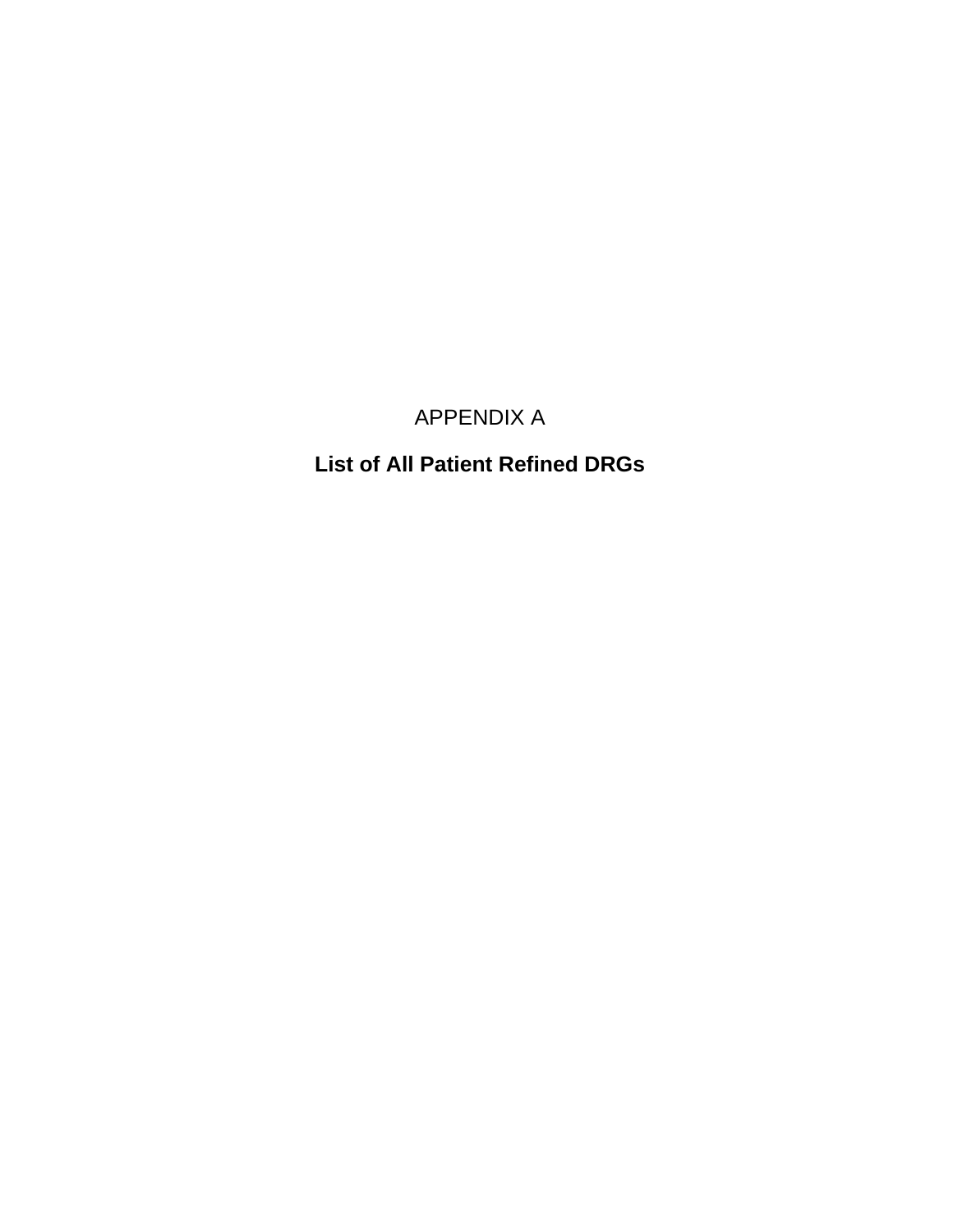# APPENDIX A

## List of All Patient Refined DRGs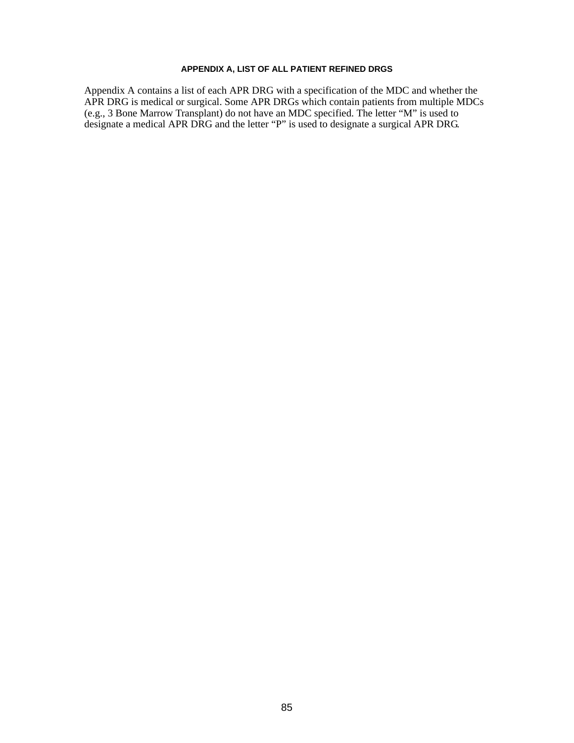## APPENDIX A, LIST OF ALL PATIENT REFINED DRGS

Appendix A contains a list of each APR DRG with a specification of the MDC and whether the APR DRG is medical or surgical. Some APR DRGs which contain patients from multiple MDCs (e.g., 3 Bone Marrow Transplant) do not have an MDC specified. The letter "M" is used to designate a medical APR DRG and the letter "P" is used to designate a surgical APR DRG.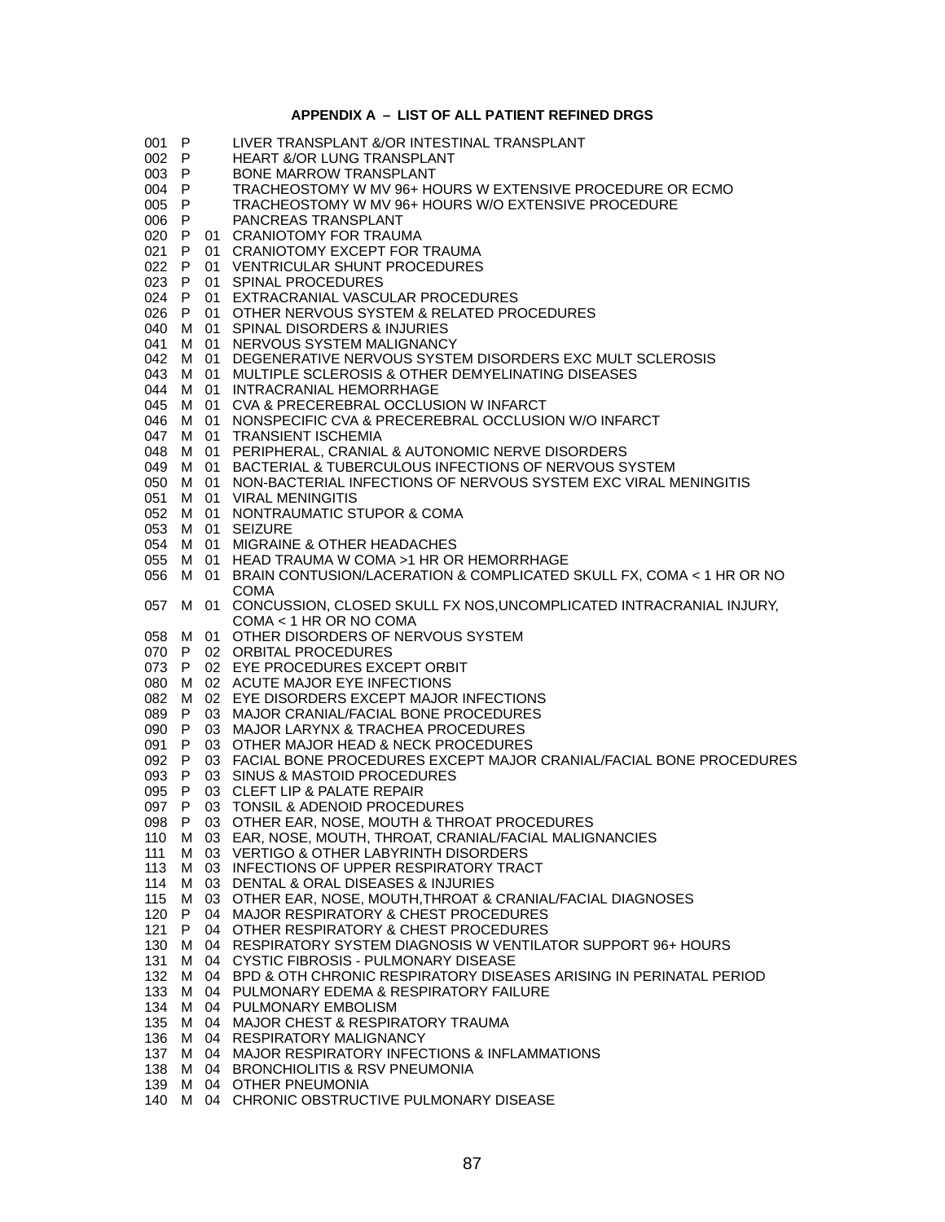**APPENDIX A – LIST OF ALL PATIENT REFINED DRGS**

| | | | |
|---|---|---|---|
| 001 | P | | LIVER TRANSPLANT &/OR INTESTINAL TRANSPLANT |
| 002 | P | | HEART &/OR LUNG TRANSPLANT |
| 003 | P | | BONE MARROW TRANSPLANT |
| 004 | P | | TRACHEOSTOMY W MV 96+ HOURS W EXTENSIVE PROCEDURE OR ECMO |
| 005 | P | | TRACHEOSTOMY W MV 96+ HOURS W/O EXTENSIVE PROCEDURE |
| 006 | P | | PANCREAS TRANSPLANT |
| 020 | P | 01 | CRANIOTOMY FOR TRAUMA |
| 021 | P | 01 | CRANIOTOMY EXCEPT FOR TRAUMA |
| 022 | P | 01 | VENTRICULAR SHUNT PROCEDURES |
| 023 | P | 01 | SPINAL PROCEDURES |
| 024 | P | 01 | EXTRACRANIAL VASCULAR PROCEDURES |
| 026 | P | 01 | OTHER NERVOUS SYSTEM & RELATED PROCEDURES |
| 040 | M | 01 | SPINAL DISORDERS & INJURIES |
| 041 | M | 01 | NERVOUS SYSTEM MALIGNANCY |
| 042 | M | 01 | DEGENERATIVE NERVOUS SYSTEM DISORDERS EXC MULT SCLEROSIS |
| 043 | M | 01 | MULTIPLE SCLEROSIS & OTHER DEMYELINATING DISEASES |
| 044 | M | 01 | INTRACRANIAL HEMORRHAGE |
| 045 | M | 01 | CVA & PRECEREBRAL OCCLUSION W INFARCT |
| 046 | M | 01 | NONSPECIFIC CVA & PRECEREBRAL OCCLUSION W/O INFARCT |
| 047 | M | 01 | TRANSIENT ISCHEMIA |
| 048 | M | 01 | PERIPHERAL, CRANIAL & AUTONOMIC NERVE DISORDERS |
| 049 | M | 01 | BACTERIAL & TUBERCULOUS INFECTIONS OF NERVOUS SYSTEM |
| 050 | M | 01 | NON-BACTERIAL INFECTIONS OF NERVOUS SYSTEM EXC VIRAL MENINGITIS |
| 051 | M | 01 | VIRAL MENINGITIS |
| 052 | M | 01 | NONTRAUMATIC STUPOR & COMA |
| 053 | M | 01 | SEIZURE |
| 054 | M | 01 | MIGRAINE & OTHER HEADACHES |
| 055 | M | 01 | HEAD TRAUMA W COMA >1 HR OR HEMORRHAGE |
| 056 | M | 01 | BRAIN CONTUSION/LACERATION & COMPLICATED SKULL FX, COMA < 1 HR OR NO COMA |
| 057 | M | 01 | CONCUSSION, CLOSED SKULL FX NOS,UNCOMPLICATED INTRACRANIAL INJURY, COMA < 1 HR OR NO COMA |
| 058 | M | 01 | OTHER DISORDERS OF NERVOUS SYSTEM |
| 070 | P | 02 | ORBITAL PROCEDURES |
| 073 | P | 02 | EYE PROCEDURES EXCEPT ORBIT |
| 080 | M | 02 | ACUTE MAJOR EYE INFECTIONS |
| 082 | M | 02 | EYE DISORDERS EXCEPT MAJOR INFECTIONS |
| 089 | P | 03 | MAJOR CRANIAL/FACIAL BONE PROCEDURES |
| 090 | P | 03 | MAJOR LARYNX & TRACHEA PROCEDURES |
| 091 | P | 03 | OTHER MAJOR HEAD & NECK PROCEDURES |
| 092 | P | 03 | FACIAL BONE PROCEDURES EXCEPT MAJOR CRANIAL/FACIAL BONE PROCEDURES |
| 093 | P | 03 | SINUS & MASTOID PROCEDURES |
| 095 | P | 03 | CLEFT LIP & PALATE REPAIR |
| 097 | P | 03 | TONSIL & ADENOID PROCEDURES |
| 098 | P | 03 | OTHER EAR, NOSE, MOUTH & THROAT PROCEDURES |
| 110 | M | 03 | EAR, NOSE, MOUTH, THROAT, CRANIAL/FACIAL MALIGNANCIES |
| 111 | M | 03 | VERTIGO & OTHER LABYRINTH DISORDERS |
| 113 | M | 03 | INFECTIONS OF UPPER RESPIRATORY TRACT |
| 114 | M | 03 | DENTAL & ORAL DISEASES & INJURIES |
| 115 | M | 03 | OTHER EAR, NOSE, MOUTH,THROAT & CRANIAL/FACIAL DIAGNOSES |
| 120 | P | 04 | MAJOR RESPIRATORY & CHEST PROCEDURES |
| 121 | P | 04 | OTHER RESPIRATORY & CHEST PROCEDURES |
| 130 | M | 04 | RESPIRATORY SYSTEM DIAGNOSIS W VENTILATOR SUPPORT 96+ HOURS |
| 131 | M | 04 | CYSTIC FIBROSIS - PULMONARY DISEASE |
| 132 | M | 04 | BPD & OTH CHRONIC RESPIRATORY DISEASES ARISING IN PERINATAL PERIOD |
| 133 | M | 04 | PULMONARY EDEMA & RESPIRATORY FAILURE |
| 134 | M | 04 | PULMONARY EMBOLISM |
| 135 | M | 04 | MAJOR CHEST & RESPIRATORY TRAUMA |
| 136 | M | 04 | RESPIRATORY MALIGNANCY |
| 137 | M | 04 | MAJOR RESPIRATORY INFECTIONS & INFLAMMATIONS |
| 138 | M | 04 | BRONCHIOLITIS & RSV PNEUMONIA |
| 139 | M | 04 | OTHER PNEUMONIA |
| 140 | M | 04 | CHRONIC OBSTRUCTIVE PULMONARY DISEASE |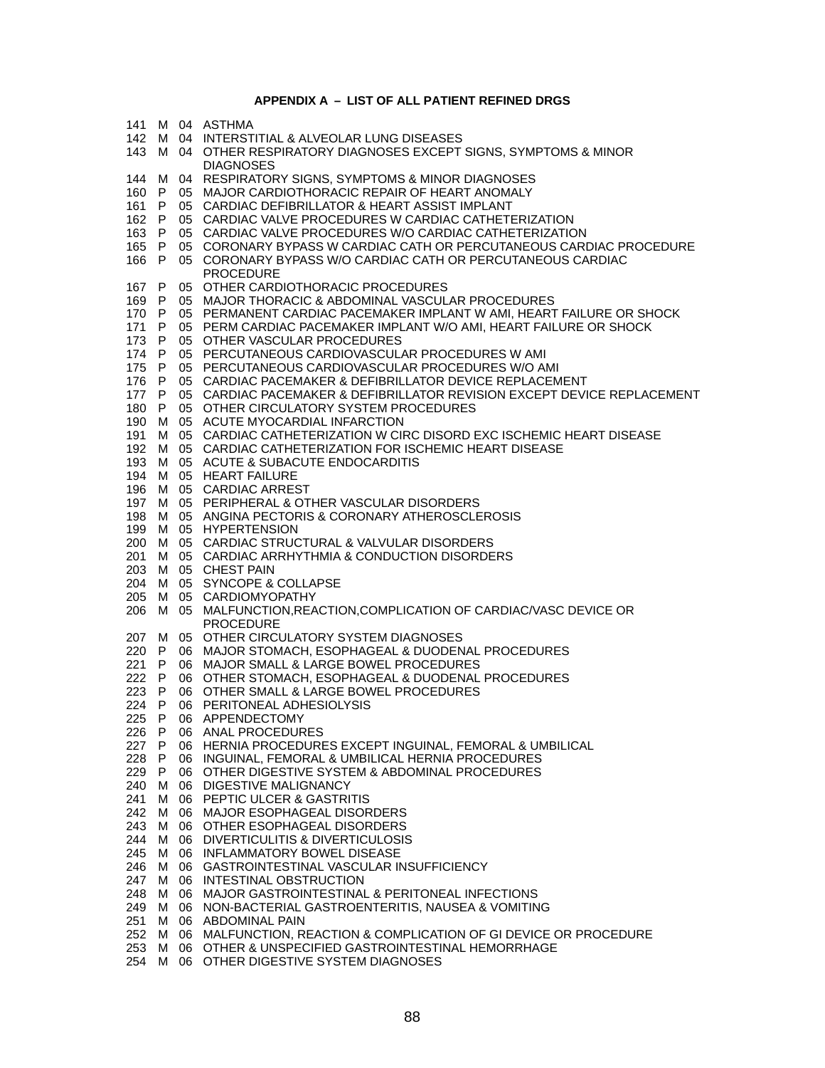**APPENDIX A – LIST OF ALL PATIENT REFINED DRGS**

| | | | |
|---|---|---|---|
| 141 | M | 04 | ASTHMA |
| 142 | M | 04 | INTERSTITIAL & ALVEOLAR LUNG DISEASES |
| 143 | M | 04 | OTHER RESPIRATORY DIAGNOSES EXCEPT SIGNS, SYMPTOMS & MINOR DIAGNOSES |
| 144 | M | 04 | RESPIRATORY SIGNS, SYMPTOMS & MINOR DIAGNOSES |
| 160 | P | 05 | MAJOR CARDIOTHORACIC REPAIR OF HEART ANOMALY |
| 161 | P | 05 | CARDIAC DEFIBRILLATOR & HEART ASSIST IMPLANT |
| 162 | P | 05 | CARDIAC VALVE PROCEDURES W CARDIAC CATHETERIZATION |
| 163 | P | 05 | CARDIAC VALVE PROCEDURES W/O CARDIAC CATHETERIZATION |
| 165 | P | 05 | CORONARY BYPASS W CARDIAC CATH OR PERCUTANEOUS CARDIAC PROCEDURE |
| 166 | P | 05 | CORONARY BYPASS W/O CARDIAC CATH OR PERCUTANEOUS CARDIAC PROCEDURE |
| 167 | P | 05 | OTHER CARDIOTHORACIC PROCEDURES |
| 169 | P | 05 | MAJOR THORACIC & ABDOMINAL VASCULAR PROCEDURES |
| 170 | P | 05 | PERMANENT CARDIAC PACEMAKER IMPLANT W AMI, HEART FAILURE OR SHOCK |
| 171 | P | 05 | PERM CARDIAC PACEMAKER IMPLANT W/O AMI, HEART FAILURE OR SHOCK |
| 173 | P | 05 | OTHER VASCULAR PROCEDURES |
| 174 | P | 05 | PERCUTANEOUS CARDIOVASCULAR PROCEDURES W AMI |
| 175 | P | 05 | PERCUTANEOUS CARDIOVASCULAR PROCEDURES W/O AMI |
| 176 | P | 05 | CARDIAC PACEMAKER & DEFIBRILLATOR DEVICE REPLACEMENT |
| 177 | P | 05 | CARDIAC PACEMAKER & DEFIBRILLATOR REVISION EXCEPT DEVICE REPLACEMENT |
| 180 | P | 05 | OTHER CIRCULATORY SYSTEM PROCEDURES |
| 190 | M | 05 | ACUTE MYOCARDIAL INFARCTION |
| 191 | M | 05 | CARDIAC CATHETERIZATION W CIRC DISORD EXC ISCHEMIC HEART DISEASE |
| 192 | M | 05 | CARDIAC CATHETERIZATION FOR ISCHEMIC HEART DISEASE |
| 193 | M | 05 | ACUTE & SUBACUTE ENDOCARDITIS |
| 194 | M | 05 | HEART FAILURE |
| 196 | M | 05 | CARDIAC ARREST |
| 197 | M | 05 | PERIPHERAL & OTHER VASCULAR DISORDERS |
| 198 | M | 05 | ANGINA PECTORIS & CORONARY ATHEROSCLEROSIS |
| 199 | M | 05 | HYPERTENSION |
| 200 | M | 05 | CARDIAC STRUCTURAL & VALVULAR DISORDERS |
| 201 | M | 05 | CARDIAC ARRHYTHMIA & CONDUCTION DISORDERS |
| 203 | M | 05 | CHEST PAIN |
| 204 | M | 05 | SYNCOPE & COLLAPSE |
| 205 | M | 05 | CARDIOMYOPATHY |
| 206 | M | 05 | MALFUNCTION,REACTION,COMPLICATION OF CARDIAC/VASC DEVICE OR PROCEDURE |
| 207 | M | 05 | OTHER CIRCULATORY SYSTEM DIAGNOSES |
| 220 | P | 06 | MAJOR STOMACH, ESOPHAGEAL & DUODENAL PROCEDURES |
| 221 | P | 06 | MAJOR SMALL & LARGE BOWEL PROCEDURES |
| 222 | P | 06 | OTHER STOMACH, ESOPHAGEAL & DUODENAL PROCEDURES |
| 223 | P | 06 | OTHER SMALL & LARGE BOWEL PROCEDURES |
| 224 | P | 06 | PERITONEAL ADHESIOLYSIS |
| 225 | P | 06 | APPENDECTOMY |
| 226 | P | 06 | ANAL PROCEDURES |
| 227 | P | 06 | HERNIA PROCEDURES EXCEPT INGUINAL, FEMORAL & UMBILICAL |
| 228 | P | 06 | INGUINAL, FEMORAL & UMBILICAL HERNIA PROCEDURES |
| 229 | P | 06 | OTHER DIGESTIVE SYSTEM & ABDOMINAL PROCEDURES |
| 240 | M | 06 | DIGESTIVE MALIGNANCY |
| 241 | M | 06 | PEPTIC ULCER & GASTRITIS |
| 242 | M | 06 | MAJOR ESOPHAGEAL DISORDERS |
| 243 | M | 06 | OTHER ESOPHAGEAL DISORDERS |
| 244 | M | 06 | DIVERTICULITIS & DIVERTICULOSIS |
| 245 | M | 06 | INFLAMMATORY BOWEL DISEASE |
| 246 | M | 06 | GASTROINTESTINAL VASCULAR INSUFFICIENCY |
| 247 | M | 06 | INTESTINAL OBSTRUCTION |
| 248 | M | 06 | MAJOR GASTROINTESTINAL & PERITONEAL INFECTIONS |
| 249 | M | 06 | NON-BACTERIAL GASTROENTERITIS, NAUSEA & VOMITING |
| 251 | M | 06 | ABDOMINAL PAIN |
| 252 | M | 06 | MALFUNCTION, REACTION & COMPLICATION OF GI DEVICE OR PROCEDURE |
| 253 | M | 06 | OTHER & UNSPECIFIED GASTROINTESTINAL HEMORRHAGE |
| 254 | M | 06 | OTHER DIGESTIVE SYSTEM DIAGNOSES |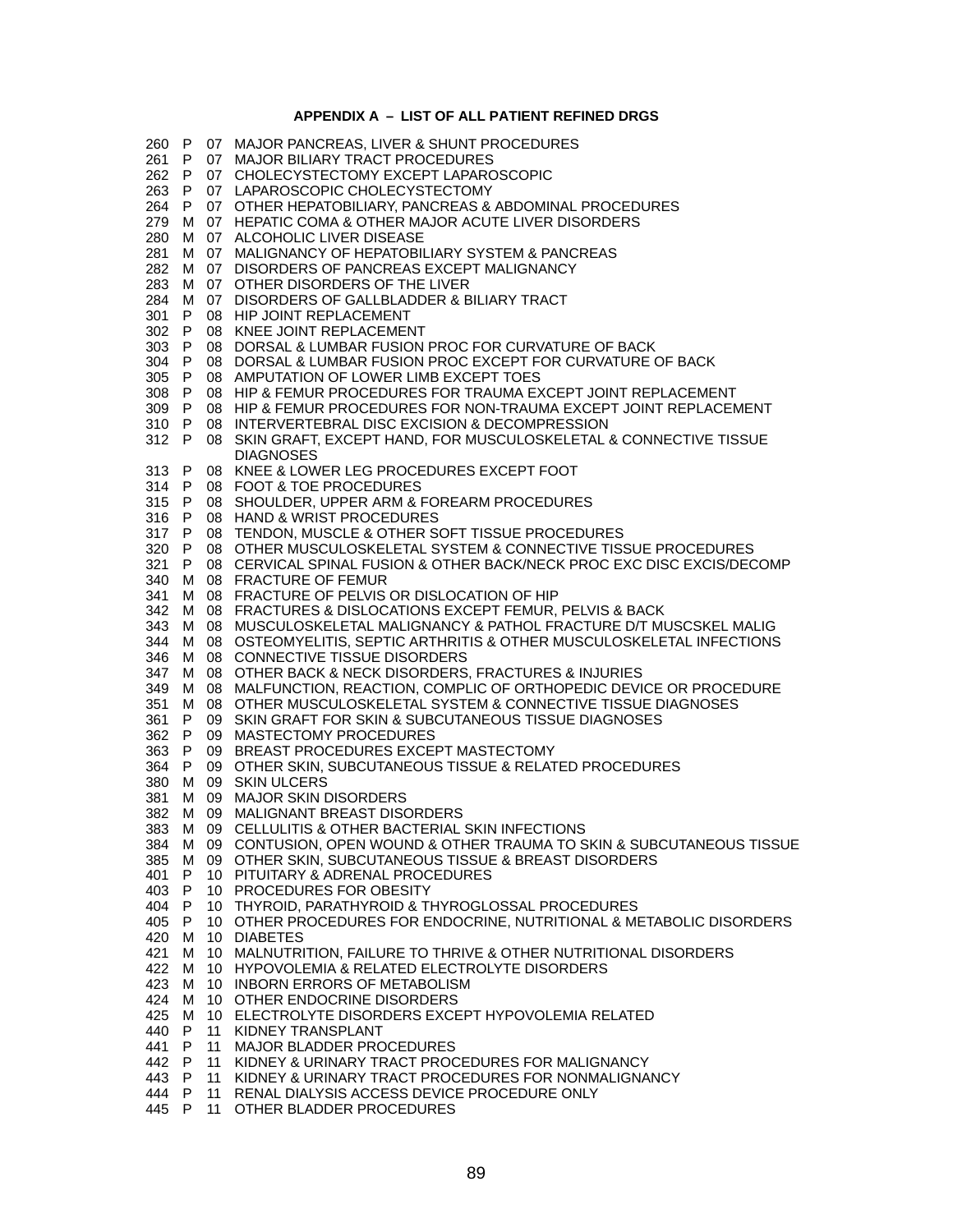### APPENDIX A – LIST OF ALL PATIENT REFINED DRGS

| | | | |
|---|---|---|---|
| 260 | P | 07 | MAJOR PANCREAS, LIVER & SHUNT PROCEDURES |
| 261 | P | 07 | MAJOR BILIARY TRACT PROCEDURES |
| 262 | P | 07 | CHOLECYSTECTOMY EXCEPT LAPAROSCOPIC |
| 263 | P | 07 | LAPAROSCOPIC CHOLECYSTECTOMY |
| 264 | P | 07 | OTHER HEPATOBILIARY, PANCREAS & ABDOMINAL PROCEDURES |
| 279 | M | 07 | HEPATIC COMA & OTHER MAJOR ACUTE LIVER DISORDERS |
| 280 | M | 07 | ALCOHOLIC LIVER DISEASE |
| 281 | M | 07 | MALIGNANCY OF HEPATOBILIARY SYSTEM & PANCREAS |
| 282 | M | 07 | DISORDERS OF PANCREAS EXCEPT MALIGNANCY |
| 283 | M | 07 | OTHER DISORDERS OF THE LIVER |
| 284 | M | 07 | DISORDERS OF GALLBLADDER & BILIARY TRACT |
| 301 | P | 08 | HIP JOINT REPLACEMENT |
| 302 | P | 08 | KNEE JOINT REPLACEMENT |
| 303 | P | 08 | DORSAL & LUMBAR FUSION PROC FOR CURVATURE OF BACK |
| 304 | P | 08 | DORSAL & LUMBAR FUSION PROC EXCEPT FOR CURVATURE OF BACK |
| 305 | P | 08 | AMPUTATION OF LOWER LIMB EXCEPT TOES |
| 308 | P | 08 | HIP & FEMUR PROCEDURES FOR TRAUMA EXCEPT JOINT REPLACEMENT |
| 309 | P | 08 | HIP & FEMUR PROCEDURES FOR NON-TRAUMA EXCEPT JOINT REPLACEMENT |
| 310 | P | 08 | INTERVERTEBRAL DISC EXCISION & DECOMPRESSION |
| 312 | P | 08 | SKIN GRAFT, EXCEPT HAND, FOR MUSCULOSKELETAL & CONNECTIVE TISSUE DIAGNOSES |
| 313 | P | 08 | KNEE & LOWER LEG PROCEDURES EXCEPT FOOT |
| 314 | P | 08 | FOOT & TOE PROCEDURES |
| 315 | P | 08 | SHOULDER, UPPER ARM & FOREARM PROCEDURES |
| 316 | P | 08 | HAND & WRIST PROCEDURES |
| 317 | P | 08 | TENDON, MUSCLE & OTHER SOFT TISSUE PROCEDURES |
| 320 | P | 08 | OTHER MUSCULOSKELETAL SYSTEM & CONNECTIVE TISSUE PROCEDURES |
| 321 | P | 08 | CERVICAL SPINAL FUSION & OTHER BACK/NECK PROC EXC DISC EXCIS/DECOMP |
| 340 | M | 08 | FRACTURE OF FEMUR |
| 341 | M | 08 | FRACTURE OF PELVIS OR DISLOCATION OF HIP |
| 342 | M | 08 | FRACTURES & DISLOCATIONS EXCEPT FEMUR, PELVIS & BACK |
| 343 | M | 08 | MUSCULOSKELETAL MALIGNANCY & PATHOL FRACTURE D/T MUSCSKEL MALIG |
| 344 | M | 08 | OSTEOMYELITIS, SEPTIC ARTHRITIS & OTHER MUSCULOSKELETAL INFECTIONS |
| 346 | M | 08 | CONNECTIVE TISSUE DISORDERS |
| 347 | M | 08 | OTHER BACK & NECK DISORDERS, FRACTURES & INJURIES |
| 349 | M | 08 | MALFUNCTION, REACTION, COMPLIC OF ORTHOPEDIC DEVICE OR PROCEDURE |
| 351 | M | 08 | OTHER MUSCULOSKELETAL SYSTEM & CONNECTIVE TISSUE DIAGNOSES |
| 361 | P | 09 | SKIN GRAFT FOR SKIN & SUBCUTANEOUS TISSUE DIAGNOSES |
| 362 | P | 09 | MASTECTOMY PROCEDURES |
| 363 | P | 09 | BREAST PROCEDURES EXCEPT MASTECTOMY |
| 364 | P | 09 | OTHER SKIN, SUBCUTANEOUS TISSUE & RELATED PROCEDURES |
| 380 | M | 09 | SKIN ULCERS |
| 381 | M | 09 | MAJOR SKIN DISORDERS |
| 382 | M | 09 | MALIGNANT BREAST DISORDERS |
| 383 | M | 09 | CELLULITIS & OTHER BACTERIAL SKIN INFECTIONS |
| 384 | M | 09 | CONTUSION, OPEN WOUND & OTHER TRAUMA TO SKIN & SUBCUTANEOUS TISSUE |
| 385 | M | 09 | OTHER SKIN, SUBCUTANEOUS TISSUE & BREAST DISORDERS |
| 401 | P | 10 | PITUITARY & ADRENAL PROCEDURES |
| 403 | P | 10 | PROCEDURES FOR OBESITY |
| 404 | P | 10 | THYROID, PARATHYROID & THYROGLOSSAL PROCEDURES |
| 405 | P | 10 | OTHER PROCEDURES FOR ENDOCRINE, NUTRITIONAL & METABOLIC DISORDERS |
| 420 | M | 10 | DIABETES |
| 421 | M | 10 | MALNUTRITION, FAILURE TO THRIVE & OTHER NUTRITIONAL DISORDERS |
| 422 | M | 10 | HYPOVOLEMIA & RELATED ELECTROLYTE DISORDERS |
| 423 | M | 10 | INBORN ERRORS OF METABOLISM |
| 424 | M | 10 | OTHER ENDOCRINE DISORDERS |
| 425 | M | 10 | ELECTROLYTE DISORDERS EXCEPT HYPOVOLEMIA RELATED |
| 440 | P | 11 | KIDNEY TRANSPLANT |
| 441 | P | 11 | MAJOR BLADDER PROCEDURES |
| 442 | P | 11 | KIDNEY & URINARY TRACT PROCEDURES FOR MALIGNANCY |
| 443 | P | 11 | KIDNEY & URINARY TRACT PROCEDURES FOR NONMALIGNANCY |
| 444 | P | 11 | RENAL DIALYSIS ACCESS DEVICE PROCEDURE ONLY |
| 445 | P | 11 | OTHER BLADDER PROCEDURES |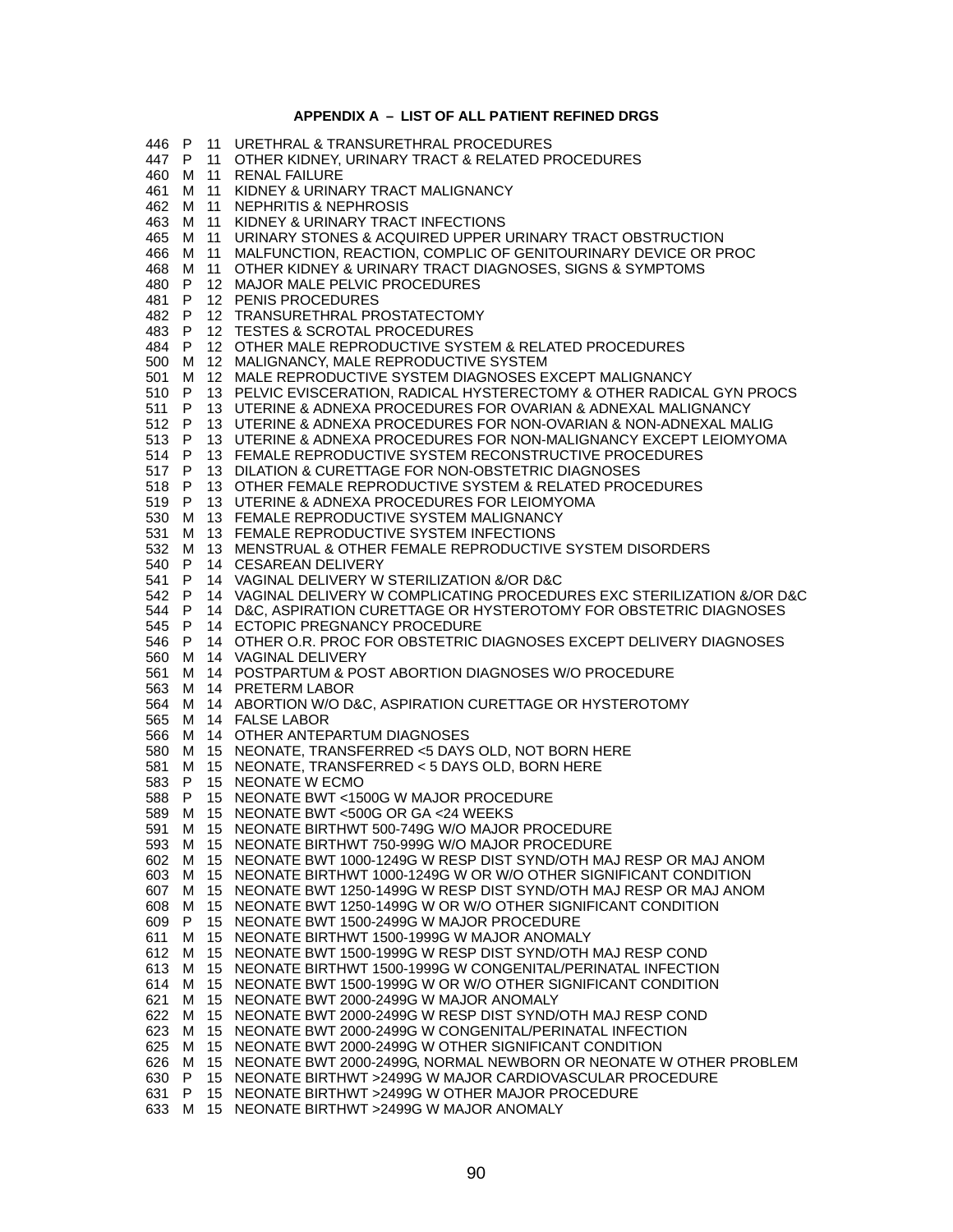**APPENDIX A – LIST OF ALL PATIENT REFINED DRGS**

| | | | |
|---|---|---|---|
| 446 | P | 11 | URETHRAL & TRANSURETHRAL PROCEDURES |
| 447 | P | 11 | OTHER KIDNEY, URINARY TRACT & RELATED PROCEDURES |
| 460 | M | 11 | RENAL FAILURE |
| 461 | M | 11 | KIDNEY & URINARY TRACT MALIGNANCY |
| 462 | M | 11 | NEPHRITIS & NEPHROSIS |
| 463 | M | 11 | KIDNEY & URINARY TRACT INFECTIONS |
| 465 | M | 11 | URINARY STONES & ACQUIRED UPPER URINARY TRACT OBSTRUCTION |
| 466 | M | 11 | MALFUNCTION, REACTION, COMPLIC OF GENITOURINARY DEVICE OR PROC |
| 468 | M | 11 | OTHER KIDNEY & URINARY TRACT DIAGNOSES, SIGNS & SYMPTOMS |
| 480 | P | 12 | MAJOR MALE PELVIC PROCEDURES |
| 481 | P | 12 | PENIS PROCEDURES |
| 482 | P | 12 | TRANSURETHRAL PROSTATECTOMY |
| 483 | P | 12 | TESTES & SCROTAL PROCEDURES |
| 484 | P | 12 | OTHER MALE REPRODUCTIVE SYSTEM & RELATED PROCEDURES |
| 500 | M | 12 | MALIGNANCY, MALE REPRODUCTIVE SYSTEM |
| 501 | M | 12 | MALE REPRODUCTIVE SYSTEM DIAGNOSES EXCEPT MALIGNANCY |
| 510 | P | 13 | PELVIC EVISCERATION, RADICAL HYSTERECTOMY & OTHER RADICAL GYN PROCS |
| 511 | P | 13 | UTERINE & ADNEXA PROCEDURES FOR OVARIAN & ADNEXAL MALIGNANCY |
| 512 | P | 13 | UTERINE & ADNEXA PROCEDURES FOR NON-OVARIAN & NON-ADNEXAL MALIG |
| 513 | P | 13 | UTERINE & ADNEXA PROCEDURES FOR NON-MALIGNANCY EXCEPT LEIOMYOMA |
| 514 | P | 13 | FEMALE REPRODUCTIVE SYSTEM RECONSTRUCTIVE PROCEDURES |
| 517 | P | 13 | DILATION & CURETTAGE FOR NON-OBSTETRIC DIAGNOSES |
| 518 | P | 13 | OTHER FEMALE REPRODUCTIVE SYSTEM & RELATED PROCEDURES |
| 519 | P | 13 | UTERINE & ADNEXA PROCEDURES FOR LEIOMYOMA |
| 530 | M | 13 | FEMALE REPRODUCTIVE SYSTEM MALIGNANCY |
| 531 | M | 13 | FEMALE REPRODUCTIVE SYSTEM INFECTIONS |
| 532 | M | 13 | MENSTRUAL & OTHER FEMALE REPRODUCTIVE SYSTEM DISORDERS |
| 540 | P | 14 | CESAREAN DELIVERY |
| 541 | P | 14 | VAGINAL DELIVERY W STERILIZATION &/OR D&C |
| 542 | P | 14 | VAGINAL DELIVERY W COMPLICATING PROCEDURES EXC STERILIZATION &/OR D&C |
| 544 | P | 14 | D&C, ASPIRATION CURETTAGE OR HYSTEROTOMY FOR OBSTETRIC DIAGNOSES |
| 545 | P | 14 | ECTOPIC PREGNANCY PROCEDURE |
| 546 | P | 14 | OTHER O.R. PROC FOR OBSTETRIC DIAGNOSES EXCEPT DELIVERY DIAGNOSES |
| 560 | M | 14 | VAGINAL DELIVERY |
| 561 | M | 14 | POSTPARTUM & POST ABORTION DIAGNOSES W/O PROCEDURE |
| 563 | M | 14 | PRETERM LABOR |
| 564 | M | 14 | ABORTION W/O D&C, ASPIRATION CURETTAGE OR HYSTEROTOMY |
| 565 | M | 14 | FALSE LABOR |
| 566 | M | 14 | OTHER ANTEPARTUM DIAGNOSES |
| 580 | M | 15 | NEONATE, TRANSFERRED <5 DAYS OLD, NOT BORN HERE |
| 581 | M | 15 | NEONATE, TRANSFERRED < 5 DAYS OLD, BORN HERE |
| 583 | P | 15 | NEONATE W ECMO |
| 588 | P | 15 | NEONATE BWT <1500G W MAJOR PROCEDURE |
| 589 | M | 15 | NEONATE BWT <500G OR GA <24 WEEKS |
| 591 | M | 15 | NEONATE BIRTHWT 500-749G W/O MAJOR PROCEDURE |
| 593 | M | 15 | NEONATE BIRTHWT 750-999G W/O MAJOR PROCEDURE |
| 602 | M | 15 | NEONATE BWT 1000-1249G W RESP DIST SYND/OTH MAJ RESP OR MAJ ANOM |
| 603 | M | 15 | NEONATE BIRTHWT 1000-1249G W OR W/O OTHER SIGNIFICANT CONDITION |
| 607 | M | 15 | NEONATE BWT 1250-1499G W RESP DIST SYND/OTH MAJ RESP OR MAJ ANOM |
| 608 | M | 15 | NEONATE BWT 1250-1499G W OR W/O OTHER SIGNIFICANT CONDITION |
| 609 | P | 15 | NEONATE BWT 1500-2499G W MAJOR PROCEDURE |
| 611 | M | 15 | NEONATE BIRTHWT 1500-1999G W MAJOR ANOMALY |
| 612 | M | 15 | NEONATE BWT 1500-1999G W RESP DIST SYND/OTH MAJ RESP COND |
| 613 | M | 15 | NEONATE BIRTHWT 1500-1999G W CONGENITAL/PERINATAL INFECTION |
| 614 | M | 15 | NEONATE BWT 1500-1999G W OR W/O OTHER SIGNIFICANT CONDITION |
| 621 | M | 15 | NEONATE BWT 2000-2499G W MAJOR ANOMALY |
| 622 | M | 15 | NEONATE BWT 2000-2499G W RESP DIST SYND/OTH MAJ RESP COND |
| 623 | M | 15 | NEONATE BWT 2000-2499G W CONGENITAL/PERINATAL INFECTION |
| 625 | M | 15 | NEONATE BWT 2000-2499G W OTHER SIGNIFICANT CONDITION |
| 626 | M | 15 | NEONATE BWT 2000-2499G, NORMAL NEWBORN OR NEONATE W OTHER PROBLEM |
| 630 | P | 15 | NEONATE BIRTHWT >2499G W MAJOR CARDIOVASCULAR PROCEDURE |
| 631 | P | 15 | NEONATE BIRTHWT >2499G W OTHER MAJOR PROCEDURE |
| 633 | M | 15 | NEONATE BIRTHWT >2499G W MAJOR ANOMALY |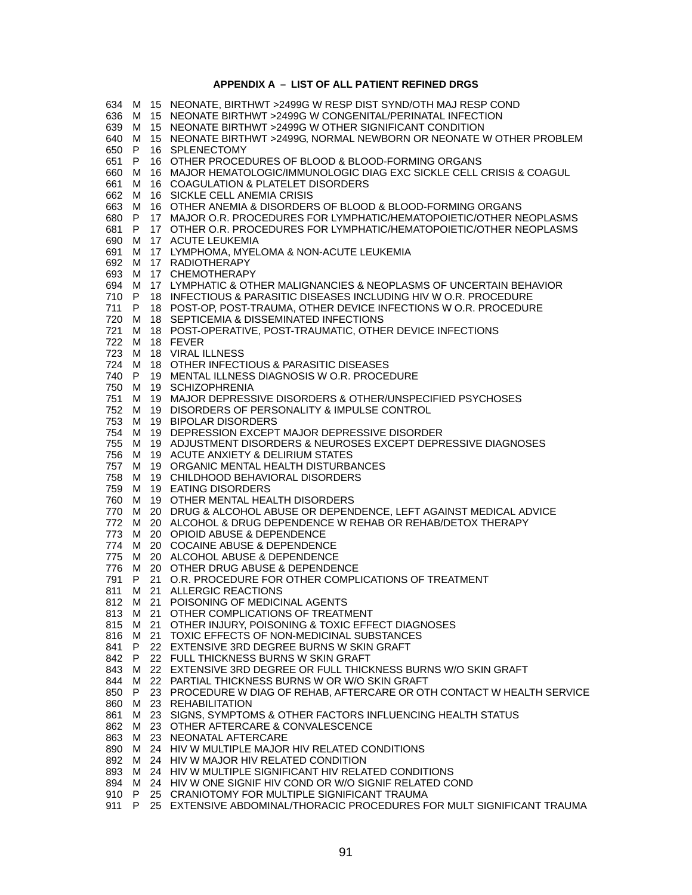### APPENDIX A – LIST OF ALL PATIENT REFINED DRGS

| | | | |
|---|---|---|---|
| 634 | M | 15 | NEONATE, BIRTHWT >2499G W RESP DIST SYND/OTH MAJ RESP COND |
| 636 | M | 15 | NEONATE BIRTHWT >2499G W CONGENITAL/PERINATAL INFECTION |
| 639 | M | 15 | NEONATE BIRTHWT >2499G W OTHER SIGNIFICANT CONDITION |
| 640 | M | 15 | NEONATE BIRTHWT >2499G, NORMAL NEWBORN OR NEONATE W OTHER PROBLEM |
| 650 | P | 16 | SPLENECTOMY |
| 651 | P | 16 | OTHER PROCEDURES OF BLOOD & BLOOD-FORMING ORGANS |
| 660 | M | 16 | MAJOR HEMATOLOGIC/IMMUNOLOGIC DIAG EXC SICKLE CELL CRISIS & COAGUL |
| 661 | M | 16 | COAGULATION & PLATELET DISORDERS |
| 662 | M | 16 | SICKLE CELL ANEMIA CRISIS |
| 663 | M | 16 | OTHER ANEMIA & DISORDERS OF BLOOD & BLOOD-FORMING ORGANS |
| 680 | P | 17 | MAJOR O.R. PROCEDURES FOR LYMPHATIC/HEMATOPOIETIC/OTHER NEOPLASMS |
| 681 | P | 17 | OTHER O.R. PROCEDURES FOR LYMPHATIC/HEMATOPOIETIC/OTHER NEOPLASMS |
| 690 | M | 17 | ACUTE LEUKEMIA |
| 691 | M | 17 | LYMPHOMA, MYELOMA & NON-ACUTE LEUKEMIA |
| 692 | M | 17 | RADIOTHERAPY |
| 693 | M | 17 | CHEMOTHERAPY |
| 694 | M | 17 | LYMPHATIC & OTHER MALIGNANCIES & NEOPLASMS OF UNCERTAIN BEHAVIOR |
| 710 | P | 18 | INFECTIOUS & PARASITIC DISEASES INCLUDING HIV W O.R. PROCEDURE |
| 711 | P | 18 | POST-OP, POST-TRAUMA, OTHER DEVICE INFECTIONS W O.R. PROCEDURE |
| 720 | M | 18 | SEPTICEMIA & DISSEMINATED INFECTIONS |
| 721 | M | 18 | POST-OPERATIVE, POST-TRAUMATIC, OTHER DEVICE INFECTIONS |
| 722 | M | 18 | FEVER |
| 723 | M | 18 | VIRAL ILLNESS |
| 724 | M | 18 | OTHER INFECTIOUS & PARASITIC DISEASES |
| 740 | P | 19 | MENTAL ILLNESS DIAGNOSIS W O.R. PROCEDURE |
| 750 | M | 19 | SCHIZOPHRENIA |
| 751 | M | 19 | MAJOR DEPRESSIVE DISORDERS & OTHER/UNSPECIFIED PSYCHOSES |
| 752 | M | 19 | DISORDERS OF PERSONALITY & IMPULSE CONTROL |
| 753 | M | 19 | BIPOLAR DISORDERS |
| 754 | M | 19 | DEPRESSION EXCEPT MAJOR DEPRESSIVE DISORDER |
| 755 | M | 19 | ADJUSTMENT DISORDERS & NEUROSES EXCEPT DEPRESSIVE DIAGNOSES |
| 756 | M | 19 | ACUTE ANXIETY & DELIRIUM STATES |
| 757 | M | 19 | ORGANIC MENTAL HEALTH DISTURBANCES |
| 758 | M | 19 | CHILDHOOD BEHAVIORAL DISORDERS |
| 759 | M | 19 | EATING DISORDERS |
| 760 | M | 19 | OTHER MENTAL HEALTH DISORDERS |
| 770 | M | 20 | DRUG & ALCOHOL ABUSE OR DEPENDENCE, LEFT AGAINST MEDICAL ADVICE |
| 772 | M | 20 | ALCOHOL & DRUG DEPENDENCE W REHAB OR REHAB/DETOX THERAPY |
| 773 | M | 20 | OPIOID ABUSE & DEPENDENCE |
| 774 | M | 20 | COCAINE ABUSE & DEPENDENCE |
| 775 | M | 20 | ALCOHOL ABUSE & DEPENDENCE |
| 776 | M | 20 | OTHER DRUG ABUSE & DEPENDENCE |
| 791 | P | 21 | O.R. PROCEDURE FOR OTHER COMPLICATIONS OF TREATMENT |
| 811 | M | 21 | ALLERGIC REACTIONS |
| 812 | M | 21 | POISONING OF MEDICINAL AGENTS |
| 813 | M | 21 | OTHER COMPLICATIONS OF TREATMENT |
| 815 | M | 21 | OTHER INJURY, POISONING & TOXIC EFFECT DIAGNOSES |
| 816 | M | 21 | TOXIC EFFECTS OF NON-MEDICINAL SUBSTANCES |
| 841 | P | 22 | EXTENSIVE 3RD DEGREE BURNS W SKIN GRAFT |
| 842 | P | 22 | FULL THICKNESS BURNS W SKIN GRAFT |
| 843 | M | 22 | EXTENSIVE 3RD DEGREE OR FULL THICKNESS BURNS W/O SKIN GRAFT |
| 844 | M | 22 | PARTIAL THICKNESS BURNS W OR W/O SKIN GRAFT |
| 850 | P | 23 | PROCEDURE W DIAG OF REHAB, AFTERCARE OR OTH CONTACT W HEALTH SERVICE |
| 860 | M | 23 | REHABILITATION |
| 861 | M | 23 | SIGNS, SYMPTOMS & OTHER FACTORS INFLUENCING HEALTH STATUS |
| 862 | M | 23 | OTHER AFTERCARE & CONVALESCENCE |
| 863 | M | 23 | NEONATAL AFTERCARE |
| 890 | M | 24 | HIV W MULTIPLE MAJOR HIV RELATED CONDITIONS |
| 892 | M | 24 | HIV W MAJOR HIV RELATED CONDITION |
| 893 | M | 24 | HIV W MULTIPLE SIGNIFICANT HIV RELATED CONDITIONS |
| 894 | M | 24 | HIV W ONE SIGNIF HIV COND OR W/O SIGNIF RELATED COND |
| 910 | P | 25 | CRANIOTOMY FOR MULTIPLE SIGNIFICANT TRAUMA |
| 911 | P | 25 | EXTENSIVE ABDOMINAL/THORACIC PROCEDURES FOR MULT SIGNIFICANT TRAUMA |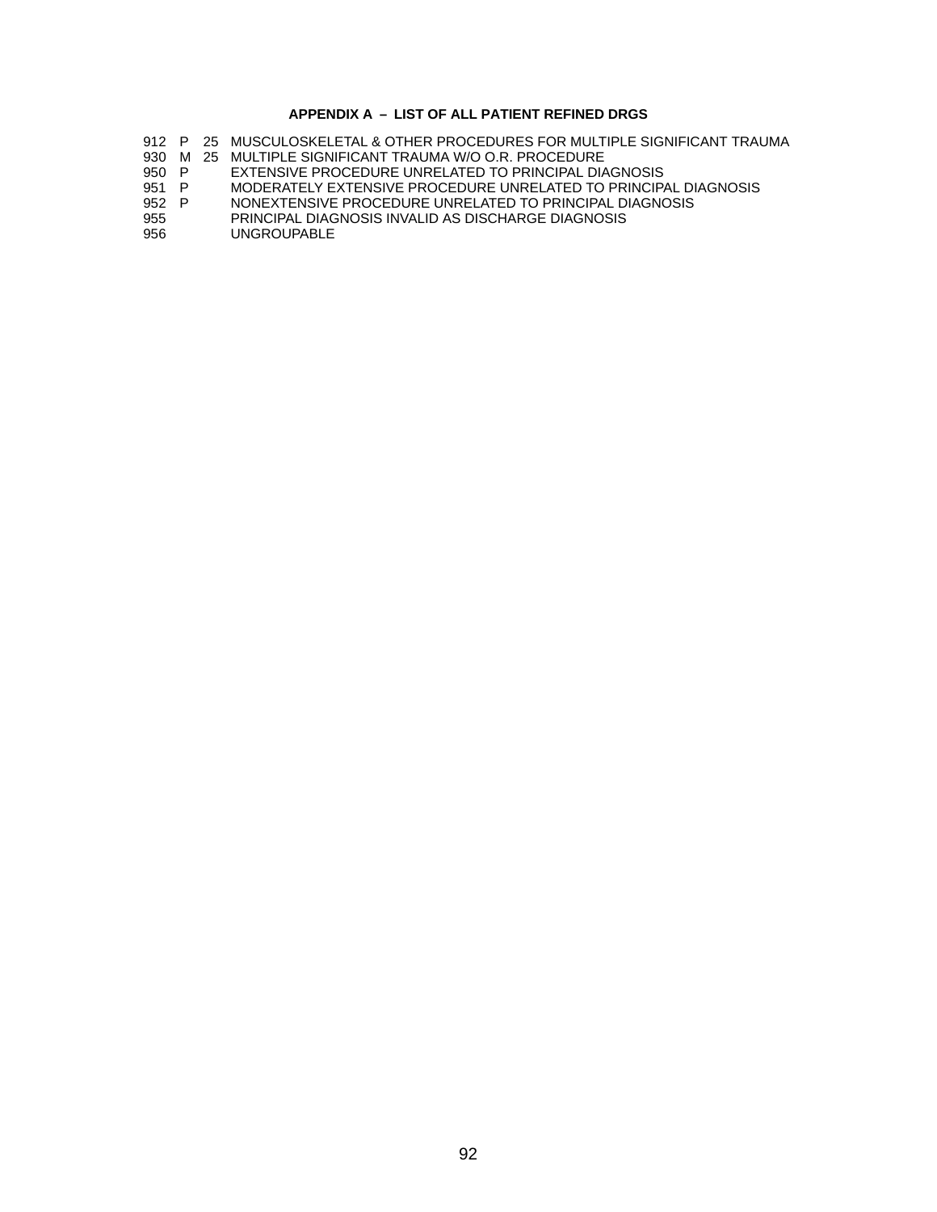**APPENDIX A – LIST OF ALL PATIENT REFINED DRGS**

| | | | |
|---|---|---|---|
| 912 | P | 25 | MUSCULOSKELETAL & OTHER PROCEDURES FOR MULTIPLE SIGNIFICANT TRAUMA |
| 930 | M | 25 | MULTIPLE SIGNIFICANT TRAUMA W/O O.R. PROCEDURE |
| 950 | P | | EXTENSIVE PROCEDURE UNRELATED TO PRINCIPAL DIAGNOSIS |
| 951 | P | | MODERATELY EXTENSIVE PROCEDURE UNRELATED TO PRINCIPAL DIAGNOSIS |
| 952 | P | | NONEXTENSIVE PROCEDURE UNRELATED TO PRINCIPAL DIAGNOSIS |
| 955 | | | PRINCIPAL DIAGNOSIS INVALID AS DISCHARGE DIAGNOSIS |
| 956 | | | UNGROUPABLE |